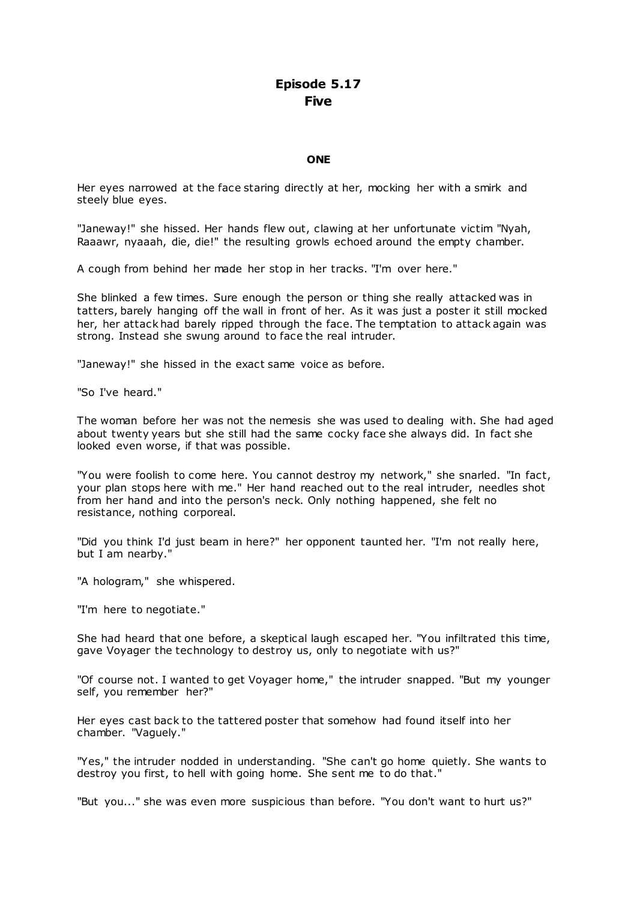# Episode 5.17
# Five

### ONE

Her eyes narrowed at the face staring directly at her, mocking her with a smirk and steely blue eyes.

"Janeway!" she hissed. Her hands flew out, clawing at her unfortunate victim "Nyah, Raaawr, nyaaah, die, die!" the resulting growls echoed around the empty chamber.

A cough from behind her made her stop in her tracks. "I'm over here."

She blinked a few times. Sure enough the person or thing she really attacked was in tatters, barely hanging off the wall in front of her. As it was just a poster it still mocked her, her attack had barely ripped through the face. The temptation to attack again was strong. Instead she swung around to face the real intruder.

"Janeway!" she hissed in the exact same voice as before.

"So I've heard."

The woman before her was not the nemesis she was used to dealing with. She had aged about twenty years but she still had the same cocky face she always did. In fact she looked even worse, if that was possible.

"You were foolish to come here. You cannot destroy my network," she snarled. "In fact, your plan stops here with me." Her hand reached out to the real intruder, needles shot from her hand and into the person's neck. Only nothing happened, she felt no resistance, nothing corporeal.

"Did you think I'd just beam in here?" her opponent taunted her. "I'm not really here, but I am nearby."

"A hologram," she whispered.

"I'm here to negotiate."

She had heard that one before, a skeptical laugh escaped her. "You infiltrated this time, gave Voyager the technology to destroy us, only to negotiate with us?"

"Of course not. I wanted to get Voyager home," the intruder snapped. "But my younger self, you remember her?"

Her eyes cast back to the tattered poster that somehow had found itself into her chamber. "Vaguely."

"Yes," the intruder nodded in understanding. "She can't go home quietly. She wants to destroy you first, to hell with going home. She sent me to do that."

"But you..." she was even more suspicious than before. "You don't want to hurt us?"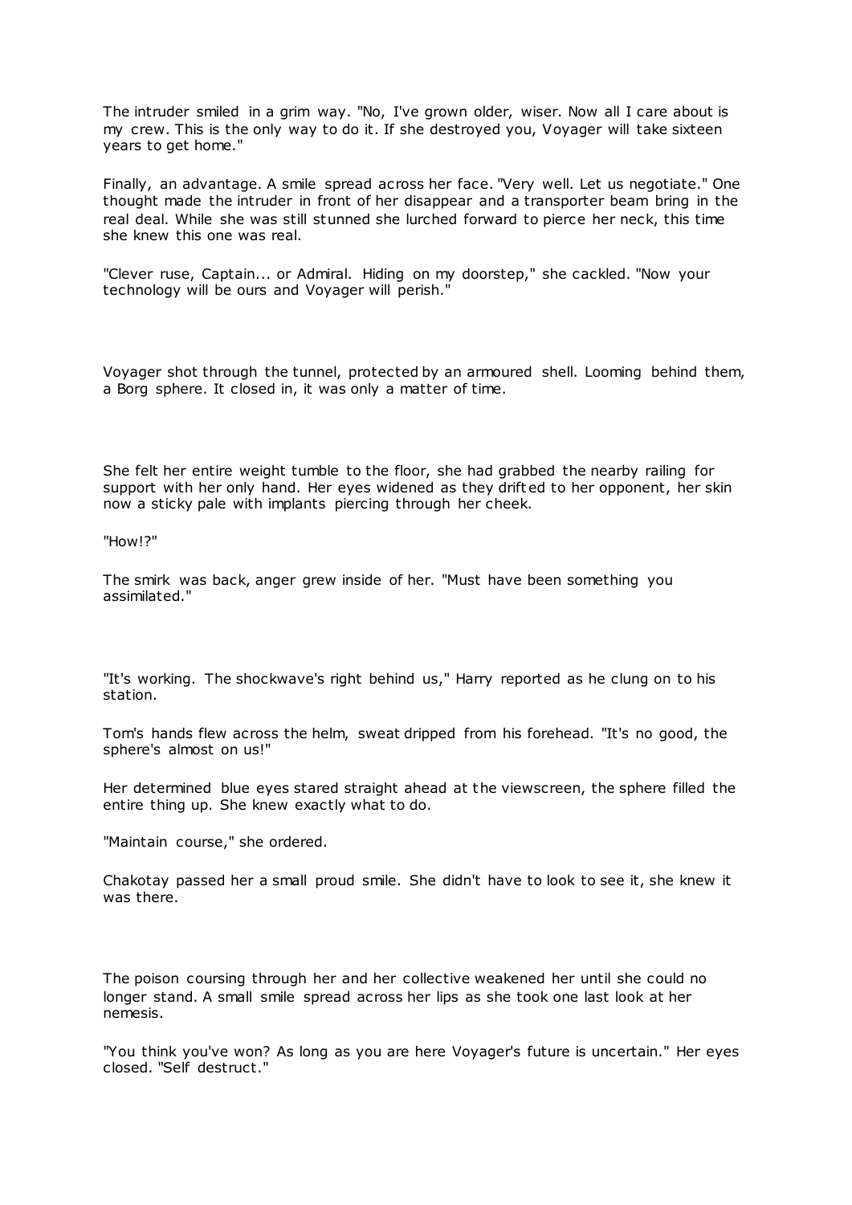The intruder smiled in a grim way. "No, I've grown older, wiser. Now all I care about is my crew. This is the only way to do it. If she destroyed you, Voyager will take sixteen years to get home."

Finally, an advantage. A smile spread across her face. "Very well. Let us negotiate." One thought made the intruder in front of her disappear and a transporter beam bring in the real deal. While she was still stunned she lurched forward to pierce her neck, this time she knew this one was real.

"Clever ruse, Captain... or Admiral. Hiding on my doorstep," she cackled. "Now your technology will be ours and Voyager will perish."

Voyager shot through the tunnel, protected by an armoured shell. Looming behind them, a Borg sphere. It closed in, it was only a matter of time.

She felt her entire weight tumble to the floor, she had grabbed the nearby railing for support with her only hand. Her eyes widened as they drifted to her opponent, her skin now a sticky pale with implants piercing through her cheek.

"How!?"

The smirk was back, anger grew inside of her. "Must have been something you assimilated."

"It's working. The shockwave's right behind us," Harry reported as he clung on to his station.

Tom's hands flew across the helm, sweat dripped from his forehead. "It's no good, the sphere's almost on us!"

Her determined blue eyes stared straight ahead at the viewscreen, the sphere filled the entire thing up. She knew exactly what to do.

"Maintain course," she ordered.

Chakotay passed her a small proud smile. She didn't have to look to see it, she knew it was there.

The poison coursing through her and her collective weakened her until she could no longer stand. A small smile spread across her lips as she took one last look at her nemesis.

"You think you've won? As long as you are here Voyager's future is uncertain." Her eyes closed. "Self destruct."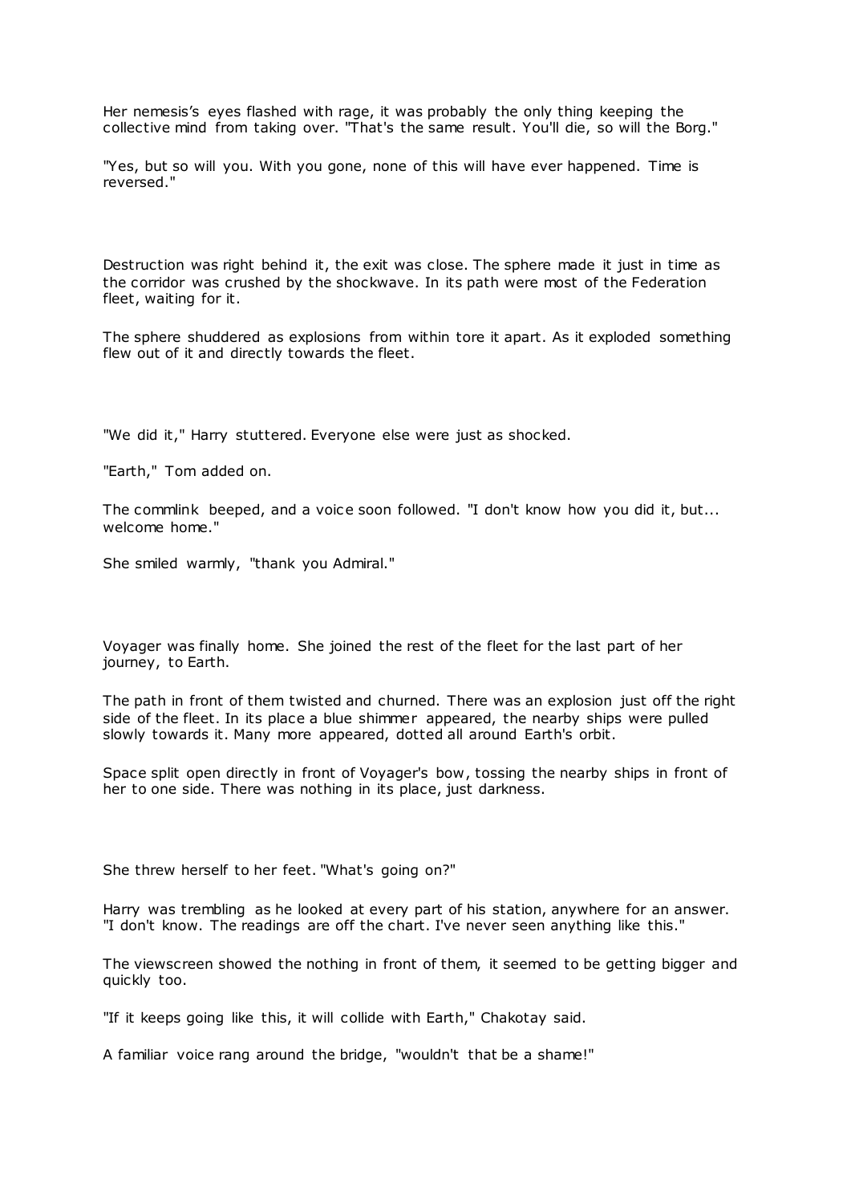Her nemesis's eyes flashed with rage, it was probably the only thing keeping the collective mind from taking over. "That's the same result. You'll die, so will the Borg."

"Yes, but so will you. With you gone, none of this will have ever happened. Time is reversed."

Destruction was right behind it, the exit was close. The sphere made it just in time as the corridor was crushed by the shockwave. In its path were most of the Federation fleet, waiting for it.

The sphere shuddered as explosions from within tore it apart. As it exploded something flew out of it and directly towards the fleet.

"We did it," Harry stuttered. Everyone else were just as shocked.

"Earth," Tom added on.

The commlink beeped, and a voice soon followed. "I don't know how you did it, but... welcome home."

She smiled warmly, "thank you Admiral."

Voyager was finally home. She joined the rest of the fleet for the last part of her journey, to Earth.

The path in front of them twisted and churned. There was an explosion just off the right side of the fleet. In its place a blue shimmer appeared, the nearby ships were pulled slowly towards it. Many more appeared, dotted all around Earth's orbit.

Space split open directly in front of Voyager's bow, tossing the nearby ships in front of her to one side. There was nothing in its place, just darkness.

She threw herself to her feet. "What's going on?"

Harry was trembling as he looked at every part of his station, anywhere for an answer. "I don't know. The readings are off the chart. I've never seen anything like this."

The viewscreen showed the nothing in front of them, it seemed to be getting bigger and quickly too.

"If it keeps going like this, it will collide with Earth," Chakotay said.

A familiar voice rang around the bridge, "wouldn't that be a shame!"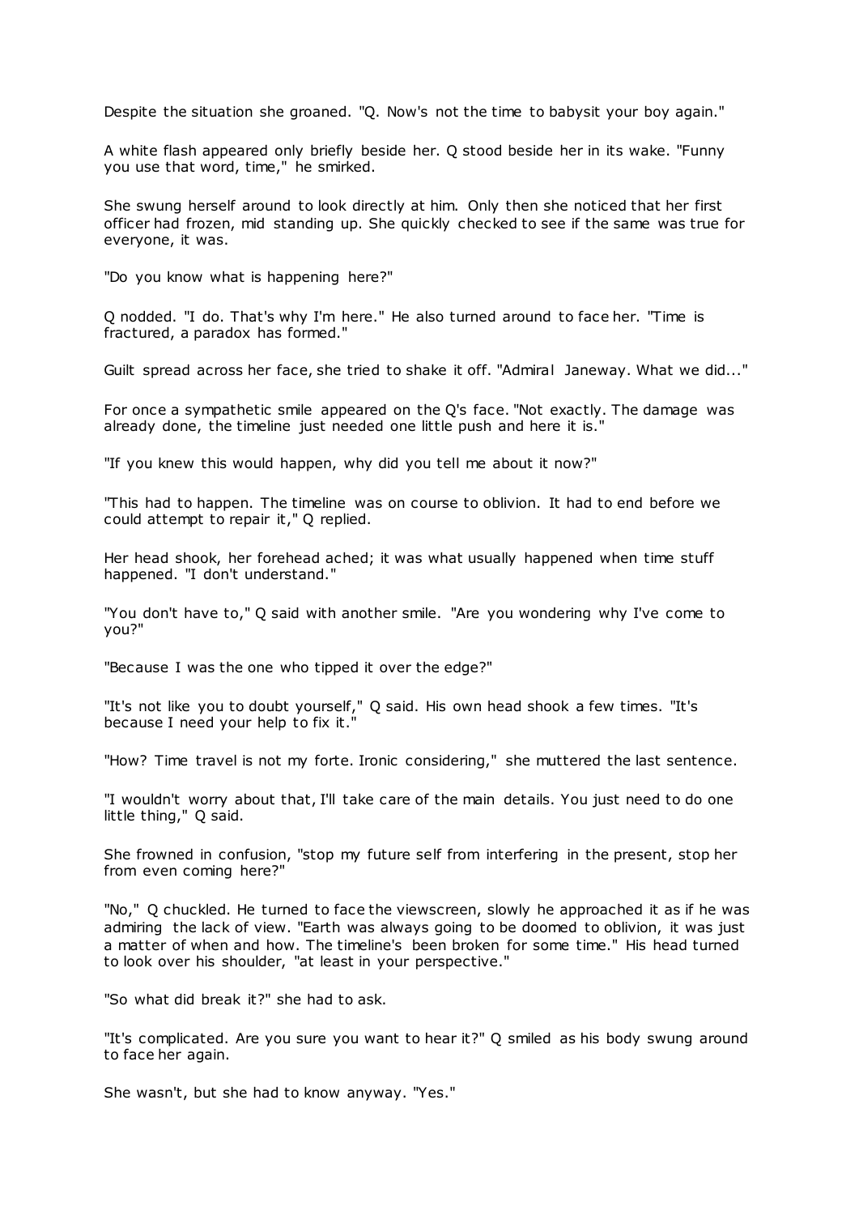Despite the situation she groaned. "Q. Now's not the time to babysit your boy again."

A white flash appeared only briefly beside her. Q stood beside her in its wake. "Funny you use that word, time," he smirked.

She swung herself around to look directly at him. Only then she noticed that her first officer had frozen, mid standing up. She quickly checked to see if the same was true for everyone, it was.

"Do you know what is happening here?"

Q nodded. "I do. That's why I'm here." He also turned around to face her. "Time is fractured, a paradox has formed."

Guilt spread across her face, she tried to shake it off. "Admiral Janeway. What we did..."

For once a sympathetic smile appeared on the Q's face. "Not exactly. The damage was already done, the timeline just needed one little push and here it is."

"If you knew this would happen, why did you tell me about it now?"

"This had to happen. The timeline was on course to oblivion. It had to end before we could attempt to repair it," Q replied.

Her head shook, her forehead ached; it was what usually happened when time stuff happened. "I don't understand."

"You don't have to," Q said with another smile. "Are you wondering why I've come to you?"

"Because I was the one who tipped it over the edge?"

"It's not like you to doubt yourself," Q said. His own head shook a few times. "It's because I need your help to fix it."

"How? Time travel is not my forte. Ironic considering," she muttered the last sentence.

"I wouldn't worry about that, I'll take care of the main details. You just need to do one little thing," Q said.

She frowned in confusion, "stop my future self from interfering in the present, stop her from even coming here?"

"No," Q chuckled. He turned to face the viewscreen, slowly he approached it as if he was admiring the lack of view. "Earth was always going to be doomed to oblivion, it was just a matter of when and how. The timeline's been broken for some time." His head turned to look over his shoulder, "at least in your perspective."

"So what did break it?" she had to ask.

"It's complicated. Are you sure you want to hear it?" Q smiled as his body swung around to face her again.

She wasn't, but she had to know anyway. "Yes."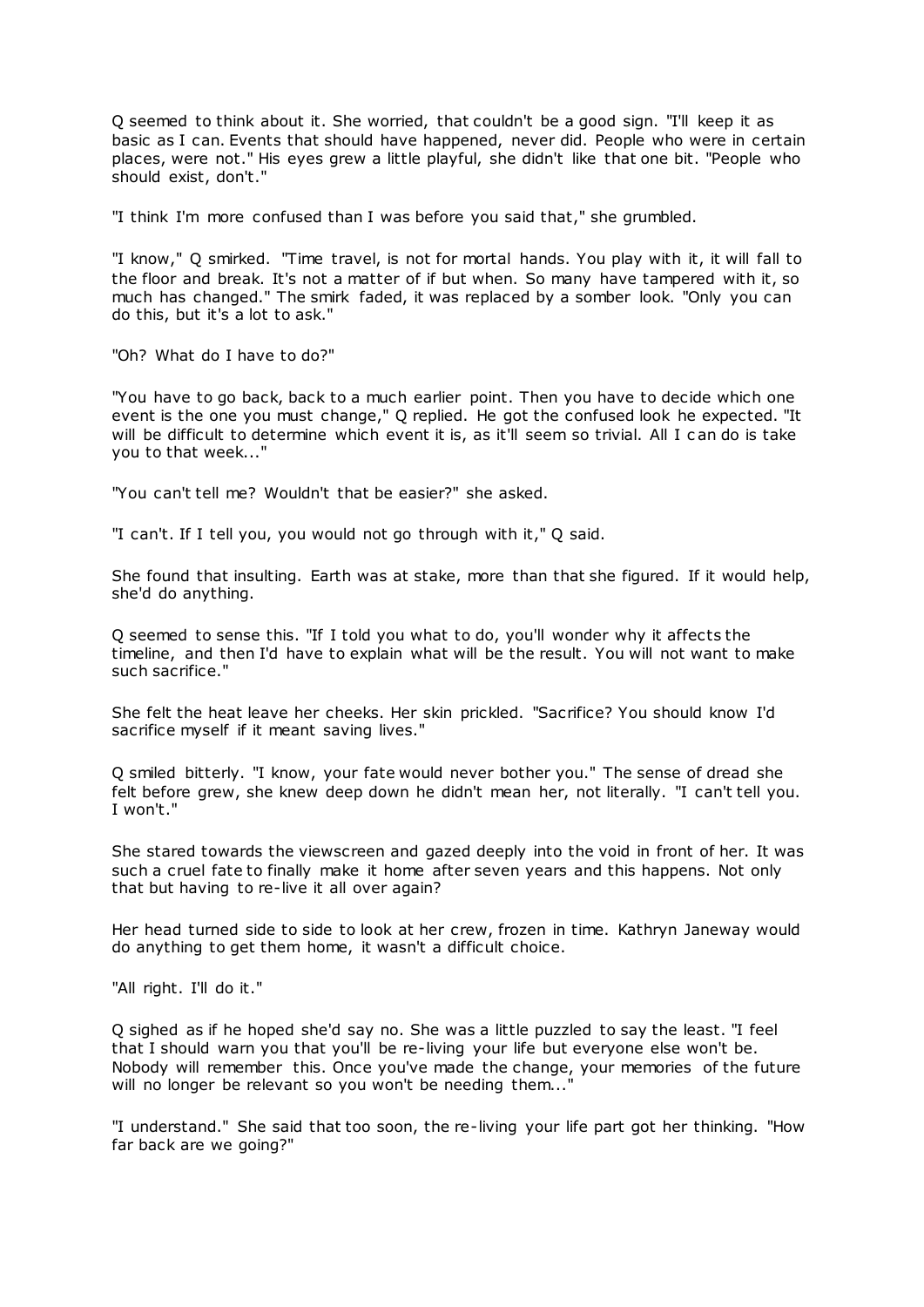Q seemed to think about it. She worried, that couldn't be a good sign. "I'll keep it as basic as I can. Events that should have happened, never did. People who were in certain places, were not." His eyes grew a little playful, she didn't like that one bit. "People who should exist, don't."

"I think I'm more confused than I was before you said that," she grumbled.

"I know," Q smirked. "Time travel, is not for mortal hands. You play with it, it will fall to the floor and break. It's not a matter of if but when. So many have tampered with it, so much has changed." The smirk faded, it was replaced by a somber look. "Only you can do this, but it's a lot to ask."

"Oh? What do I have to do?"

"You have to go back, back to a much earlier point. Then you have to decide which one event is the one you must change," Q replied. He got the confused look he expected. "It will be difficult to determine which event it is, as it'll seem so trivial. All I can do is take you to that week..."

"You can't tell me? Wouldn't that be easier?" she asked.

"I can't. If I tell you, you would not go through with it," Q said.

She found that insulting. Earth was at stake, more than that she figured. If it would help, she'd do anything.

Q seemed to sense this. "If I told you what to do, you'll wonder why it affects the timeline, and then I'd have to explain what will be the result. You will not want to make such sacrifice."

She felt the heat leave her cheeks. Her skin prickled. "Sacrifice? You should know I'd sacrifice myself if it meant saving lives."

Q smiled bitterly. "I know, your fate would never bother you." The sense of dread she felt before grew, she knew deep down he didn't mean her, not literally. "I can't tell you. I won't."

She stared towards the viewscreen and gazed deeply into the void in front of her. It was such a cruel fate to finally make it home after seven years and this happens. Not only that but having to re-live it all over again?

Her head turned side to side to look at her crew, frozen in time. Kathryn Janeway would do anything to get them home, it wasn't a difficult choice.

"All right. I'll do it."

Q sighed as if he hoped she'd say no. She was a little puzzled to say the least. "I feel that I should warn you that you'll be re-living your life but everyone else won't be. Nobody will remember this. Once you've made the change, your memories of the future will no longer be relevant so you won't be needing them..."

"I understand." She said that too soon, the re-living your life part got her thinking. "How far back are we going?"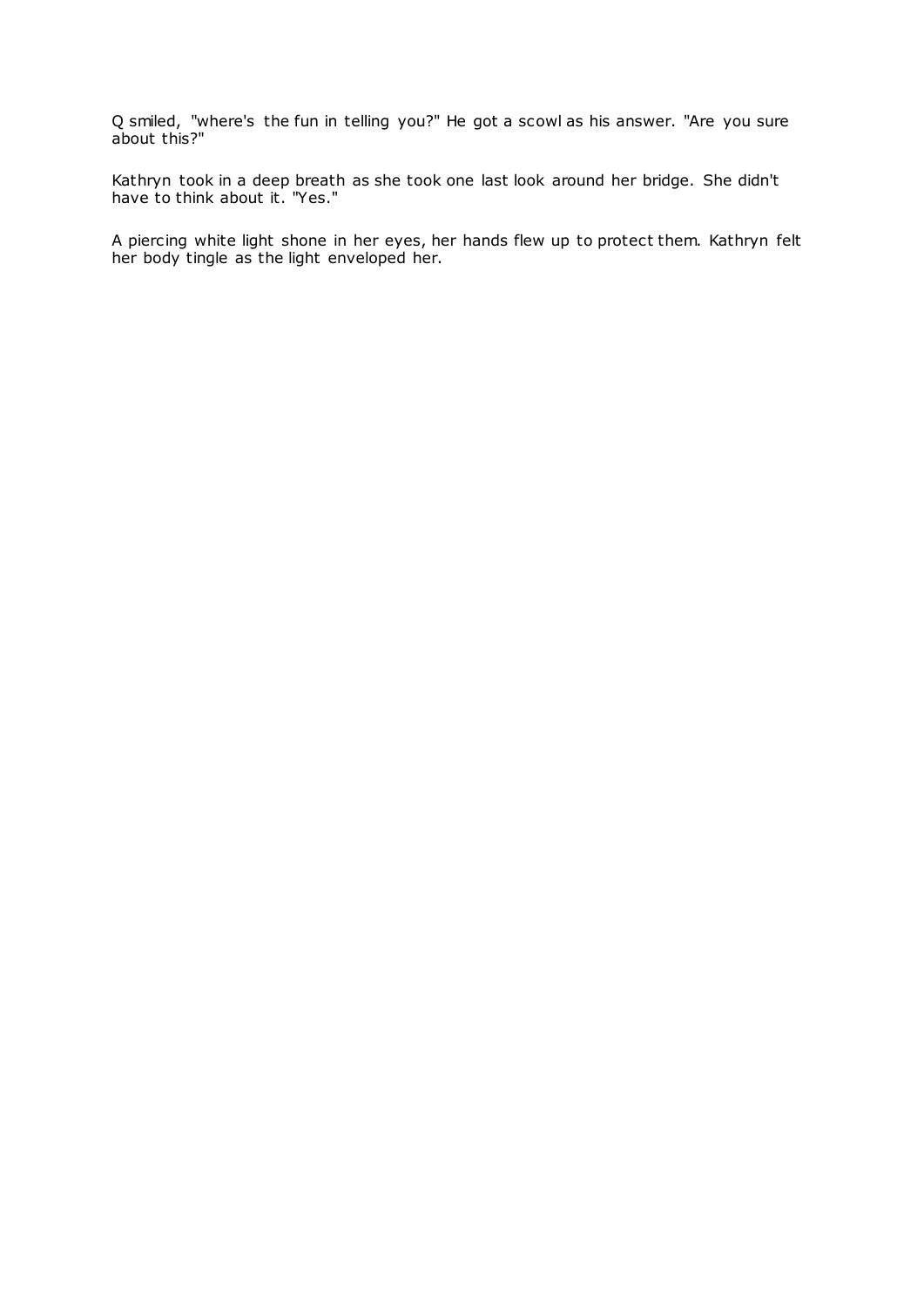Q smiled, "where's the fun in telling you?" He got a scowl as his answer. "Are you sure about this?"

Kathryn took in a deep breath as she took one last look around her bridge. She didn't have to think about it. "Yes."

A piercing white light shone in her eyes, her hands flew up to protect them. Kathryn felt her body tingle as the light enveloped her.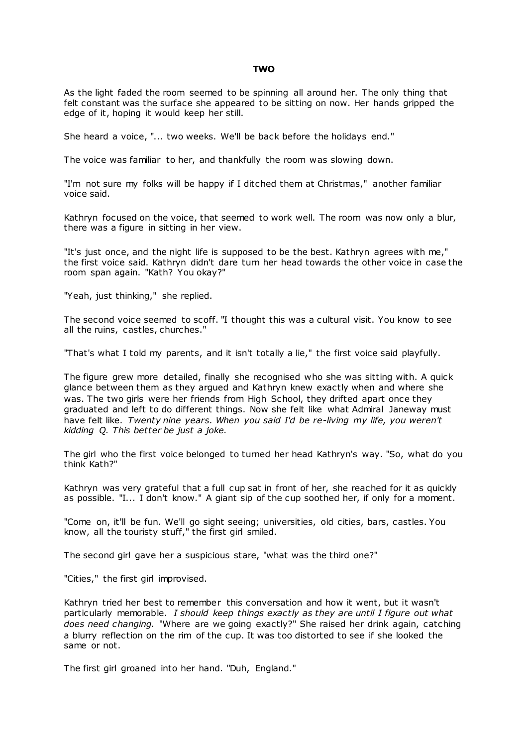# TWO

As the light faded the room seemed to be spinning all around her. The only thing that felt constant was the surface she appeared to be sitting on now. Her hands gripped the edge of it, hoping it would keep her still.

She heard a voice, "... two weeks. We'll be back before the holidays end."

The voice was familiar to her, and thankfully the room was slowing down.

"I'm not sure my folks will be happy if I ditched them at Christmas," another familiar voice said.

Kathryn focused on the voice, that seemed to work well. The room was now only a blur, there was a figure in sitting in her view.

"It's just once, and the night life is supposed to be the best. Kathryn agrees with me," the first voice said. Kathryn didn't dare turn her head towards the other voice in case the room span again. "Kath? You okay?"

"Yeah, just thinking," she replied.

The second voice seemed to scoff. "I thought this was a cultural visit. You know to see all the ruins, castles, churches."

"That's what I told my parents, and it isn't totally a lie," the first voice said playfully.

The figure grew more detailed, finally she recognised who she was sitting with. A quick glance between them as they argued and Kathryn knew exactly when and where she was. The two girls were her friends from High School, they drifted apart once they graduated and left to do different things. Now she felt like what Admiral Janeway must have felt like. *Twenty nine years. When you said I'd be re-living my life, you weren't kidding Q. This better be just a joke.*

The girl who the first voice belonged to turned her head Kathryn's way. "So, what do you think Kath?"

Kathryn was very grateful that a full cup sat in front of her, she reached for it as quickly as possible. "I... I don't know." A giant sip of the cup soothed her, if only for a moment.

"Come on, it'll be fun. We'll go sight seeing; universities, old cities, bars, castles. You know, all the touristy stuff," the first girl smiled.

The second girl gave her a suspicious stare, "what was the third one?"

"Cities," the first girl improvised.

Kathryn tried her best to remember this conversation and how it went, but it wasn't particularly memorable. *I should keep things exactly as they are until I figure out what does need changing.* "Where are we going exactly?" She raised her drink again, catching a blurry reflection on the rim of the cup. It was too distorted to see if she looked the same or not.

The first girl groaned into her hand. "Duh, England."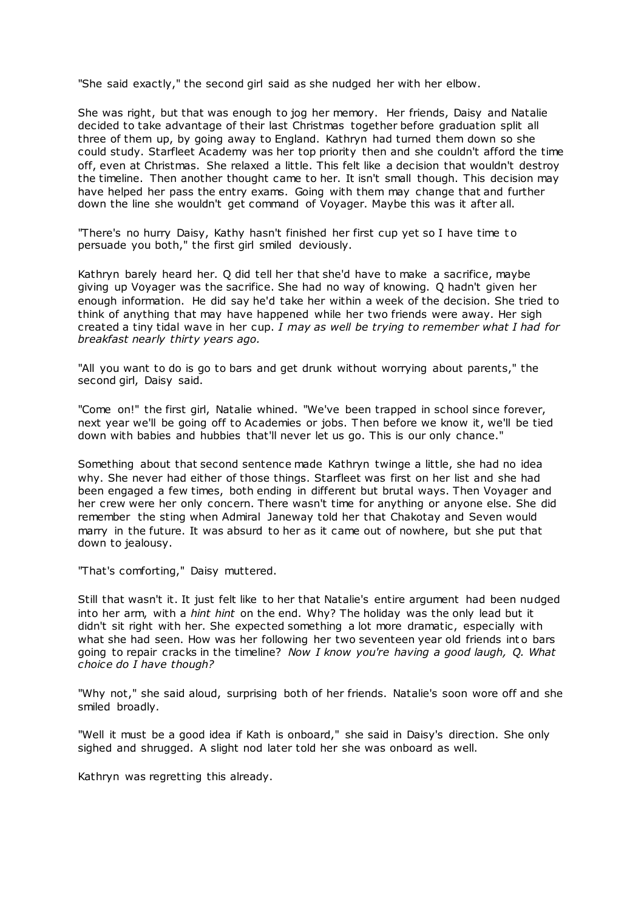"She said exactly," the second girl said as she nudged her with her elbow.

She was right, but that was enough to jog her memory. Her friends, Daisy and Natalie decided to take advantage of their last Christmas together before graduation split all three of them up, by going away to England. Kathryn had turned them down so she could study. Starfleet Academy was her top priority then and she couldn't afford the time off, even at Christmas. She relaxed a little. This felt like a decision that wouldn't destroy the timeline. Then another thought came to her. It isn't small though. This decision may have helped her pass the entry exams. Going with them may change that and further down the line she wouldn't get command of Voyager. Maybe this was it after all.

"There's no hurry Daisy, Kathy hasn't finished her first cup yet so I have time to persuade you both," the first girl smiled deviously.

Kathryn barely heard her. Q did tell her that she'd have to make a sacrifice, maybe giving up Voyager was the sacrifice. She had no way of knowing. Q hadn't given her enough information. He did say he'd take her within a week of the decision. She tried to think of anything that may have happened while her two friends were away. Her sigh created a tiny tidal wave in her cup. *I may as well be trying to remember what I had for breakfast nearly thirty years ago.*

"All you want to do is go to bars and get drunk without worrying about parents," the second girl, Daisy said.

"Come on!" the first girl, Natalie whined. "We've been trapped in school since forever, next year we'll be going off to Academies or jobs. Then before we know it, we'll be tied down with babies and hubbies that'll never let us go. This is our only chance."

Something about that second sentence made Kathryn twinge a little, she had no idea why. She never had either of those things. Starfleet was first on her list and she had been engaged a few times, both ending in different but brutal ways. Then Voyager and her crew were her only concern. There wasn't time for anything or anyone else. She did remember the sting when Admiral Janeway told her that Chakotay and Seven would marry in the future. It was absurd to her as it came out of nowhere, but she put that down to jealousy.

"That's comforting," Daisy muttered.

Still that wasn't it. It just felt like to her that Natalie's entire argument had been nudged into her arm, with a *hint hint* on the end. Why? The holiday was the only lead but it didn't sit right with her. She expected something a lot more dramatic, especially with what she had seen. How was her following her two seventeen year old friends into bars going to repair cracks in the timeline? *Now I know you're having a good laugh, Q. What choice do I have though?*

"Why not," she said aloud, surprising both of her friends. Natalie's soon wore off and she smiled broadly.

"Well it must be a good idea if Kath is onboard," she said in Daisy's direction. She only sighed and shrugged. A slight nod later told her she was onboard as well.

Kathryn was regretting this already.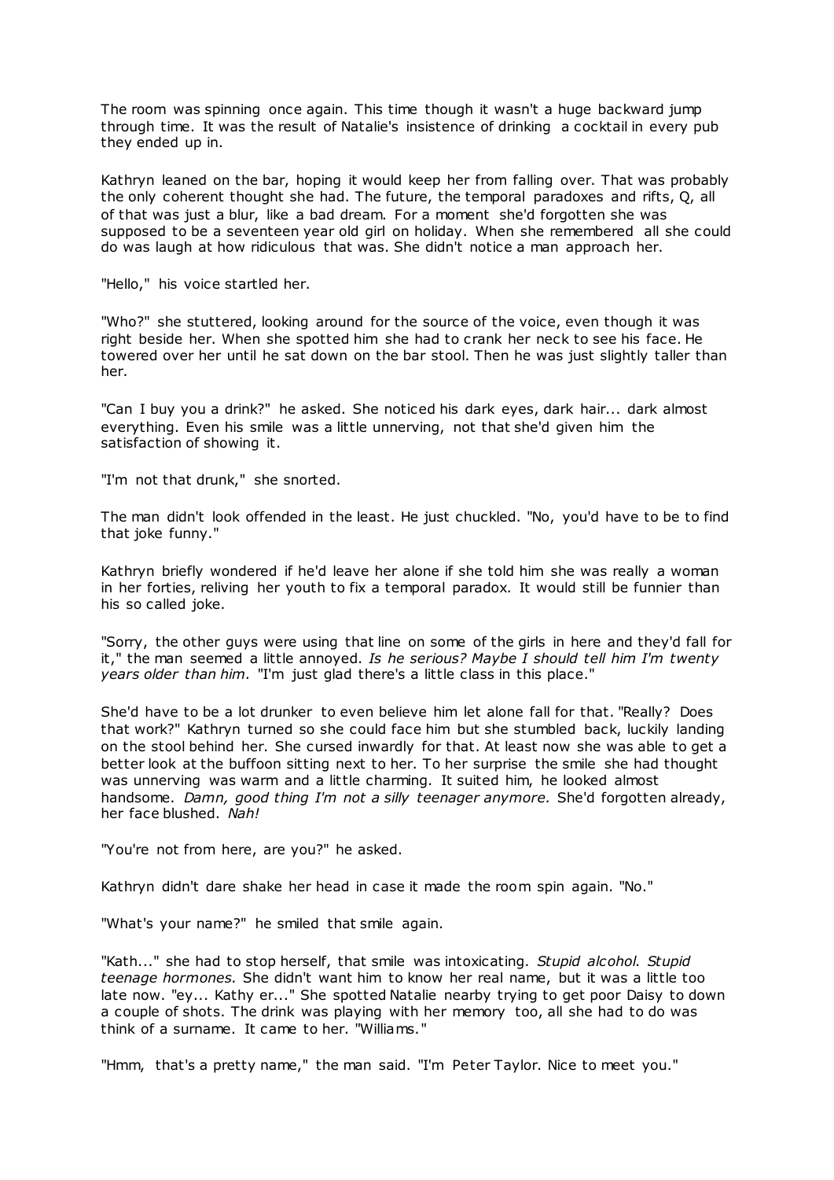The room was spinning once again. This time though it wasn't a huge backward jump through time. It was the result of Natalie's insistence of drinking a cocktail in every pub they ended up in.

Kathryn leaned on the bar, hoping it would keep her from falling over. That was probably the only coherent thought she had. The future, the temporal paradoxes and rifts, Q, all of that was just a blur, like a bad dream. For a moment she'd forgotten she was supposed to be a seventeen year old girl on holiday. When she remembered all she could do was laugh at how ridiculous that was. She didn't notice a man approach her.

"Hello," his voice startled her.

"Who?" she stuttered, looking around for the source of the voice, even though it was right beside her. When she spotted him she had to crank her neck to see his face. He towered over her until he sat down on the bar stool. Then he was just slightly taller than her.

"Can I buy you a drink?" he asked. She noticed his dark eyes, dark hair... dark almost everything. Even his smile was a little unnerving, not that she'd given him the satisfaction of showing it.

"I'm not that drunk," she snorted.

The man didn't look offended in the least. He just chuckled. "No, you'd have to be to find that joke funny."

Kathryn briefly wondered if he'd leave her alone if she told him she was really a woman in her forties, reliving her youth to fix a temporal paradox. It would still be funnier than his so called joke.

"Sorry, the other guys were using that line on some of the girls in here and they'd fall for it," the man seemed a little annoyed. *Is he serious? Maybe I should tell him I'm twenty years older than him.* "I'm just glad there's a little class in this place."

She'd have to be a lot drunker to even believe him let alone fall for that. "Really? Does that work?" Kathryn turned so she could face him but she stumbled back, luckily landing on the stool behind her. She cursed inwardly for that. At least now she was able to get a better look at the buffoon sitting next to her. To her surprise the smile she had thought was unnerving was warm and a little charming. It suited him, he looked almost handsome. *Damn, good thing I'm not a silly teenager anymore.* She'd forgotten already, her face blushed. *Nah!*

"You're not from here, are you?" he asked.

Kathryn didn't dare shake her head in case it made the room spin again. "No."

"What's your name?" he smiled that smile again.

"Kath..." she had to stop herself, that smile was intoxicating. *Stupid alcohol. Stupid teenage hormones.* She didn't want him to know her real name, but it was a little too late now. "ey... Kathy er..." She spotted Natalie nearby trying to get poor Daisy to down a couple of shots. The drink was playing with her memory too, all she had to do was think of a surname. It came to her. "Williams."

"Hmm, that's a pretty name," the man said. "I'm Peter Taylor. Nice to meet you."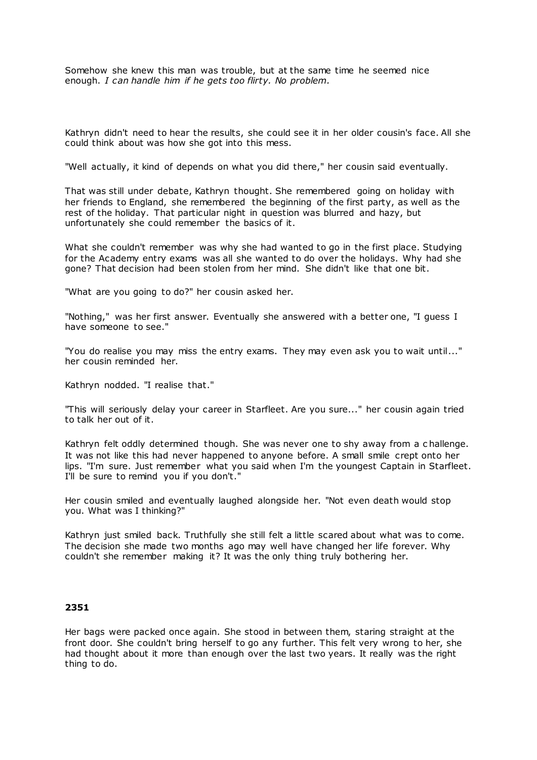Somehow she knew this man was trouble, but at the same time he seemed nice enough. *I can handle him if he gets too flirty. No problem.*

Kathryn didn't need to hear the results, she could see it in her older cousin's face. All she could think about was how she got into this mess.

"Well actually, it kind of depends on what you did there," her cousin said eventually.

That was still under debate, Kathryn thought. She remembered going on holiday with her friends to England, she remembered the beginning of the first party, as well as the rest of the holiday. That particular night in question was blurred and hazy, but unfortunately she could remember the basics of it.

What she couldn't remember was why she had wanted to go in the first place. Studying for the Academy entry exams was all she wanted to do over the holidays. Why had she gone? That decision had been stolen from her mind. She didn't like that one bit.

"What are you going to do?" her cousin asked her.

"Nothing," was her first answer. Eventually she answered with a better one, "I guess I have someone to see."

"You do realise you may miss the entry exams. They may even ask you to wait until..." her cousin reminded her.

Kathryn nodded. "I realise that."

"This will seriously delay your career in Starfleet. Are you sure..." her cousin again tried to talk her out of it.

Kathryn felt oddly determined though. She was never one to shy away from a challenge. It was not like this had never happened to anyone before. A small smile crept onto her lips. "I'm sure. Just remember what you said when I'm the youngest Captain in Starfleet. I'll be sure to remind you if you don't."

Her cousin smiled and eventually laughed alongside her. "Not even death would stop you. What was I thinking?"

Kathryn just smiled back. Truthfully she still felt a little scared about what was to come. The decision she made two months ago may well have changed her life forever. Why couldn't she remember making it? It was the only thing truly bothering her.

**2351**

Her bags were packed once again. She stood in between them, staring straight at the front door. She couldn't bring herself to go any further. This felt very wrong to her, she had thought about it more than enough over the last two years. It really was the right thing to do.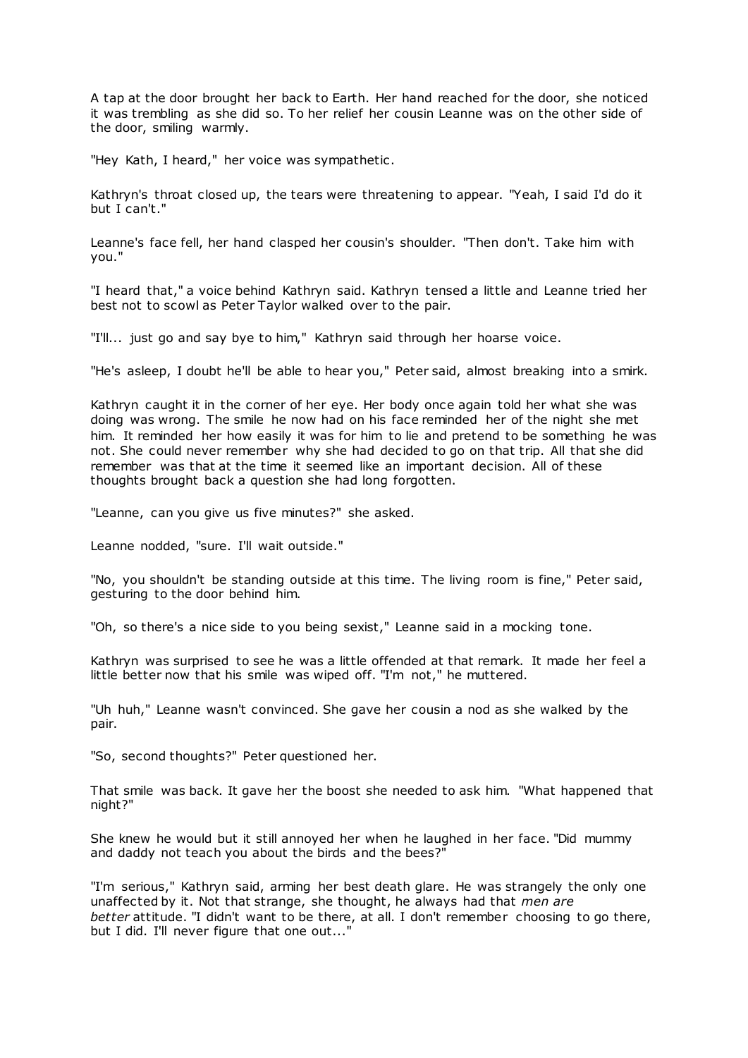A tap at the door brought her back to Earth. Her hand reached for the door, she noticed it was trembling as she did so. To her relief her cousin Leanne was on the other side of the door, smiling warmly.

"Hey Kath, I heard," her voice was sympathetic.

Kathryn's throat closed up, the tears were threatening to appear. "Yeah, I said I'd do it but I can't."

Leanne's face fell, her hand clasped her cousin's shoulder. "Then don't. Take him with you."

"I heard that," a voice behind Kathryn said. Kathryn tensed a little and Leanne tried her best not to scowl as Peter Taylor walked over to the pair.

"I'll... just go and say bye to him," Kathryn said through her hoarse voice.

"He's asleep, I doubt he'll be able to hear you," Peter said, almost breaking into a smirk.

Kathryn caught it in the corner of her eye. Her body once again told her what she was doing was wrong. The smile he now had on his face reminded her of the night she met him. It reminded her how easily it was for him to lie and pretend to be something he was not. She could never remember why she had decided to go on that trip. All that she did remember was that at the time it seemed like an important decision. All of these thoughts brought back a question she had long forgotten.

"Leanne, can you give us five minutes?" she asked.

Leanne nodded, "sure. I'll wait outside."

"No, you shouldn't be standing outside at this time. The living room is fine," Peter said, gesturing to the door behind him.

"Oh, so there's a nice side to you being sexist," Leanne said in a mocking tone.

Kathryn was surprised to see he was a little offended at that remark. It made her feel a little better now that his smile was wiped off. "I'm not," he muttered.

"Uh huh," Leanne wasn't convinced. She gave her cousin a nod as she walked by the pair.

"So, second thoughts?" Peter questioned her.

That smile was back. It gave her the boost she needed to ask him. "What happened that night?"

She knew he would but it still annoyed her when he laughed in her face. "Did mummy and daddy not teach you about the birds and the bees?"

"I'm serious," Kathryn said, arming her best death glare. He was strangely the only one unaffected by it. Not that strange, she thought, he always had that *men are better* attitude. "I didn't want to be there, at all. I don't remember choosing to go there, but I did. I'll never figure that one out..."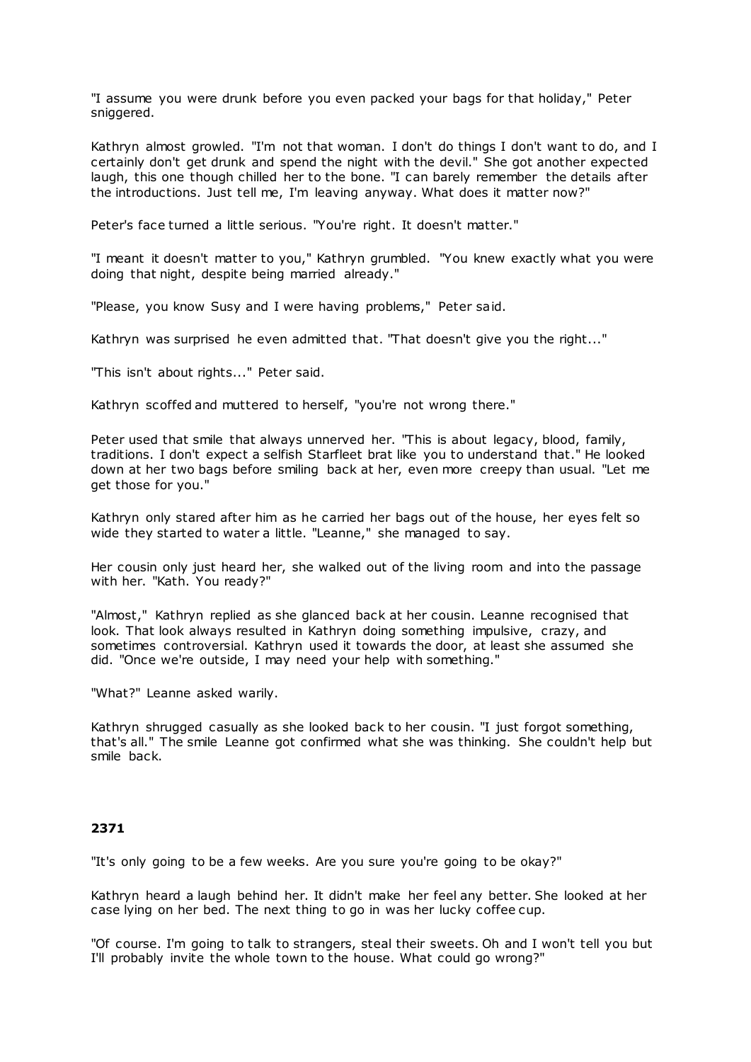"I assume you were drunk before you even packed your bags for that holiday," Peter sniggered.

Kathryn almost growled. "I'm not that woman. I don't do things I don't want to do, and I certainly don't get drunk and spend the night with the devil." She got another expected laugh, this one though chilled her to the bone. "I can barely remember the details after the introductions. Just tell me, I'm leaving anyway. What does it matter now?"

Peter's face turned a little serious. "You're right. It doesn't matter."

"I meant it doesn't matter to you," Kathryn grumbled. "You knew exactly what you were doing that night, despite being married already."

"Please, you know Susy and I were having problems," Peter said.

Kathryn was surprised he even admitted that. "That doesn't give you the right..."

"This isn't about rights..." Peter said.

Kathryn scoffed and muttered to herself, "you're not wrong there."

Peter used that smile that always unnerved her. "This is about legacy, blood, family, traditions. I don't expect a selfish Starfleet brat like you to understand that." He looked down at her two bags before smiling back at her, even more creepy than usual. "Let me get those for you."

Kathryn only stared after him as he carried her bags out of the house, her eyes felt so wide they started to water a little. "Leanne," she managed to say.

Her cousin only just heard her, she walked out of the living room and into the passage with her. "Kath. You ready?"

"Almost," Kathryn replied as she glanced back at her cousin. Leanne recognised that look. That look always resulted in Kathryn doing something impulsive, crazy, and sometimes controversial. Kathryn used it towards the door, at least she assumed she did. "Once we're outside, I may need your help with something."

"What?" Leanne asked warily.

Kathryn shrugged casually as she looked back to her cousin. "I just forgot something, that's all." The smile Leanne got confirmed what she was thinking. She couldn't help but smile back.

**2371**

"It's only going to be a few weeks. Are you sure you're going to be okay?"

Kathryn heard a laugh behind her. It didn't make her feel any better. She looked at her case lying on her bed. The next thing to go in was her lucky coffee cup.

"Of course. I'm going to talk to strangers, steal their sweets. Oh and I won't tell you but I'll probably invite the whole town to the house. What could go wrong?"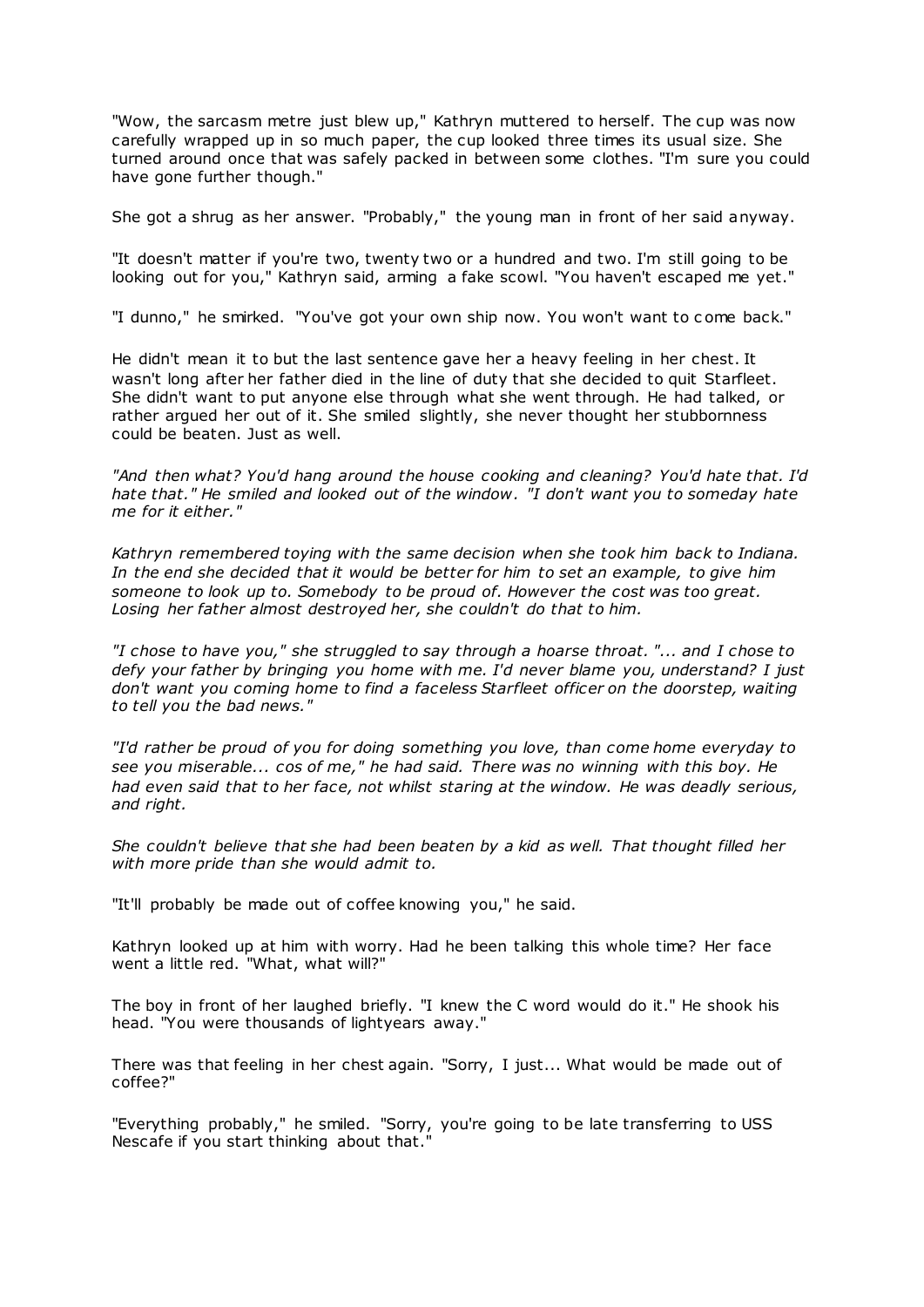"Wow, the sarcasm metre just blew up," Kathryn muttered to herself. The cup was now carefully wrapped up in so much paper, the cup looked three times its usual size. She turned around once that was safely packed in between some clothes. "I'm sure you could have gone further though."

She got a shrug as her answer. "Probably," the young man in front of her said anyway.

"It doesn't matter if you're two, twenty two or a hundred and two. I'm still going to be looking out for you," Kathryn said, arming a fake scowl. "You haven't escaped me yet."

"I dunno," he smirked. "You've got your own ship now. You won't want to come back."

He didn't mean it to but the last sentence gave her a heavy feeling in her chest. It wasn't long after her father died in the line of duty that she decided to quit Starfleet. She didn't want to put anyone else through what she went through. He had talked, or rather argued her out of it. She smiled slightly, she never thought her stubbornness could be beaten. Just as well.

*"And then what? You'd hang around the house cooking and cleaning? You'd hate that. I'd hate that." He smiled and looked out of the window. "I don't want you to someday hate me for it either."*

*Kathryn remembered toying with the same decision when she took him back to Indiana. In the end she decided that it would be better for him to set an example, to give him someone to look up to. Somebody to be proud of. However the cost was too great. Losing her father almost destroyed her, she couldn't do that to him.*

*"I chose to have you," she struggled to say through a hoarse throat. "... and I chose to defy your father by bringing you home with me. I'd never blame you, understand? I just don't want you coming home to find a faceless Starfleet officer on the doorstep, waiting to tell you the bad news."*

*"I'd rather be proud of you for doing something you love, than come home everyday to see you miserable... cos of me," he had said. There was no winning with this boy. He had even said that to her face, not whilst staring at the window. He was deadly serious, and right.*

*She couldn't believe that she had been beaten by a kid as well. That thought filled her with more pride than she would admit to.*

"It'll probably be made out of coffee knowing you," he said.

Kathryn looked up at him with worry. Had he been talking this whole time? Her face went a little red. "What, what will?"

The boy in front of her laughed briefly. "I knew the C word would do it." He shook his head. "You were thousands of lightyears away."

There was that feeling in her chest again. "Sorry, I just... What would be made out of coffee?"

"Everything probably," he smiled. "Sorry, you're going to be late transferring to USS Nescafe if you start thinking about that."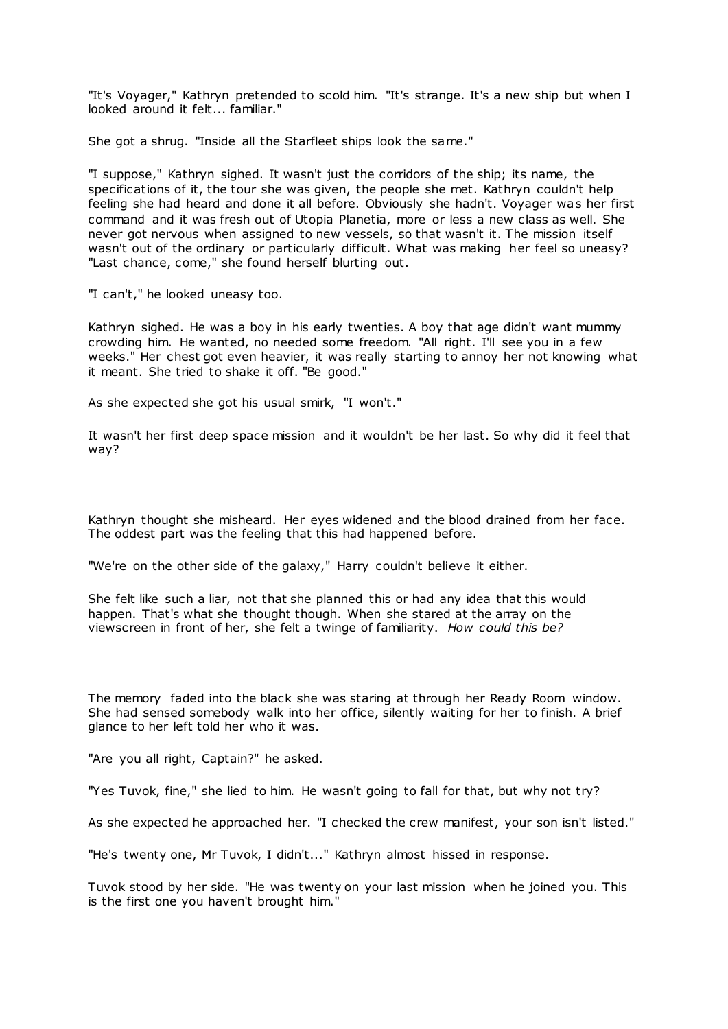"It's Voyager," Kathryn pretended to scold him. "It's strange. It's a new ship but when I looked around it felt... familiar."

She got a shrug. "Inside all the Starfleet ships look the same."

"I suppose," Kathryn sighed. It wasn't just the corridors of the ship; its name, the specifications of it, the tour she was given, the people she met. Kathryn couldn't help feeling she had heard and done it all before. Obviously she hadn't. Voyager was her first command and it was fresh out of Utopia Planetia, more or less a new class as well. She never got nervous when assigned to new vessels, so that wasn't it. The mission itself wasn't out of the ordinary or particularly difficult. What was making her feel so uneasy? "Last chance, come," she found herself blurting out.

"I can't," he looked uneasy too.

Kathryn sighed. He was a boy in his early twenties. A boy that age didn't want mummy crowding him. He wanted, no needed some freedom. "All right. I'll see you in a few weeks." Her chest got even heavier, it was really starting to annoy her not knowing what it meant. She tried to shake it off. "Be good."

As she expected she got his usual smirk, "I won't."

It wasn't her first deep space mission and it wouldn't be her last. So why did it feel that way?

Kathryn thought she misheard. Her eyes widened and the blood drained from her face. The oddest part was the feeling that this had happened before.

"We're on the other side of the galaxy," Harry couldn't believe it either.

She felt like such a liar, not that she planned this or had any idea that this would happen. That's what she thought though. When she stared at the array on the viewscreen in front of her, she felt a twinge of familiarity. *How could this be?*

The memory faded into the black she was staring at through her Ready Room window. She had sensed somebody walk into her office, silently waiting for her to finish. A brief glance to her left told her who it was.

"Are you all right, Captain?" he asked.

"Yes Tuvok, fine," she lied to him. He wasn't going to fall for that, but why not try?

As she expected he approached her. "I checked the crew manifest, your son isn't listed."

"He's twenty one, Mr Tuvok, I didn't..." Kathryn almost hissed in response.

Tuvok stood by her side. "He was twenty on your last mission when he joined you. This is the first one you haven't brought him."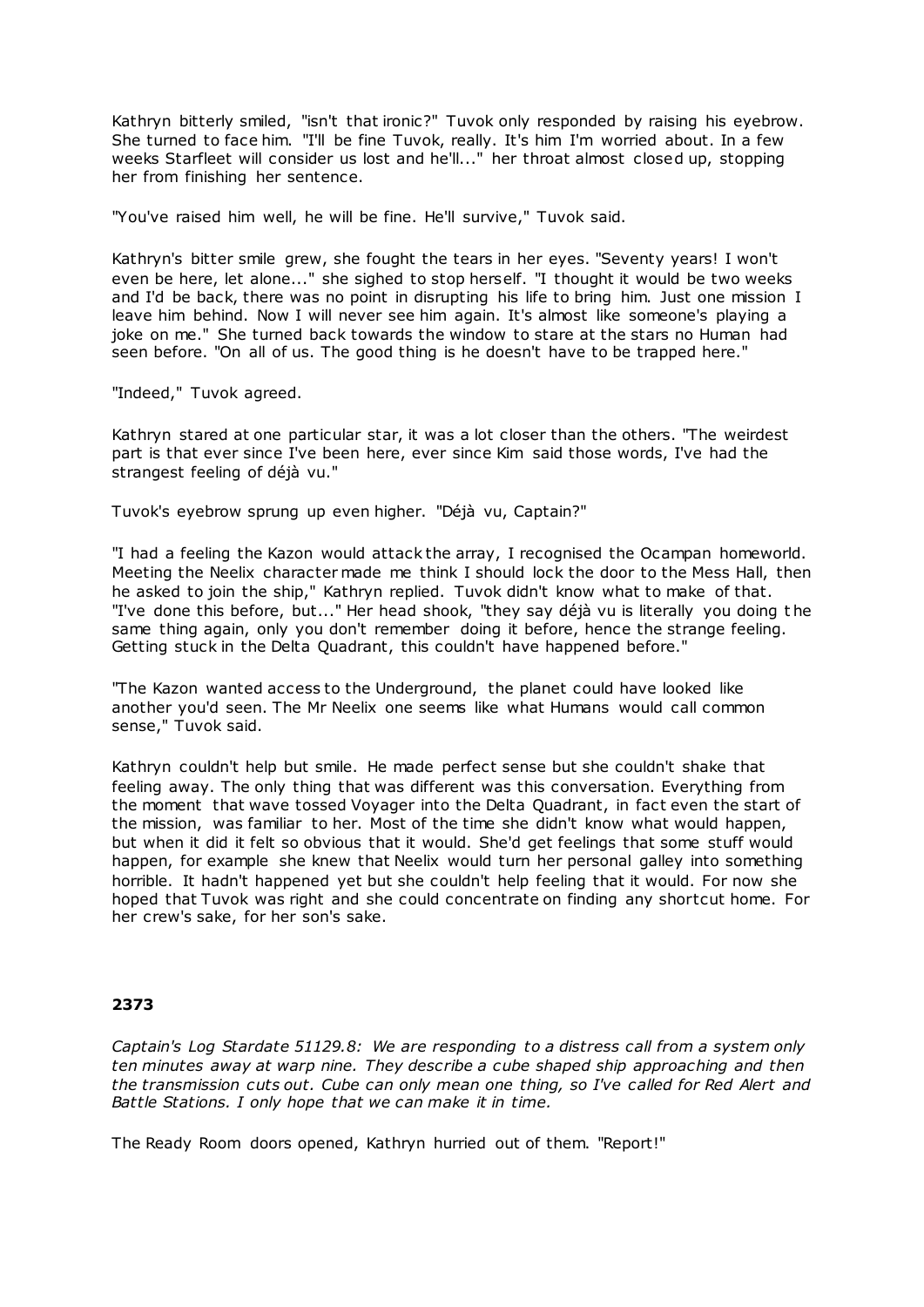Kathryn bitterly smiled, "isn't that ironic?" Tuvok only responded by raising his eyebrow. She turned to face him. "I'll be fine Tuvok, really. It's him I'm worried about. In a few weeks Starfleet will consider us lost and he'll..." her throat almost closed up, stopping her from finishing her sentence.

"You've raised him well, he will be fine. He'll survive," Tuvok said.

Kathryn's bitter smile grew, she fought the tears in her eyes. "Seventy years! I won't even be here, let alone..." she sighed to stop herself. "I thought it would be two weeks and I'd be back, there was no point in disrupting his life to bring him. Just one mission I leave him behind. Now I will never see him again. It's almost like someone's playing a joke on me." She turned back towards the window to stare at the stars no Human had seen before. "On all of us. The good thing is he doesn't have to be trapped here."

"Indeed," Tuvok agreed.

Kathryn stared at one particular star, it was a lot closer than the others. "The weirdest part is that ever since I've been here, ever since Kim said those words, I've had the strangest feeling of déjà vu."

Tuvok's eyebrow sprung up even higher. "Déjà vu, Captain?"

"I had a feeling the Kazon would attack the array, I recognised the Ocampan homeworld. Meeting the Neelix character made me think I should lock the door to the Mess Hall, then he asked to join the ship," Kathryn replied. Tuvok didn't know what to make of that. "I've done this before, but..." Her head shook, "they say déjà vu is literally you doing the same thing again, only you don't remember doing it before, hence the strange feeling. Getting stuck in the Delta Quadrant, this couldn't have happened before."

"The Kazon wanted access to the Underground, the planet could have looked like another you'd seen. The Mr Neelix one seems like what Humans would call common sense," Tuvok said.

Kathryn couldn't help but smile. He made perfect sense but she couldn't shake that feeling away. The only thing that was different was this conversation. Everything from the moment that wave tossed Voyager into the Delta Quadrant, in fact even the start of the mission, was familiar to her. Most of the time she didn't know what would happen, but when it did it felt so obvious that it would. She'd get feelings that some stuff would happen, for example she knew that Neelix would turn her personal galley into something horrible. It hadn't happened yet but she couldn't help feeling that it would. For now she hoped that Tuvok was right and she could concentrate on finding any shortcut home. For her crew's sake, for her son's sake.

**2373**

*Captain's Log Stardate 51129.8: We are responding to a distress call from a system only ten minutes away at warp nine. They describe a cube shaped ship approaching and then the transmission cuts out. Cube can only mean one thing, so I've called for Red Alert and Battle Stations. I only hope that we can make it in time.*

The Ready Room doors opened, Kathryn hurried out of them. "Report!"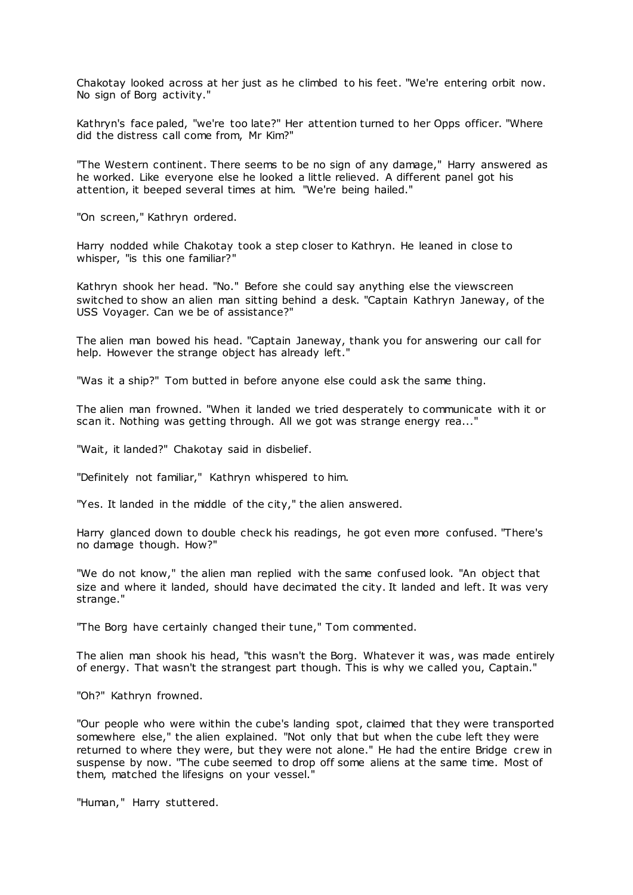Chakotay looked across at her just as he climbed to his feet. "We're entering orbit now. No sign of Borg activity."

Kathryn's face paled, "we're too late?" Her attention turned to her Opps officer. "Where did the distress call come from, Mr Kim?"

"The Western continent. There seems to be no sign of any damage," Harry answered as he worked. Like everyone else he looked a little relieved. A different panel got his attention, it beeped several times at him. "We're being hailed."

"On screen," Kathryn ordered.

Harry nodded while Chakotay took a step closer to Kathryn. He leaned in close to whisper, "is this one familiar?"

Kathryn shook her head. "No." Before she could say anything else the viewscreen switched to show an alien man sitting behind a desk. "Captain Kathryn Janeway, of the USS Voyager. Can we be of assistance?"

The alien man bowed his head. "Captain Janeway, thank you for answering our call for help. However the strange object has already left."

"Was it a ship?" Tom butted in before anyone else could ask the same thing.

The alien man frowned. "When it landed we tried desperately to communicate with it or scan it. Nothing was getting through. All we got was strange energy rea..."

"Wait, it landed?" Chakotay said in disbelief.

"Definitely not familiar," Kathryn whispered to him.

"Yes. It landed in the middle of the city," the alien answered.

Harry glanced down to double check his readings, he got even more confused. "There's no damage though. How?"

"We do not know," the alien man replied with the same confused look. "An object that size and where it landed, should have decimated the city. It landed and left. It was very strange."

"The Borg have certainly changed their tune," Tom commented.

The alien man shook his head, "this wasn't the Borg. Whatever it was, was made entirely of energy. That wasn't the strangest part though. This is why we called you, Captain."

"Oh?" Kathryn frowned.

"Our people who were within the cube's landing spot, claimed that they were transported somewhere else," the alien explained. "Not only that but when the cube left they were returned to where they were, but they were not alone." He had the entire Bridge crew in suspense by now. "The cube seemed to drop off some aliens at the same time. Most of them, matched the lifesigns on your vessel."

"Human," Harry stuttered.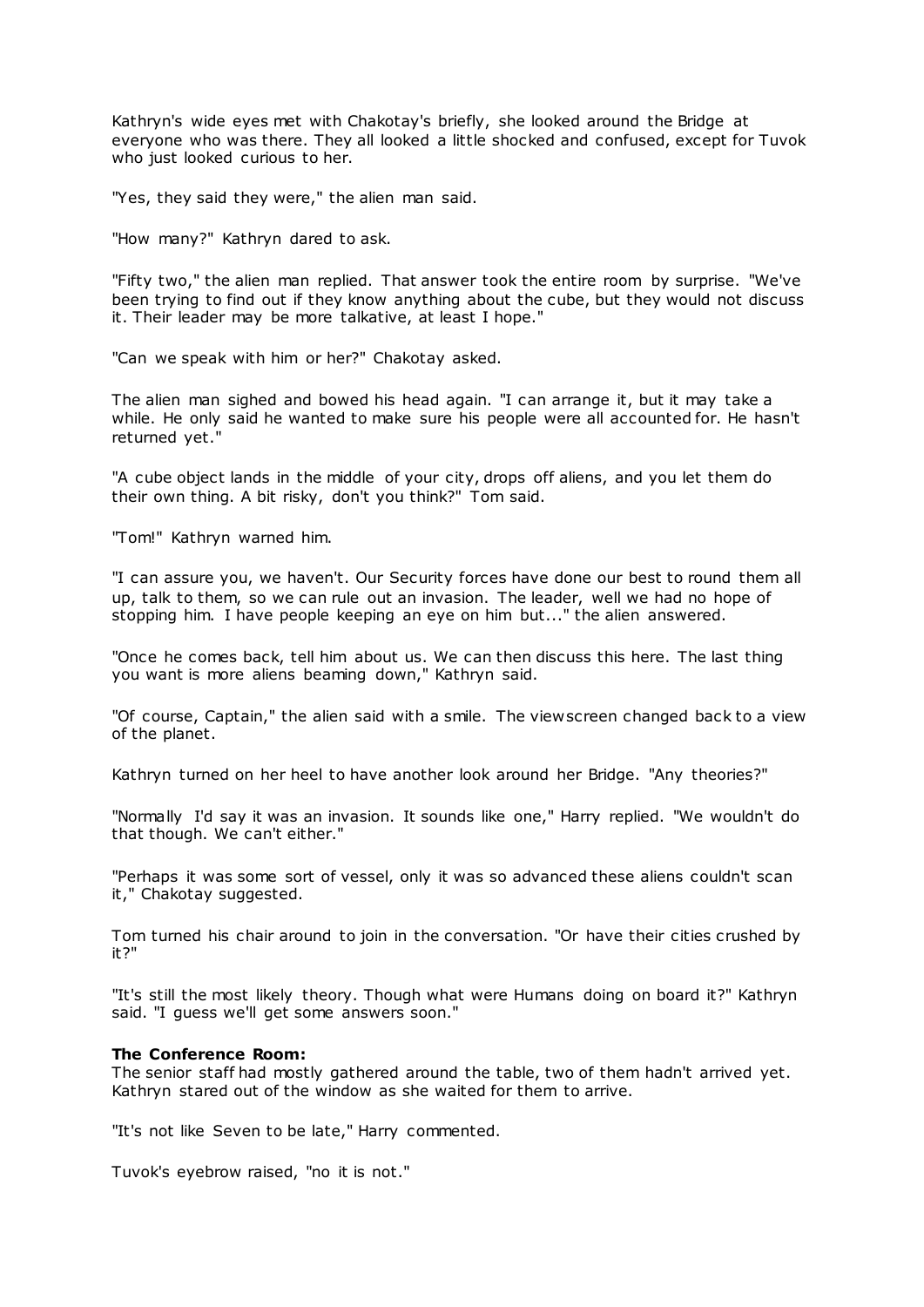Kathryn's wide eyes met with Chakotay's briefly, she looked around the Bridge at everyone who was there. They all looked a little shocked and confused, except for Tuvok who just looked curious to her.

"Yes, they said they were," the alien man said.

"How many?" Kathryn dared to ask.

"Fifty two," the alien man replied. That answer took the entire room by surprise. "We've been trying to find out if they know anything about the cube, but they would not discuss it. Their leader may be more talkative, at least I hope."

"Can we speak with him or her?" Chakotay asked.

The alien man sighed and bowed his head again. "I can arrange it, but it may take a while. He only said he wanted to make sure his people were all accounted for. He hasn't returned yet."

"A cube object lands in the middle of your city, drops off aliens, and you let them do their own thing. A bit risky, don't you think?" Tom said.

"Tom!" Kathryn warned him.

"I can assure you, we haven't. Our Security forces have done our best to round them all up, talk to them, so we can rule out an invasion. The leader, well we had no hope of stopping him. I have people keeping an eye on him but..." the alien answered.

"Once he comes back, tell him about us. We can then discuss this here. The last thing you want is more aliens beaming down," Kathryn said.

"Of course, Captain," the alien said with a smile. The viewscreen changed back to a view of the planet.

Kathryn turned on her heel to have another look around her Bridge. "Any theories?"

"Normally I'd say it was an invasion. It sounds like one," Harry replied. "We wouldn't do that though. We can't either."

"Perhaps it was some sort of vessel, only it was so advanced these aliens couldn't scan it," Chakotay suggested.

Tom turned his chair around to join in the conversation. "Or have their cities crushed by it?"

"It's still the most likely theory. Though what were Humans doing on board it?" Kathryn said. "I guess we'll get some answers soon."

**The Conference Room:**
The senior staff had mostly gathered around the table, two of them hadn't arrived yet. Kathryn stared out of the window as she waited for them to arrive.

"It's not like Seven to be late," Harry commented.

Tuvok's eyebrow raised, "no it is not."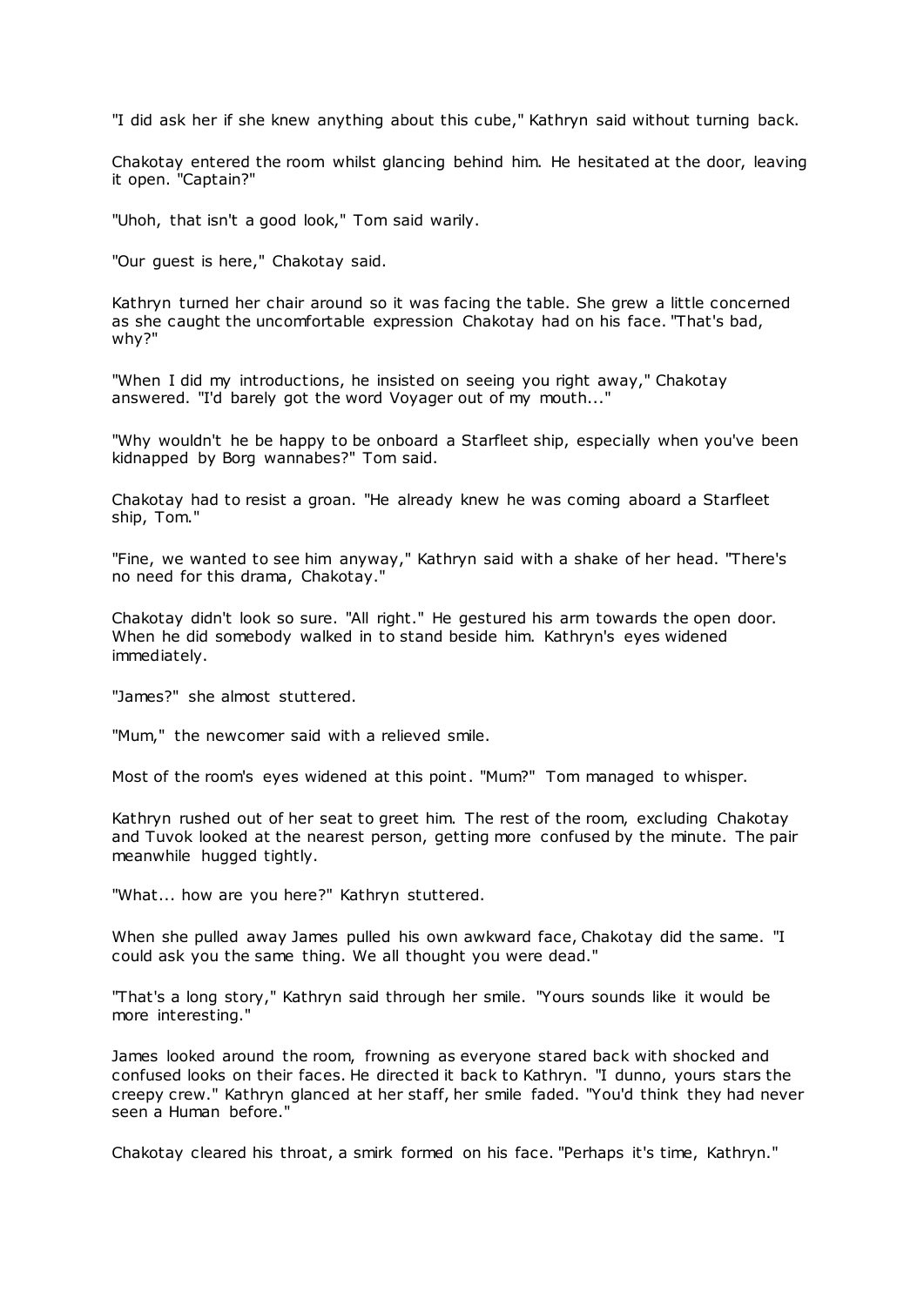"I did ask her if she knew anything about this cube," Kathryn said without turning back.

Chakotay entered the room whilst glancing behind him. He hesitated at the door, leaving it open. "Captain?"

"Uhoh, that isn't a good look," Tom said warily.

"Our guest is here," Chakotay said.

Kathryn turned her chair around so it was facing the table. She grew a little concerned as she caught the uncomfortable expression Chakotay had on his face. "That's bad, why?"

"When I did my introductions, he insisted on seeing you right away," Chakotay answered. "I'd barely got the word Voyager out of my mouth..."

"Why wouldn't he be happy to be onboard a Starfleet ship, especially when you've been kidnapped by Borg wannabes?" Tom said.

Chakotay had to resist a groan. "He already knew he was coming aboard a Starfleet ship, Tom."

"Fine, we wanted to see him anyway," Kathryn said with a shake of her head. "There's no need for this drama, Chakotay."

Chakotay didn't look so sure. "All right." He gestured his arm towards the open door. When he did somebody walked in to stand beside him. Kathryn's eyes widened immediately.

"James?" she almost stuttered.

"Mum," the newcomer said with a relieved smile.

Most of the room's eyes widened at this point. "Mum?" Tom managed to whisper.

Kathryn rushed out of her seat to greet him. The rest of the room, excluding Chakotay and Tuvok looked at the nearest person, getting more confused by the minute. The pair meanwhile hugged tightly.

"What... how are you here?" Kathryn stuttered.

When she pulled away James pulled his own awkward face, Chakotay did the same. "I could ask you the same thing. We all thought you were dead."

"That's a long story," Kathryn said through her smile. "Yours sounds like it would be more interesting."

James looked around the room, frowning as everyone stared back with shocked and confused looks on their faces. He directed it back to Kathryn. "I dunno, yours stars the creepy crew." Kathryn glanced at her staff, her smile faded. "You'd think they had never seen a Human before."

Chakotay cleared his throat, a smirk formed on his face. "Perhaps it's time, Kathryn."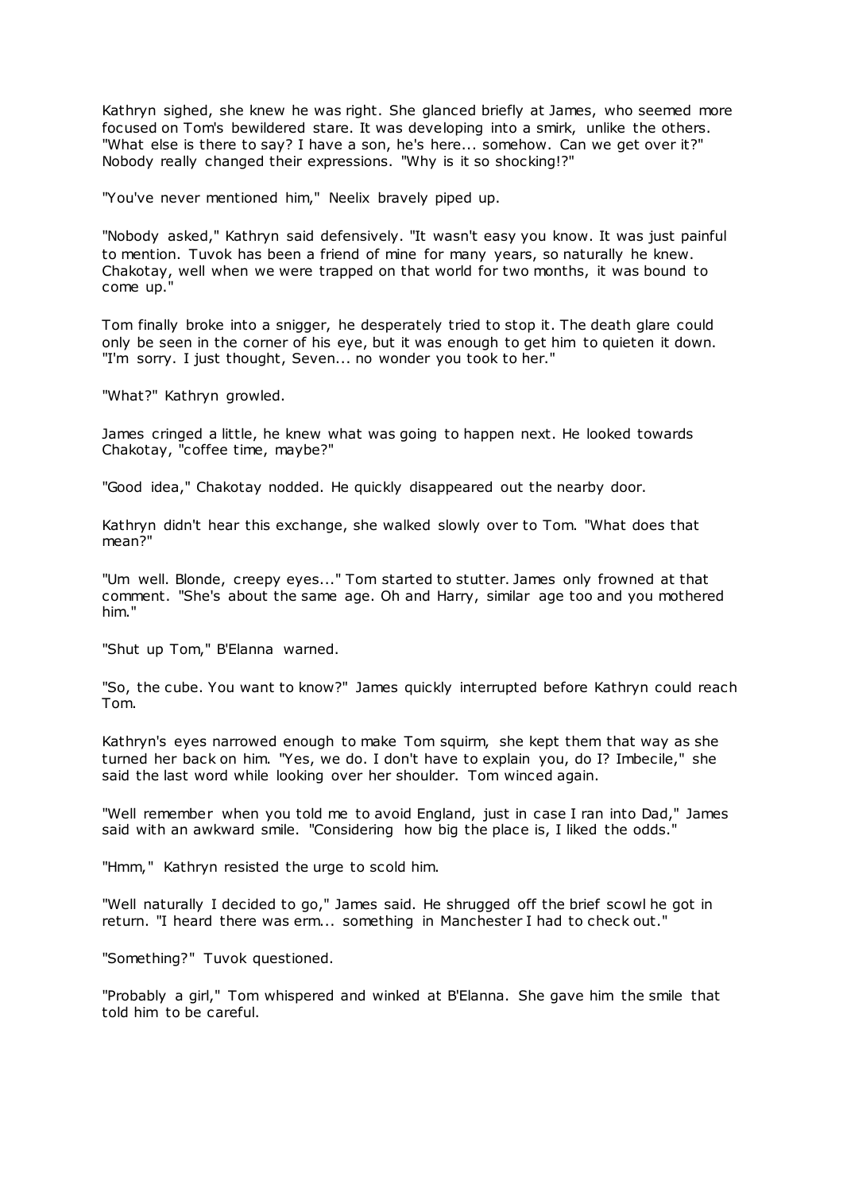Kathryn sighed, she knew he was right. She glanced briefly at James, who seemed more focused on Tom's bewildered stare. It was developing into a smirk, unlike the others. "What else is there to say? I have a son, he's here... somehow. Can we get over it?" Nobody really changed their expressions. "Why is it so shocking!?"

"You've never mentioned him," Neelix bravely piped up.

"Nobody asked," Kathryn said defensively. "It wasn't easy you know. It was just painful to mention. Tuvok has been a friend of mine for many years, so naturally he knew. Chakotay, well when we were trapped on that world for two months, it was bound to come up."

Tom finally broke into a snigger, he desperately tried to stop it. The death glare could only be seen in the corner of his eye, but it was enough to get him to quieten it down. "I'm sorry. I just thought, Seven... no wonder you took to her."

"What?" Kathryn growled.

James cringed a little, he knew what was going to happen next. He looked towards Chakotay, "coffee time, maybe?"

"Good idea," Chakotay nodded. He quickly disappeared out the nearby door.

Kathryn didn't hear this exchange, she walked slowly over to Tom. "What does that mean?"

"Um well. Blonde, creepy eyes..." Tom started to stutter. James only frowned at that comment. "She's about the same age. Oh and Harry, similar age too and you mothered him."

"Shut up Tom," B'Elanna warned.

"So, the cube. You want to know?" James quickly interrupted before Kathryn could reach Tom.

Kathryn's eyes narrowed enough to make Tom squirm, she kept them that way as she turned her back on him. "Yes, we do. I don't have to explain you, do I? Imbecile," she said the last word while looking over her shoulder. Tom winced again.

"Well remember when you told me to avoid England, just in case I ran into Dad," James said with an awkward smile. "Considering how big the place is, I liked the odds."

"Hmm," Kathryn resisted the urge to scold him.

"Well naturally I decided to go," James said. He shrugged off the brief scowl he got in return. "I heard there was erm... something in Manchester I had to check out."

"Something?" Tuvok questioned.

"Probably a girl," Tom whispered and winked at B'Elanna. She gave him the smile that told him to be careful.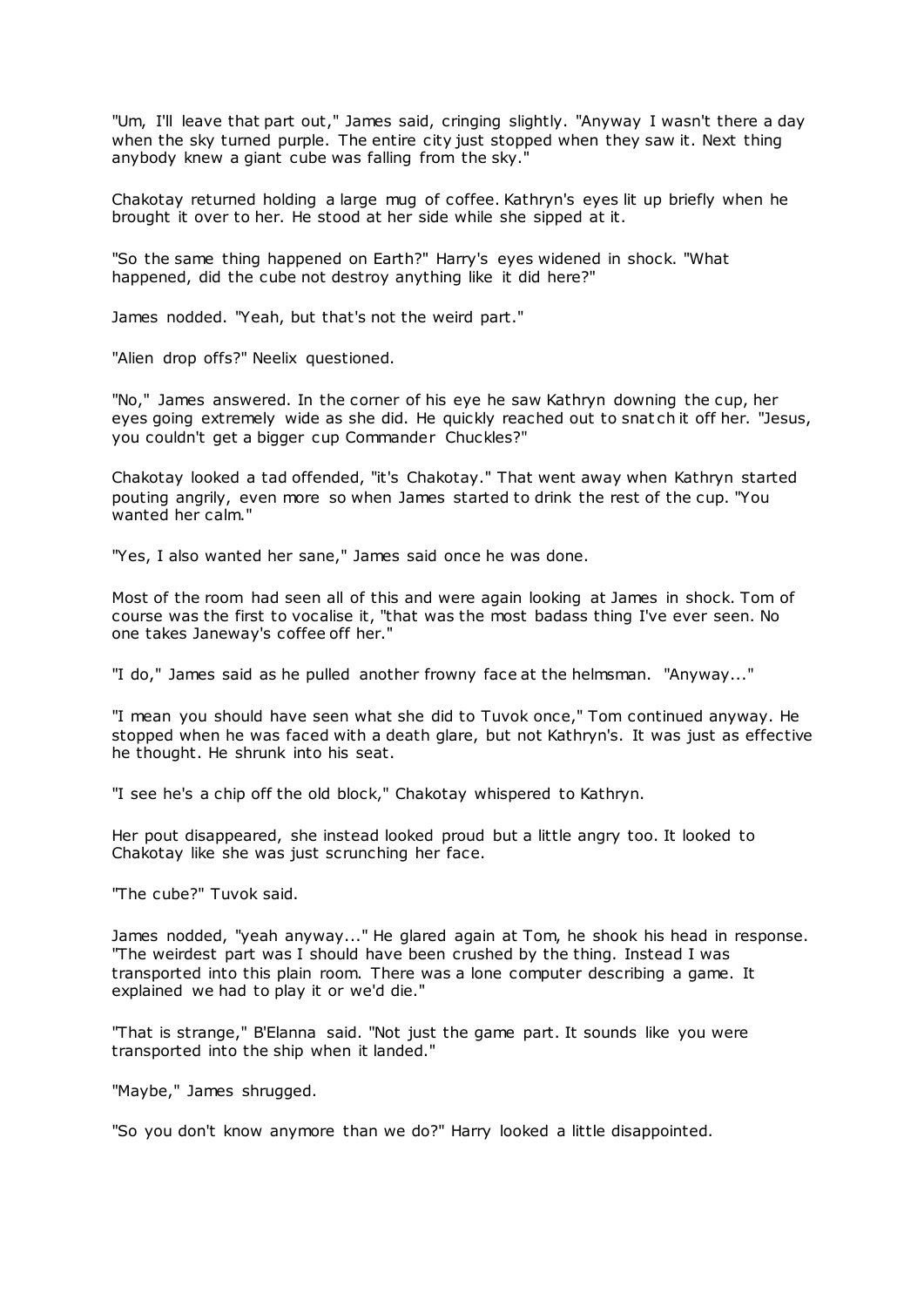"Um, I'll leave that part out," James said, cringing slightly. "Anyway I wasn't there a day when the sky turned purple. The entire city just stopped when they saw it. Next thing anybody knew a giant cube was falling from the sky."

Chakotay returned holding a large mug of coffee. Kathryn's eyes lit up briefly when he brought it over to her. He stood at her side while she sipped at it.

"So the same thing happened on Earth?" Harry's eyes widened in shock. "What happened, did the cube not destroy anything like it did here?"

James nodded. "Yeah, but that's not the weird part."

"Alien drop offs?" Neelix questioned.

"No," James answered. In the corner of his eye he saw Kathryn downing the cup, her eyes going extremely wide as she did. He quickly reached out to snatch it off her. "Jesus, you couldn't get a bigger cup Commander Chuckles?"

Chakotay looked a tad offended, "it's Chakotay." That went away when Kathryn started pouting angrily, even more so when James started to drink the rest of the cup. "You wanted her calm."

"Yes, I also wanted her sane," James said once he was done.

Most of the room had seen all of this and were again looking at James in shock. Tom of course was the first to vocalise it, "that was the most badass thing I've ever seen. No one takes Janeway's coffee off her."

"I do," James said as he pulled another frowny face at the helmsman. "Anyway..."

"I mean you should have seen what she did to Tuvok once," Tom continued anyway. He stopped when he was faced with a death glare, but not Kathryn's. It was just as effective he thought. He shrunk into his seat.

"I see he's a chip off the old block," Chakotay whispered to Kathryn.

Her pout disappeared, she instead looked proud but a little angry too. It looked to Chakotay like she was just scrunching her face.

"The cube?" Tuvok said.

James nodded, "yeah anyway..." He glared again at Tom, he shook his head in response. "The weirdest part was I should have been crushed by the thing. Instead I was transported into this plain room. There was a lone computer describing a game. It explained we had to play it or we'd die."

"That is strange," B'Elanna said. "Not just the game part. It sounds like you were transported into the ship when it landed."

"Maybe," James shrugged.

"So you don't know anymore than we do?" Harry looked a little disappointed.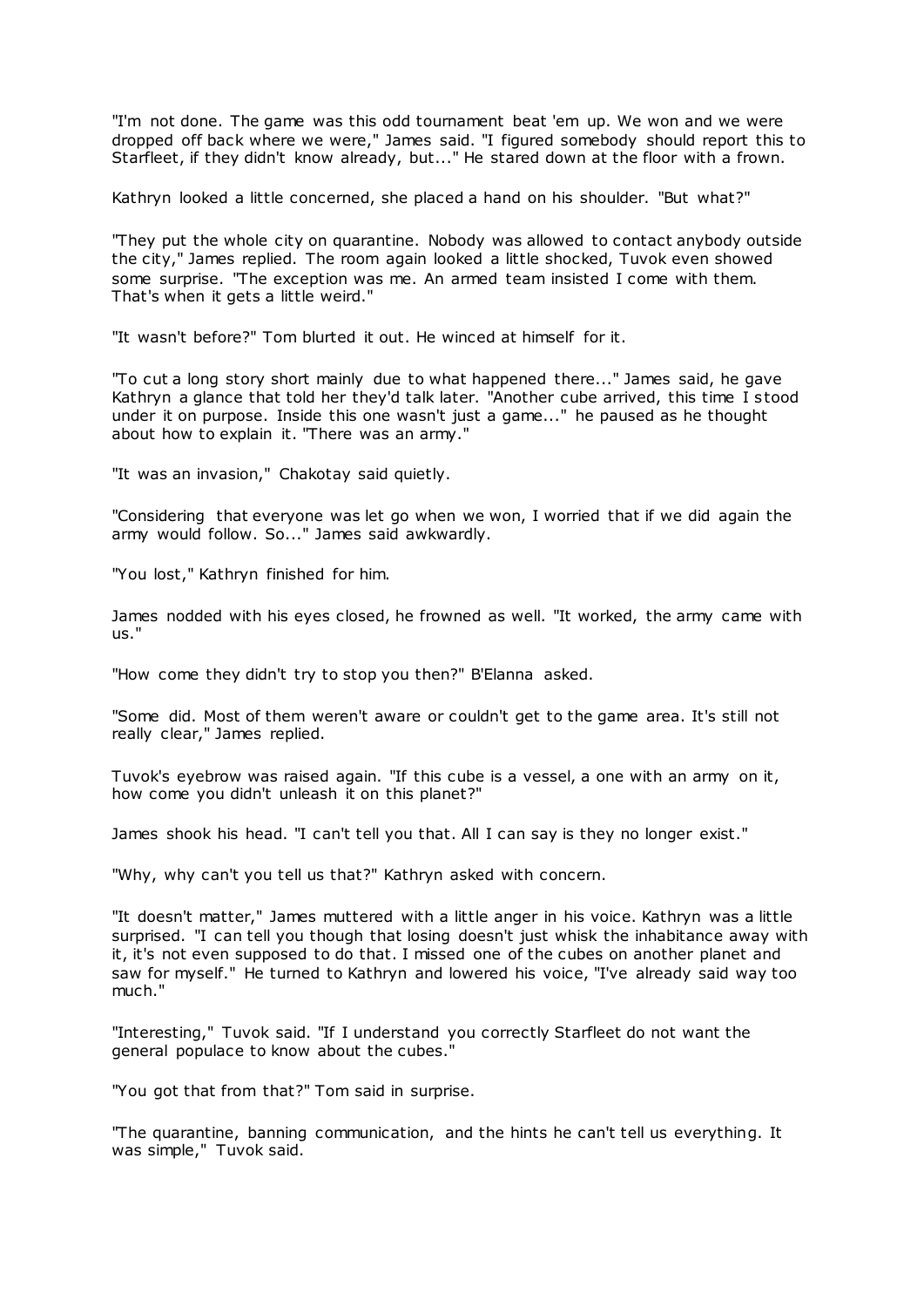"I'm not done. The game was this odd tournament beat 'em up. We won and we were dropped off back where we were," James said. "I figured somebody should report this to Starfleet, if they didn't know already, but..." He stared down at the floor with a frown.

Kathryn looked a little concerned, she placed a hand on his shoulder. "But what?"

"They put the whole city on quarantine. Nobody was allowed to contact anybody outside the city," James replied. The room again looked a little shocked, Tuvok even showed some surprise. "The exception was me. An armed team insisted I come with them. That's when it gets a little weird."

"It wasn't before?" Tom blurted it out. He winced at himself for it.

"To cut a long story short mainly due to what happened there..." James said, he gave Kathryn a glance that told her they'd talk later. "Another cube arrived, this time I stood under it on purpose. Inside this one wasn't just a game..." he paused as he thought about how to explain it. "There was an army."

"It was an invasion," Chakotay said quietly.

"Considering that everyone was let go when we won, I worried that if we did again the army would follow. So..." James said awkwardly.

"You lost," Kathryn finished for him.

James nodded with his eyes closed, he frowned as well. "It worked, the army came with us."

"How come they didn't try to stop you then?" B'Elanna asked.

"Some did. Most of them weren't aware or couldn't get to the game area. It's still not really clear," James replied.

Tuvok's eyebrow was raised again. "If this cube is a vessel, a one with an army on it, how come you didn't unleash it on this planet?"

James shook his head. "I can't tell you that. All I can say is they no longer exist."

"Why, why can't you tell us that?" Kathryn asked with concern.

"It doesn't matter," James muttered with a little anger in his voice. Kathryn was a little surprised. "I can tell you though that losing doesn't just whisk the inhabitance away with it, it's not even supposed to do that. I missed one of the cubes on another planet and saw for myself." He turned to Kathryn and lowered his voice, "I've already said way too much."

"Interesting," Tuvok said. "If I understand you correctly Starfleet do not want the general populace to know about the cubes."

"You got that from that?" Tom said in surprise.

"The quarantine, banning communication, and the hints he can't tell us everything. It was simple," Tuvok said.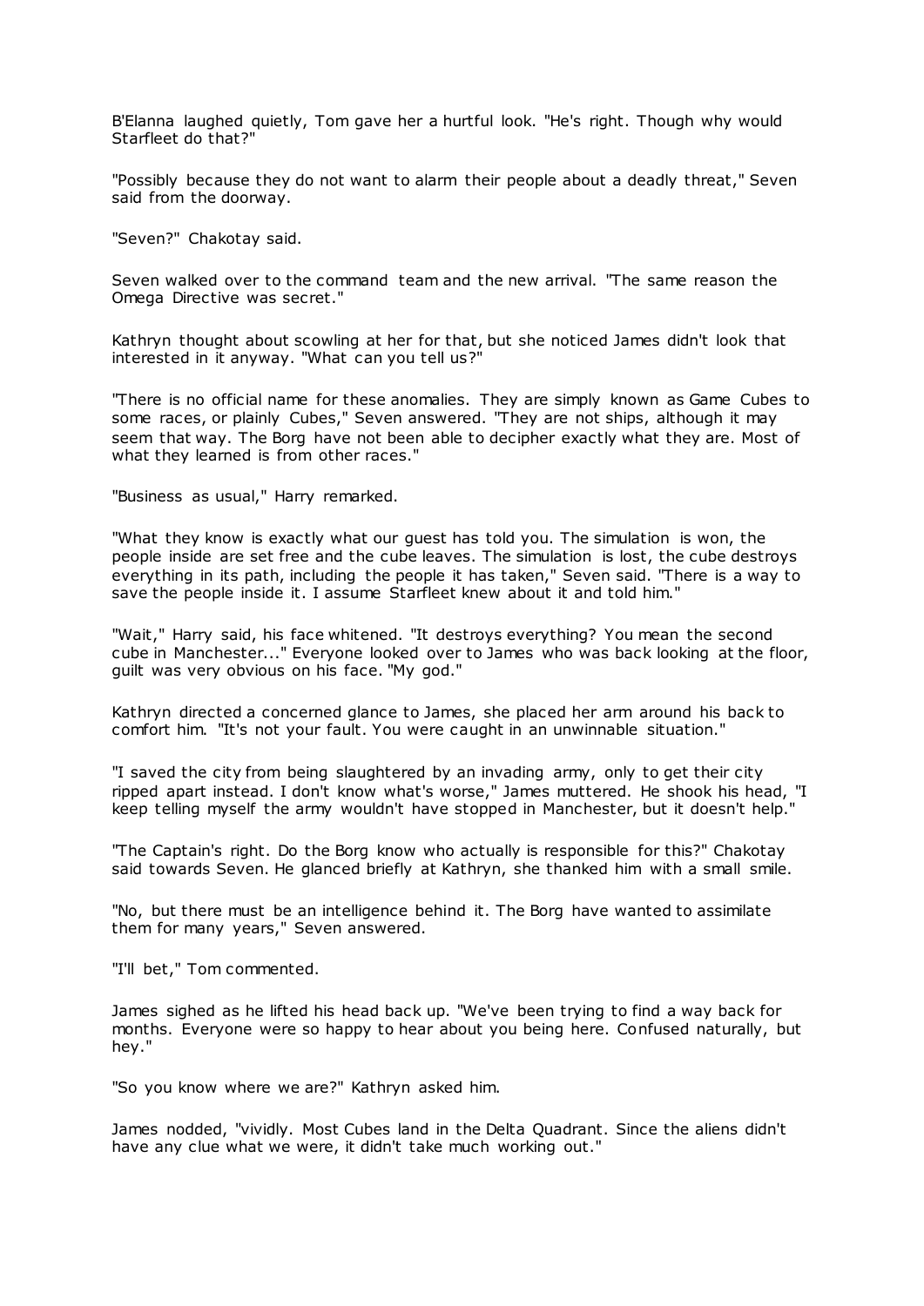B'Elanna laughed quietly, Tom gave her a hurtful look. "He's right. Though why would Starfleet do that?"

"Possibly because they do not want to alarm their people about a deadly threat," Seven said from the doorway.

"Seven?" Chakotay said.

Seven walked over to the command team and the new arrival. "The same reason the Omega Directive was secret."

Kathryn thought about scowling at her for that, but she noticed James didn't look that interested in it anyway. "What can you tell us?"

"There is no official name for these anomalies. They are simply known as Game Cubes to some races, or plainly Cubes," Seven answered. "They are not ships, although it may seem that way. The Borg have not been able to decipher exactly what they are. Most of what they learned is from other races."

"Business as usual," Harry remarked.

"What they know is exactly what our guest has told you. The simulation is won, the people inside are set free and the cube leaves. The simulation is lost, the cube destroys everything in its path, including the people it has taken," Seven said. "There is a way to save the people inside it. I assume Starfleet knew about it and told him."

"Wait," Harry said, his face whitened. "It destroys everything? You mean the second cube in Manchester..." Everyone looked over to James who was back looking at the floor, guilt was very obvious on his face. "My god."

Kathryn directed a concerned glance to James, she placed her arm around his back to comfort him. "It's not your fault. You were caught in an unwinnable situation."

"I saved the city from being slaughtered by an invading army, only to get their city ripped apart instead. I don't know what's worse," James muttered. He shook his head, "I keep telling myself the army wouldn't have stopped in Manchester, but it doesn't help."

"The Captain's right. Do the Borg know who actually is responsible for this?" Chakotay said towards Seven. He glanced briefly at Kathryn, she thanked him with a small smile.

"No, but there must be an intelligence behind it. The Borg have wanted to assimilate them for many years," Seven answered.

"I'll bet," Tom commented.

James sighed as he lifted his head back up. "We've been trying to find a way back for months. Everyone were so happy to hear about you being here. Confused naturally, but hey."

"So you know where we are?" Kathryn asked him.

James nodded, "vividly. Most Cubes land in the Delta Quadrant. Since the aliens didn't have any clue what we were, it didn't take much working out."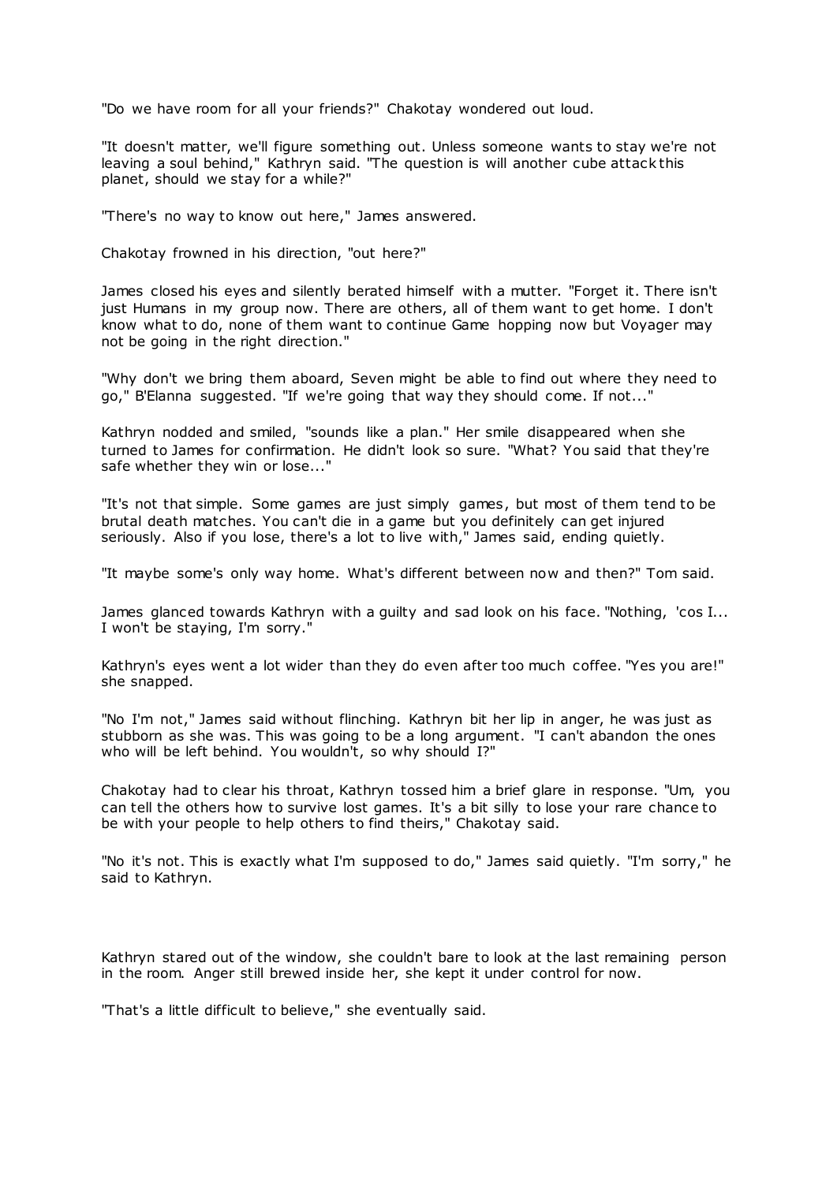"Do we have room for all your friends?" Chakotay wondered out loud.

"It doesn't matter, we'll figure something out. Unless someone wants to stay we're not leaving a soul behind," Kathryn said. "The question is will another cube attack this planet, should we stay for a while?"

"There's no way to know out here," James answered.

Chakotay frowned in his direction, "out here?"

James closed his eyes and silently berated himself with a mutter. "Forget it. There isn't just Humans in my group now. There are others, all of them want to get home. I don't know what to do, none of them want to continue Game hopping now but Voyager may not be going in the right direction."

"Why don't we bring them aboard, Seven might be able to find out where they need to go," B'Elanna suggested. "If we're going that way they should come. If not..."

Kathryn nodded and smiled, "sounds like a plan." Her smile disappeared when she turned to James for confirmation. He didn't look so sure. "What? You said that they're safe whether they win or lose..."

"It's not that simple. Some games are just simply games, but most of them tend to be brutal death matches. You can't die in a game but you definitely can get injured seriously. Also if you lose, there's a lot to live with," James said, ending quietly.

"It maybe some's only way home. What's different between now and then?" Tom said.

James glanced towards Kathryn with a guilty and sad look on his face. "Nothing, 'cos I... I won't be staying, I'm sorry."

Kathryn's eyes went a lot wider than they do even after too much coffee. "Yes you are!" she snapped.

"No I'm not," James said without flinching. Kathryn bit her lip in anger, he was just as stubborn as she was. This was going to be a long argument. "I can't abandon the ones who will be left behind. You wouldn't, so why should I?"

Chakotay had to clear his throat, Kathryn tossed him a brief glare in response. "Um, you can tell the others how to survive lost games. It's a bit silly to lose your rare chance to be with your people to help others to find theirs," Chakotay said.

"No it's not. This is exactly what I'm supposed to do," James said quietly. "I'm sorry," he said to Kathryn.

Kathryn stared out of the window, she couldn't bare to look at the last remaining person in the room. Anger still brewed inside her, she kept it under control for now.

"That's a little difficult to believe," she eventually said.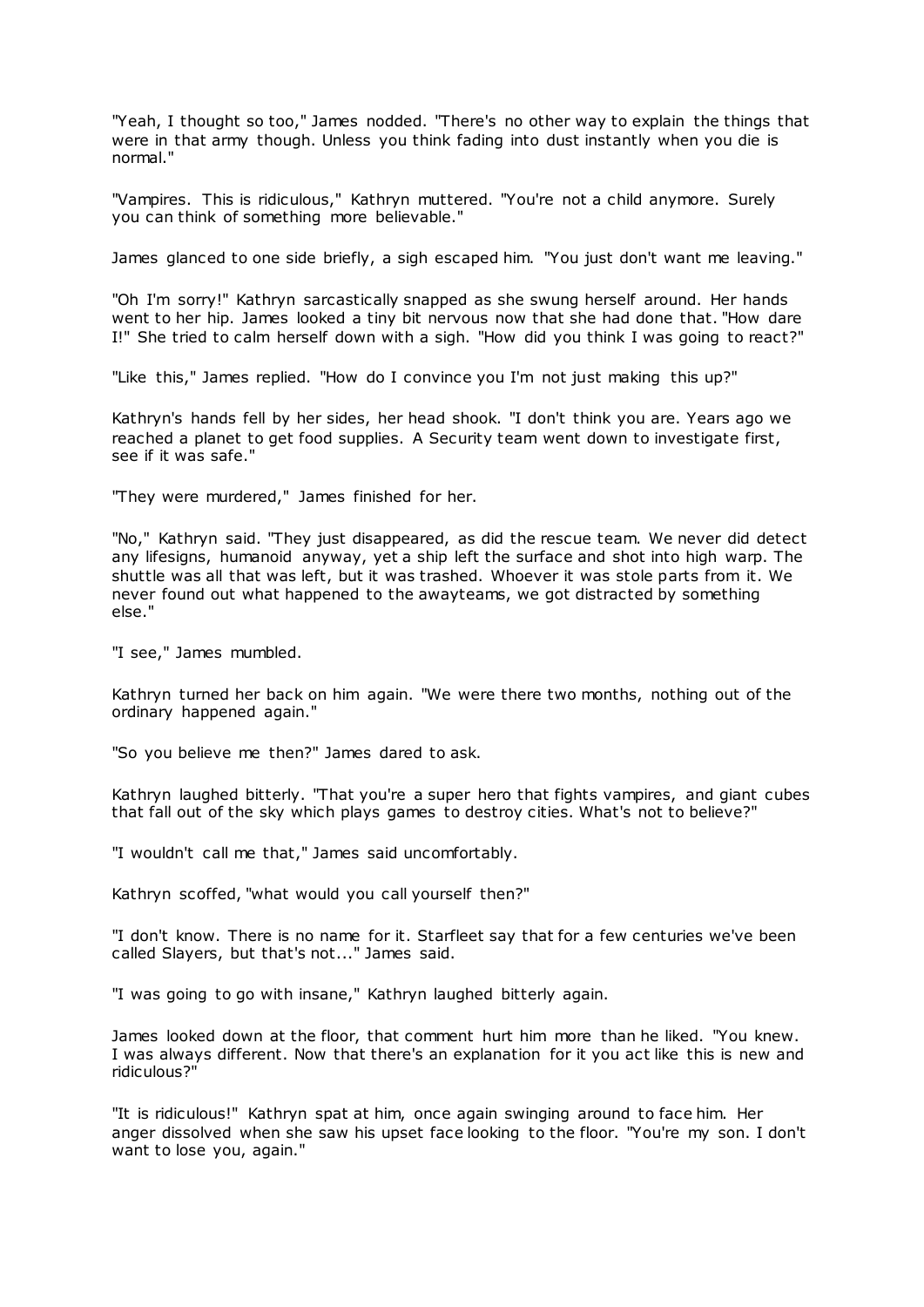"Yeah, I thought so too," James nodded. "There's no other way to explain the things that were in that army though. Unless you think fading into dust instantly when you die is normal."

"Vampires. This is ridiculous," Kathryn muttered. "You're not a child anymore. Surely you can think of something more believable."

James glanced to one side briefly, a sigh escaped him. "You just don't want me leaving."

"Oh I'm sorry!" Kathryn sarcastically snapped as she swung herself around. Her hands went to her hip. James looked a tiny bit nervous now that she had done that. "How dare I!" She tried to calm herself down with a sigh. "How did you think I was going to react?"

"Like this," James replied. "How do I convince you I'm not just making this up?"

Kathryn's hands fell by her sides, her head shook. "I don't think you are. Years ago we reached a planet to get food supplies. A Security team went down to investigate first, see if it was safe."

"They were murdered," James finished for her.

"No," Kathryn said. "They just disappeared, as did the rescue team. We never did detect any lifesigns, humanoid anyway, yet a ship left the surface and shot into high warp. The shuttle was all that was left, but it was trashed. Whoever it was stole parts from it. We never found out what happened to the awayteams, we got distracted by something else."

"I see," James mumbled.

Kathryn turned her back on him again. "We were there two months, nothing out of the ordinary happened again."

"So you believe me then?" James dared to ask.

Kathryn laughed bitterly. "That you're a super hero that fights vampires, and giant cubes that fall out of the sky which plays games to destroy cities. What's not to believe?"

"I wouldn't call me that," James said uncomfortably.

Kathryn scoffed, "what would you call yourself then?"

"I don't know. There is no name for it. Starfleet say that for a few centuries we've been called Slayers, but that's not..." James said.

"I was going to go with insane," Kathryn laughed bitterly again.

James looked down at the floor, that comment hurt him more than he liked. "You knew. I was always different. Now that there's an explanation for it you act like this is new and ridiculous?"

"It is ridiculous!" Kathryn spat at him, once again swinging around to face him. Her anger dissolved when she saw his upset face looking to the floor. "You're my son. I don't want to lose you, again."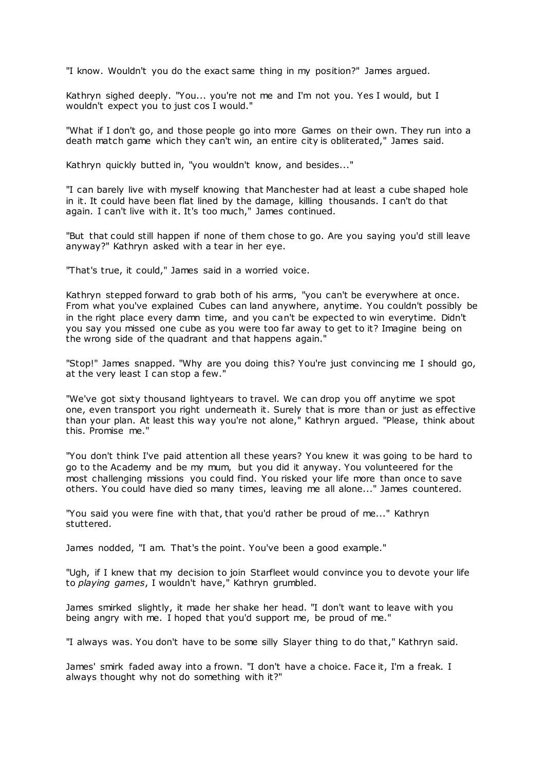"I know. Wouldn't you do the exact same thing in my position?" James argued.

Kathryn sighed deeply. "You... you're not me and I'm not you. Yes I would, but I wouldn't expect you to just cos I would."

"What if I don't go, and those people go into more Games on their own. They run into a death match game which they can't win, an entire city is obliterated," James said.

Kathryn quickly butted in, "you wouldn't know, and besides..."

"I can barely live with myself knowing that Manchester had at least a cube shaped hole in it. It could have been flat lined by the damage, killing thousands. I can't do that again. I can't live with it. It's too much," James continued.

"But that could still happen if none of them chose to go. Are you saying you'd still leave anyway?" Kathryn asked with a tear in her eye.

"That's true, it could," James said in a worried voice.

Kathryn stepped forward to grab both of his arms, "you can't be everywhere at once. From what you've explained Cubes can land anywhere, anytime. You couldn't possibly be in the right place every damn time, and you can't be expected to win everytime. Didn't you say you missed one cube as you were too far away to get to it? Imagine being on the wrong side of the quadrant and that happens again."

"Stop!" James snapped. "Why are you doing this? You're just convincing me I should go, at the very least I can stop a few."

"We've got sixty thousand lightyears to travel. We can drop you off anytime we spot one, even transport you right underneath it. Surely that is more than or just as effective than your plan. At least this way you're not alone," Kathryn argued. "Please, think about this. Promise me."

"You don't think I've paid attention all these years? You knew it was going to be hard to go to the Academy and be my mum, but you did it anyway. You volunteered for the most challenging missions you could find. You risked your life more than once to save others. You could have died so many times, leaving me all alone..." James countered.

"You said you were fine with that, that you'd rather be proud of me..." Kathryn stuttered.

James nodded, "I am. That's the point. You've been a good example."

"Ugh, if I knew that my decision to join Starfleet would convince you to devote your life to *playing games*, I wouldn't have," Kathryn grumbled.

James smirked slightly, it made her shake her head. "I don't want to leave with you being angry with me. I hoped that you'd support me, be proud of me."

"I always was. You don't have to be some silly Slayer thing to do that," Kathryn said.

James' smirk faded away into a frown. "I don't have a choice. Face it, I'm a freak. I always thought why not do something with it?"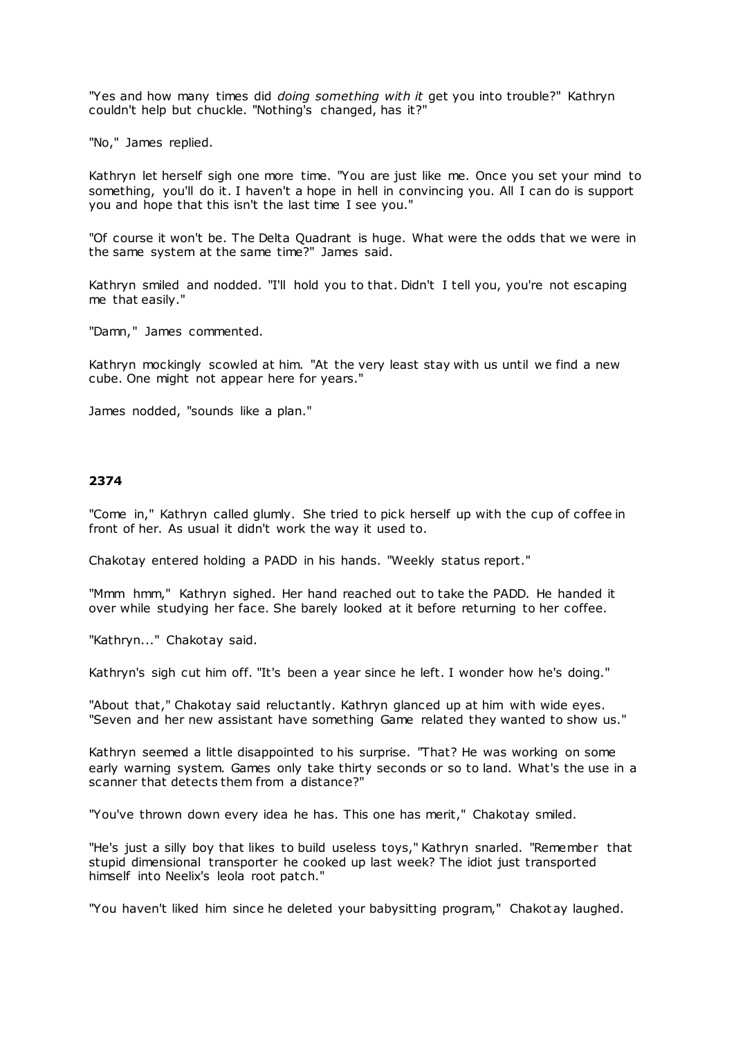"Yes and how many times did *doing something with it* get you into trouble?" Kathryn couldn't help but chuckle. "Nothing's changed, has it?"

"No," James replied.

Kathryn let herself sigh one more time. "You are just like me. Once you set your mind to something, you'll do it. I haven't a hope in hell in convincing you. All I can do is support you and hope that this isn't the last time I see you."

"Of course it won't be. The Delta Quadrant is huge. What were the odds that we were in the same system at the same time?" James said.

Kathryn smiled and nodded. "I'll hold you to that. Didn't I tell you, you're not escaping me that easily."

"Damn," James commented.

Kathryn mockingly scowled at him. "At the very least stay with us until we find a new cube. One might not appear here for years."

James nodded, "sounds like a plan."

**2374**

"Come in," Kathryn called glumly. She tried to pick herself up with the cup of coffee in front of her. As usual it didn't work the way it used to.

Chakotay entered holding a PADD in his hands. "Weekly status report."

"Mmm hmm," Kathryn sighed. Her hand reached out to take the PADD. He handed it over while studying her face. She barely looked at it before returning to her coffee.

"Kathryn..." Chakotay said.

Kathryn's sigh cut him off. "It's been a year since he left. I wonder how he's doing."

"About that," Chakotay said reluctantly. Kathryn glanced up at him with wide eyes. "Seven and her new assistant have something Game related they wanted to show us."

Kathryn seemed a little disappointed to his surprise. "That? He was working on some early warning system. Games only take thirty seconds or so to land. What's the use in a scanner that detects them from a distance?"

"You've thrown down every idea he has. This one has merit," Chakotay smiled.

"He's just a silly boy that likes to build useless toys," Kathryn snarled. "Remember that stupid dimensional transporter he cooked up last week? The idiot just transported himself into Neelix's leola root patch."

"You haven't liked him since he deleted your babysitting program," Chakotay laughed.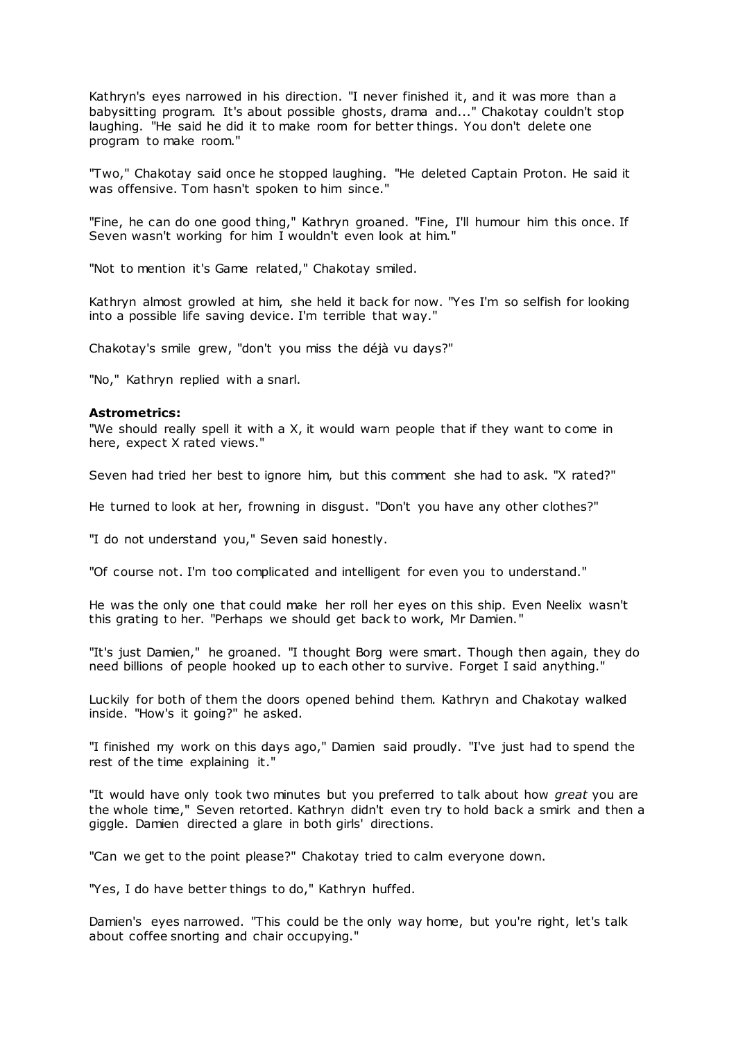Kathryn's eyes narrowed in his direction. "I never finished it, and it was more than a babysitting program. It's about possible ghosts, drama and..." Chakotay couldn't stop laughing. "He said he did it to make room for better things. You don't delete one program to make room."

"Two," Chakotay said once he stopped laughing. "He deleted Captain Proton. He said it was offensive. Tom hasn't spoken to him since."

"Fine, he can do one good thing," Kathryn groaned. "Fine, I'll humour him this once. If Seven wasn't working for him I wouldn't even look at him."

"Not to mention it's Game related," Chakotay smiled.

Kathryn almost growled at him, she held it back for now. "Yes I'm so selfish for looking into a possible life saving device. I'm terrible that way."

Chakotay's smile grew, "don't you miss the déjà vu days?"

"No," Kathryn replied with a snarl.

**Astrometrics:**

"We should really spell it with a X, it would warn people that if they want to come in here, expect X rated views."

Seven had tried her best to ignore him, but this comment she had to ask. "X rated?"

He turned to look at her, frowning in disgust. "Don't you have any other clothes?"

"I do not understand you," Seven said honestly.

"Of course not. I'm too complicated and intelligent for even you to understand."

He was the only one that could make her roll her eyes on this ship. Even Neelix wasn't this grating to her. "Perhaps we should get back to work, Mr Damien."

"It's just Damien," he groaned. "I thought Borg were smart. Though then again, they do need billions of people hooked up to each other to survive. Forget I said anything."

Luckily for both of them the doors opened behind them. Kathryn and Chakotay walked inside. "How's it going?" he asked.

"I finished my work on this days ago," Damien said proudly. "I've just had to spend the rest of the time explaining it."

"It would have only took two minutes but you preferred to talk about how *great* you are the whole time," Seven retorted. Kathryn didn't even try to hold back a smirk and then a giggle. Damien directed a glare in both girls' directions.

"Can we get to the point please?" Chakotay tried to calm everyone down.

"Yes, I do have better things to do," Kathryn huffed.

Damien's eyes narrowed. "This could be the only way home, but you're right, let's talk about coffee snorting and chair occupying."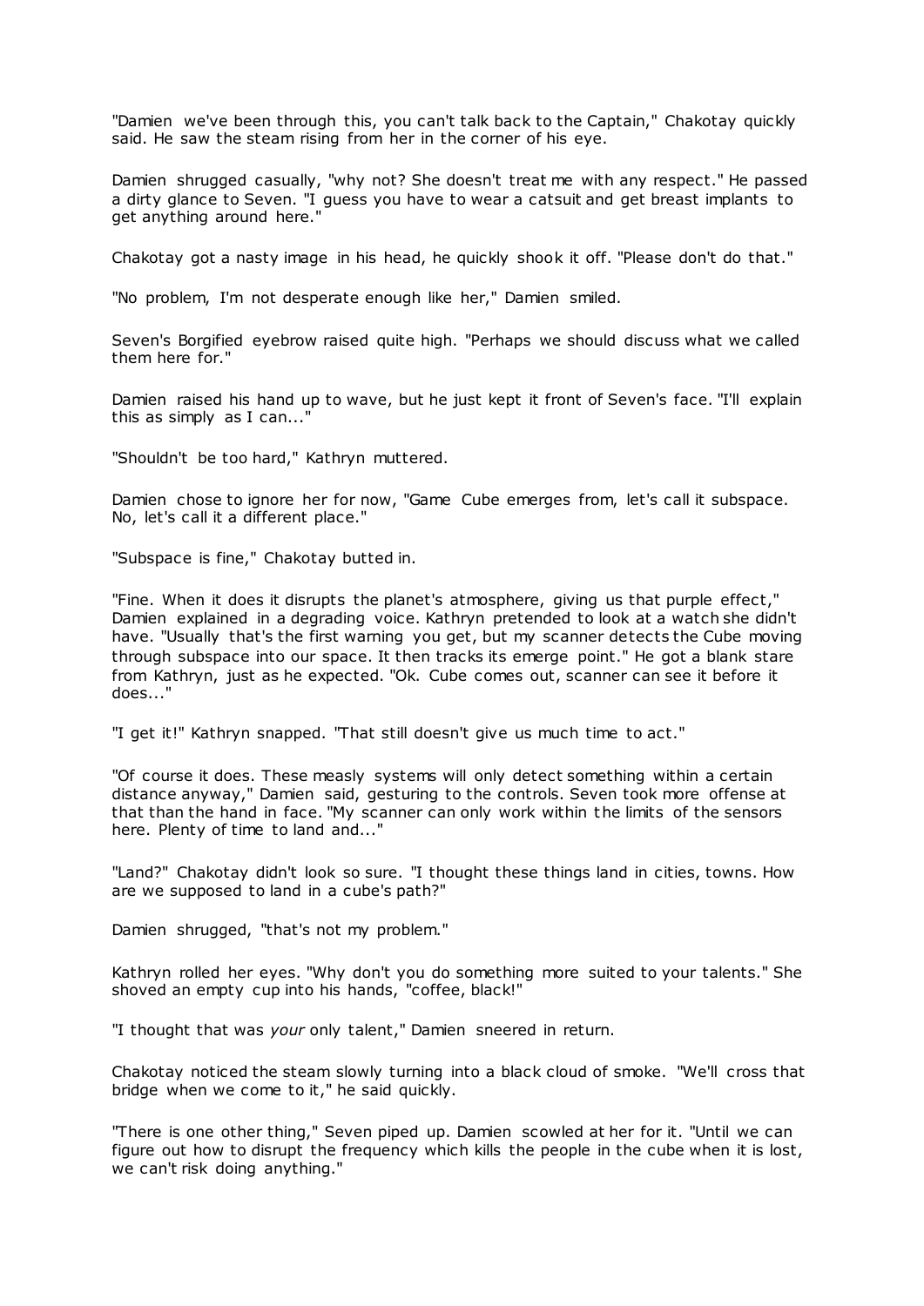"Damien we've been through this, you can't talk back to the Captain," Chakotay quickly said. He saw the steam rising from her in the corner of his eye.

Damien shrugged casually, "why not? She doesn't treat me with any respect." He passed a dirty glance to Seven. "I guess you have to wear a catsuit and get breast implants to get anything around here."

Chakotay got a nasty image in his head, he quickly shook it off. "Please don't do that."

"No problem, I'm not desperate enough like her," Damien smiled.

Seven's Borgified eyebrow raised quite high. "Perhaps we should discuss what we called them here for."

Damien raised his hand up to wave, but he just kept it front of Seven's face. "I'll explain this as simply as I can..."

"Shouldn't be too hard," Kathryn muttered.

Damien chose to ignore her for now, "Game Cube emerges from, let's call it subspace. No, let's call it a different place."

"Subspace is fine," Chakotay butted in.

"Fine. When it does it disrupts the planet's atmosphere, giving us that purple effect," Damien explained in a degrading voice. Kathryn pretended to look at a watch she didn't have. "Usually that's the first warning you get, but my scanner detects the Cube moving through subspace into our space. It then tracks its emerge point." He got a blank stare from Kathryn, just as he expected. "Ok. Cube comes out, scanner can see it before it does..."

"I get it!" Kathryn snapped. "That still doesn't give us much time to act."

"Of course it does. These measly systems will only detect something within a certain distance anyway," Damien said, gesturing to the controls. Seven took more offense at that than the hand in face. "My scanner can only work within the limits of the sensors here. Plenty of time to land and..."

"Land?" Chakotay didn't look so sure. "I thought these things land in cities, towns. How are we supposed to land in a cube's path?"

Damien shrugged, "that's not my problem."

Kathryn rolled her eyes. "Why don't you do something more suited to your talents." She shoved an empty cup into his hands, "coffee, black!"

"I thought that was *your* only talent," Damien sneered in return.

Chakotay noticed the steam slowly turning into a black cloud of smoke. "We'll cross that bridge when we come to it," he said quickly.

"There is one other thing," Seven piped up. Damien scowled at her for it. "Until we can figure out how to disrupt the frequency which kills the people in the cube when it is lost, we can't risk doing anything."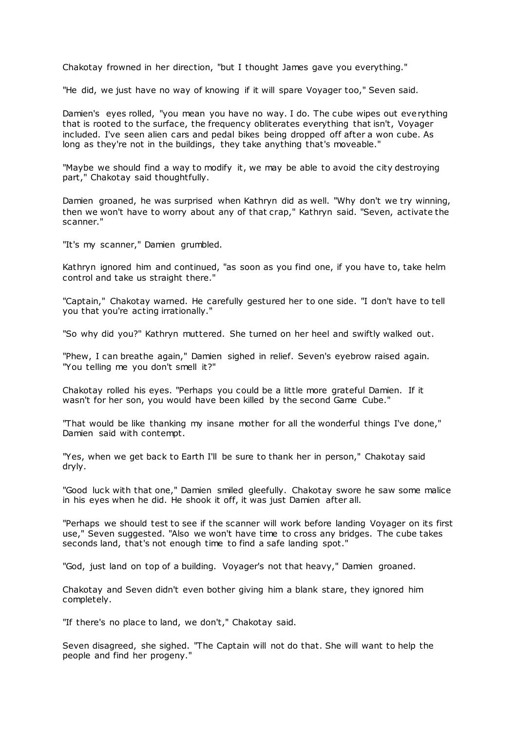Chakotay frowned in her direction, "but I thought James gave you everything."

"He did, we just have no way of knowing if it will spare Voyager too," Seven said.

Damien's eyes rolled, "you mean you have no way. I do. The cube wipes out everything that is rooted to the surface, the frequency obliterates everything that isn't, Voyager included. I've seen alien cars and pedal bikes being dropped off after a won cube. As long as they're not in the buildings, they take anything that's moveable."

"Maybe we should find a way to modify it, we may be able to avoid the city destroying part," Chakotay said thoughtfully.

Damien groaned, he was surprised when Kathryn did as well. "Why don't we try winning, then we won't have to worry about any of that crap," Kathryn said. "Seven, activate the scanner."

"It's my scanner," Damien grumbled.

Kathryn ignored him and continued, "as soon as you find one, if you have to, take helm control and take us straight there."

"Captain," Chakotay warned. He carefully gestured her to one side. "I don't have to tell you that you're acting irrationally."

"So why did you?" Kathryn muttered. She turned on her heel and swiftly walked out.

"Phew, I can breathe again," Damien sighed in relief. Seven's eyebrow raised again. "You telling me you don't smell it?"

Chakotay rolled his eyes. "Perhaps you could be a little more grateful Damien. If it wasn't for her son, you would have been killed by the second Game Cube."

"That would be like thanking my insane mother for all the wonderful things I've done," Damien said with contempt.

"Yes, when we get back to Earth I'll be sure to thank her in person," Chakotay said dryly.

"Good luck with that one," Damien smiled gleefully. Chakotay swore he saw some malice in his eyes when he did. He shook it off, it was just Damien after all.

"Perhaps we should test to see if the scanner will work before landing Voyager on its first use," Seven suggested. "Also we won't have time to cross any bridges. The cube takes seconds land, that's not enough time to find a safe landing spot."

"God, just land on top of a building. Voyager's not that heavy," Damien groaned.

Chakotay and Seven didn't even bother giving him a blank stare, they ignored him completely.

"If there's no place to land, we don't," Chakotay said.

Seven disagreed, she sighed. "The Captain will not do that. She will want to help the people and find her progeny."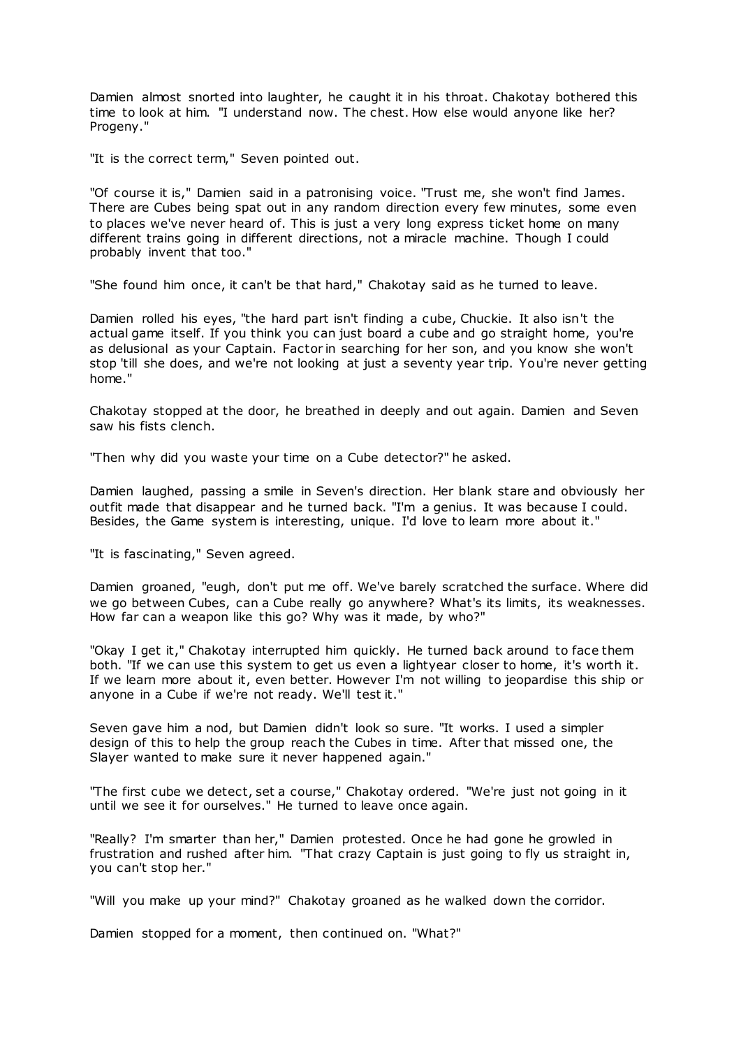Damien almost snorted into laughter, he caught it in his throat. Chakotay bothered this time to look at him. "I understand now. The chest. How else would anyone like her? Progeny."

"It is the correct term," Seven pointed out.

"Of course it is," Damien said in a patronising voice. "Trust me, she won't find James. There are Cubes being spat out in any random direction every few minutes, some even to places we've never heard of. This is just a very long express ticket home on many different trains going in different directions, not a miracle machine. Though I could probably invent that too."

"She found him once, it can't be that hard," Chakotay said as he turned to leave.

Damien rolled his eyes, "the hard part isn't finding a cube, Chuckie. It also isn't the actual game itself. If you think you can just board a cube and go straight home, you're as delusional as your Captain. Factor in searching for her son, and you know she won't stop 'till she does, and we're not looking at just a seventy year trip. You're never getting home."

Chakotay stopped at the door, he breathed in deeply and out again. Damien and Seven saw his fists clench.

"Then why did you waste your time on a Cube detector?" he asked.

Damien laughed, passing a smile in Seven's direction. Her blank stare and obviously her outfit made that disappear and he turned back. "I'm a genius. It was because I could. Besides, the Game system is interesting, unique. I'd love to learn more about it."

"It is fascinating," Seven agreed.

Damien groaned, "eugh, don't put me off. We've barely scratched the surface. Where did we go between Cubes, can a Cube really go anywhere? What's its limits, its weaknesses. How far can a weapon like this go? Why was it made, by who?"

"Okay I get it," Chakotay interrupted him quickly. He turned back around to face them both. "If we can use this system to get us even a lightyear closer to home, it's worth it. If we learn more about it, even better. However I'm not willing to jeopardise this ship or anyone in a Cube if we're not ready. We'll test it."

Seven gave him a nod, but Damien didn't look so sure. "It works. I used a simpler design of this to help the group reach the Cubes in time. After that missed one, the Slayer wanted to make sure it never happened again."

"The first cube we detect, set a course," Chakotay ordered. "We're just not going in it until we see it for ourselves." He turned to leave once again.

"Really? I'm smarter than her," Damien protested. Once he had gone he growled in frustration and rushed after him. "That crazy Captain is just going to fly us straight in, you can't stop her."

"Will you make up your mind?" Chakotay groaned as he walked down the corridor.

Damien stopped for a moment, then continued on. "What?"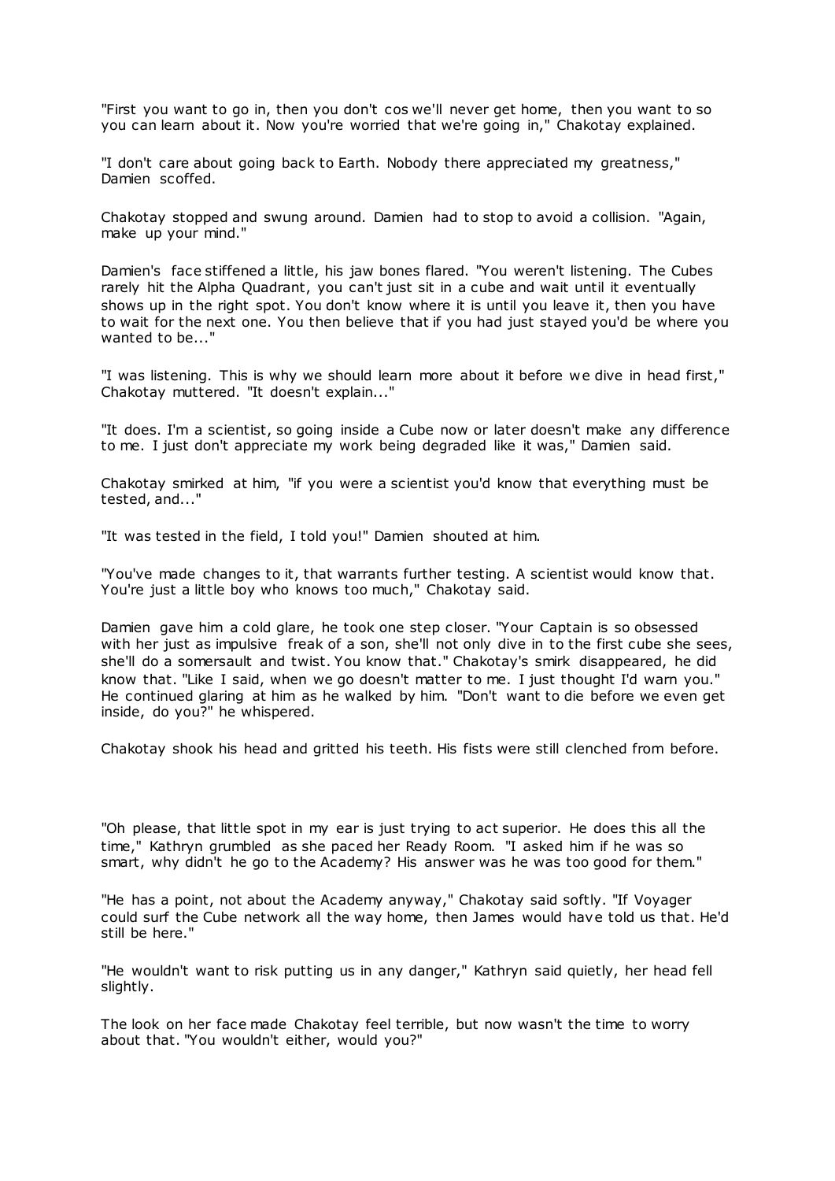"First you want to go in, then you don't cos we'll never get home, then you want to so you can learn about it. Now you're worried that we're going in," Chakotay explained.

"I don't care about going back to Earth. Nobody there appreciated my greatness," Damien scoffed.

Chakotay stopped and swung around. Damien had to stop to avoid a collision. "Again, make up your mind."

Damien's face stiffened a little, his jaw bones flared. "You weren't listening. The Cubes rarely hit the Alpha Quadrant, you can't just sit in a cube and wait until it eventually shows up in the right spot. You don't know where it is until you leave it, then you have to wait for the next one. You then believe that if you had just stayed you'd be where you wanted to be..."

"I was listening. This is why we should learn more about it before we dive in head first," Chakotay muttered. "It doesn't explain..."

"It does. I'm a scientist, so going inside a Cube now or later doesn't make any difference to me. I just don't appreciate my work being degraded like it was," Damien said.

Chakotay smirked at him, "if you were a scientist you'd know that everything must be tested, and..."

"It was tested in the field, I told you!" Damien shouted at him.

"You've made changes to it, that warrants further testing. A scientist would know that. You're just a little boy who knows too much," Chakotay said.

Damien gave him a cold glare, he took one step closer. "Your Captain is so obsessed with her just as impulsive freak of a son, she'll not only dive in to the first cube she sees, she'll do a somersault and twist. You know that." Chakotay's smirk disappeared, he did know that. "Like I said, when we go doesn't matter to me. I just thought I'd warn you." He continued glaring at him as he walked by him. "Don't want to die before we even get inside, do you?" he whispered.

Chakotay shook his head and gritted his teeth. His fists were still clenched from before.

"Oh please, that little spot in my ear is just trying to act superior. He does this all the time," Kathryn grumbled as she paced her Ready Room. "I asked him if he was so smart, why didn't he go to the Academy? His answer was he was too good for them."

"He has a point, not about the Academy anyway," Chakotay said softly. "If Voyager could surf the Cube network all the way home, then James would have told us that. He'd still be here."

"He wouldn't want to risk putting us in any danger," Kathryn said quietly, her head fell slightly.

The look on her face made Chakotay feel terrible, but now wasn't the time to worry about that. "You wouldn't either, would you?"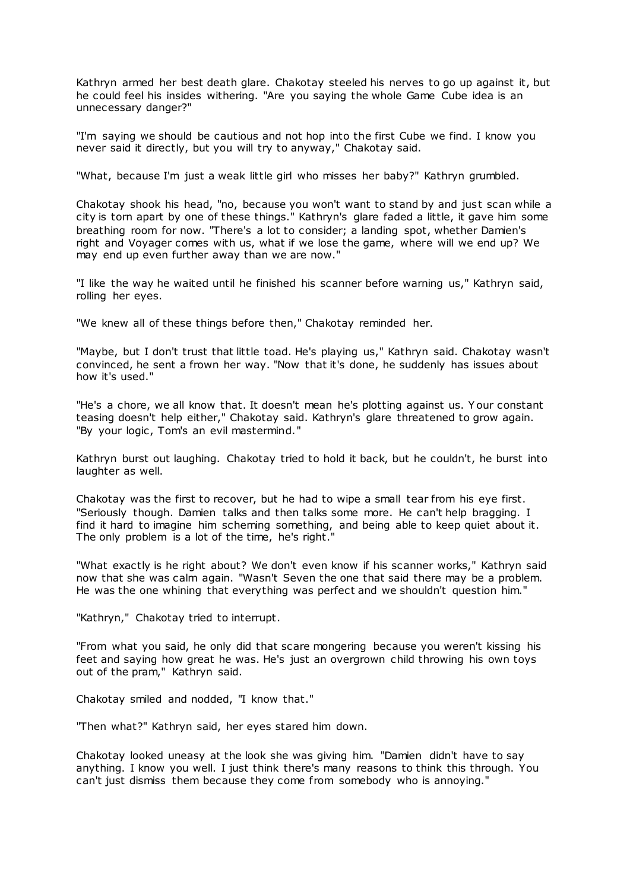Kathryn armed her best death glare. Chakotay steeled his nerves to go up against it, but he could feel his insides withering. "Are you saying the whole Game Cube idea is an unnecessary danger?"

"I'm saying we should be cautious and not hop into the first Cube we find. I know you never said it directly, but you will try to anyway," Chakotay said.

"What, because I'm just a weak little girl who misses her baby?" Kathryn grumbled.

Chakotay shook his head, "no, because you won't want to stand by and just scan while a city is torn apart by one of these things." Kathryn's glare faded a little, it gave him some breathing room for now. "There's a lot to consider; a landing spot, whether Damien's right and Voyager comes with us, what if we lose the game, where will we end up? We may end up even further away than we are now."

"I like the way he waited until he finished his scanner before warning us," Kathryn said, rolling her eyes.

"We knew all of these things before then," Chakotay reminded her.

"Maybe, but I don't trust that little toad. He's playing us," Kathryn said. Chakotay wasn't convinced, he sent a frown her way. "Now that it's done, he suddenly has issues about how it's used."

"He's a chore, we all know that. It doesn't mean he's plotting against us. Your constant teasing doesn't help either," Chakotay said. Kathryn's glare threatened to grow again. "By your logic, Tom's an evil mastermind."

Kathryn burst out laughing. Chakotay tried to hold it back, but he couldn't, he burst into laughter as well.

Chakotay was the first to recover, but he had to wipe a small tear from his eye first. "Seriously though. Damien talks and then talks some more. He can't help bragging. I find it hard to imagine him scheming something, and being able to keep quiet about it. The only problem is a lot of the time, he's right."

"What exactly is he right about? We don't even know if his scanner works," Kathryn said now that she was calm again. "Wasn't Seven the one that said there may be a problem. He was the one whining that everything was perfect and we shouldn't question him."

"Kathryn," Chakotay tried to interrupt.

"From what you said, he only did that scare mongering because you weren't kissing his feet and saying how great he was. He's just an overgrown child throwing his own toys out of the pram," Kathryn said.

Chakotay smiled and nodded, "I know that."

"Then what?" Kathryn said, her eyes stared him down.

Chakotay looked uneasy at the look she was giving him. "Damien didn't have to say anything. I know you well. I just think there's many reasons to think this through. You can't just dismiss them because they come from somebody who is annoying."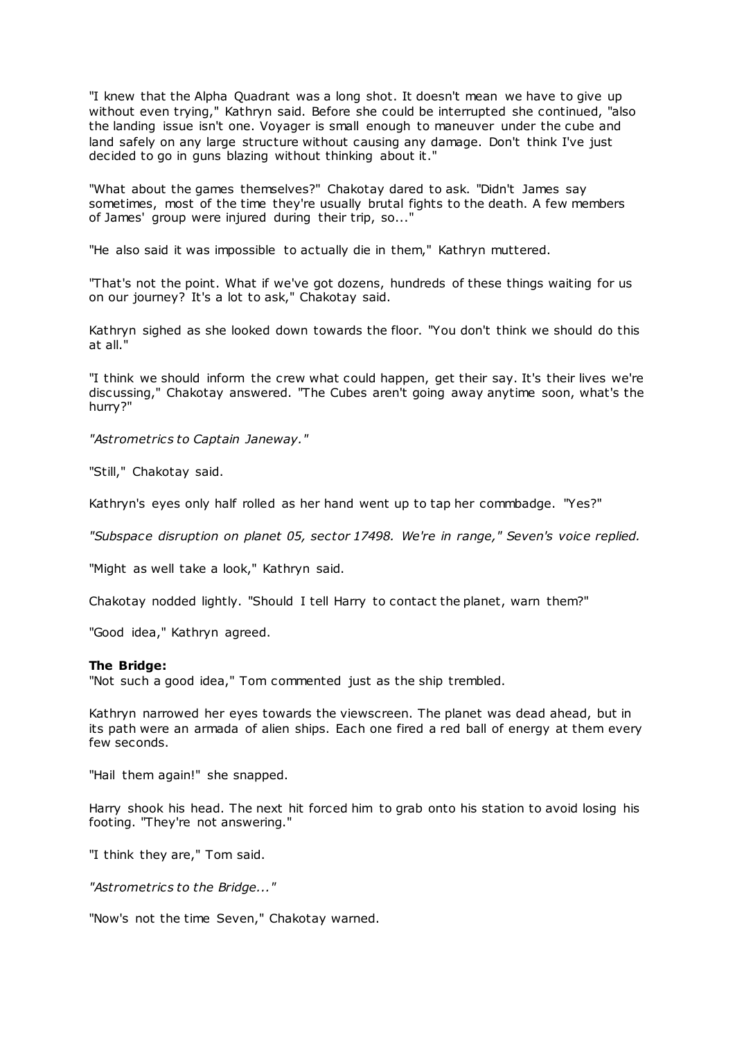"I knew that the Alpha Quadrant was a long shot. It doesn't mean we have to give up without even trying," Kathryn said. Before she could be interrupted she continued, "also the landing issue isn't one. Voyager is small enough to maneuver under the cube and land safely on any large structure without causing any damage. Don't think I've just decided to go in guns blazing without thinking about it."

"What about the games themselves?" Chakotay dared to ask. "Didn't James say sometimes, most of the time they're usually brutal fights to the death. A few members of James' group were injured during their trip, so..."

"He also said it was impossible to actually die in them," Kathryn muttered.

"That's not the point. What if we've got dozens, hundreds of these things waiting for us on our journey? It's a lot to ask," Chakotay said.

Kathryn sighed as she looked down towards the floor. "You don't think we should do this at all."

"I think we should inform the crew what could happen, get their say. It's their lives we're discussing," Chakotay answered. "The Cubes aren't going away anytime soon, what's the hurry?"

*"Astrometrics to Captain Janeway."*

"Still," Chakotay said.

Kathryn's eyes only half rolled as her hand went up to tap her commbadge. "Yes?"

*"Subspace disruption on planet 05, sector 17498. We're in range," Seven's voice replied.*

"Might as well take a look," Kathryn said.

Chakotay nodded lightly. "Should I tell Harry to contact the planet, warn them?"

"Good idea," Kathryn agreed.

**The Bridge:**
"Not such a good idea," Tom commented just as the ship trembled.

Kathryn narrowed her eyes towards the viewscreen. The planet was dead ahead, but in its path were an armada of alien ships. Each one fired a red ball of energy at them every few seconds.

"Hail them again!" she snapped.

Harry shook his head. The next hit forced him to grab onto his station to avoid losing his footing. "They're not answering."

"I think they are," Tom said.

*"Astrometrics to the Bridge..."*

"Now's not the time Seven," Chakotay warned.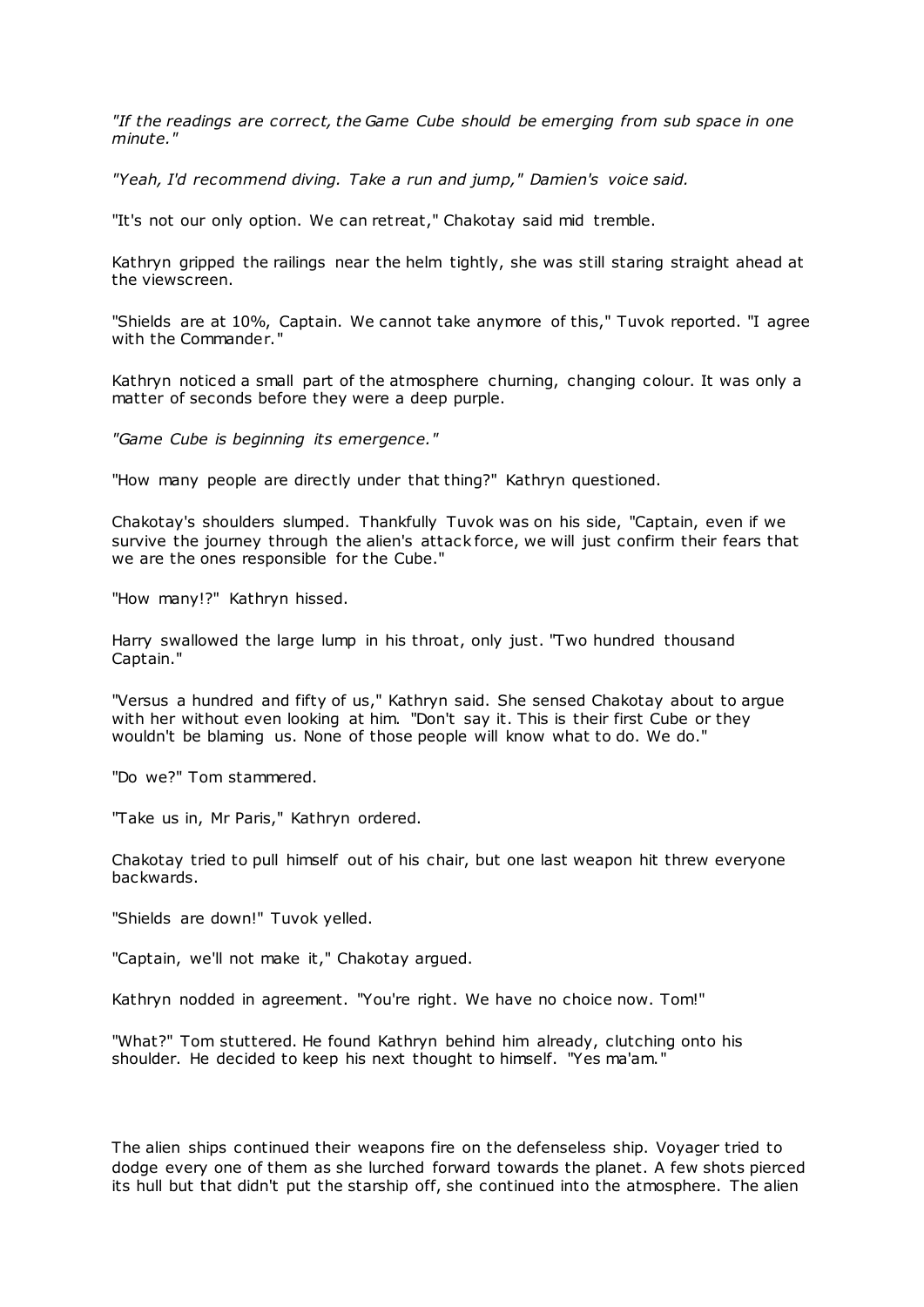*"If the readings are correct, the Game Cube should be emerging from sub space in one minute."*

*"Yeah, I'd recommend diving. Take a run and jump," Damien's voice said.*

"It's not our only option. We can retreat," Chakotay said mid tremble.

Kathryn gripped the railings near the helm tightly, she was still staring straight ahead at the viewscreen.

"Shields are at 10%, Captain. We cannot take anymore of this," Tuvok reported. "I agree with the Commander."

Kathryn noticed a small part of the atmosphere churning, changing colour. It was only a matter of seconds before they were a deep purple.

*"Game Cube is beginning its emergence."*

"How many people are directly under that thing?" Kathryn questioned.

Chakotay's shoulders slumped. Thankfully Tuvok was on his side, "Captain, even if we survive the journey through the alien's attack force, we will just confirm their fears that we are the ones responsible for the Cube."

"How many!?" Kathryn hissed.

Harry swallowed the large lump in his throat, only just. "Two hundred thousand Captain."

"Versus a hundred and fifty of us," Kathryn said. She sensed Chakotay about to argue with her without even looking at him. "Don't say it. This is their first Cube or they wouldn't be blaming us. None of those people will know what to do. We do."

"Do we?" Tom stammered.

"Take us in, Mr Paris," Kathryn ordered.

Chakotay tried to pull himself out of his chair, but one last weapon hit threw everyone backwards.

"Shields are down!" Tuvok yelled.

"Captain, we'll not make it," Chakotay argued.

Kathryn nodded in agreement. "You're right. We have no choice now. Tom!"

"What?" Tom stuttered. He found Kathryn behind him already, clutching onto his shoulder. He decided to keep his next thought to himself. "Yes ma'am."

The alien ships continued their weapons fire on the defenseless ship. Voyager tried to dodge every one of them as she lurched forward towards the planet. A few shots pierced its hull but that didn't put the starship off, she continued into the atmosphere. The alien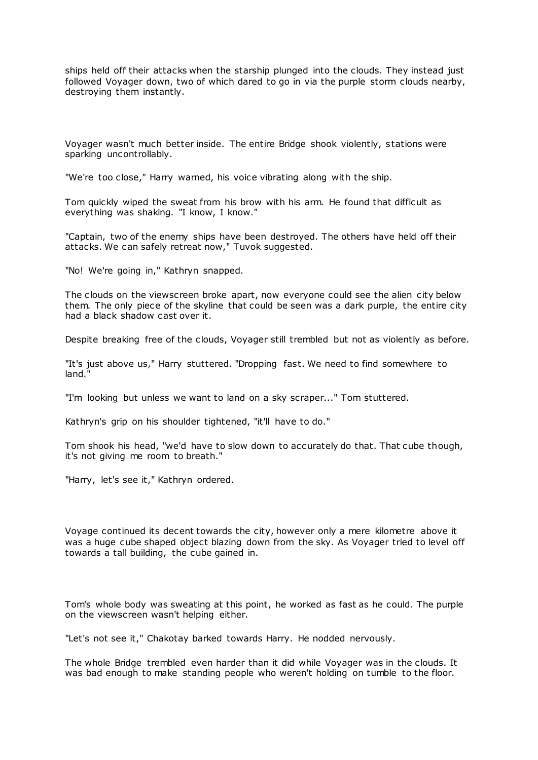ships held off their attacks when the starship plunged into the clouds. They instead just followed Voyager down, two of which dared to go in via the purple storm clouds nearby, destroying them instantly.

Voyager wasn't much better inside. The entire Bridge shook violently, stations were sparking uncontrollably.

"We're too close," Harry warned, his voice vibrating along with the ship.

Tom quickly wiped the sweat from his brow with his arm. He found that difficult as everything was shaking. "I know, I know."

"Captain, two of the enemy ships have been destroyed. The others have held off their attacks. We can safely retreat now," Tuvok suggested.

"No! We're going in," Kathryn snapped.

The clouds on the viewscreen broke apart, now everyone could see the alien city below them. The only piece of the skyline that could be seen was a dark purple, the entire city had a black shadow cast over it.

Despite breaking free of the clouds, Voyager still trembled but not as violently as before.

"It's just above us," Harry stuttered. "Dropping fast. We need to find somewhere to land."

"I'm looking but unless we want to land on a sky scraper..." Tom stuttered.

Kathryn's grip on his shoulder tightened, "it'll have to do."

Tom shook his head, "we'd have to slow down to accurately do that. That cube though, it's not giving me room to breath."

"Harry, let's see it," Kathryn ordered.

Voyage continued its decent towards the city, however only a mere kilometre above it was a huge cube shaped object blazing down from the sky. As Voyager tried to level off towards a tall building, the cube gained in.

Tom's whole body was sweating at this point, he worked as fast as he could. The purple on the viewscreen wasn't helping either.

"Let's not see it," Chakotay barked towards Harry. He nodded nervously.

The whole Bridge trembled even harder than it did while Voyager was in the clouds. It was bad enough to make standing people who weren't holding on tumble to the floor.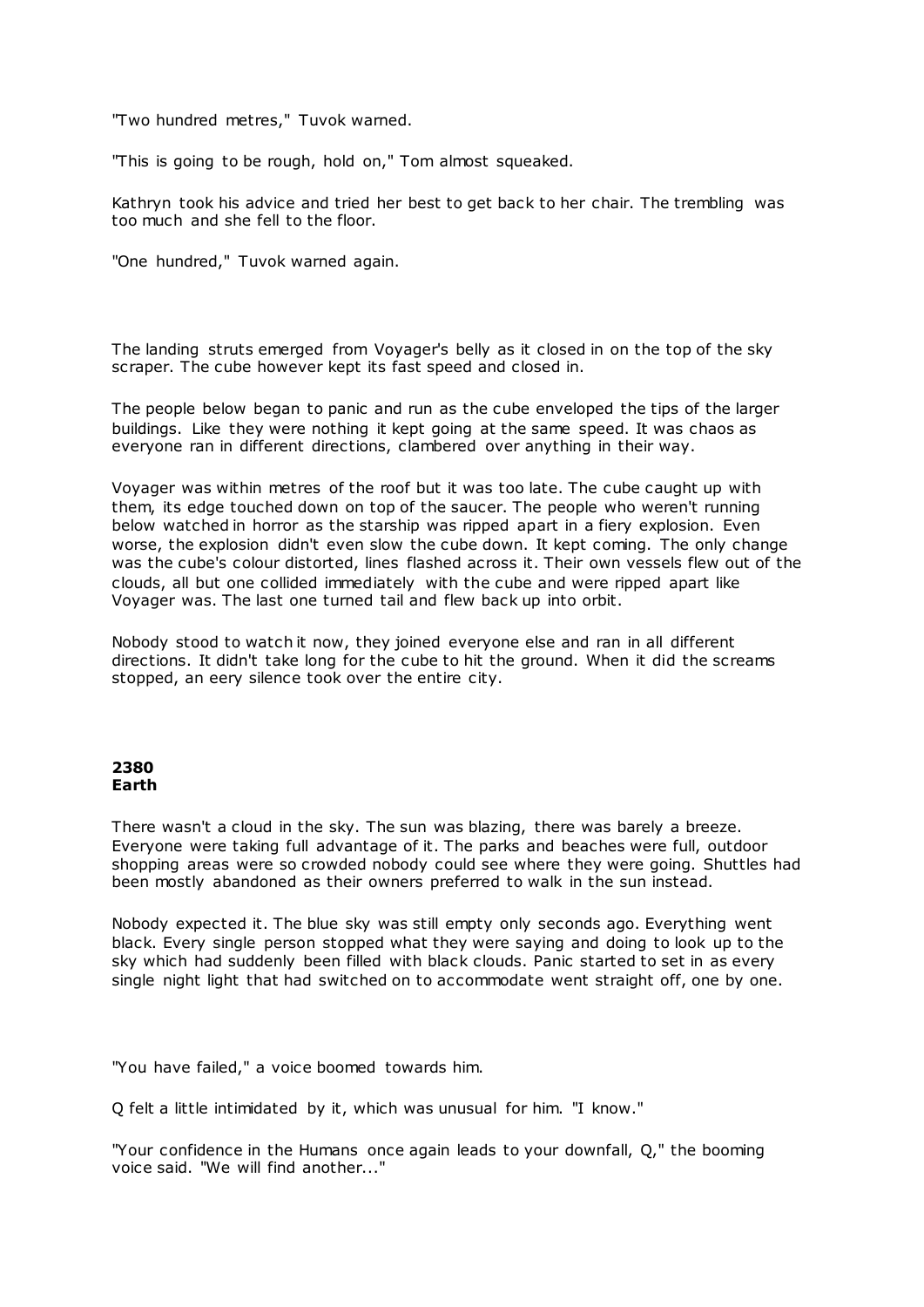"Two hundred metres," Tuvok warned.

"This is going to be rough, hold on," Tom almost squeaked.

Kathryn took his advice and tried her best to get back to her chair. The trembling was too much and she fell to the floor.

"One hundred," Tuvok warned again.

The landing struts emerged from Voyager's belly as it closed in on the top of the sky scraper. The cube however kept its fast speed and closed in.

The people below began to panic and run as the cube enveloped the tips of the larger buildings. Like they were nothing it kept going at the same speed. It was chaos as everyone ran in different directions, clambered over anything in their way.

Voyager was within metres of the roof but it was too late. The cube caught up with them, its edge touched down on top of the saucer. The people who weren't running below watched in horror as the starship was ripped apart in a fiery explosion. Even worse, the explosion didn't even slow the cube down. It kept coming. The only change was the cube's colour distorted, lines flashed across it. Their own vessels flew out of the clouds, all but one collided immediately with the cube and were ripped apart like Voyager was. The last one turned tail and flew back up into orbit.

Nobody stood to watch it now, they joined everyone else and ran in all different directions. It didn't take long for the cube to hit the ground. When it did the screams stopped, an eery silence took over the entire city.

**2380**
**Earth**

There wasn't a cloud in the sky. The sun was blazing, there was barely a breeze. Everyone were taking full advantage of it. The parks and beaches were full, outdoor shopping areas were so crowded nobody could see where they were going. Shuttles had been mostly abandoned as their owners preferred to walk in the sun instead.

Nobody expected it. The blue sky was still empty only seconds ago. Everything went black. Every single person stopped what they were saying and doing to look up to the sky which had suddenly been filled with black clouds. Panic started to set in as every single night light that had switched on to accommodate went straight off, one by one.

"You have failed," a voice boomed towards him.

Q felt a little intimidated by it, which was unusual for him. "I know."

"Your confidence in the Humans once again leads to your downfall, Q," the booming voice said. "We will find another..."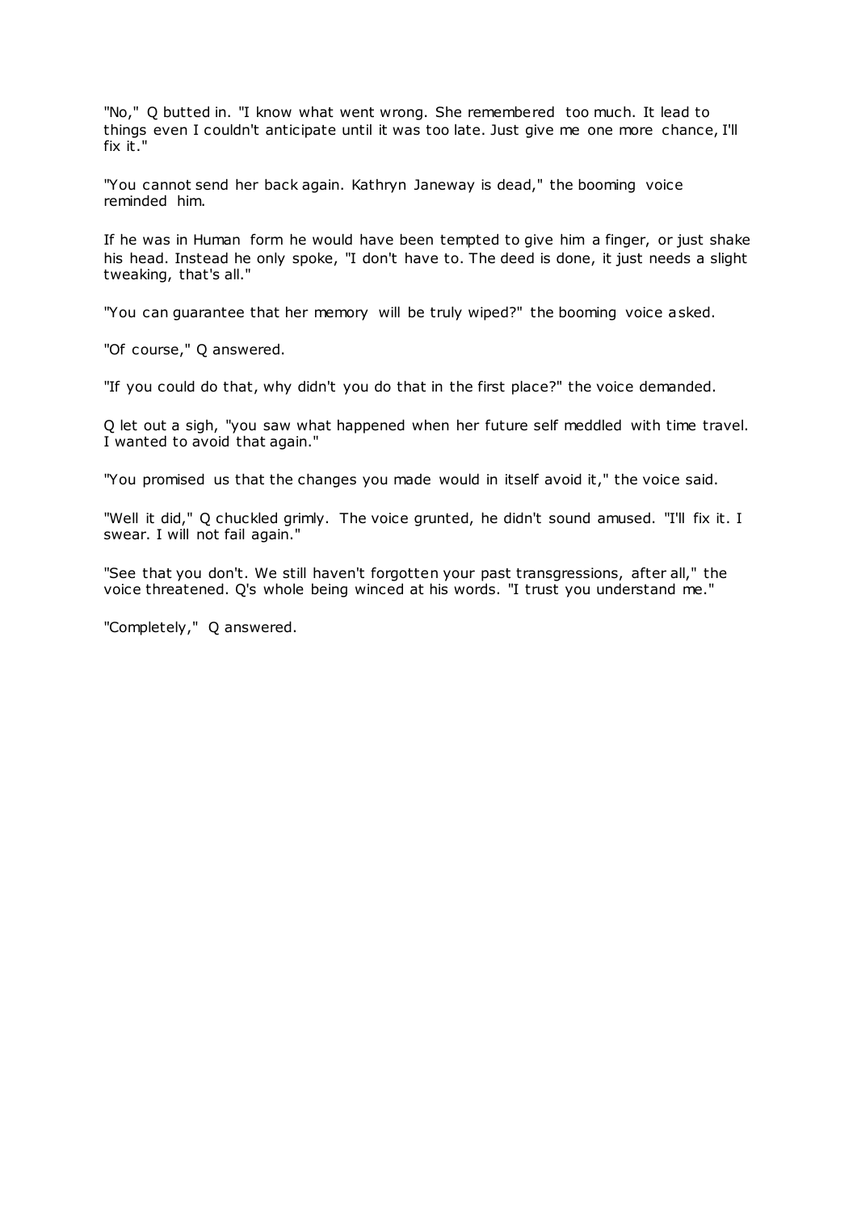"No," Q butted in. "I know what went wrong. She remembered too much. It lead to things even I couldn't anticipate until it was too late. Just give me one more chance, I'll fix it."

"You cannot send her back again. Kathryn Janeway is dead," the booming voice reminded him.

If he was in Human form he would have been tempted to give him a finger, or just shake his head. Instead he only spoke, "I don't have to. The deed is done, it just needs a slight tweaking, that's all."

"You can guarantee that her memory will be truly wiped?" the booming voice asked.

"Of course," Q answered.

"If you could do that, why didn't you do that in the first place?" the voice demanded.

Q let out a sigh, "you saw what happened when her future self meddled with time travel. I wanted to avoid that again."

"You promised us that the changes you made would in itself avoid it," the voice said.

"Well it did," Q chuckled grimly. The voice grunted, he didn't sound amused. "I'll fix it. I swear. I will not fail again."

"See that you don't. We still haven't forgotten your past transgressions, after all," the voice threatened. Q's whole being winced at his words. "I trust you understand me."

"Completely," Q answered.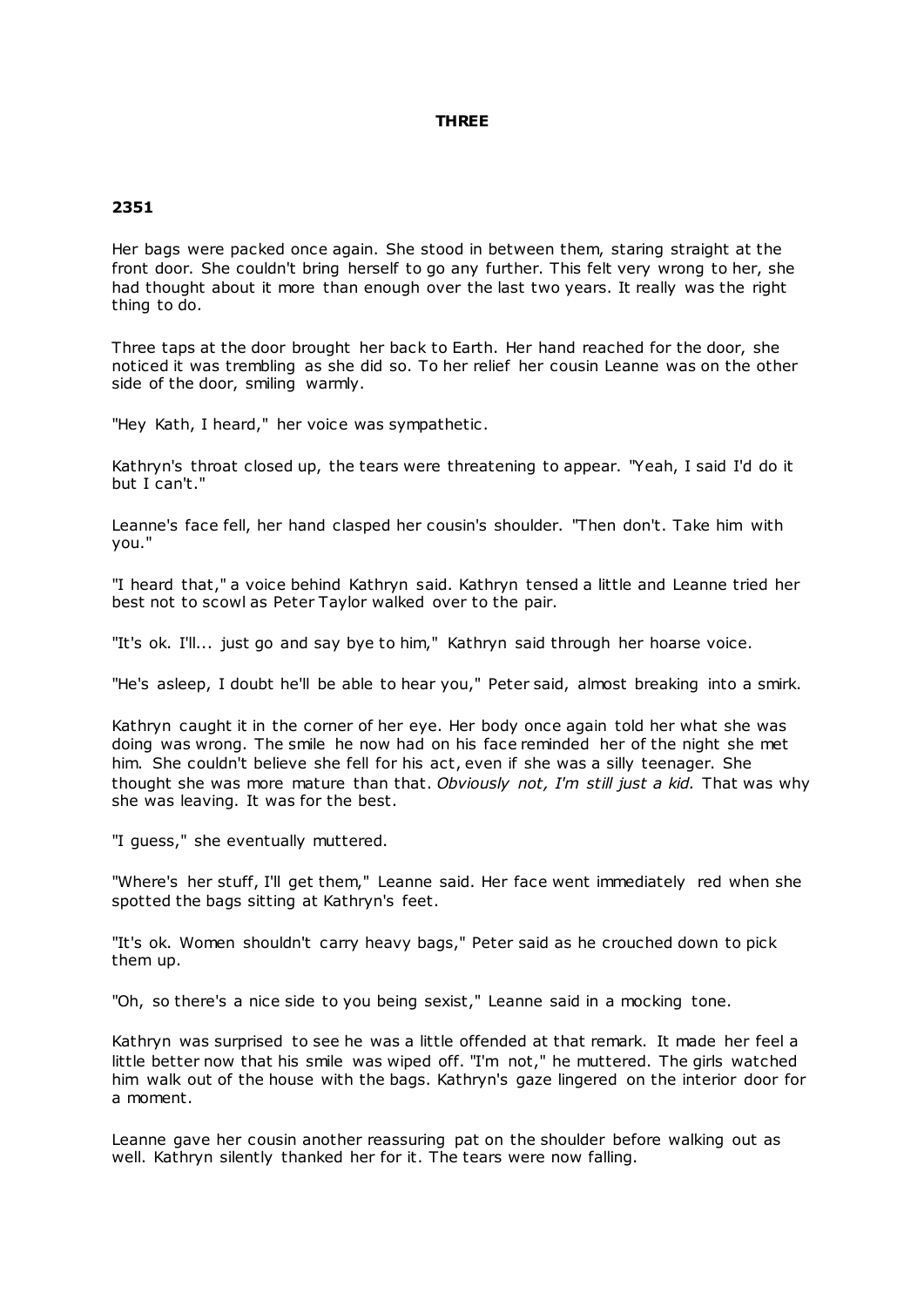**THREE**

**2351**

Her bags were packed once again. She stood in between them, staring straight at the front door. She couldn't bring herself to go any further. This felt very wrong to her, she had thought about it more than enough over the last two years. It really was the right thing to do.

Three taps at the door brought her back to Earth. Her hand reached for the door, she noticed it was trembling as she did so. To her relief her cousin Leanne was on the other side of the door, smiling warmly.

"Hey Kath, I heard," her voice was sympathetic.

Kathryn's throat closed up, the tears were threatening to appear. "Yeah, I said I'd do it but I can't."

Leanne's face fell, her hand clasped her cousin's shoulder. "Then don't. Take him with you."

"I heard that," a voice behind Kathryn said. Kathryn tensed a little and Leanne tried her best not to scowl as Peter Taylor walked over to the pair.

"It's ok. I'll... just go and say bye to him," Kathryn said through her hoarse voice.

"He's asleep, I doubt he'll be able to hear you," Peter said, almost breaking into a smirk.

Kathryn caught it in the corner of her eye. Her body once again told her what she was doing was wrong. The smile he now had on his face reminded her of the night she met him. She couldn't believe she fell for his act, even if she was a silly teenager. She thought she was more mature than that. *Obviously not, I'm still just a kid.* That was why she was leaving. It was for the best.

"I guess," she eventually muttered.

"Where's her stuff, I'll get them," Leanne said. Her face went immediately red when she spotted the bags sitting at Kathryn's feet.

"It's ok. Women shouldn't carry heavy bags," Peter said as he crouched down to pick them up.

"Oh, so there's a nice side to you being sexist," Leanne said in a mocking tone.

Kathryn was surprised to see he was a little offended at that remark. It made her feel a little better now that his smile was wiped off. "I'm not," he muttered. The girls watched him walk out of the house with the bags. Kathryn's gaze lingered on the interior door for a moment.

Leanne gave her cousin another reassuring pat on the shoulder before walking out as well. Kathryn silently thanked her for it. The tears were now falling.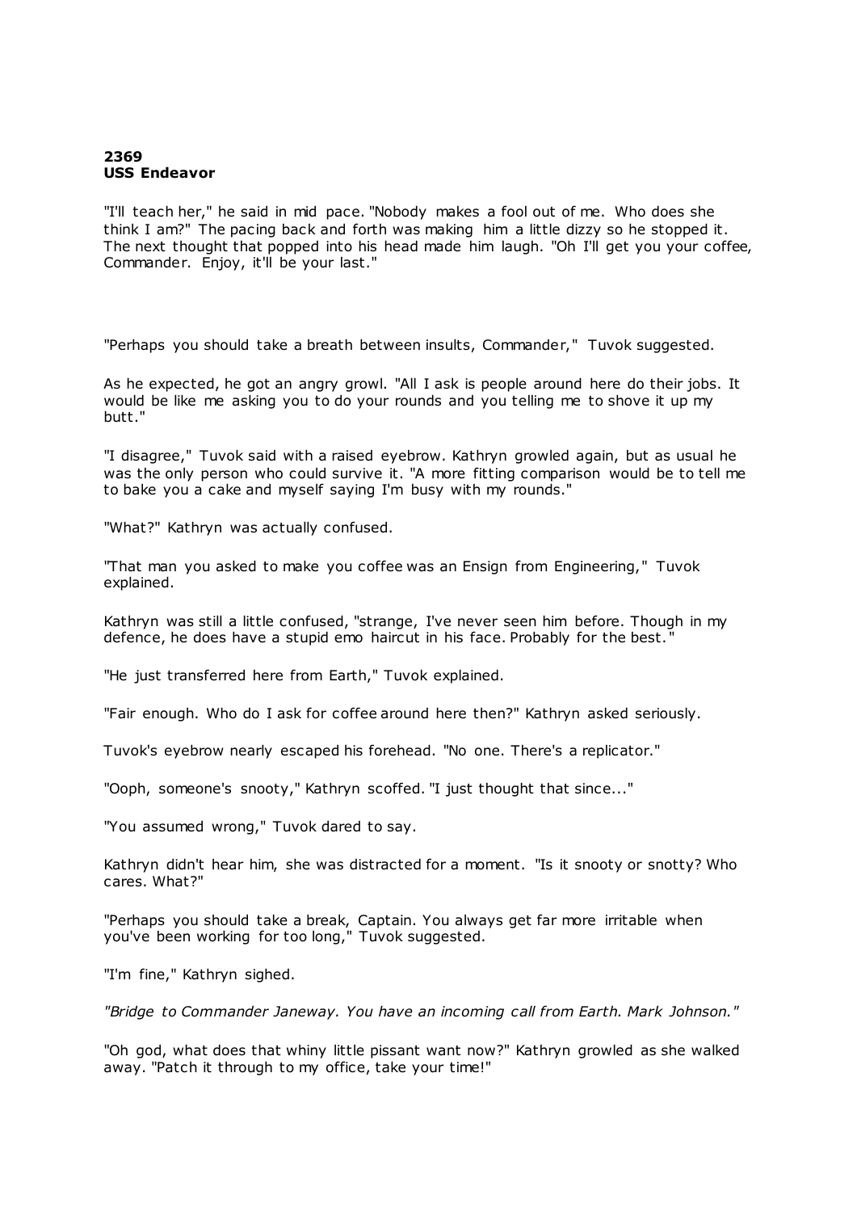**2369**
**USS Endeavor**

"I'll teach her," he said in mid pace. "Nobody makes a fool out of me. Who does she think I am?" The pacing back and forth was making him a little dizzy so he stopped it. The next thought that popped into his head made him laugh. "Oh I'll get you your coffee, Commander. Enjoy, it'll be your last."

"Perhaps you should take a breath between insults, Commander," Tuvok suggested.

As he expected, he got an angry growl. "All I ask is people around here do their jobs. It would be like me asking you to do your rounds and you telling me to shove it up my butt."

"I disagree," Tuvok said with a raised eyebrow. Kathryn growled again, but as usual he was the only person who could survive it. "A more fitting comparison would be to tell me to bake you a cake and myself saying I'm busy with my rounds."

"What?" Kathryn was actually confused.

"That man you asked to make you coffee was an Ensign from Engineering," Tuvok explained.

Kathryn was still a little confused, "strange, I've never seen him before. Though in my defence, he does have a stupid emo haircut in his face. Probably for the best."

"He just transferred here from Earth," Tuvok explained.

"Fair enough. Who do I ask for coffee around here then?" Kathryn asked seriously.

Tuvok's eyebrow nearly escaped his forehead. "No one. There's a replicator."

"Ooph, someone's snooty," Kathryn scoffed. "I just thought that since..."

"You assumed wrong," Tuvok dared to say.

Kathryn didn't hear him, she was distracted for a moment. "Is it snooty or snotty? Who cares. What?"

"Perhaps you should take a break, Captain. You always get far more irritable when you've been working for too long," Tuvok suggested.

"I'm fine," Kathryn sighed.

*"Bridge to Commander Janeway. You have an incoming call from Earth. Mark Johnson."*

"Oh god, what does that whiny little pissant want now?" Kathryn growled as she walked away. "Patch it through to my office, take your time!"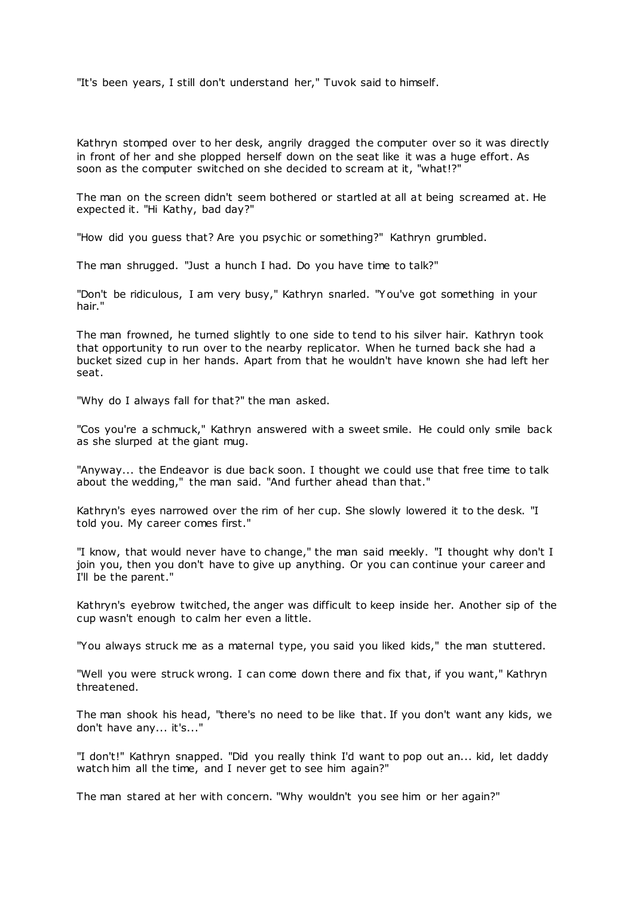"It's been years, I still don't understand her," Tuvok said to himself.

Kathryn stomped over to her desk, angrily dragged the computer over so it was directly in front of her and she plopped herself down on the seat like it was a huge effort. As soon as the computer switched on she decided to scream at it, "what!?"

The man on the screen didn't seem bothered or startled at all at being screamed at. He expected it. "Hi Kathy, bad day?"

"How did you guess that? Are you psychic or something?" Kathryn grumbled.

The man shrugged. "Just a hunch I had. Do you have time to talk?"

"Don't be ridiculous, I am very busy," Kathryn snarled. "You've got something in your hair."

The man frowned, he turned slightly to one side to tend to his silver hair. Kathryn took that opportunity to run over to the nearby replicator. When he turned back she had a bucket sized cup in her hands. Apart from that he wouldn't have known she had left her seat.

"Why do I always fall for that?" the man asked.

"Cos you're a schmuck," Kathryn answered with a sweet smile. He could only smile back as she slurped at the giant mug.

"Anyway... the Endeavor is due back soon. I thought we could use that free time to talk about the wedding," the man said. "And further ahead than that."

Kathryn's eyes narrowed over the rim of her cup. She slowly lowered it to the desk. "I told you. My career comes first."

"I know, that would never have to change," the man said meekly. "I thought why don't I join you, then you don't have to give up anything. Or you can continue your career and I'll be the parent."

Kathryn's eyebrow twitched, the anger was difficult to keep inside her. Another sip of the cup wasn't enough to calm her even a little.

"You always struck me as a maternal type, you said you liked kids," the man stuttered.

"Well you were struck wrong. I can come down there and fix that, if you want," Kathryn threatened.

The man shook his head, "there's no need to be like that. If you don't want any kids, we don't have any... it's..."

"I don't!" Kathryn snapped. "Did you really think I'd want to pop out an... kid, let daddy watch him all the time, and I never get to see him again?"

The man stared at her with concern. "Why wouldn't you see him or her again?"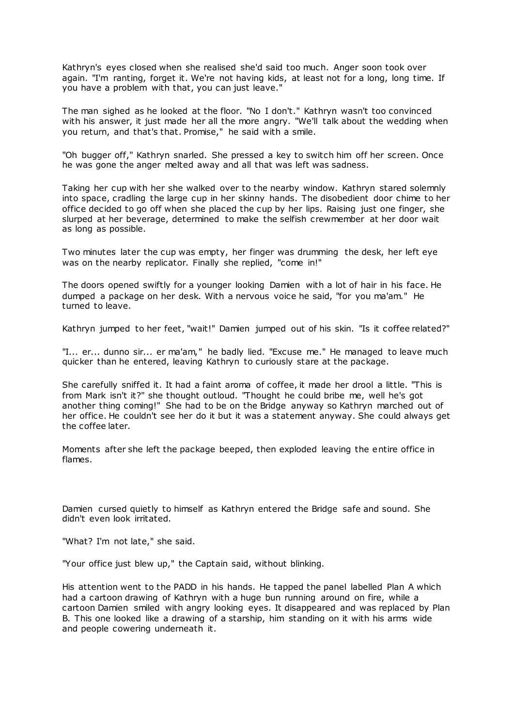Kathryn's eyes closed when she realised she'd said too much. Anger soon took over again. "I'm ranting, forget it. We're not having kids, at least not for a long, long time. If you have a problem with that, you can just leave."

The man sighed as he looked at the floor. "No I don't." Kathryn wasn't too convinced with his answer, it just made her all the more angry. "We'll talk about the wedding when you return, and that's that. Promise," he said with a smile.

"Oh bugger off," Kathryn snarled. She pressed a key to switch him off her screen. Once he was gone the anger melted away and all that was left was sadness.

Taking her cup with her she walked over to the nearby window. Kathryn stared solemnly into space, cradling the large cup in her skinny hands. The disobedient door chime to her office decided to go off when she placed the cup by her lips. Raising just one finger, she slurped at her beverage, determined to make the selfish crewmember at her door wait as long as possible.

Two minutes later the cup was empty, her finger was drumming the desk, her left eye was on the nearby replicator. Finally she replied, "come in!"

The doors opened swiftly for a younger looking Damien with a lot of hair in his face. He dumped a package on her desk. With a nervous voice he said, "for you ma'am." He turned to leave.

Kathryn jumped to her feet, "wait!" Damien jumped out of his skin. "Is it coffee related?"

"I... er... dunno sir... er ma'am," he badly lied. "Excuse me." He managed to leave much quicker than he entered, leaving Kathryn to curiously stare at the package.

She carefully sniffed it. It had a faint aroma of coffee, it made her drool a little. "This is from Mark isn't it?" she thought outloud. "Thought he could bribe me, well he's got another thing coming!" She had to be on the Bridge anyway so Kathryn marched out of her office. He couldn't see her do it but it was a statement anyway. She could always get the coffee later.

Moments after she left the package beeped, then exploded leaving the entire office in flames.

Damien cursed quietly to himself as Kathryn entered the Bridge safe and sound. She didn't even look irritated.

"What? I'm not late," she said.

"Your office just blew up," the Captain said, without blinking.

His attention went to the PADD in his hands. He tapped the panel labelled Plan A which had a cartoon drawing of Kathryn with a huge bun running around on fire, while a cartoon Damien smiled with angry looking eyes. It disappeared and was replaced by Plan B. This one looked like a drawing of a starship, him standing on it with his arms wide and people cowering underneath it.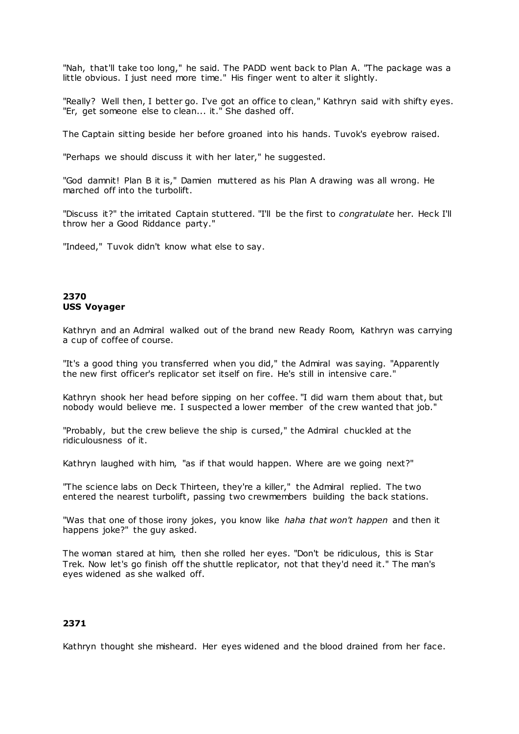"Nah, that'll take too long," he said. The PADD went back to Plan A. "The package was a little obvious. I just need more time." His finger went to alter it slightly.

"Really? Well then, I better go. I've got an office to clean," Kathryn said with shifty eyes. "Er, get someone else to clean... it." She dashed off.

The Captain sitting beside her before groaned into his hands. Tuvok's eyebrow raised.

"Perhaps we should discuss it with her later," he suggested.

"God damnit! Plan B it is," Damien muttered as his Plan A drawing was all wrong. He marched off into the turbolift.

"Discuss it?" the irritated Captain stuttered. "I'll be the first to *congratulate* her. Heck I'll throw her a Good Riddance party."

"Indeed," Tuvok didn't know what else to say.

**2370**
**USS Voyager**

Kathryn and an Admiral walked out of the brand new Ready Room, Kathryn was carrying a cup of coffee of course.

"It's a good thing you transferred when you did," the Admiral was saying. "Apparently the new first officer's replicator set itself on fire. He's still in intensive care."

Kathryn shook her head before sipping on her coffee. "I did warn them about that, but nobody would believe me. I suspected a lower member of the crew wanted that job."

"Probably, but the crew believe the ship is cursed," the Admiral chuckled at the ridiculousness of it.

Kathryn laughed with him, "as if that would happen. Where are we going next?"

"The science labs on Deck Thirteen, they're a killer," the Admiral replied. The two entered the nearest turbolift, passing two crewmembers building the back stations.

"Was that one of those irony jokes, you know like *haha that won't happen* and then it happens joke?" the guy asked.

The woman stared at him, then she rolled her eyes. "Don't be ridiculous, this is Star Trek. Now let's go finish off the shuttle replicator, not that they'd need it." The man's eyes widened as she walked off.

**2371**

Kathryn thought she misheard. Her eyes widened and the blood drained from her face.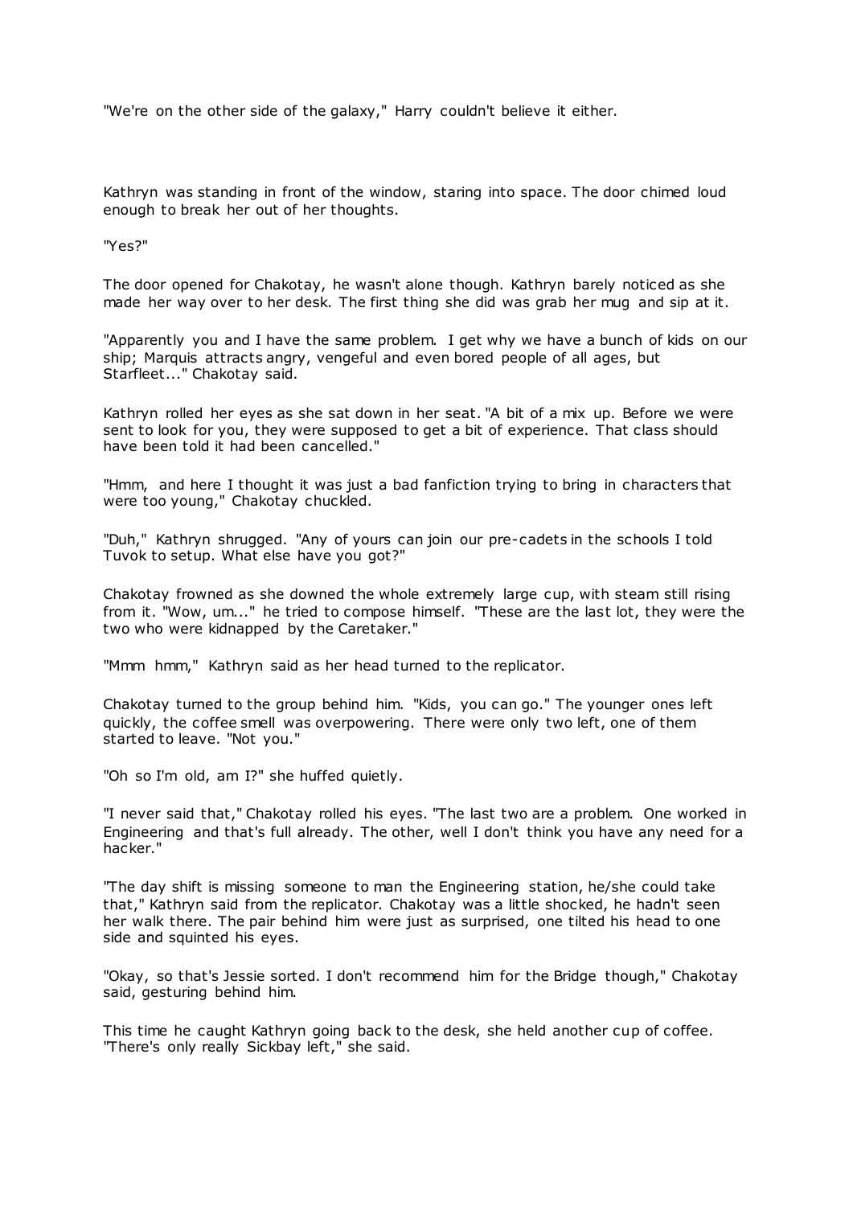"We're on the other side of the galaxy," Harry couldn't believe it either.

Kathryn was standing in front of the window, staring into space. The door chimed loud enough to break her out of her thoughts.

"Yes?"

The door opened for Chakotay, he wasn't alone though. Kathryn barely noticed as she made her way over to her desk. The first thing she did was grab her mug and sip at it.

"Apparently you and I have the same problem. I get why we have a bunch of kids on our ship; Marquis attracts angry, vengeful and even bored people of all ages, but Starfleet..." Chakotay said.

Kathryn rolled her eyes as she sat down in her seat. "A bit of a mix up. Before we were sent to look for you, they were supposed to get a bit of experience. That class should have been told it had been cancelled."

"Hmm, and here I thought it was just a bad fanfiction trying to bring in characters that were too young," Chakotay chuckled.

"Duh," Kathryn shrugged. "Any of yours can join our pre-cadets in the schools I told Tuvok to setup. What else have you got?"

Chakotay frowned as she downed the whole extremely large cup, with steam still rising from it. "Wow, um..." he tried to compose himself. "These are the last lot, they were the two who were kidnapped by the Caretaker."

"Mmm hmm," Kathryn said as her head turned to the replicator.

Chakotay turned to the group behind him. "Kids, you can go." The younger ones left quickly, the coffee smell was overpowering. There were only two left, one of them started to leave. "Not you."

"Oh so I'm old, am I?" she huffed quietly.

"I never said that," Chakotay rolled his eyes. "The last two are a problem. One worked in Engineering and that's full already. The other, well I don't think you have any need for a hacker."

"The day shift is missing someone to man the Engineering station, he/she could take that," Kathryn said from the replicator. Chakotay was a little shocked, he hadn't seen her walk there. The pair behind him were just as surprised, one tilted his head to one side and squinted his eyes.

"Okay, so that's Jessie sorted. I don't recommend him for the Bridge though," Chakotay said, gesturing behind him.

This time he caught Kathryn going back to the desk, she held another cup of coffee. "There's only really Sickbay left," she said.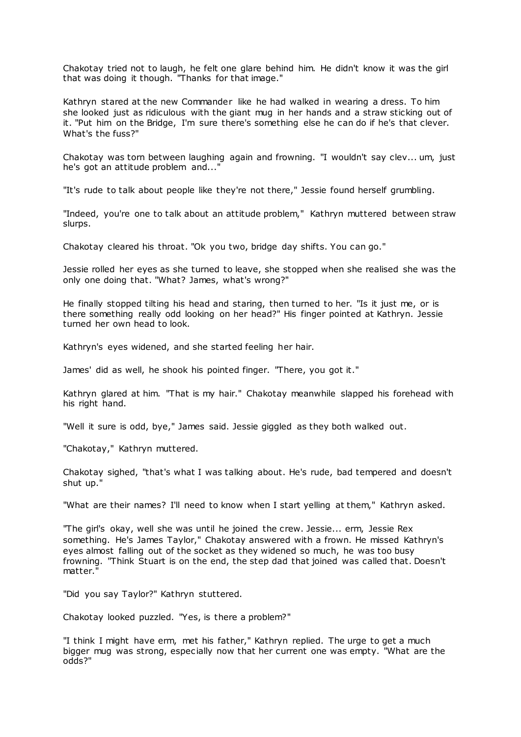Chakotay tried not to laugh, he felt one glare behind him. He didn't know it was the girl that was doing it though. "Thanks for that image."

Kathryn stared at the new Commander like he had walked in wearing a dress. To him she looked just as ridiculous with the giant mug in her hands and a straw sticking out of it. "Put him on the Bridge, I'm sure there's something else he can do if he's that clever. What's the fuss?"

Chakotay was torn between laughing again and frowning. "I wouldn't say clev... um, just he's got an attitude problem and..."

"It's rude to talk about people like they're not there," Jessie found herself grumbling.

"Indeed, you're one to talk about an attitude problem," Kathryn muttered between straw slurps.

Chakotay cleared his throat. "Ok you two, bridge day shifts. You can go."

Jessie rolled her eyes as she turned to leave, she stopped when she realised she was the only one doing that. "What? James, what's wrong?"

He finally stopped tilting his head and staring, then turned to her. "Is it just me, or is there something really odd looking on her head?" His finger pointed at Kathryn. Jessie turned her own head to look.

Kathryn's eyes widened, and she started feeling her hair.

James' did as well, he shook his pointed finger. "There, you got it."

Kathryn glared at him. "That is my hair." Chakotay meanwhile slapped his forehead with his right hand.

"Well it sure is odd, bye," James said. Jessie giggled as they both walked out.

"Chakotay," Kathryn muttered.

Chakotay sighed, "that's what I was talking about. He's rude, bad tempered and doesn't shut up."

"What are their names? I'll need to know when I start yelling at them," Kathryn asked.

"The girl's okay, well she was until he joined the crew. Jessie... erm, Jessie Rex something. He's James Taylor," Chakotay answered with a frown. He missed Kathryn's eyes almost falling out of the socket as they widened so much, he was too busy frowning. "Think Stuart is on the end, the step dad that joined was called that. Doesn't matter."

"Did you say Taylor?" Kathryn stuttered.

Chakotay looked puzzled. "Yes, is there a problem?"

"I think I might have erm, met his father," Kathryn replied. The urge to get a much bigger mug was strong, especially now that her current one was empty. "What are the odds?"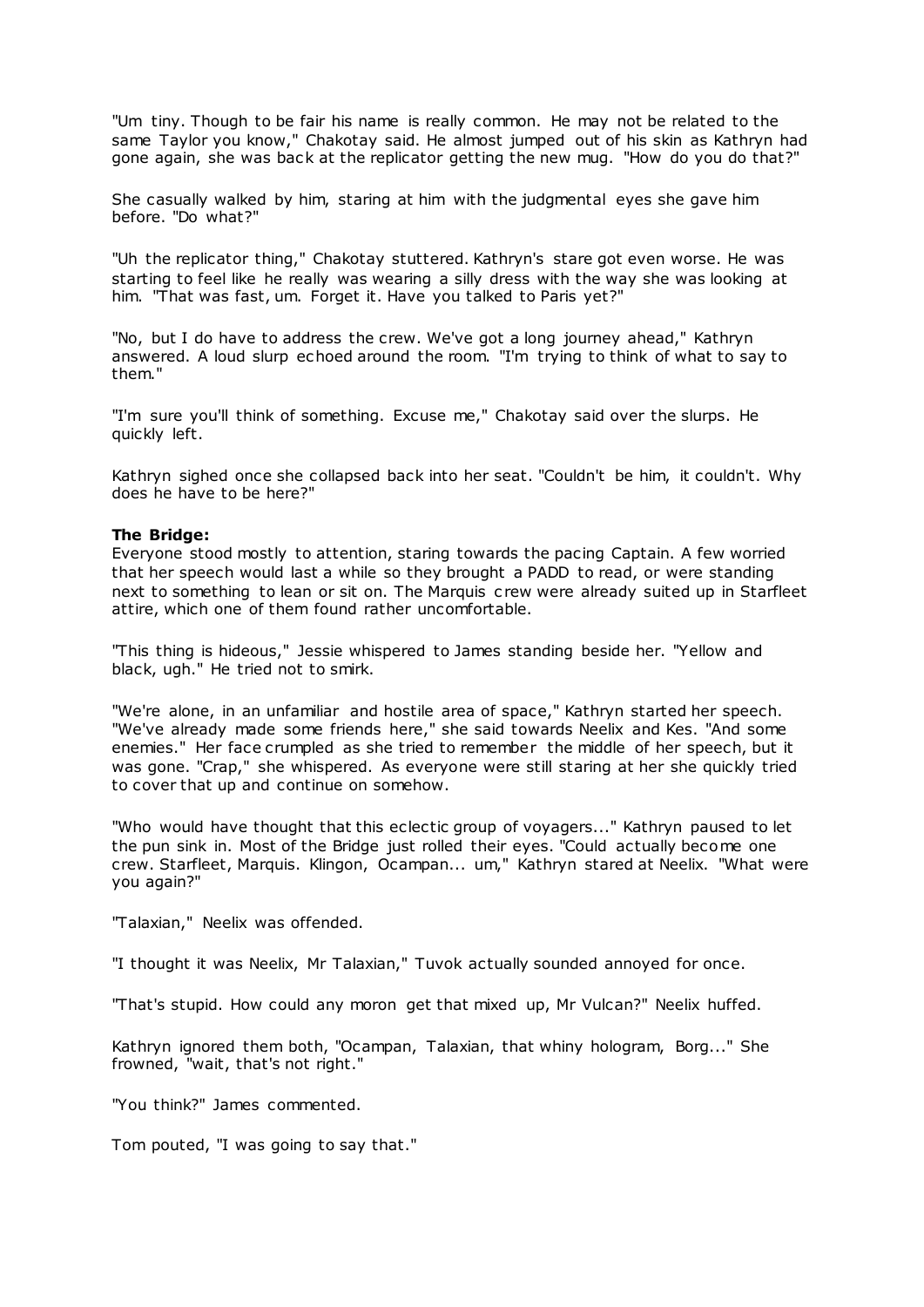"Um tiny. Though to be fair his name is really common. He may not be related to the same Taylor you know," Chakotay said. He almost jumped out of his skin as Kathryn had gone again, she was back at the replicator getting the new mug. "How do you do that?"

She casually walked by him, staring at him with the judgmental eyes she gave him before. "Do what?"

"Uh the replicator thing," Chakotay stuttered. Kathryn's stare got even worse. He was starting to feel like he really was wearing a silly dress with the way she was looking at him. "That was fast, um. Forget it. Have you talked to Paris yet?"

"No, but I do have to address the crew. We've got a long journey ahead," Kathryn answered. A loud slurp echoed around the room. "I'm trying to think of what to say to them."

"I'm sure you'll think of something. Excuse me," Chakotay said over the slurps. He quickly left.

Kathryn sighed once she collapsed back into her seat. "Couldn't be him, it couldn't. Why does he have to be here?"

**The Bridge:**
Everyone stood mostly to attention, staring towards the pacing Captain. A few worried that her speech would last a while so they brought a PADD to read, or were standing next to something to lean or sit on. The Marquis crew were already suited up in Starfleet attire, which one of them found rather uncomfortable.

"This thing is hideous," Jessie whispered to James standing beside her. "Yellow and black, ugh." He tried not to smirk.

"We're alone, in an unfamiliar and hostile area of space," Kathryn started her speech. "We've already made some friends here," she said towards Neelix and Kes. "And some enemies." Her face crumpled as she tried to remember the middle of her speech, but it was gone. "Crap," she whispered. As everyone were still staring at her she quickly tried to cover that up and continue on somehow.

"Who would have thought that this eclectic group of voyagers..." Kathryn paused to let the pun sink in. Most of the Bridge just rolled their eyes. "Could actually become one crew. Starfleet, Marquis. Klingon, Ocampan... um," Kathryn stared at Neelix. "What were you again?"

"Talaxian," Neelix was offended.

"I thought it was Neelix, Mr Talaxian," Tuvok actually sounded annoyed for once.

"That's stupid. How could any moron get that mixed up, Mr Vulcan?" Neelix huffed.

Kathryn ignored them both, "Ocampan, Talaxian, that whiny hologram, Borg..." She frowned, "wait, that's not right."

"You think?" James commented.

Tom pouted, "I was going to say that."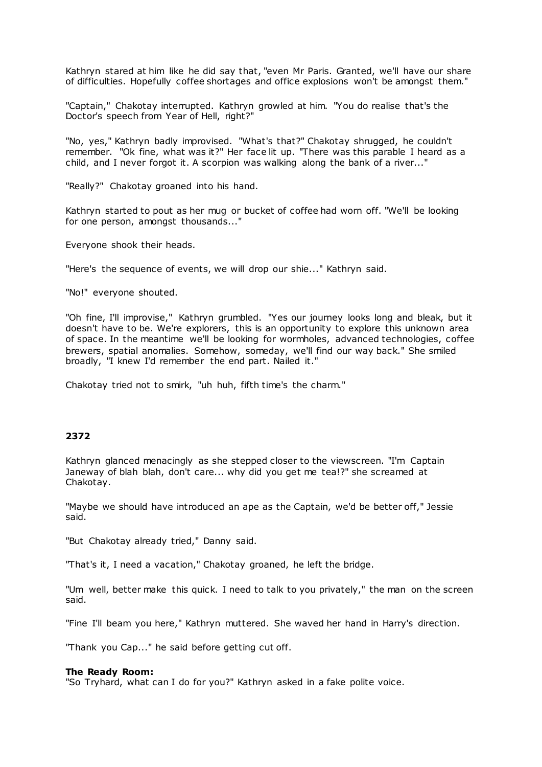Kathryn stared at him like he did say that, "even Mr Paris. Granted, we'll have our share of difficulties. Hopefully coffee shortages and office explosions won't be amongst them."

"Captain," Chakotay interrupted. Kathryn growled at him. "You do realise that's the Doctor's speech from Year of Hell, right?"

"No, yes," Kathryn badly improvised. "What's that?" Chakotay shrugged, he couldn't remember. "Ok fine, what was it?" Her face lit up. "There was this parable I heard as a child, and I never forgot it. A scorpion was walking along the bank of a river..."

"Really?" Chakotay groaned into his hand.

Kathryn started to pout as her mug or bucket of coffee had worn off. "We'll be looking for one person, amongst thousands..."

Everyone shook their heads.

"Here's the sequence of events, we will drop our shie..." Kathryn said.

"No!" everyone shouted.

"Oh fine, I'll improvise," Kathryn grumbled. "Yes our journey looks long and bleak, but it doesn't have to be. We're explorers, this is an opportunity to explore this unknown area of space. In the meantime we'll be looking for wormholes, advanced technologies, coffee brewers, spatial anomalies. Somehow, someday, we'll find our way back." She smiled broadly, "I knew I'd remember the end part. Nailed it."

Chakotay tried not to smirk, "uh huh, fifth time's the charm."

## 2372

Kathryn glanced menacingly as she stepped closer to the viewscreen. "I'm Captain Janeway of blah blah, don't care... why did you get me tea!?" she screamed at Chakotay.

"Maybe we should have introduced an ape as the Captain, we'd be better off," Jessie said.

"But Chakotay already tried," Danny said.

"That's it, I need a vacation," Chakotay groaned, he left the bridge.

"Um well, better make this quick. I need to talk to you privately," the man on the screen said.

"Fine I'll beam you here," Kathryn muttered. She waved her hand in Harry's direction.

"Thank you Cap..." he said before getting cut off.

**The Ready Room:**
"So Tryhard, what can I do for you?" Kathryn asked in a fake polite voice.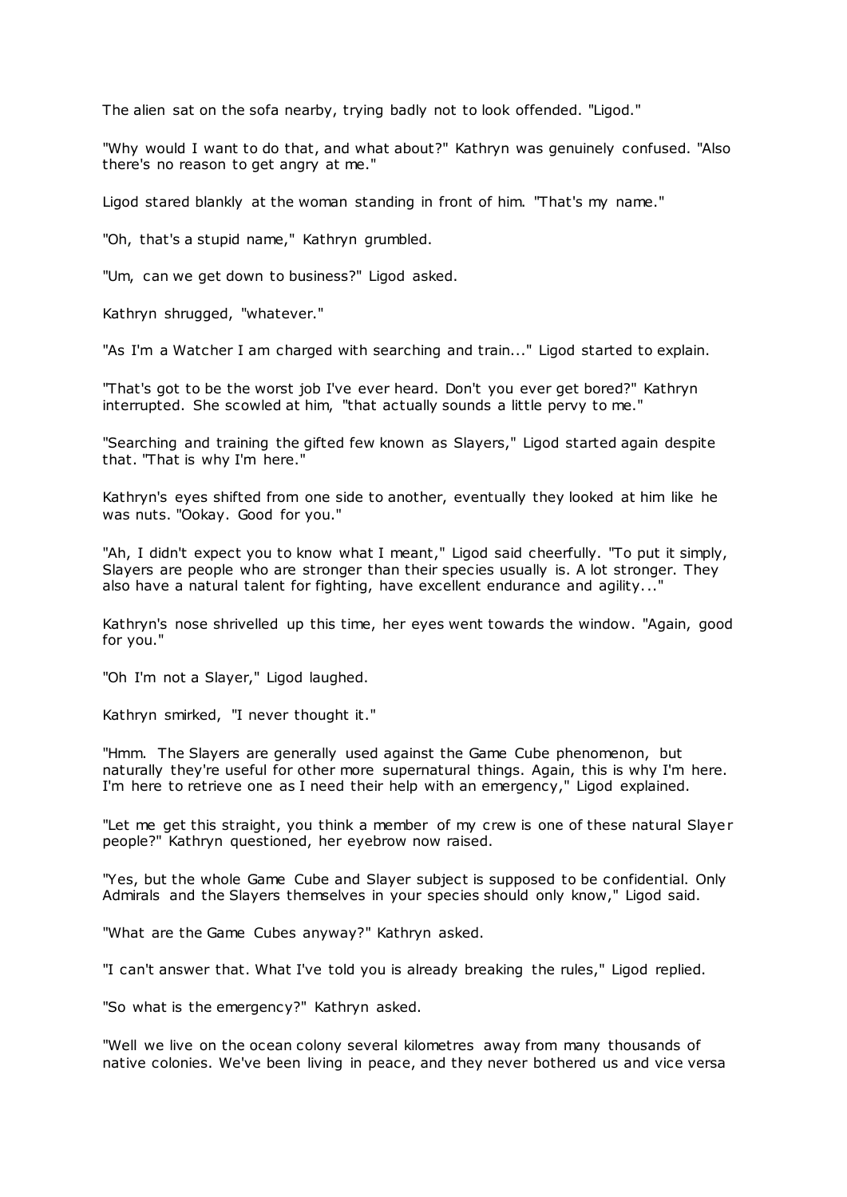The alien sat on the sofa nearby, trying badly not to look offended. "Ligod."

"Why would I want to do that, and what about?" Kathryn was genuinely confused. "Also there's no reason to get angry at me."

Ligod stared blankly at the woman standing in front of him. "That's my name."

"Oh, that's a stupid name," Kathryn grumbled.

"Um, can we get down to business?" Ligod asked.

Kathryn shrugged, "whatever."

"As I'm a Watcher I am charged with searching and train..." Ligod started to explain.

"That's got to be the worst job I've ever heard. Don't you ever get bored?" Kathryn interrupted. She scowled at him, "that actually sounds a little pervy to me."

"Searching and training the gifted few known as Slayers," Ligod started again despite that. "That is why I'm here."

Kathryn's eyes shifted from one side to another, eventually they looked at him like he was nuts. "Ookay. Good for you."

"Ah, I didn't expect you to know what I meant," Ligod said cheerfully. "To put it simply, Slayers are people who are stronger than their species usually is. A lot stronger. They also have a natural talent for fighting, have excellent endurance and agility..."

Kathryn's nose shrivelled up this time, her eyes went towards the window. "Again, good for you."

"Oh I'm not a Slayer," Ligod laughed.

Kathryn smirked, "I never thought it."

"Hmm. The Slayers are generally used against the Game Cube phenomenon, but naturally they're useful for other more supernatural things. Again, this is why I'm here. I'm here to retrieve one as I need their help with an emergency," Ligod explained.

"Let me get this straight, you think a member of my crew is one of these natural Slayer people?" Kathryn questioned, her eyebrow now raised.

"Yes, but the whole Game Cube and Slayer subject is supposed to be confidential. Only Admirals and the Slayers themselves in your species should only know," Ligod said.

"What are the Game Cubes anyway?" Kathryn asked.

"I can't answer that. What I've told you is already breaking the rules," Ligod replied.

"So what is the emergency?" Kathryn asked.

"Well we live on the ocean colony several kilometres away from many thousands of native colonies. We've been living in peace, and they never bothered us and vice versa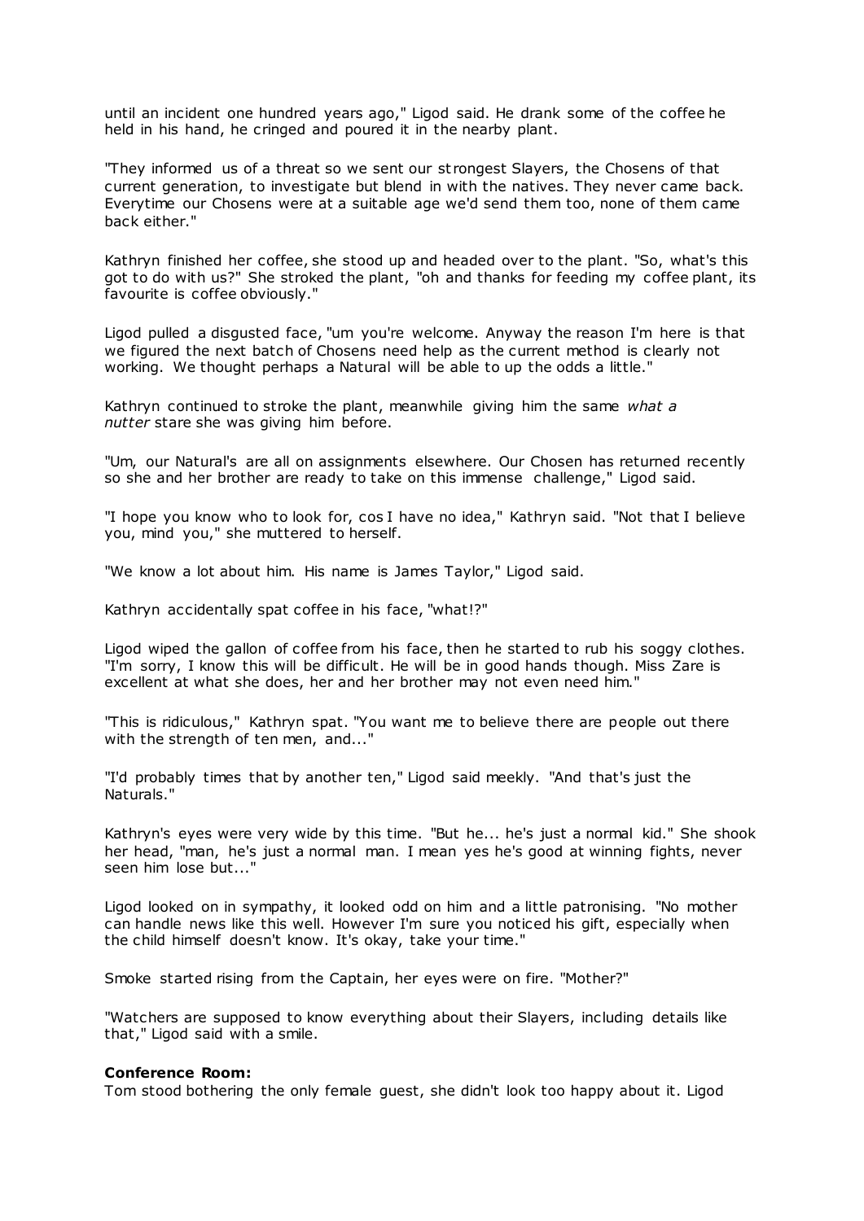until an incident one hundred years ago," Ligod said. He drank some of the coffee he held in his hand, he cringed and poured it in the nearby plant.

"They informed us of a threat so we sent our strongest Slayers, the Chosens of that current generation, to investigate but blend in with the natives. They never came back. Everytime our Chosens were at a suitable age we'd send them too, none of them came back either."

Kathryn finished her coffee, she stood up and headed over to the plant. "So, what's this got to do with us?" She stroked the plant, "oh and thanks for feeding my coffee plant, its favourite is coffee obviously."

Ligod pulled a disgusted face, "um you're welcome. Anyway the reason I'm here is that we figured the next batch of Chosens need help as the current method is clearly not working. We thought perhaps a Natural will be able to up the odds a little."

Kathryn continued to stroke the plant, meanwhile giving him the same *what a nutter* stare she was giving him before.

"Um, our Natural's are all on assignments elsewhere. Our Chosen has returned recently so she and her brother are ready to take on this immense challenge," Ligod said.

"I hope you know who to look for, cos I have no idea," Kathryn said. "Not that I believe you, mind you," she muttered to herself.

"We know a lot about him. His name is James Taylor," Ligod said.

Kathryn accidentally spat coffee in his face, "what!?"

Ligod wiped the gallon of coffee from his face, then he started to rub his soggy clothes. "I'm sorry, I know this will be difficult. He will be in good hands though. Miss Zare is excellent at what she does, her and her brother may not even need him."

"This is ridiculous," Kathryn spat. "You want me to believe there are people out there with the strength of ten men, and..."

"I'd probably times that by another ten," Ligod said meekly. "And that's just the Naturals."

Kathryn's eyes were very wide by this time. "But he... he's just a normal kid." She shook her head, "man, he's just a normal man. I mean yes he's good at winning fights, never seen him lose but..."

Ligod looked on in sympathy, it looked odd on him and a little patronising. "No mother can handle news like this well. However I'm sure you noticed his gift, especially when the child himself doesn't know. It's okay, take your time."

Smoke started rising from the Captain, her eyes were on fire. "Mother?"

"Watchers are supposed to know everything about their Slayers, including details like that," Ligod said with a smile.

**Conference Room:**
Tom stood bothering the only female guest, she didn't look too happy about it. Ligod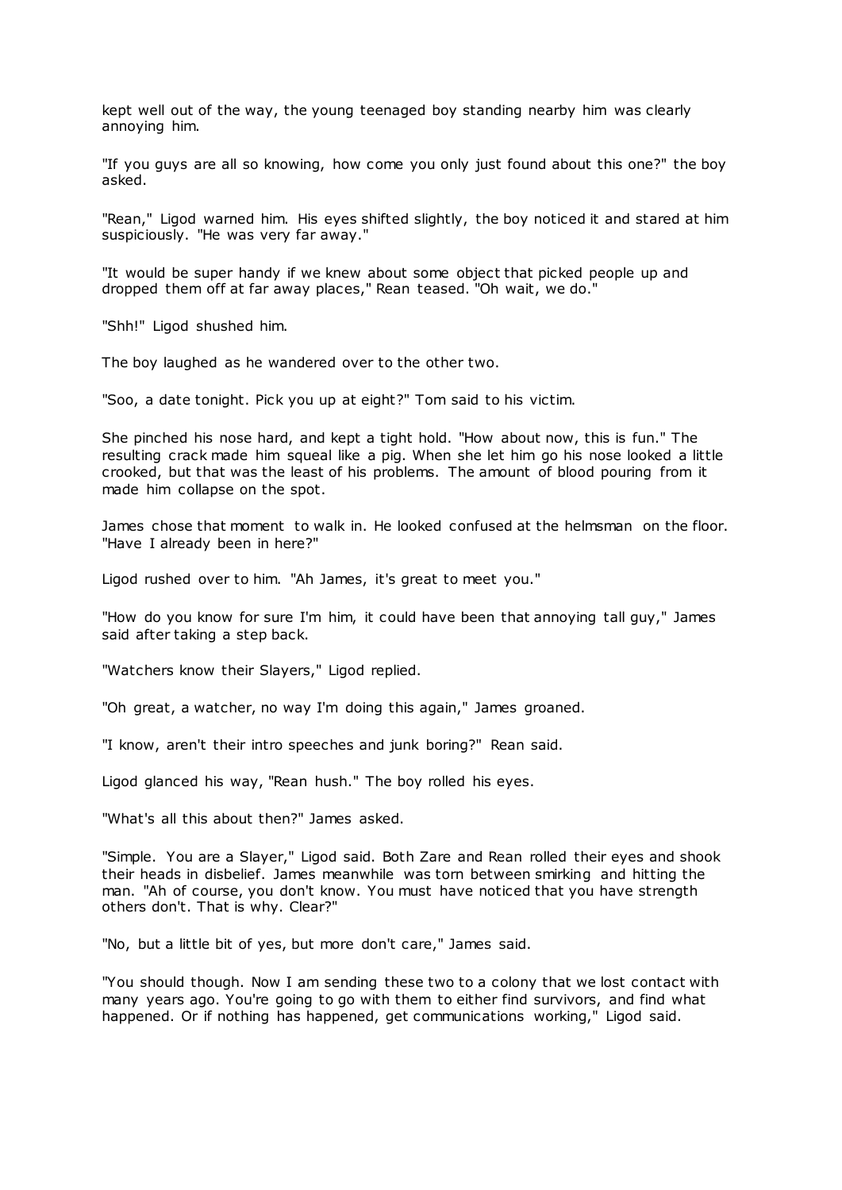kept well out of the way, the young teenaged boy standing nearby him was clearly annoying him.

"If you guys are all so knowing, how come you only just found about this one?" the boy asked.

"Rean," Ligod warned him. His eyes shifted slightly, the boy noticed it and stared at him suspiciously. "He was very far away."

"It would be super handy if we knew about some object that picked people up and dropped them off at far away places," Rean teased. "Oh wait, we do."

"Shh!" Ligod shushed him.

The boy laughed as he wandered over to the other two.

"Soo, a date tonight. Pick you up at eight?" Tom said to his victim.

She pinched his nose hard, and kept a tight hold. "How about now, this is fun." The resulting crack made him squeal like a pig. When she let him go his nose looked a little crooked, but that was the least of his problems. The amount of blood pouring from it made him collapse on the spot.

James chose that moment to walk in. He looked confused at the helmsman on the floor. "Have I already been in here?"

Ligod rushed over to him. "Ah James, it's great to meet you."

"How do you know for sure I'm him, it could have been that annoying tall guy," James said after taking a step back.

"Watchers know their Slayers," Ligod replied.

"Oh great, a watcher, no way I'm doing this again," James groaned.

"I know, aren't their intro speeches and junk boring?" Rean said.

Ligod glanced his way, "Rean hush." The boy rolled his eyes.

"What's all this about then?" James asked.

"Simple. You are a Slayer," Ligod said. Both Zare and Rean rolled their eyes and shook their heads in disbelief. James meanwhile was torn between smirking and hitting the man. "Ah of course, you don't know. You must have noticed that you have strength others don't. That is why. Clear?"

"No, but a little bit of yes, but more don't care," James said.

"You should though. Now I am sending these two to a colony that we lost contact with many years ago. You're going to go with them to either find survivors, and find what happened. Or if nothing has happened, get communications working," Ligod said.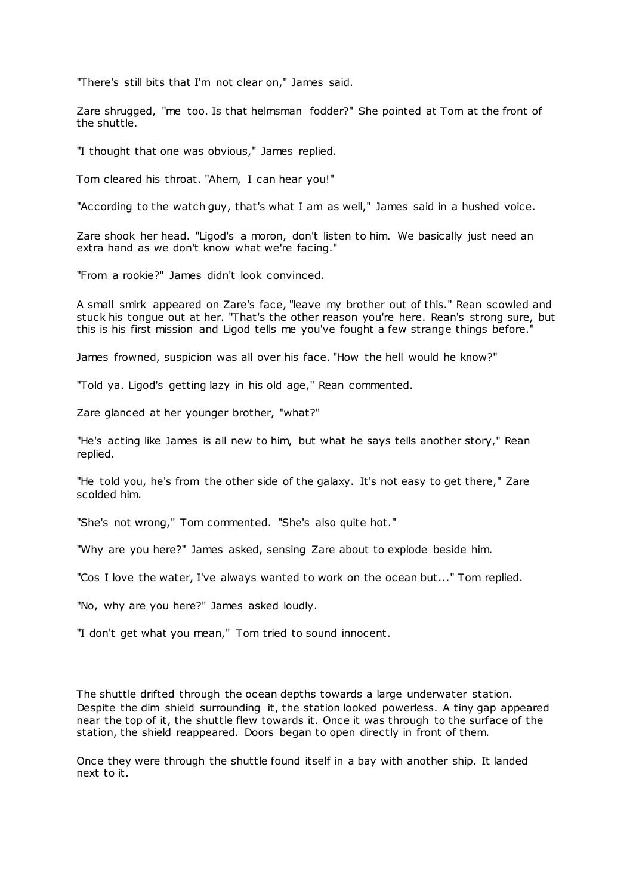"There's still bits that I'm not clear on," James said.

Zare shrugged, "me too. Is that helmsman fodder?" She pointed at Tom at the front of the shuttle.

"I thought that one was obvious," James replied.

Tom cleared his throat. "Ahem, I can hear you!"

"According to the watch guy, that's what I am as well," James said in a hushed voice.

Zare shook her head. "Ligod's a moron, don't listen to him. We basically just need an extra hand as we don't know what we're facing."

"From a rookie?" James didn't look convinced.

A small smirk appeared on Zare's face, "leave my brother out of this." Rean scowled and stuck his tongue out at her. "That's the other reason you're here. Rean's strong sure, but this is his first mission and Ligod tells me you've fought a few strange things before."

James frowned, suspicion was all over his face. "How the hell would he know?"

"Told ya. Ligod's getting lazy in his old age," Rean commented.

Zare glanced at her younger brother, "what?"

"He's acting like James is all new to him, but what he says tells another story," Rean replied.

"He told you, he's from the other side of the galaxy. It's not easy to get there," Zare scolded him.

"She's not wrong," Tom commented. "She's also quite hot."

"Why are you here?" James asked, sensing Zare about to explode beside him.

"Cos I love the water, I've always wanted to work on the ocean but..." Tom replied.

"No, why are you here?" James asked loudly.

"I don't get what you mean," Tom tried to sound innocent.

The shuttle drifted through the ocean depths towards a large underwater station. Despite the dim shield surrounding it, the station looked powerless. A tiny gap appeared near the top of it, the shuttle flew towards it. Once it was through to the surface of the station, the shield reappeared. Doors began to open directly in front of them.

Once they were through the shuttle found itself in a bay with another ship. It landed next to it.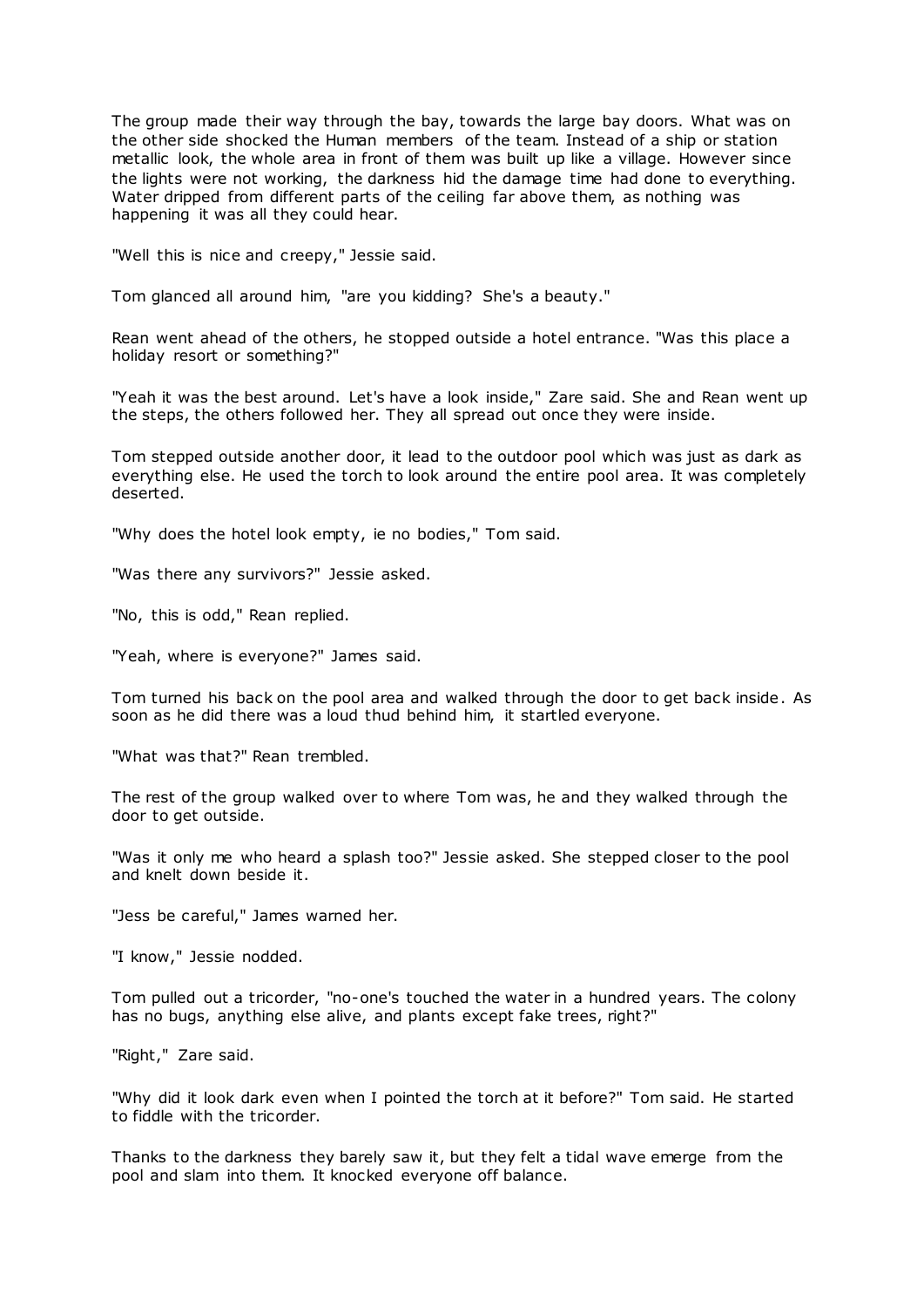The group made their way through the bay, towards the large bay doors. What was on the other side shocked the Human members of the team. Instead of a ship or station metallic look, the whole area in front of them was built up like a village. However since the lights were not working, the darkness hid the damage time had done to everything. Water dripped from different parts of the ceiling far above them, as nothing was happening it was all they could hear.

"Well this is nice and creepy," Jessie said.

Tom glanced all around him, "are you kidding? She's a beauty."

Rean went ahead of the others, he stopped outside a hotel entrance. "Was this place a holiday resort or something?"

"Yeah it was the best around. Let's have a look inside," Zare said. She and Rean went up the steps, the others followed her. They all spread out once they were inside.

Tom stepped outside another door, it lead to the outdoor pool which was just as dark as everything else. He used the torch to look around the entire pool area. It was completely deserted.

"Why does the hotel look empty, ie no bodies," Tom said.

"Was there any survivors?" Jessie asked.

"No, this is odd," Rean replied.

"Yeah, where is everyone?" James said.

Tom turned his back on the pool area and walked through the door to get back inside. As soon as he did there was a loud thud behind him, it startled everyone.

"What was that?" Rean trembled.

The rest of the group walked over to where Tom was, he and they walked through the door to get outside.

"Was it only me who heard a splash too?" Jessie asked. She stepped closer to the pool and knelt down beside it.

"Jess be careful," James warned her.

"I know," Jessie nodded.

Tom pulled out a tricorder, "no-one's touched the water in a hundred years. The colony has no bugs, anything else alive, and plants except fake trees, right?"

"Right," Zare said.

"Why did it look dark even when I pointed the torch at it before?" Tom said. He started to fiddle with the tricorder.

Thanks to the darkness they barely saw it, but they felt a tidal wave emerge from the pool and slam into them. It knocked everyone off balance.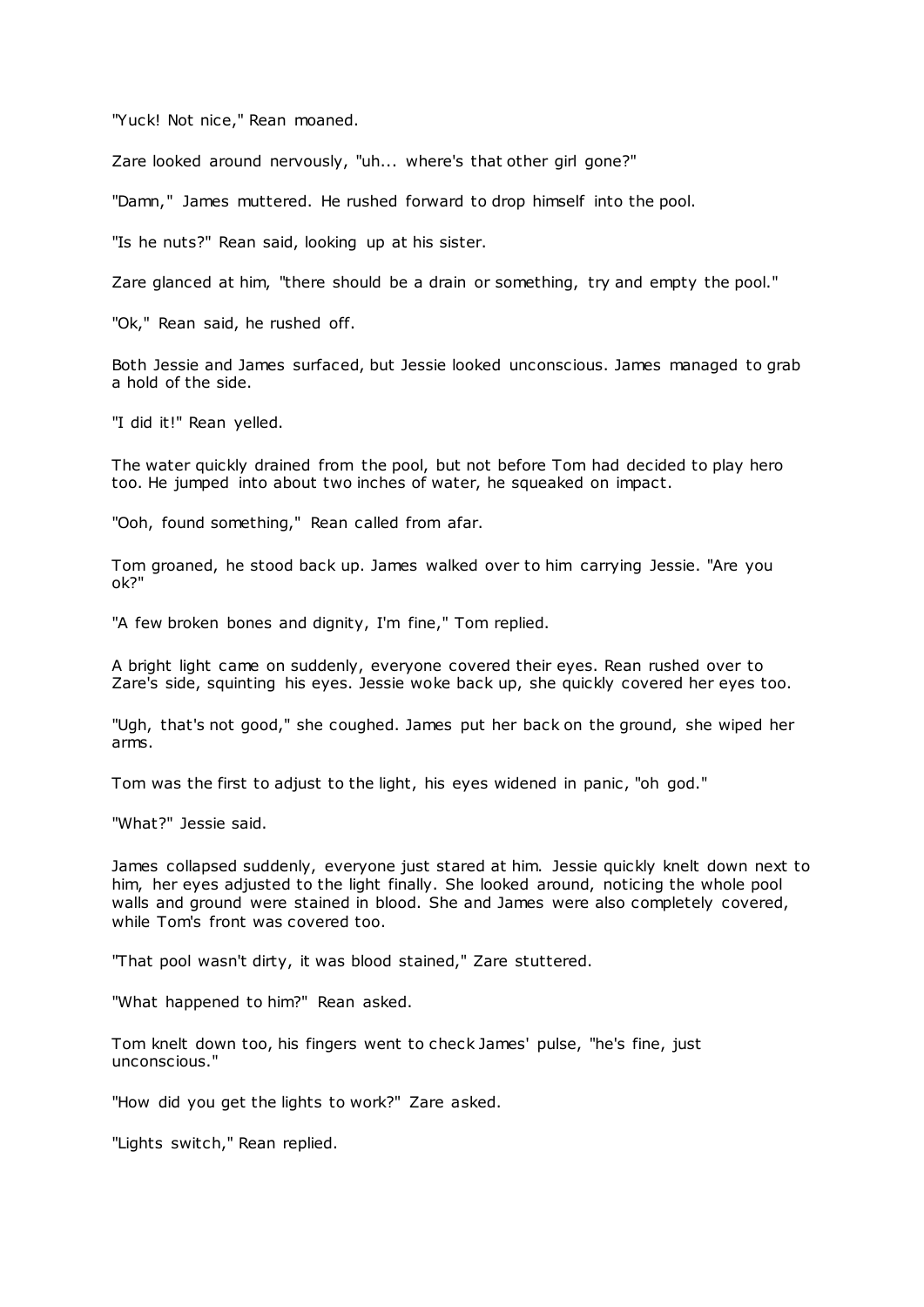"Yuck! Not nice," Rean moaned.

Zare looked around nervously, "uh... where's that other girl gone?"

"Damn," James muttered. He rushed forward to drop himself into the pool.

"Is he nuts?" Rean said, looking up at his sister.

Zare glanced at him, "there should be a drain or something, try and empty the pool."

"Ok," Rean said, he rushed off.

Both Jessie and James surfaced, but Jessie looked unconscious. James managed to grab a hold of the side.

"I did it!" Rean yelled.

The water quickly drained from the pool, but not before Tom had decided to play hero too. He jumped into about two inches of water, he squeaked on impact.

"Ooh, found something," Rean called from afar.

Tom groaned, he stood back up. James walked over to him carrying Jessie. "Are you ok?"

"A few broken bones and dignity, I'm fine," Tom replied.

A bright light came on suddenly, everyone covered their eyes. Rean rushed over to Zare's side, squinting his eyes. Jessie woke back up, she quickly covered her eyes too.

"Ugh, that's not good," she coughed. James put her back on the ground, she wiped her arms.

Tom was the first to adjust to the light, his eyes widened in panic, "oh god."

"What?" Jessie said.

James collapsed suddenly, everyone just stared at him. Jessie quickly knelt down next to him, her eyes adjusted to the light finally. She looked around, noticing the whole pool walls and ground were stained in blood. She and James were also completely covered, while Tom's front was covered too.

"That pool wasn't dirty, it was blood stained," Zare stuttered.

"What happened to him?" Rean asked.

Tom knelt down too, his fingers went to check James' pulse, "he's fine, just unconscious."

"How did you get the lights to work?" Zare asked.

"Lights switch," Rean replied.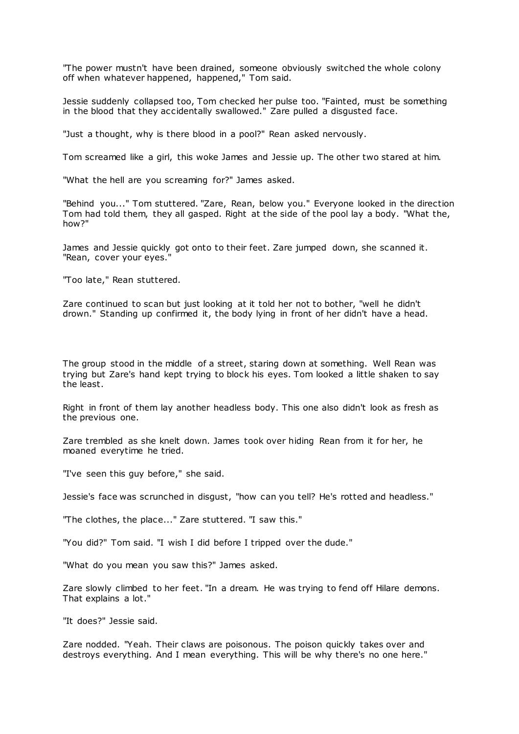"The power mustn't have been drained, someone obviously switched the whole colony off when whatever happened, happened," Tom said.

Jessie suddenly collapsed too, Tom checked her pulse too. "Fainted, must be something in the blood that they accidentally swallowed." Zare pulled a disgusted face.

"Just a thought, why is there blood in a pool?" Rean asked nervously.

Tom screamed like a girl, this woke James and Jessie up. The other two stared at him.

"What the hell are you screaming for?" James asked.

"Behind you..." Tom stuttered. "Zare, Rean, below you." Everyone looked in the direction Tom had told them, they all gasped. Right at the side of the pool lay a body. "What the, how?"

James and Jessie quickly got onto to their feet. Zare jumped down, she scanned it. "Rean, cover your eyes."

"Too late," Rean stuttered.

Zare continued to scan but just looking at it told her not to bother, "well he didn't drown." Standing up confirmed it, the body lying in front of her didn't have a head.

The group stood in the middle of a street, staring down at something. Well Rean was trying but Zare's hand kept trying to block his eyes. Tom looked a little shaken to say the least.

Right in front of them lay another headless body. This one also didn't look as fresh as the previous one.

Zare trembled as she knelt down. James took over hiding Rean from it for her, he moaned everytime he tried.

"I've seen this guy before," she said.

Jessie's face was scrunched in disgust, "how can you tell? He's rotted and headless."

"The clothes, the place..." Zare stuttered. "I saw this."

"You did?" Tom said. "I wish I did before I tripped over the dude."

"What do you mean you saw this?" James asked.

Zare slowly climbed to her feet. "In a dream. He was trying to fend off Hilare demons. That explains a lot."

"It does?" Jessie said.

Zare nodded. "Yeah. Their claws are poisonous. The poison quickly takes over and destroys everything. And I mean everything. This will be why there's no one here."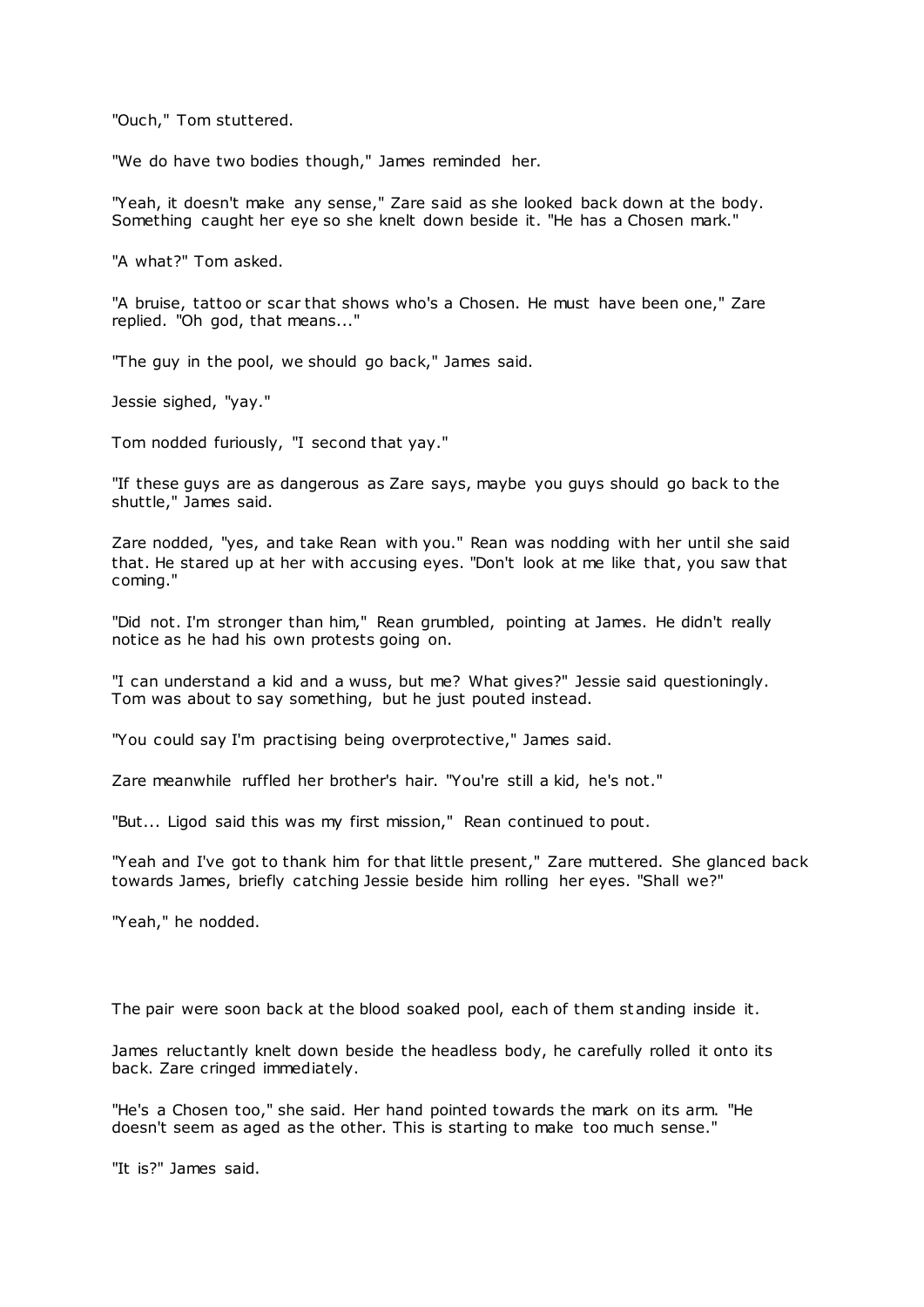"Ouch," Tom stuttered.

"We do have two bodies though," James reminded her.

"Yeah, it doesn't make any sense," Zare said as she looked back down at the body. Something caught her eye so she knelt down beside it. "He has a Chosen mark."

"A what?" Tom asked.

"A bruise, tattoo or scar that shows who's a Chosen. He must have been one," Zare replied. "Oh god, that means..."

"The guy in the pool, we should go back," James said.

Jessie sighed, "yay."

Tom nodded furiously, "I second that yay."

"If these guys are as dangerous as Zare says, maybe you guys should go back to the shuttle," James said.

Zare nodded, "yes, and take Rean with you." Rean was nodding with her until she said that. He stared up at her with accusing eyes. "Don't look at me like that, you saw that coming."

"Did not. I'm stronger than him," Rean grumbled, pointing at James. He didn't really notice as he had his own protests going on.

"I can understand a kid and a wuss, but me? What gives?" Jessie said questioningly. Tom was about to say something, but he just pouted instead.

"You could say I'm practising being overprotective," James said.

Zare meanwhile ruffled her brother's hair. "You're still a kid, he's not."

"But... Ligod said this was my first mission," Rean continued to pout.

"Yeah and I've got to thank him for that little present," Zare muttered. She glanced back towards James, briefly catching Jessie beside him rolling her eyes. "Shall we?"

"Yeah," he nodded.

The pair were soon back at the blood soaked pool, each of them standing inside it.

James reluctantly knelt down beside the headless body, he carefully rolled it onto its back. Zare cringed immediately.

"He's a Chosen too," she said. Her hand pointed towards the mark on its arm. "He doesn't seem as aged as the other. This is starting to make too much sense."

"It is?" James said.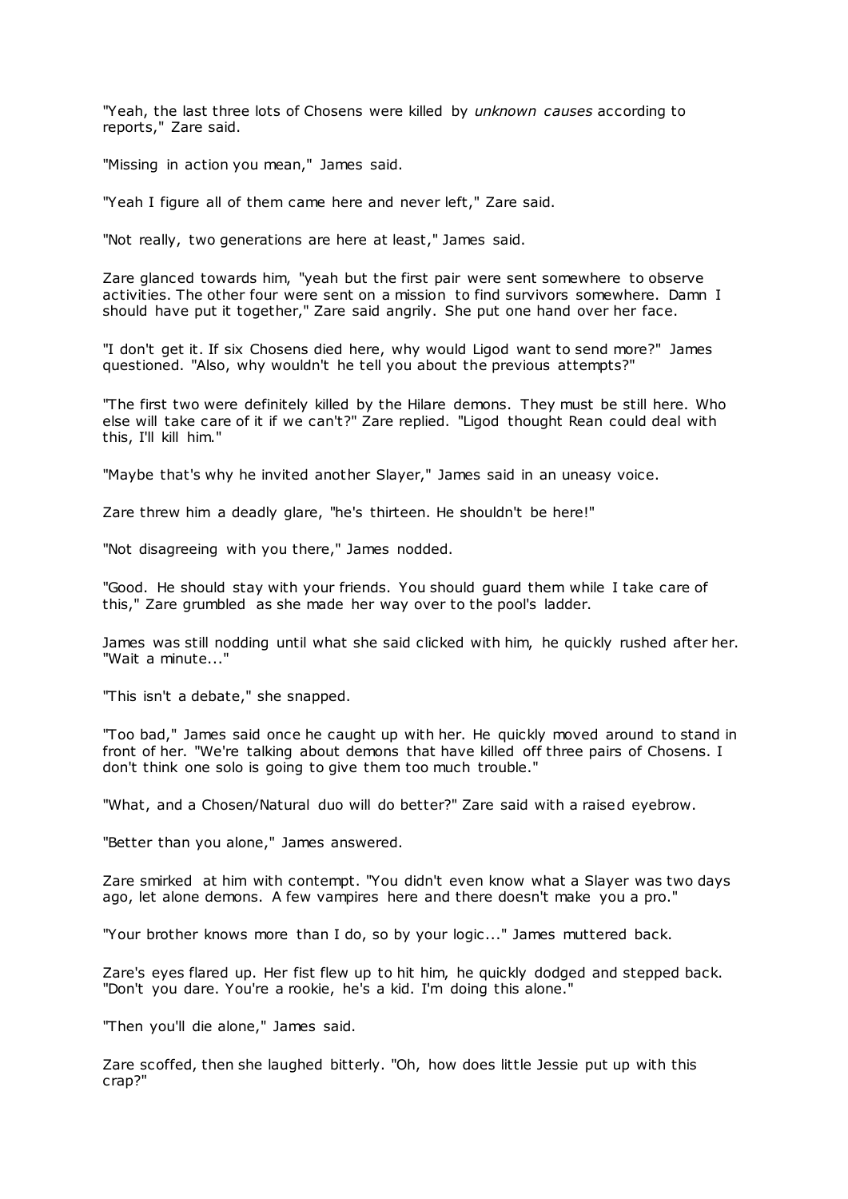"Yeah, the last three lots of Chosens were killed by *unknown causes* according to reports," Zare said.

"Missing in action you mean," James said.

"Yeah I figure all of them came here and never left," Zare said.

"Not really, two generations are here at least," James said.

Zare glanced towards him, "yeah but the first pair were sent somewhere to observe activities. The other four were sent on a mission to find survivors somewhere. Damn I should have put it together," Zare said angrily. She put one hand over her face.

"I don't get it. If six Chosens died here, why would Ligod want to send more?" James questioned. "Also, why wouldn't he tell you about the previous attempts?"

"The first two were definitely killed by the Hilare demons. They must be still here. Who else will take care of it if we can't?" Zare replied. "Ligod thought Rean could deal with this, I'll kill him."

"Maybe that's why he invited another Slayer," James said in an uneasy voice.

Zare threw him a deadly glare, "he's thirteen. He shouldn't be here!"

"Not disagreeing with you there," James nodded.

"Good. He should stay with your friends. You should guard them while I take care of this," Zare grumbled as she made her way over to the pool's ladder.

James was still nodding until what she said clicked with him, he quickly rushed after her. "Wait a minute..."

"This isn't a debate," she snapped.

"Too bad," James said once he caught up with her. He quickly moved around to stand in front of her. "We're talking about demons that have killed off three pairs of Chosens. I don't think one solo is going to give them too much trouble."

"What, and a Chosen/Natural duo will do better?" Zare said with a raised eyebrow.

"Better than you alone," James answered.

Zare smirked at him with contempt. "You didn't even know what a Slayer was two days ago, let alone demons. A few vampires here and there doesn't make you a pro."

"Your brother knows more than I do, so by your logic..." James muttered back.

Zare's eyes flared up. Her fist flew up to hit him, he quickly dodged and stepped back. "Don't you dare. You're a rookie, he's a kid. I'm doing this alone."

"Then you'll die alone," James said.

Zare scoffed, then she laughed bitterly. "Oh, how does little Jessie put up with this crap?"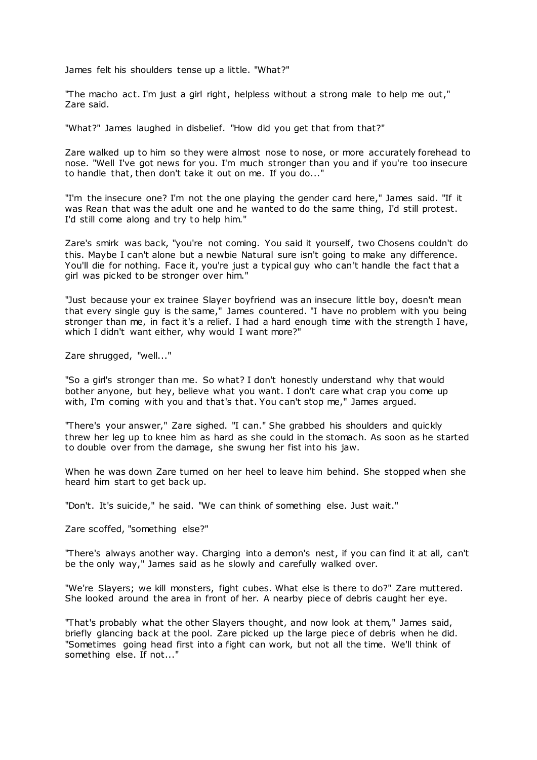James felt his shoulders tense up a little. "What?"

"The macho act. I'm just a girl right, helpless without a strong male to help me out," Zare said.

"What?" James laughed in disbelief. "How did you get that from that?"

Zare walked up to him so they were almost nose to nose, or more accurately forehead to nose. "Well I've got news for you. I'm much stronger than you and if you're too insecure to handle that, then don't take it out on me. If you do..."

"I'm the insecure one? I'm not the one playing the gender card here," James said. "If it was Rean that was the adult one and he wanted to do the same thing, I'd still protest. I'd still come along and try to help him."

Zare's smirk was back, "you're not coming. You said it yourself, two Chosens couldn't do this. Maybe I can't alone but a newbie Natural sure isn't going to make any difference. You'll die for nothing. Face it, you're just a typical guy who can't handle the fact that a girl was picked to be stronger over him."

"Just because your ex trainee Slayer boyfriend was an insecure little boy, doesn't mean that every single guy is the same," James countered. "I have no problem with you being stronger than me, in fact it's a relief. I had a hard enough time with the strength I have, which I didn't want either, why would I want more?"

Zare shrugged, "well..."

"So a girl's stronger than me. So what? I don't honestly understand why that would bother anyone, but hey, believe what you want. I don't care what crap you come up with, I'm coming with you and that's that. You can't stop me," James argued.

"There's your answer," Zare sighed. "I can." She grabbed his shoulders and quickly threw her leg up to knee him as hard as she could in the stomach. As soon as he started to double over from the damage, she swung her fist into his jaw.

When he was down Zare turned on her heel to leave him behind. She stopped when she heard him start to get back up.

"Don't. It's suicide," he said. "We can think of something else. Just wait."

Zare scoffed, "something else?"

"There's always another way. Charging into a demon's nest, if you can find it at all, can't be the only way," James said as he slowly and carefully walked over.

"We're Slayers; we kill monsters, fight cubes. What else is there to do?" Zare muttered. She looked around the area in front of her. A nearby piece of debris caught her eye.

"That's probably what the other Slayers thought, and now look at them," James said, briefly glancing back at the pool. Zare picked up the large piece of debris when he did. "Sometimes going head first into a fight can work, but not all the time. We'll think of something else. If not..."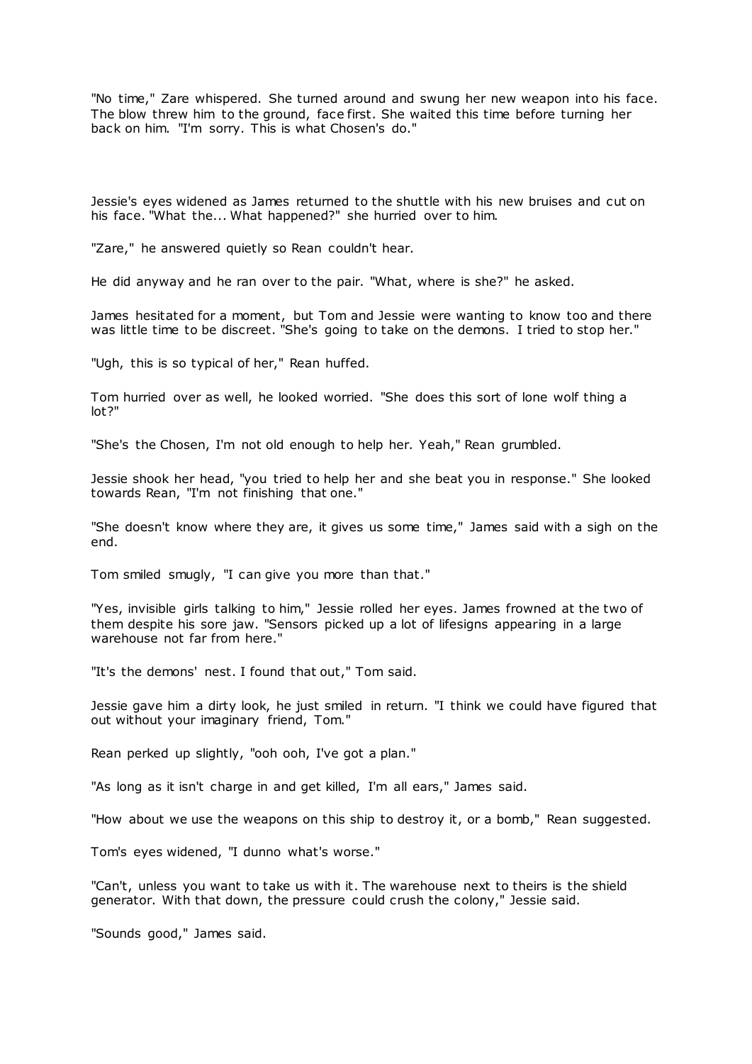"No time," Zare whispered. She turned around and swung her new weapon into his face. The blow threw him to the ground, face first. She waited this time before turning her back on him. "I'm sorry. This is what Chosen's do."

Jessie's eyes widened as James returned to the shuttle with his new bruises and cut on his face. "What the... What happened?" she hurried over to him.

"Zare," he answered quietly so Rean couldn't hear.

He did anyway and he ran over to the pair. "What, where is she?" he asked.

James hesitated for a moment, but Tom and Jessie were wanting to know too and there was little time to be discreet. "She's going to take on the demons. I tried to stop her."

"Ugh, this is so typical of her," Rean huffed.

Tom hurried over as well, he looked worried. "She does this sort of lone wolf thing a lot?"

"She's the Chosen, I'm not old enough to help her. Yeah," Rean grumbled.

Jessie shook her head, "you tried to help her and she beat you in response." She looked towards Rean, "I'm not finishing that one."

"She doesn't know where they are, it gives us some time," James said with a sigh on the end.

Tom smiled smugly, "I can give you more than that."

"Yes, invisible girls talking to him," Jessie rolled her eyes. James frowned at the two of them despite his sore jaw. "Sensors picked up a lot of lifesigns appearing in a large warehouse not far from here."

"It's the demons' nest. I found that out," Tom said.

Jessie gave him a dirty look, he just smiled in return. "I think we could have figured that out without your imaginary friend, Tom."

Rean perked up slightly, "ooh ooh, I've got a plan."

"As long as it isn't charge in and get killed, I'm all ears," James said.

"How about we use the weapons on this ship to destroy it, or a bomb," Rean suggested.

Tom's eyes widened, "I dunno what's worse."

"Can't, unless you want to take us with it. The warehouse next to theirs is the shield generator. With that down, the pressure could crush the colony," Jessie said.

"Sounds good," James said.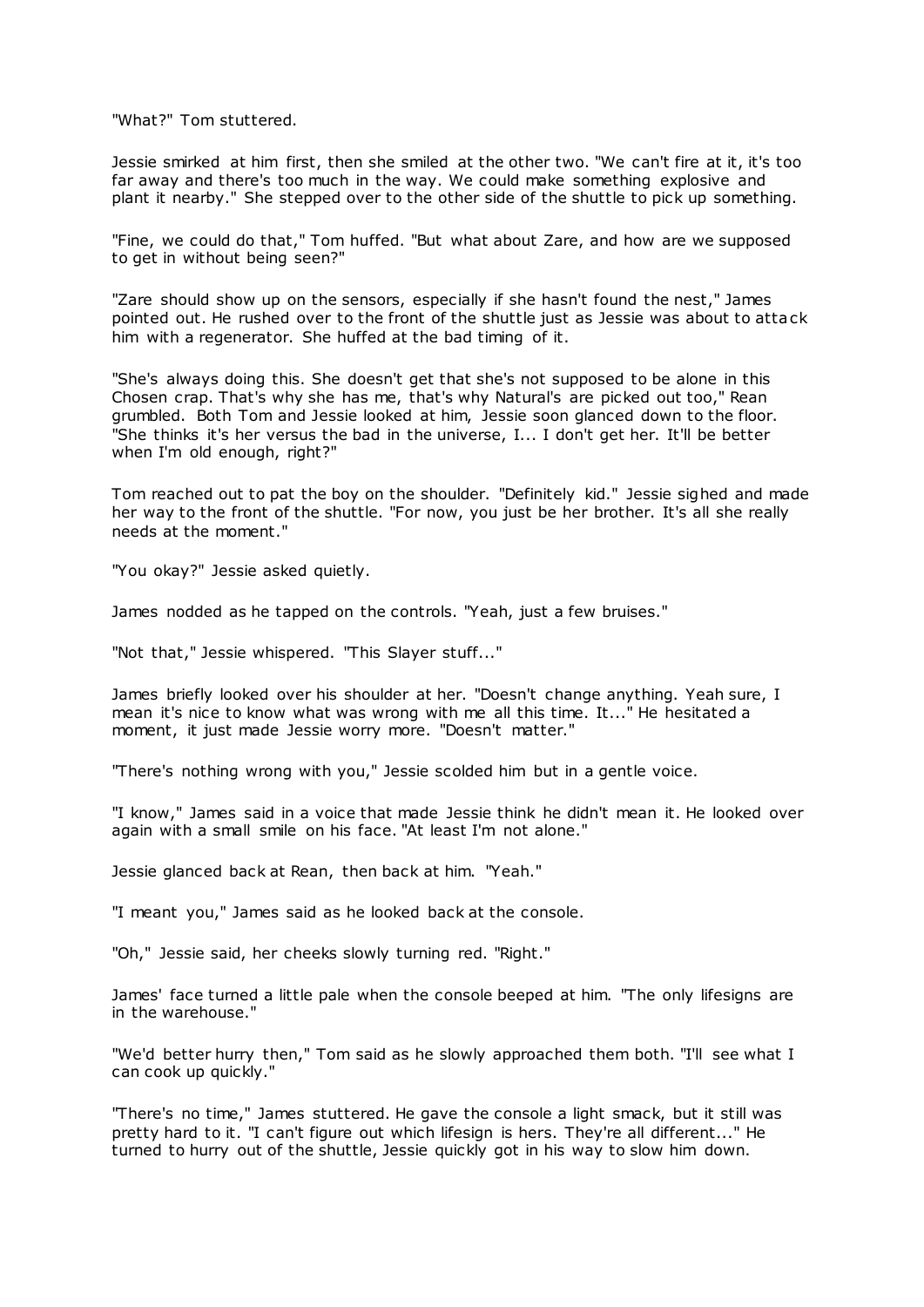"What?" Tom stuttered.

Jessie smirked at him first, then she smiled at the other two. "We can't fire at it, it's too far away and there's too much in the way. We could make something explosive and plant it nearby." She stepped over to the other side of the shuttle to pick up something.

"Fine, we could do that," Tom huffed. "But what about Zare, and how are we supposed to get in without being seen?"

"Zare should show up on the sensors, especially if she hasn't found the nest," James pointed out. He rushed over to the front of the shuttle just as Jessie was about to attack him with a regenerator. She huffed at the bad timing of it.

"She's always doing this. She doesn't get that she's not supposed to be alone in this Chosen crap. That's why she has me, that's why Natural's are picked out too," Rean grumbled. Both Tom and Jessie looked at him, Jessie soon glanced down to the floor. "She thinks it's her versus the bad in the universe, I... I don't get her. It'll be better when I'm old enough, right?"

Tom reached out to pat the boy on the shoulder. "Definitely kid." Jessie sighed and made her way to the front of the shuttle. "For now, you just be her brother. It's all she really needs at the moment."

"You okay?" Jessie asked quietly.

James nodded as he tapped on the controls. "Yeah, just a few bruises."

"Not that," Jessie whispered. "This Slayer stuff..."

James briefly looked over his shoulder at her. "Doesn't change anything. Yeah sure, I mean it's nice to know what was wrong with me all this time. It..." He hesitated a moment, it just made Jessie worry more. "Doesn't matter."

"There's nothing wrong with you," Jessie scolded him but in a gentle voice.

"I know," James said in a voice that made Jessie think he didn't mean it. He looked over again with a small smile on his face. "At least I'm not alone."

Jessie glanced back at Rean, then back at him. "Yeah."

"I meant you," James said as he looked back at the console.

"Oh," Jessie said, her cheeks slowly turning red. "Right."

James' face turned a little pale when the console beeped at him. "The only lifesigns are in the warehouse."

"We'd better hurry then," Tom said as he slowly approached them both. "I'll see what I can cook up quickly."

"There's no time," James stuttered. He gave the console a light smack, but it still was pretty hard to it. "I can't figure out which lifesign is hers. They're all different..." He turned to hurry out of the shuttle, Jessie quickly got in his way to slow him down.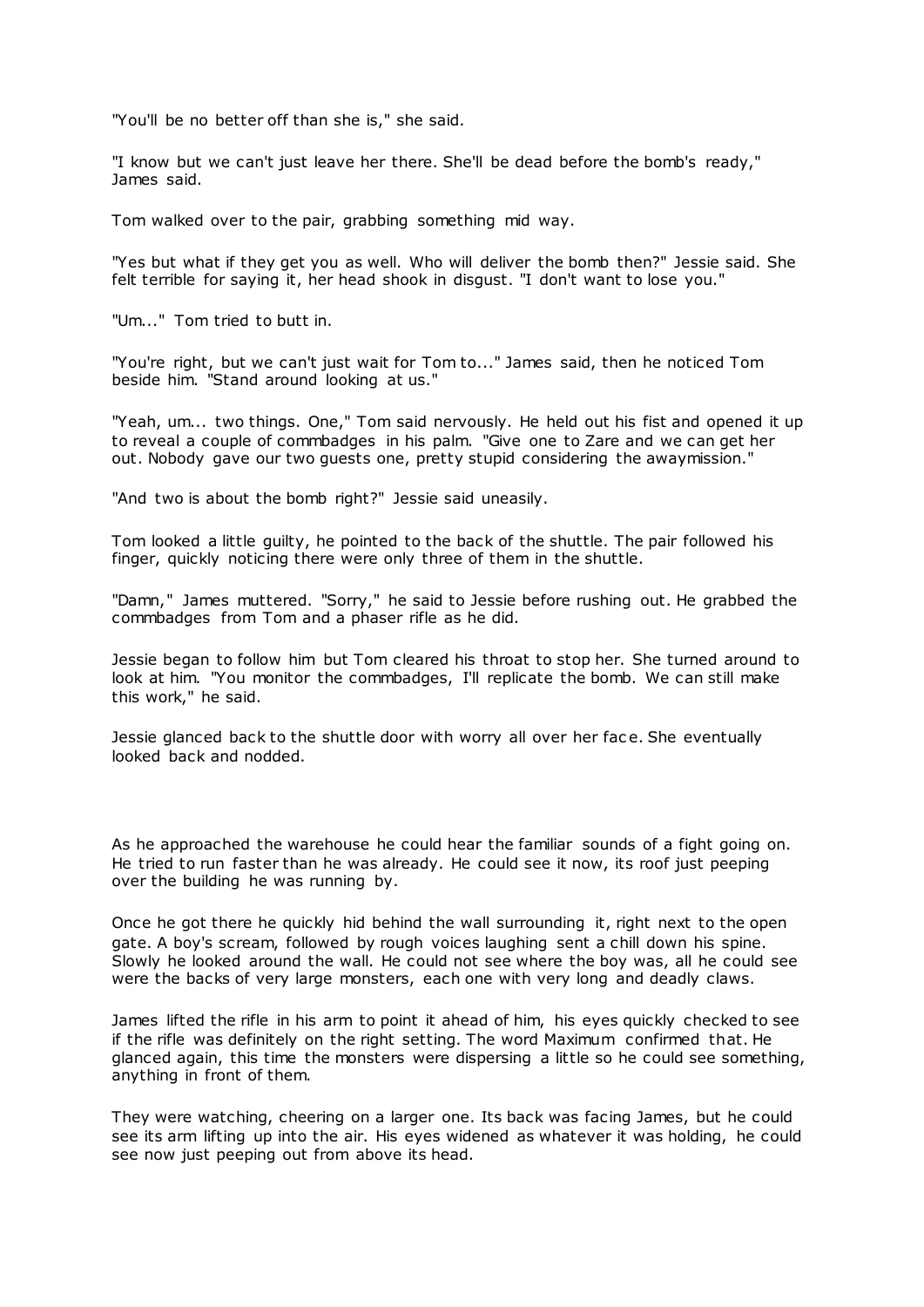"You'll be no better off than she is," she said.

"I know but we can't just leave her there. She'll be dead before the bomb's ready," James said.

Tom walked over to the pair, grabbing something mid way.

"Yes but what if they get you as well. Who will deliver the bomb then?" Jessie said. She felt terrible for saying it, her head shook in disgust. "I don't want to lose you."

"Um..." Tom tried to butt in.

"You're right, but we can't just wait for Tom to..." James said, then he noticed Tom beside him. "Stand around looking at us."

"Yeah, um... two things. One," Tom said nervously. He held out his fist and opened it up to reveal a couple of commbadges in his palm. "Give one to Zare and we can get her out. Nobody gave our two guests one, pretty stupid considering the awaymission."

"And two is about the bomb right?" Jessie said uneasily.

Tom looked a little guilty, he pointed to the back of the shuttle. The pair followed his finger, quickly noticing there were only three of them in the shuttle.

"Damn," James muttered. "Sorry," he said to Jessie before rushing out. He grabbed the commbadges from Tom and a phaser rifle as he did.

Jessie began to follow him but Tom cleared his throat to stop her. She turned around to look at him. "You monitor the commbadges, I'll replicate the bomb. We can still make this work," he said.

Jessie glanced back to the shuttle door with worry all over her face. She eventually looked back and nodded.

As he approached the warehouse he could hear the familiar sounds of a fight going on. He tried to run faster than he was already. He could see it now, its roof just peeping over the building he was running by.

Once he got there he quickly hid behind the wall surrounding it, right next to the open gate. A boy's scream, followed by rough voices laughing sent a chill down his spine. Slowly he looked around the wall. He could not see where the boy was, all he could see were the backs of very large monsters, each one with very long and deadly claws.

James lifted the rifle in his arm to point it ahead of him, his eyes quickly checked to see if the rifle was definitely on the right setting. The word Maximum confirmed that. He glanced again, this time the monsters were dispersing a little so he could see something, anything in front of them.

They were watching, cheering on a larger one. Its back was facing James, but he could see its arm lifting up into the air. His eyes widened as whatever it was holding, he could see now just peeping out from above its head.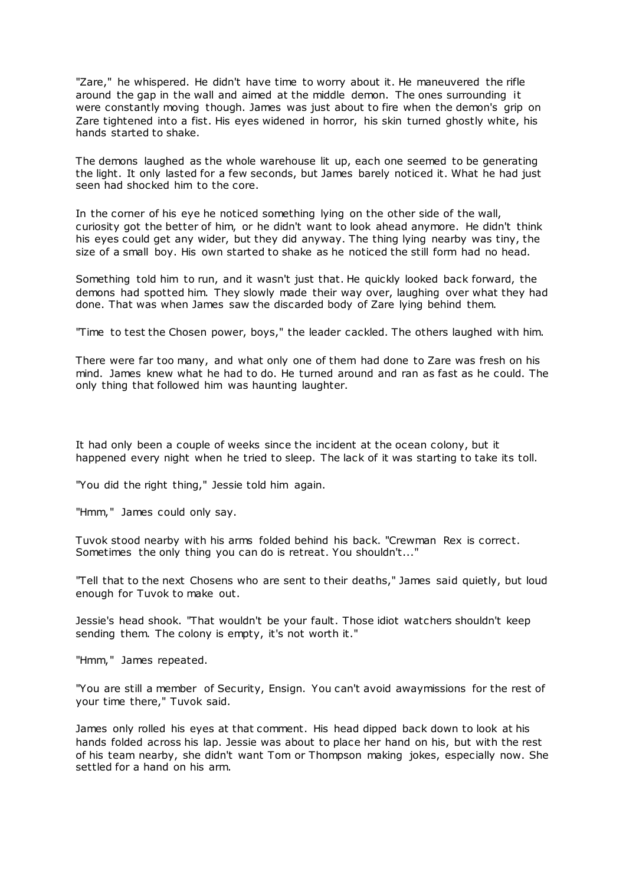"Zare," he whispered. He didn't have time to worry about it. He maneuvered the rifle around the gap in the wall and aimed at the middle demon. The ones surrounding it were constantly moving though. James was just about to fire when the demon's grip on Zare tightened into a fist. His eyes widened in horror, his skin turned ghostly white, his hands started to shake.

The demons laughed as the whole warehouse lit up, each one seemed to be generating the light. It only lasted for a few seconds, but James barely noticed it. What he had just seen had shocked him to the core.

In the corner of his eye he noticed something lying on the other side of the wall, curiosity got the better of him, or he didn't want to look ahead anymore. He didn't think his eyes could get any wider, but they did anyway. The thing lying nearby was tiny, the size of a small boy. His own started to shake as he noticed the still form had no head.

Something told him to run, and it wasn't just that. He quickly looked back forward, the demons had spotted him. They slowly made their way over, laughing over what they had done. That was when James saw the discarded body of Zare lying behind them.

"Time to test the Chosen power, boys," the leader cackled. The others laughed with him.

There were far too many, and what only one of them had done to Zare was fresh on his mind. James knew what he had to do. He turned around and ran as fast as he could. The only thing that followed him was haunting laughter.

It had only been a couple of weeks since the incident at the ocean colony, but it happened every night when he tried to sleep. The lack of it was starting to take its toll.

"You did the right thing," Jessie told him again.

"Hmm," James could only say.

Tuvok stood nearby with his arms folded behind his back. "Crewman Rex is correct. Sometimes the only thing you can do is retreat. You shouldn't..."

"Tell that to the next Chosens who are sent to their deaths," James said quietly, but loud enough for Tuvok to make out.

Jessie's head shook. "That wouldn't be your fault. Those idiot watchers shouldn't keep sending them. The colony is empty, it's not worth it."

"Hmm," James repeated.

"You are still a member of Security, Ensign. You can't avoid awaymissions for the rest of your time there," Tuvok said.

James only rolled his eyes at that comment. His head dipped back down to look at his hands folded across his lap. Jessie was about to place her hand on his, but with the rest of his team nearby, she didn't want Tom or Thompson making jokes, especially now. She settled for a hand on his arm.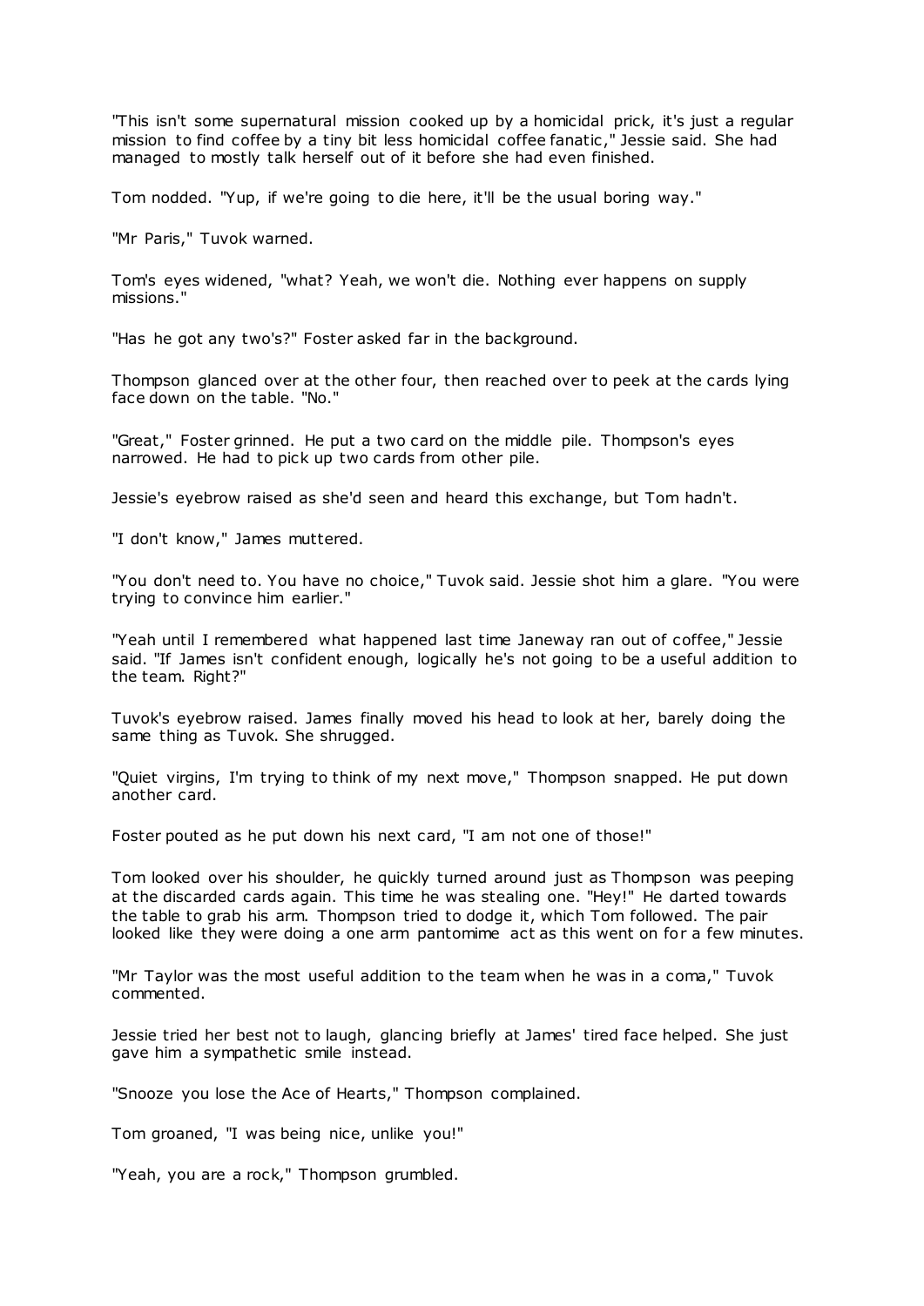"This isn't some supernatural mission cooked up by a homicidal prick, it's just a regular mission to find coffee by a tiny bit less homicidal coffee fanatic," Jessie said. She had managed to mostly talk herself out of it before she had even finished.

Tom nodded. "Yup, if we're going to die here, it'll be the usual boring way."

"Mr Paris," Tuvok warned.

Tom's eyes widened, "what? Yeah, we won't die. Nothing ever happens on supply missions."

"Has he got any two's?" Foster asked far in the background.

Thompson glanced over at the other four, then reached over to peek at the cards lying face down on the table. "No."

"Great," Foster grinned. He put a two card on the middle pile. Thompson's eyes narrowed. He had to pick up two cards from other pile.

Jessie's eyebrow raised as she'd seen and heard this exchange, but Tom hadn't.

"I don't know," James muttered.

"You don't need to. You have no choice," Tuvok said. Jessie shot him a glare. "You were trying to convince him earlier."

"Yeah until I remembered what happened last time Janeway ran out of coffee," Jessie said. "If James isn't confident enough, logically he's not going to be a useful addition to the team. Right?"

Tuvok's eyebrow raised. James finally moved his head to look at her, barely doing the same thing as Tuvok. She shrugged.

"Quiet virgins, I'm trying to think of my next move," Thompson snapped. He put down another card.

Foster pouted as he put down his next card, "I am not one of those!"

Tom looked over his shoulder, he quickly turned around just as Thompson was peeping at the discarded cards again. This time he was stealing one. "Hey!" He darted towards the table to grab his arm. Thompson tried to dodge it, which Tom followed. The pair looked like they were doing a one arm pantomime act as this went on for a few minutes.

"Mr Taylor was the most useful addition to the team when he was in a coma," Tuvok commented.

Jessie tried her best not to laugh, glancing briefly at James' tired face helped. She just gave him a sympathetic smile instead.

"Snooze you lose the Ace of Hearts," Thompson complained.

Tom groaned, "I was being nice, unlike you!"

"Yeah, you are a rock," Thompson grumbled.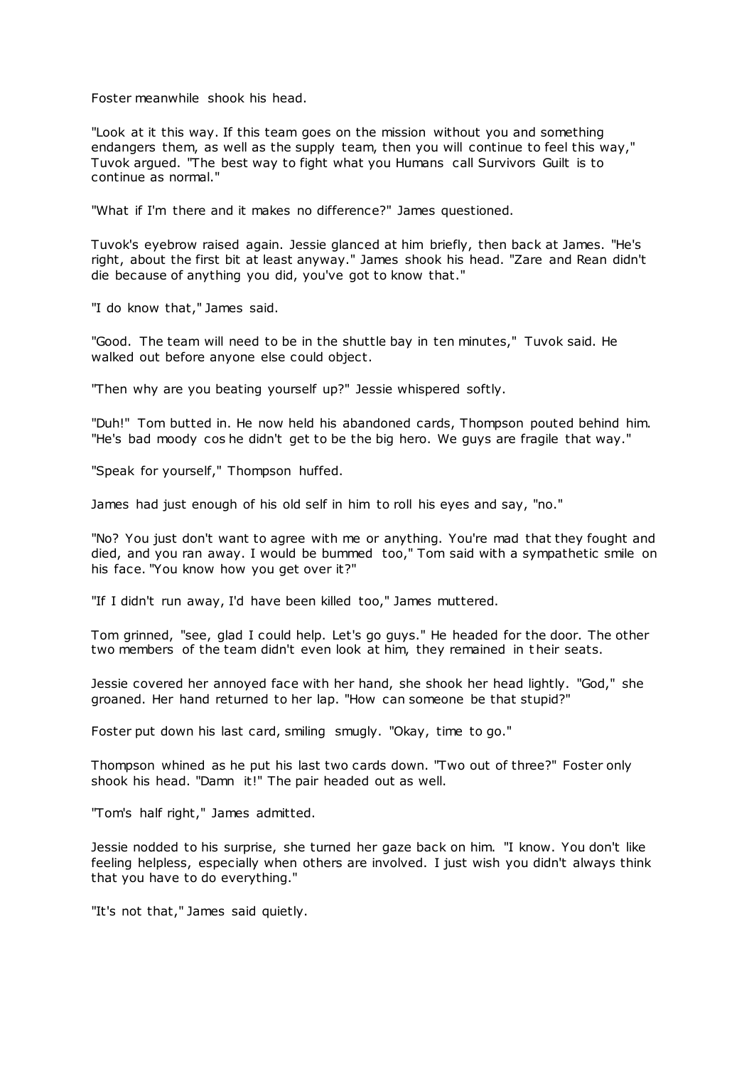Foster meanwhile shook his head.

"Look at it this way. If this team goes on the mission without you and something endangers them, as well as the supply team, then you will continue to feel this way," Tuvok argued. "The best way to fight what you Humans call Survivors Guilt is to continue as normal."

"What if I'm there and it makes no difference?" James questioned.

Tuvok's eyebrow raised again. Jessie glanced at him briefly, then back at James. "He's right, about the first bit at least anyway." James shook his head. "Zare and Rean didn't die because of anything you did, you've got to know that."

"I do know that," James said.

"Good. The team will need to be in the shuttle bay in ten minutes," Tuvok said. He walked out before anyone else could object.

"Then why are you beating yourself up?" Jessie whispered softly.

"Duh!" Tom butted in. He now held his abandoned cards, Thompson pouted behind him. "He's bad moody cos he didn't get to be the big hero. We guys are fragile that way."

"Speak for yourself," Thompson huffed.

James had just enough of his old self in him to roll his eyes and say, "no."

"No? You just don't want to agree with me or anything. You're mad that they fought and died, and you ran away. I would be bummed too," Tom said with a sympathetic smile on his face. "You know how you get over it?"

"If I didn't run away, I'd have been killed too," James muttered.

Tom grinned, "see, glad I could help. Let's go guys." He headed for the door. The other two members of the team didn't even look at him, they remained in their seats.

Jessie covered her annoyed face with her hand, she shook her head lightly. "God," she groaned. Her hand returned to her lap. "How can someone be that stupid?"

Foster put down his last card, smiling smugly. "Okay, time to go."

Thompson whined as he put his last two cards down. "Two out of three?" Foster only shook his head. "Damn it!" The pair headed out as well.

"Tom's half right," James admitted.

Jessie nodded to his surprise, she turned her gaze back on him. "I know. You don't like feeling helpless, especially when others are involved. I just wish you didn't always think that you have to do everything."

"It's not that," James said quietly.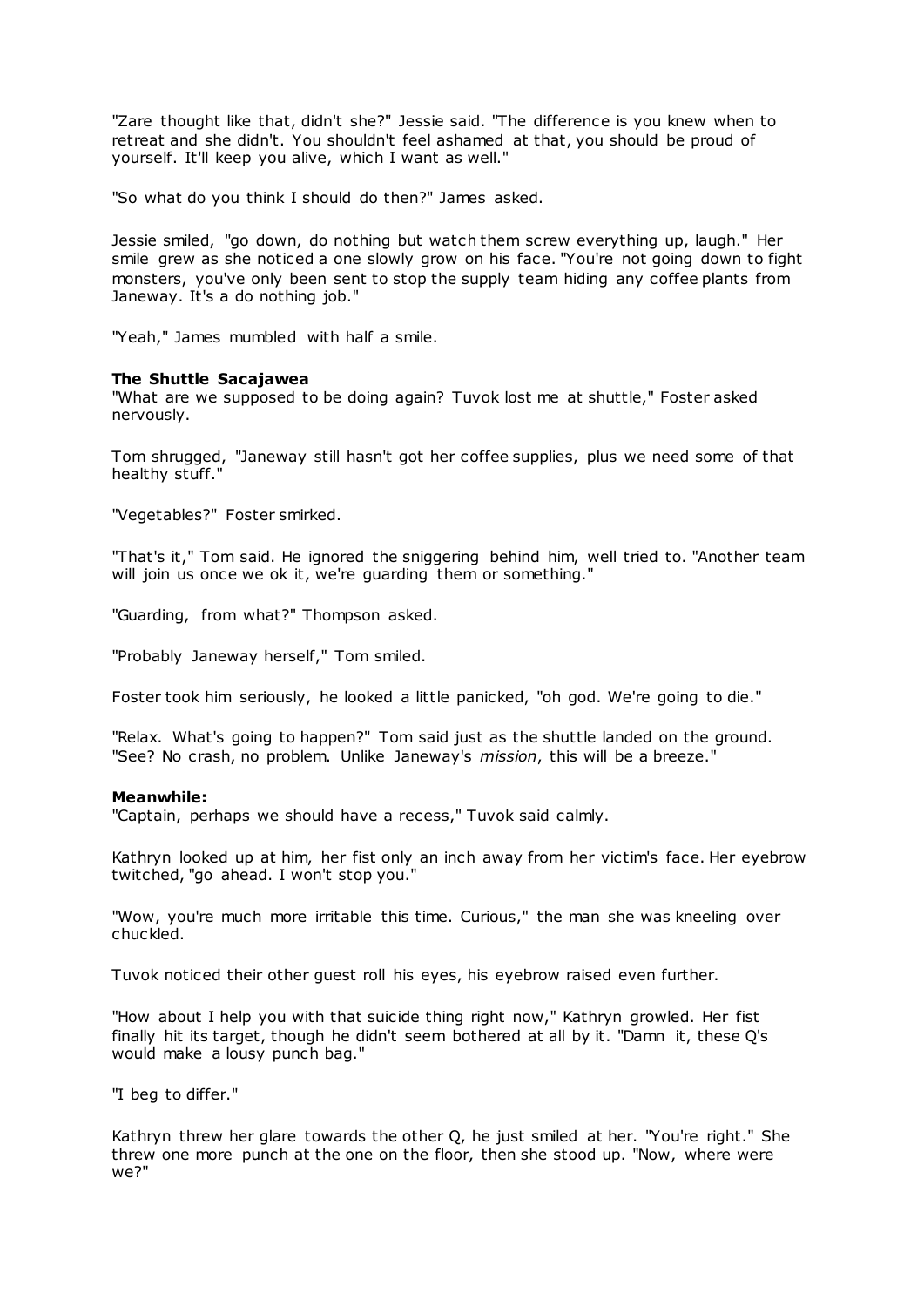"Zare thought like that, didn't she?" Jessie said. "The difference is you knew when to retreat and she didn't. You shouldn't feel ashamed at that, you should be proud of yourself. It'll keep you alive, which I want as well."

"So what do you think I should do then?" James asked.

Jessie smiled, "go down, do nothing but watch them screw everything up, laugh." Her smile grew as she noticed a one slowly grow on his face. "You're not going down to fight monsters, you've only been sent to stop the supply team hiding any coffee plants from Janeway. It's a do nothing job."

"Yeah," James mumbled with half a smile.

**The Shuttle Sacajawea**

"What are we supposed to be doing again? Tuvok lost me at shuttle," Foster asked nervously.

Tom shrugged, "Janeway still hasn't got her coffee supplies, plus we need some of that healthy stuff."

"Vegetables?" Foster smirked.

"That's it," Tom said. He ignored the sniggering behind him, well tried to. "Another team will join us once we ok it, we're guarding them or something."

"Guarding, from what?" Thompson asked.

"Probably Janeway herself," Tom smiled.

Foster took him seriously, he looked a little panicked, "oh god. We're going to die."

"Relax. What's going to happen?" Tom said just as the shuttle landed on the ground. "See? No crash, no problem. Unlike Janeway's *mission*, this will be a breeze."

**Meanwhile:**

"Captain, perhaps we should have a recess," Tuvok said calmly.

Kathryn looked up at him, her fist only an inch away from her victim's face. Her eyebrow twitched, "go ahead. I won't stop you."

"Wow, you're much more irritable this time. Curious," the man she was kneeling over chuckled.

Tuvok noticed their other guest roll his eyes, his eyebrow raised even further.

"How about I help you with that suicide thing right now," Kathryn growled. Her fist finally hit its target, though he didn't seem bothered at all by it. "Damn it, these Q's would make a lousy punch bag."

"I beg to differ."

Kathryn threw her glare towards the other Q, he just smiled at her. "You're right." She threw one more punch at the one on the floor, then she stood up. "Now, where were we?"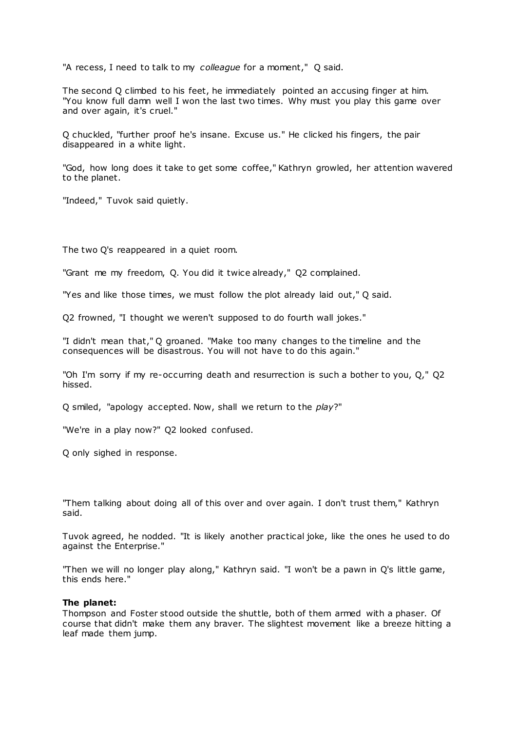"A recess, I need to talk to my *colleague* for a moment," Q said.

The second Q climbed to his feet, he immediately pointed an accusing finger at him. "You know full damn well I won the last two times. Why must you play this game over and over again, it's cruel."

Q chuckled, "further proof he's insane. Excuse us." He clicked his fingers, the pair disappeared in a white light.

"God, how long does it take to get some coffee," Kathryn growled, her attention wavered to the planet.

"Indeed," Tuvok said quietly.

The two Q's reappeared in a quiet room.

"Grant me my freedom, Q. You did it twice already," Q2 complained.

"Yes and like those times, we must follow the plot already laid out," Q said.

Q2 frowned, "I thought we weren't supposed to do fourth wall jokes."

"I didn't mean that," Q groaned. "Make too many changes to the timeline and the consequences will be disastrous. You will not have to do this again."

"Oh I'm sorry if my re-occurring death and resurrection is such a bother to you, Q," Q2 hissed.

Q smiled, "apology accepted. Now, shall we return to the *play*?"

"We're in a play now?" Q2 looked confused.

Q only sighed in response.

"Them talking about doing all of this over and over again. I don't trust them," Kathryn said.

Tuvok agreed, he nodded. "It is likely another practical joke, like the ones he used to do against the Enterprise."

"Then we will no longer play along," Kathryn said. "I won't be a pawn in Q's little game, this ends here."

**The planet:**
Thompson and Foster stood outside the shuttle, both of them armed with a phaser. Of course that didn't make them any braver. The slightest movement like a breeze hitting a leaf made them jump.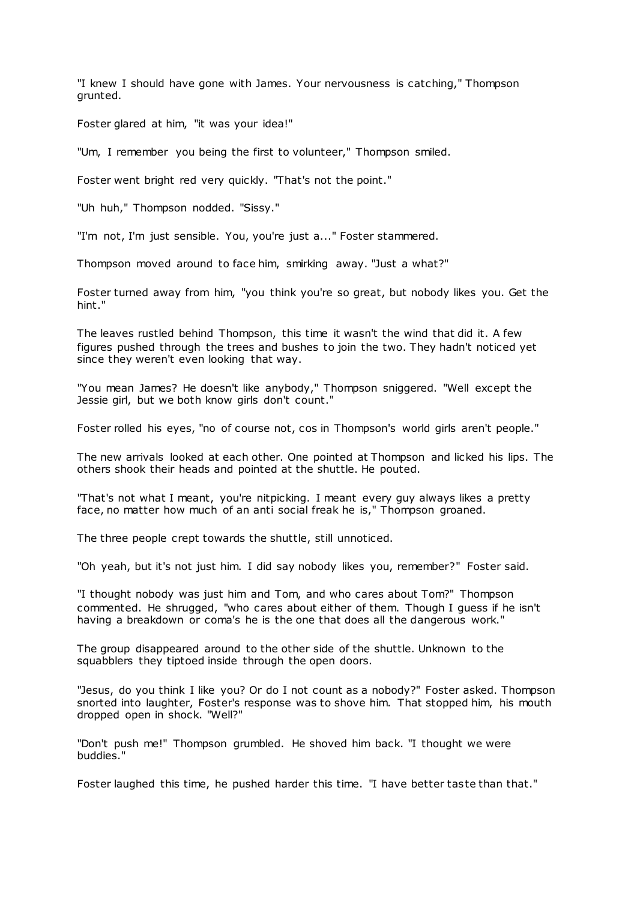"I knew I should have gone with James. Your nervousness is catching," Thompson grunted.

Foster glared at him, "it was your idea!"

"Um, I remember you being the first to volunteer," Thompson smiled.

Foster went bright red very quickly. "That's not the point."

"Uh huh," Thompson nodded. "Sissy."

"I'm not, I'm just sensible. You, you're just a..." Foster stammered.

Thompson moved around to face him, smirking away. "Just a what?"

Foster turned away from him, "you think you're so great, but nobody likes you. Get the hint."

The leaves rustled behind Thompson, this time it wasn't the wind that did it. A few figures pushed through the trees and bushes to join the two. They hadn't noticed yet since they weren't even looking that way.

"You mean James? He doesn't like anybody," Thompson sniggered. "Well except the Jessie girl, but we both know girls don't count."

Foster rolled his eyes, "no of course not, cos in Thompson's world girls aren't people."

The new arrivals looked at each other. One pointed at Thompson and licked his lips. The others shook their heads and pointed at the shuttle. He pouted.

"That's not what I meant, you're nitpicking. I meant every guy always likes a pretty face, no matter how much of an anti social freak he is," Thompson groaned.

The three people crept towards the shuttle, still unnoticed.

"Oh yeah, but it's not just him. I did say nobody likes you, remember?" Foster said.

"I thought nobody was just him and Tom, and who cares about Tom?" Thompson commented. He shrugged, "who cares about either of them. Though I guess if he isn't having a breakdown or coma's he is the one that does all the dangerous work."

The group disappeared around to the other side of the shuttle. Unknown to the squabblers they tiptoed inside through the open doors.

"Jesus, do you think I like you? Or do I not count as a nobody?" Foster asked. Thompson snorted into laughter, Foster's response was to shove him. That stopped him, his mouth dropped open in shock. "Well?"

"Don't push me!" Thompson grumbled. He shoved him back. "I thought we were buddies."

Foster laughed this time, he pushed harder this time. "I have better taste than that."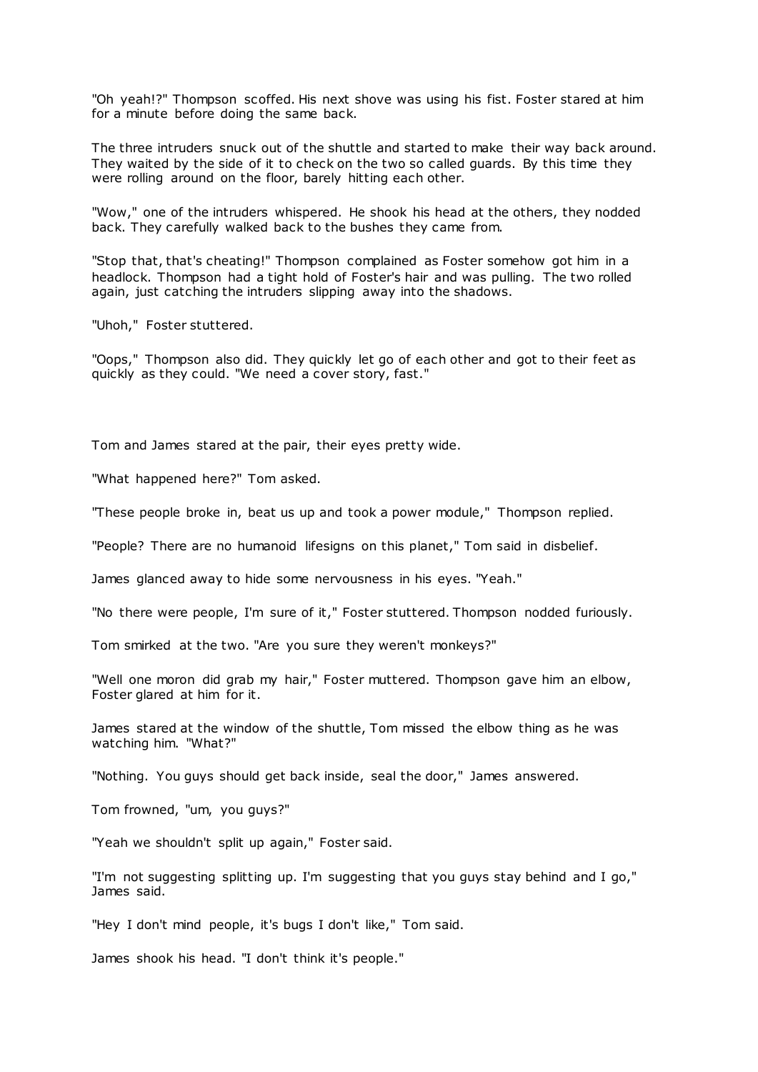"Oh yeah!?" Thompson scoffed. His next shove was using his fist. Foster stared at him for a minute before doing the same back.

The three intruders snuck out of the shuttle and started to make their way back around. They waited by the side of it to check on the two so called guards. By this time they were rolling around on the floor, barely hitting each other.

"Wow," one of the intruders whispered. He shook his head at the others, they nodded back. They carefully walked back to the bushes they came from.

"Stop that, that's cheating!" Thompson complained as Foster somehow got him in a headlock. Thompson had a tight hold of Foster's hair and was pulling. The two rolled again, just catching the intruders slipping away into the shadows.

"Uhoh," Foster stuttered.

"Oops," Thompson also did. They quickly let go of each other and got to their feet as quickly as they could. "We need a cover story, fast."

Tom and James stared at the pair, their eyes pretty wide.

"What happened here?" Tom asked.

"These people broke in, beat us up and took a power module," Thompson replied.

"People? There are no humanoid lifesigns on this planet," Tom said in disbelief.

James glanced away to hide some nervousness in his eyes. "Yeah."

"No there were people, I'm sure of it," Foster stuttered. Thompson nodded furiously.

Tom smirked at the two. "Are you sure they weren't monkeys?"

"Well one moron did grab my hair," Foster muttered. Thompson gave him an elbow, Foster glared at him for it.

James stared at the window of the shuttle, Tom missed the elbow thing as he was watching him. "What?"

"Nothing. You guys should get back inside, seal the door," James answered.

Tom frowned, "um, you guys?"

"Yeah we shouldn't split up again," Foster said.

"I'm not suggesting splitting up. I'm suggesting that you guys stay behind and I go," James said.

"Hey I don't mind people, it's bugs I don't like," Tom said.

James shook his head. "I don't think it's people."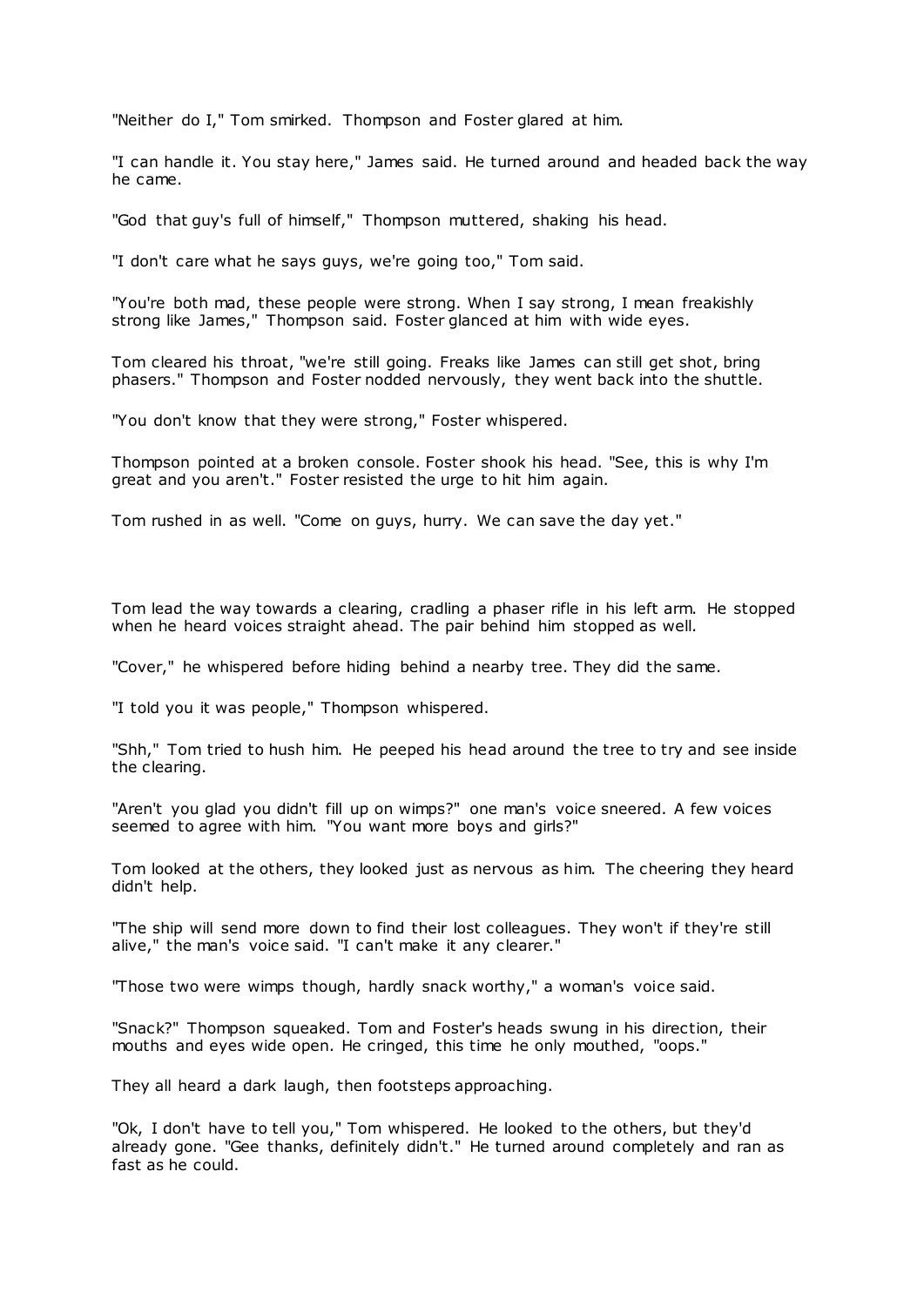"Neither do I," Tom smirked. Thompson and Foster glared at him.

"I can handle it. You stay here," James said. He turned around and headed back the way he came.

"God that guy's full of himself," Thompson muttered, shaking his head.

"I don't care what he says guys, we're going too," Tom said.

"You're both mad, these people were strong. When I say strong, I mean freakishly strong like James," Thompson said. Foster glanced at him with wide eyes.

Tom cleared his throat, "we're still going. Freaks like James can still get shot, bring phasers." Thompson and Foster nodded nervously, they went back into the shuttle.

"You don't know that they were strong," Foster whispered.

Thompson pointed at a broken console. Foster shook his head. "See, this is why I'm great and you aren't." Foster resisted the urge to hit him again.

Tom rushed in as well. "Come on guys, hurry. We can save the day yet."

Tom lead the way towards a clearing, cradling a phaser rifle in his left arm. He stopped when he heard voices straight ahead. The pair behind him stopped as well.

"Cover," he whispered before hiding behind a nearby tree. They did the same.

"I told you it was people," Thompson whispered.

"Shh," Tom tried to hush him. He peeped his head around the tree to try and see inside the clearing.

"Aren't you glad you didn't fill up on wimps?" one man's voice sneered. A few voices seemed to agree with him. "You want more boys and girls?"

Tom looked at the others, they looked just as nervous as him. The cheering they heard didn't help.

"The ship will send more down to find their lost colleagues. They won't if they're still alive," the man's voice said. "I can't make it any clearer."

"Those two were wimps though, hardly snack worthy," a woman's voice said.

"Snack?" Thompson squeaked. Tom and Foster's heads swung in his direction, their mouths and eyes wide open. He cringed, this time he only mouthed, "oops."

They all heard a dark laugh, then footsteps approaching.

"Ok, I don't have to tell you," Tom whispered. He looked to the others, but they'd already gone. "Gee thanks, definitely didn't." He turned around completely and ran as fast as he could.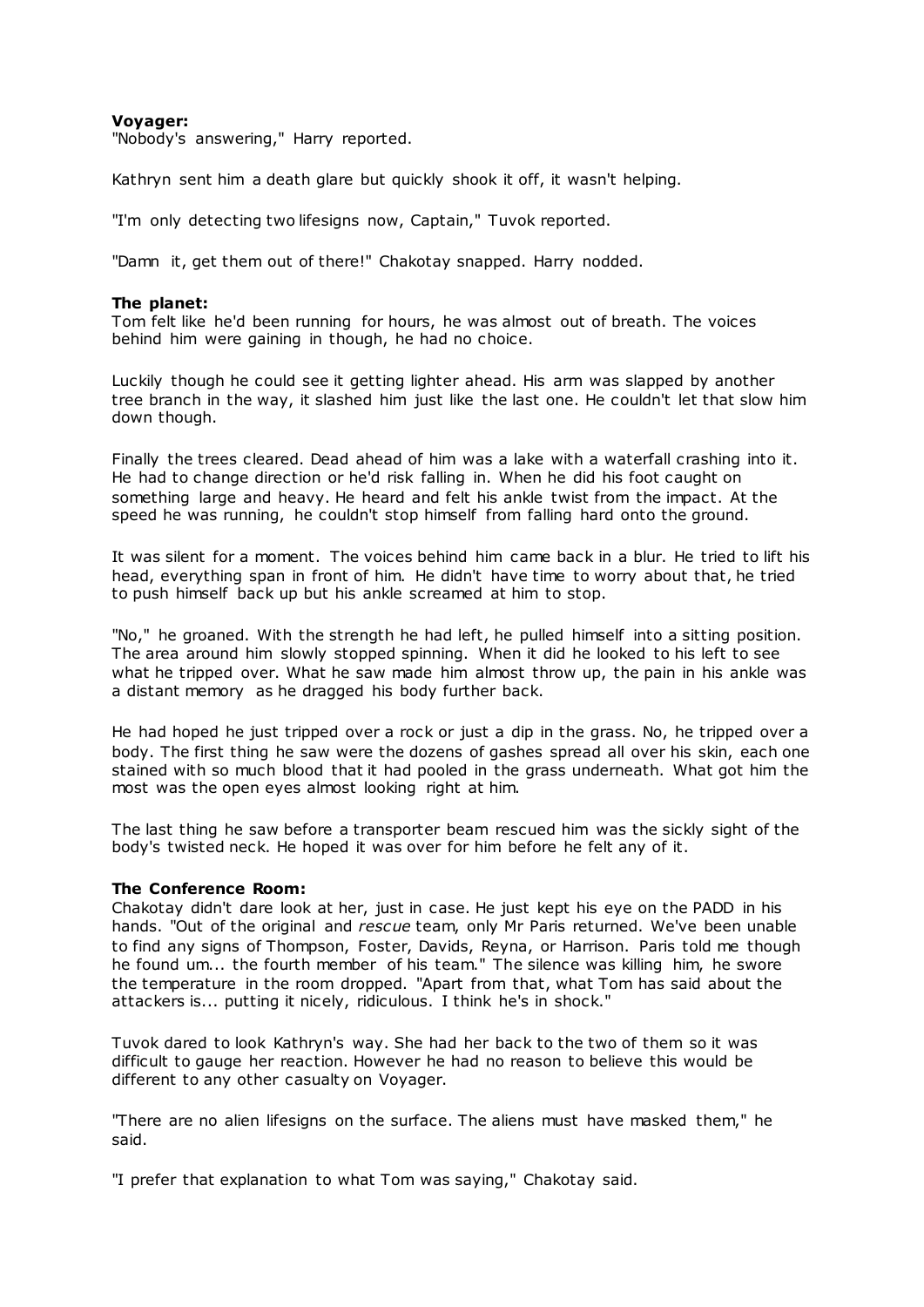**Voyager:**

"Nobody's answering," Harry reported.

Kathryn sent him a death glare but quickly shook it off, it wasn't helping.

"I'm only detecting two lifesigns now, Captain," Tuvok reported.

"Damn it, get them out of there!" Chakotay snapped. Harry nodded.

**The planet:**

Tom felt like he'd been running for hours, he was almost out of breath. The voices behind him were gaining in though, he had no choice.

Luckily though he could see it getting lighter ahead. His arm was slapped by another tree branch in the way, it slashed him just like the last one. He couldn't let that slow him down though.

Finally the trees cleared. Dead ahead of him was a lake with a waterfall crashing into it. He had to change direction or he'd risk falling in. When he did his foot caught on something large and heavy. He heard and felt his ankle twist from the impact. At the speed he was running, he couldn't stop himself from falling hard onto the ground.

It was silent for a moment. The voices behind him came back in a blur. He tried to lift his head, everything span in front of him. He didn't have time to worry about that, he tried to push himself back up but his ankle screamed at him to stop.

"No," he groaned. With the strength he had left, he pulled himself into a sitting position. The area around him slowly stopped spinning. When it did he looked to his left to see what he tripped over. What he saw made him almost throw up, the pain in his ankle was a distant memory as he dragged his body further back.

He had hoped he just tripped over a rock or just a dip in the grass. No, he tripped over a body. The first thing he saw were the dozens of gashes spread all over his skin, each one stained with so much blood that it had pooled in the grass underneath. What got him the most was the open eyes almost looking right at him.

The last thing he saw before a transporter beam rescued him was the sickly sight of the body's twisted neck. He hoped it was over for him before he felt any of it.

**The Conference Room:**

Chakotay didn't dare look at her, just in case. He just kept his eye on the PADD in his hands. "Out of the original and *rescue* team, only Mr Paris returned. We've been unable to find any signs of Thompson, Foster, Davids, Reyna, or Harrison. Paris told me though he found um... the fourth member of his team." The silence was killing him, he swore the temperature in the room dropped. "Apart from that, what Tom has said about the attackers is... putting it nicely, ridiculous. I think he's in shock."

Tuvok dared to look Kathryn's way. She had her back to the two of them so it was difficult to gauge her reaction. However he had no reason to believe this would be different to any other casualty on Voyager.

"There are no alien lifesigns on the surface. The aliens must have masked them," he said.

"I prefer that explanation to what Tom was saying," Chakotay said.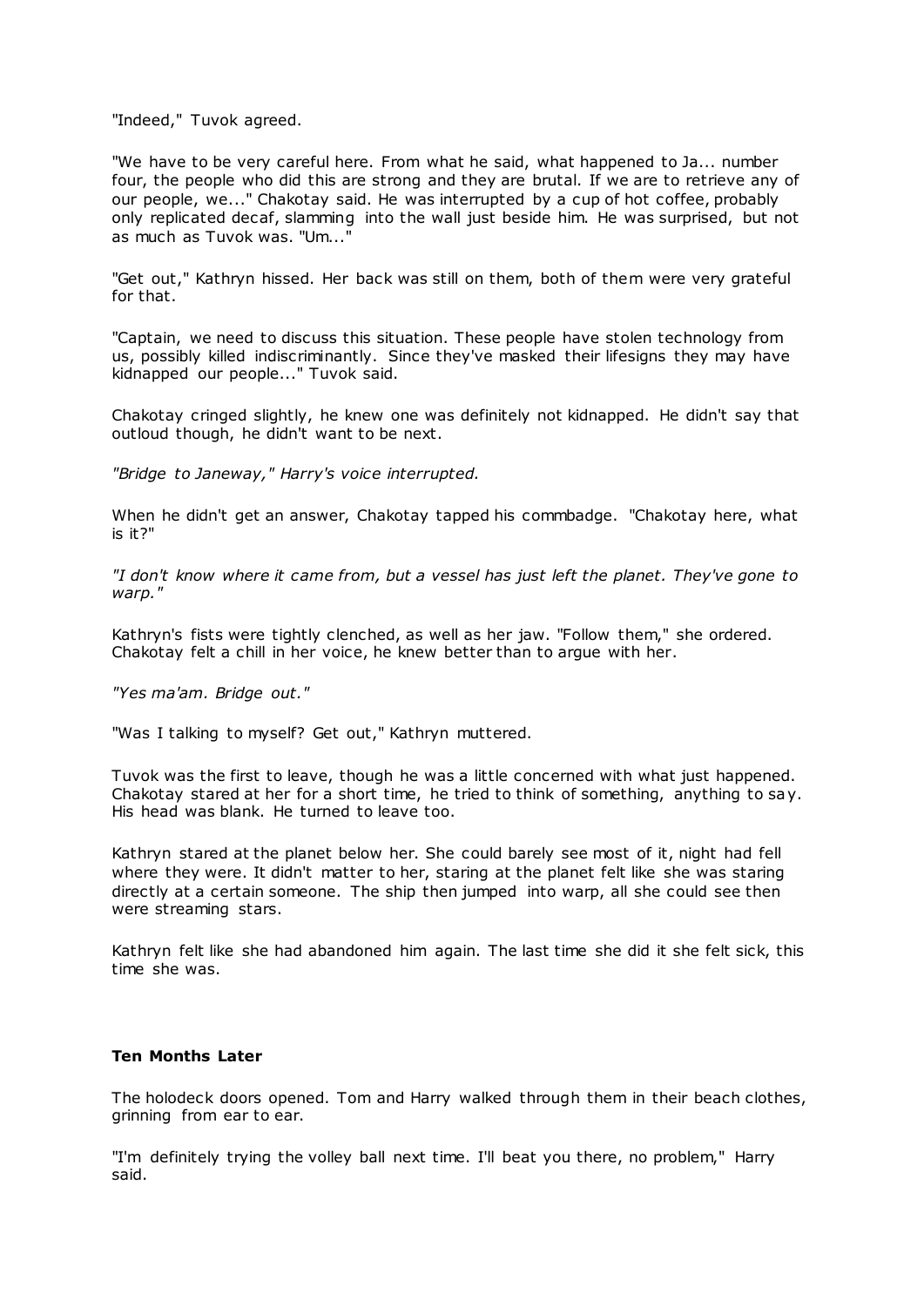"Indeed," Tuvok agreed.

"We have to be very careful here. From what he said, what happened to Ja... number four, the people who did this are strong and they are brutal. If we are to retrieve any of our people, we..." Chakotay said. He was interrupted by a cup of hot coffee, probably only replicated decaf, slamming into the wall just beside him. He was surprised, but not as much as Tuvok was. "Um..."

"Get out," Kathryn hissed. Her back was still on them, both of them were very grateful for that.

"Captain, we need to discuss this situation. These people have stolen technology from us, possibly killed indiscriminantly. Since they've masked their lifesigns they may have kidnapped our people..." Tuvok said.

Chakotay cringed slightly, he knew one was definitely not kidnapped. He didn't say that outloud though, he didn't want to be next.

*"Bridge to Janeway," Harry's voice interrupted.*

When he didn't get an answer, Chakotay tapped his commbadge. "Chakotay here, what is it?"

*"I don't know where it came from, but a vessel has just left the planet. They've gone to warp."*

Kathryn's fists were tightly clenched, as well as her jaw. "Follow them," she ordered. Chakotay felt a chill in her voice, he knew better than to argue with her.

*"Yes ma'am. Bridge out."*

"Was I talking to myself? Get out," Kathryn muttered.

Tuvok was the first to leave, though he was a little concerned with what just happened. Chakotay stared at her for a short time, he tried to think of something, anything to say. His head was blank. He turned to leave too.

Kathryn stared at the planet below her. She could barely see most of it, night had fell where they were. It didn't matter to her, staring at the planet felt like she was staring directly at a certain someone. The ship then jumped into warp, all she could see then were streaming stars.

Kathryn felt like she had abandoned him again. The last time she did it she felt sick, this time she was.

**Ten Months Later**

The holodeck doors opened. Tom and Harry walked through them in their beach clothes, grinning from ear to ear.

"I'm definitely trying the volley ball next time. I'll beat you there, no problem," Harry said.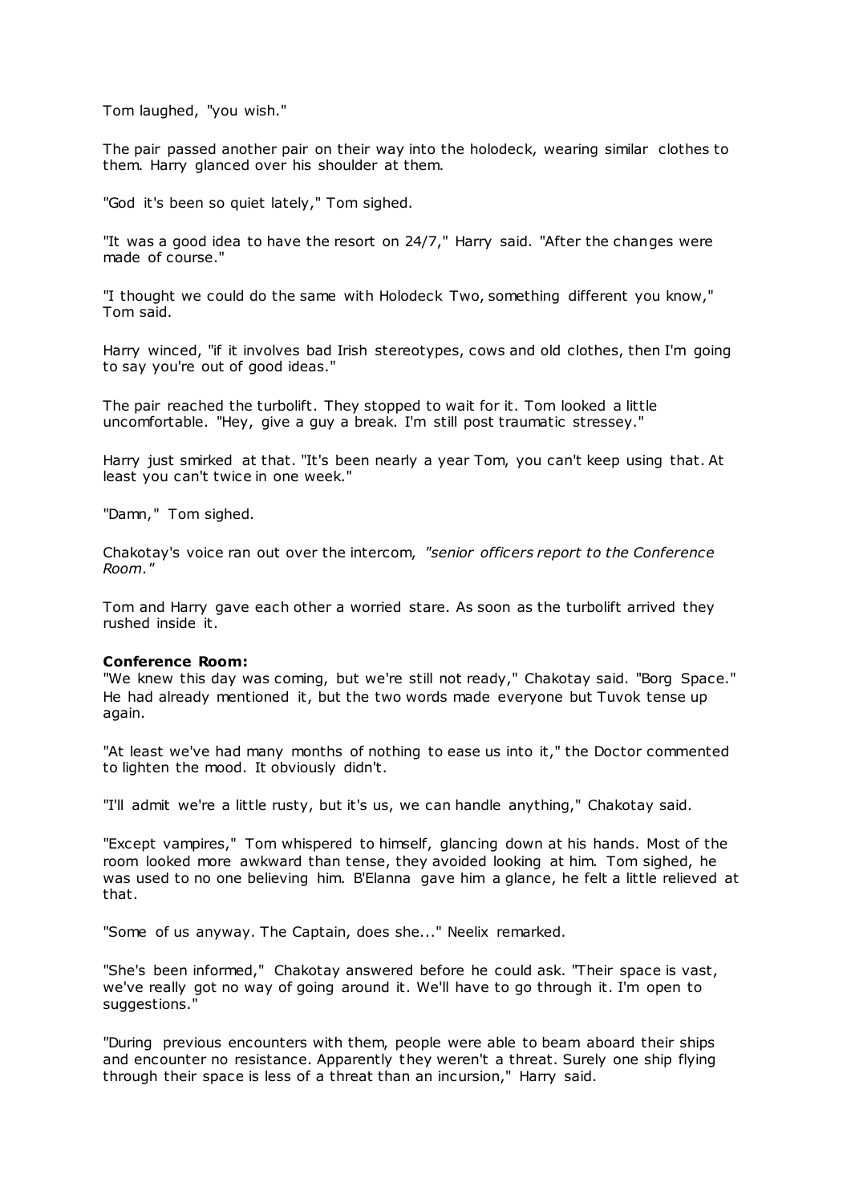Tom laughed, "you wish."

The pair passed another pair on their way into the holodeck, wearing similar clothes to them. Harry glanced over his shoulder at them.

"God it's been so quiet lately," Tom sighed.

"It was a good idea to have the resort on 24/7," Harry said. "After the changes were made of course."

"I thought we could do the same with Holodeck Two, something different you know," Tom said.

Harry winced, "if it involves bad Irish stereotypes, cows and old clothes, then I'm going to say you're out of good ideas."

The pair reached the turbolift. They stopped to wait for it. Tom looked a little uncomfortable. "Hey, give a guy a break. I'm still post traumatic stressey."

Harry just smirked at that. "It's been nearly a year Tom, you can't keep using that. At least you can't twice in one week."

"Damn," Tom sighed.

Chakotay's voice ran out over the intercom, *"senior officers report to the Conference Room."*

Tom and Harry gave each other a worried stare. As soon as the turbolift arrived they rushed inside it.

**Conference Room:**
"We knew this day was coming, but we're still not ready," Chakotay said. "Borg Space." He had already mentioned it, but the two words made everyone but Tuvok tense up again.

"At least we've had many months of nothing to ease us into it," the Doctor commented to lighten the mood. It obviously didn't.

"I'll admit we're a little rusty, but it's us, we can handle anything," Chakotay said.

"Except vampires," Tom whispered to himself, glancing down at his hands. Most of the room looked more awkward than tense, they avoided looking at him. Tom sighed, he was used to no one believing him. B'Elanna gave him a glance, he felt a little relieved at that.

"Some of us anyway. The Captain, does she..." Neelix remarked.

"She's been informed," Chakotay answered before he could ask. "Their space is vast, we've really got no way of going around it. We'll have to go through it. I'm open to suggestions."

"During previous encounters with them, people were able to beam aboard their ships and encounter no resistance. Apparently they weren't a threat. Surely one ship flying through their space is less of a threat than an incursion," Harry said.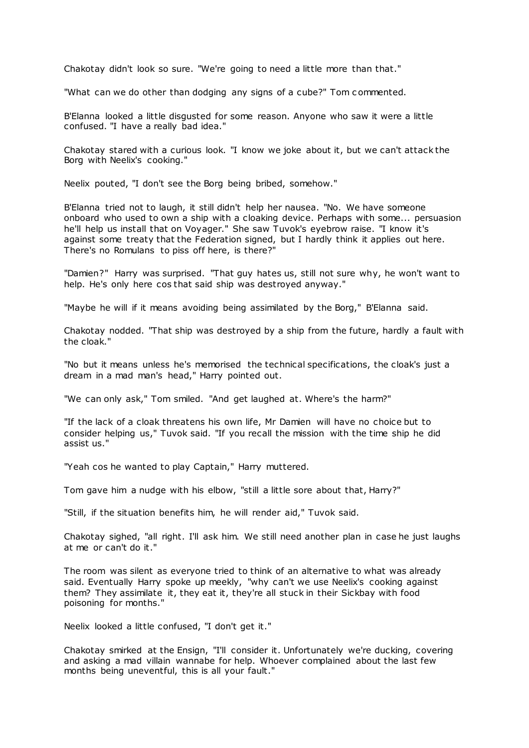Chakotay didn't look so sure. "We're going to need a little more than that."

"What can we do other than dodging any signs of a cube?" Tom commented.

B'Elanna looked a little disgusted for some reason. Anyone who saw it were a little confused. "I have a really bad idea."

Chakotay stared with a curious look. "I know we joke about it, but we can't attack the Borg with Neelix's cooking."

Neelix pouted, "I don't see the Borg being bribed, somehow."

B'Elanna tried not to laugh, it still didn't help her nausea. "No. We have someone onboard who used to own a ship with a cloaking device. Perhaps with some... persuasion he'll help us install that on Voyager." She saw Tuvok's eyebrow raise. "I know it's against some treaty that the Federation signed, but I hardly think it applies out here. There's no Romulans to piss off here, is there?"

"Damien?" Harry was surprised. "That guy hates us, still not sure why, he won't want to help. He's only here cos that said ship was destroyed anyway."

"Maybe he will if it means avoiding being assimilated by the Borg," B'Elanna said.

Chakotay nodded. "That ship was destroyed by a ship from the future, hardly a fault with the cloak."

"No but it means unless he's memorised the technical specifications, the cloak's just a dream in a mad man's head," Harry pointed out.

"We can only ask," Tom smiled. "And get laughed at. Where's the harm?"

"If the lack of a cloak threatens his own life, Mr Damien will have no choice but to consider helping us," Tuvok said. "If you recall the mission with the time ship he did assist us."

"Yeah cos he wanted to play Captain," Harry muttered.

Tom gave him a nudge with his elbow, "still a little sore about that, Harry?"

"Still, if the situation benefits him, he will render aid," Tuvok said.

Chakotay sighed, "all right. I'll ask him. We still need another plan in case he just laughs at me or can't do it."

The room was silent as everyone tried to think of an alternative to what was already said. Eventually Harry spoke up meekly, "why can't we use Neelix's cooking against them? They assimilate it, they eat it, they're all stuck in their Sickbay with food poisoning for months."

Neelix looked a little confused, "I don't get it."

Chakotay smirked at the Ensign, "I'll consider it. Unfortunately we're ducking, covering and asking a mad villain wannabe for help. Whoever complained about the last few months being uneventful, this is all your fault."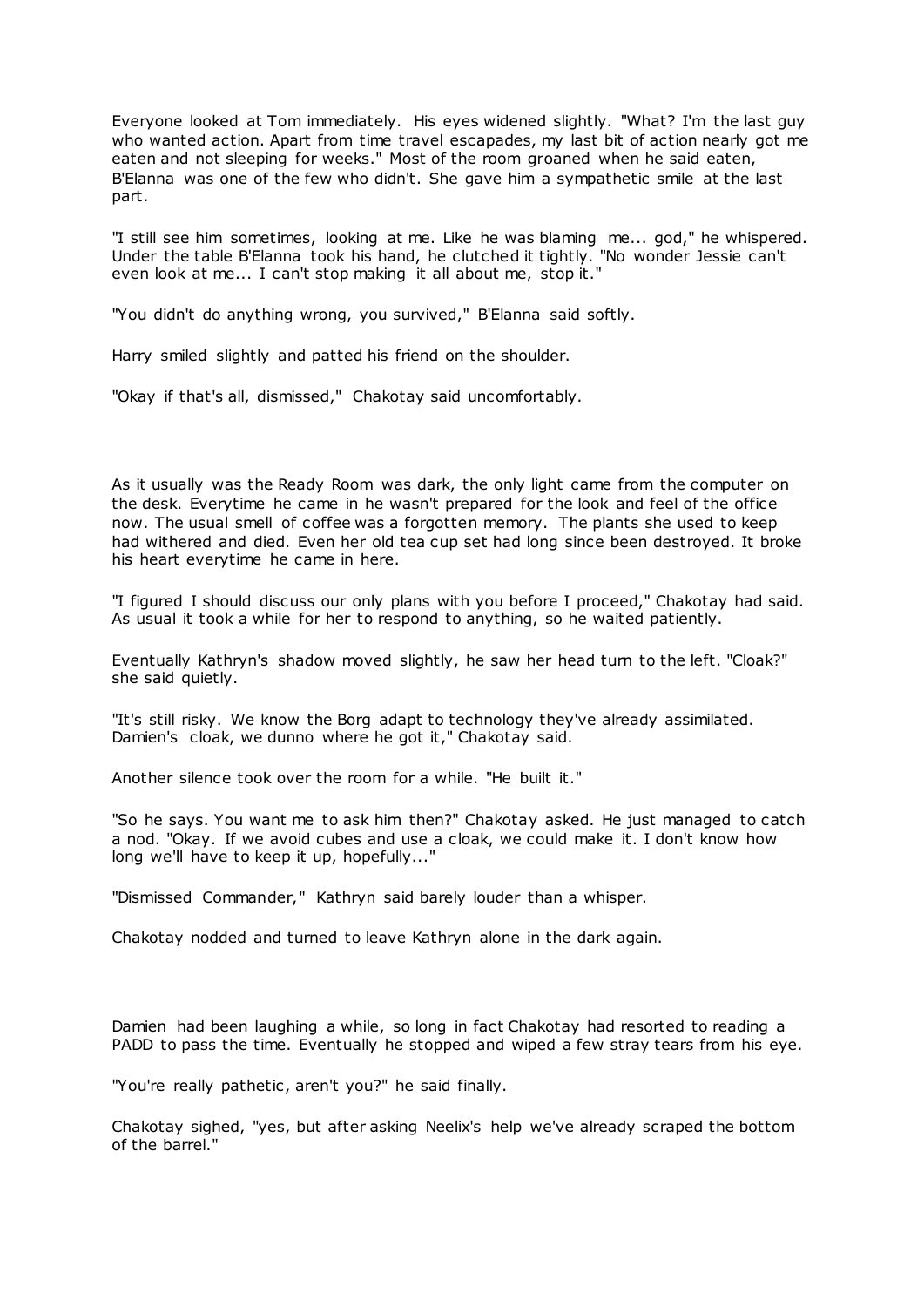Everyone looked at Tom immediately. His eyes widened slightly. "What? I'm the last guy who wanted action. Apart from time travel escapades, my last bit of action nearly got me eaten and not sleeping for weeks." Most of the room groaned when he said eaten, B'Elanna was one of the few who didn't. She gave him a sympathetic smile at the last part.

"I still see him sometimes, looking at me. Like he was blaming me... god," he whispered. Under the table B'Elanna took his hand, he clutched it tightly. "No wonder Jessie can't even look at me... I can't stop making it all about me, stop it."

"You didn't do anything wrong, you survived," B'Elanna said softly.

Harry smiled slightly and patted his friend on the shoulder.

"Okay if that's all, dismissed," Chakotay said uncomfortably.

As it usually was the Ready Room was dark, the only light came from the computer on the desk. Everytime he came in he wasn't prepared for the look and feel of the office now. The usual smell of coffee was a forgotten memory. The plants she used to keep had withered and died. Even her old tea cup set had long since been destroyed. It broke his heart everytime he came in here.

"I figured I should discuss our only plans with you before I proceed," Chakotay had said. As usual it took a while for her to respond to anything, so he waited patiently.

Eventually Kathryn's shadow moved slightly, he saw her head turn to the left. "Cloak?" she said quietly.

"It's still risky. We know the Borg adapt to technology they've already assimilated. Damien's cloak, we dunno where he got it," Chakotay said.

Another silence took over the room for a while. "He built it."

"So he says. You want me to ask him then?" Chakotay asked. He just managed to catch a nod. "Okay. If we avoid cubes and use a cloak, we could make it. I don't know how long we'll have to keep it up, hopefully..."

"Dismissed Commander," Kathryn said barely louder than a whisper.

Chakotay nodded and turned to leave Kathryn alone in the dark again.

Damien had been laughing a while, so long in fact Chakotay had resorted to reading a PADD to pass the time. Eventually he stopped and wiped a few stray tears from his eye.

"You're really pathetic, aren't you?" he said finally.

Chakotay sighed, "yes, but after asking Neelix's help we've already scraped the bottom of the barrel."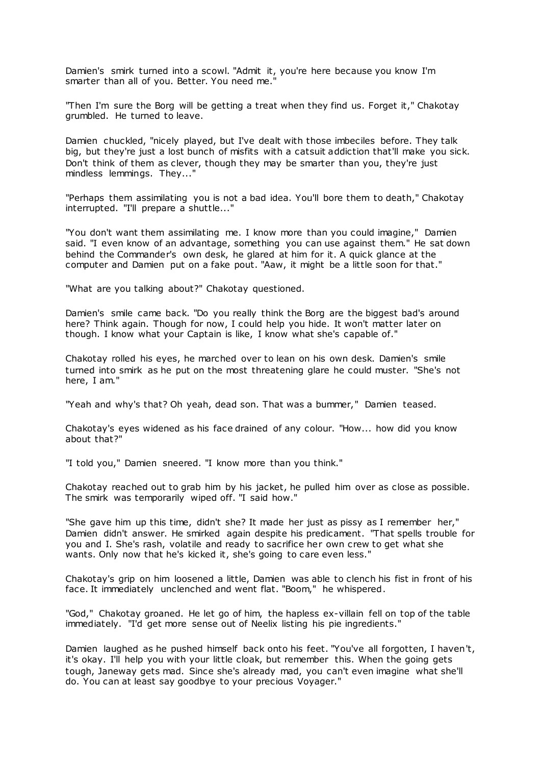Damien's smirk turned into a scowl. "Admit it, you're here because you know I'm smarter than all of you. Better. You need me."

"Then I'm sure the Borg will be getting a treat when they find us. Forget it," Chakotay grumbled. He turned to leave.

Damien chuckled, "nicely played, but I've dealt with those imbeciles before. They talk big, but they're just a lost bunch of misfits with a catsuit addiction that'll make you sick. Don't think of them as clever, though they may be smarter than you, they're just mindless lemmings. They..."

"Perhaps them assimilating you is not a bad idea. You'll bore them to death," Chakotay interrupted. "I'll prepare a shuttle..."

"You don't want them assimilating me. I know more than you could imagine," Damien said. "I even know of an advantage, something you can use against them." He sat down behind the Commander's own desk, he glared at him for it. A quick glance at the computer and Damien put on a fake pout. "Aaw, it might be a little soon for that."

"What are you talking about?" Chakotay questioned.

Damien's smile came back. "Do you really think the Borg are the biggest bad's around here? Think again. Though for now, I could help you hide. It won't matter later on though. I know what your Captain is like, I know what she's capable of."

Chakotay rolled his eyes, he marched over to lean on his own desk. Damien's smile turned into smirk as he put on the most threatening glare he could muster. "She's not here, I am."

"Yeah and why's that? Oh yeah, dead son. That was a bummer," Damien teased.

Chakotay's eyes widened as his face drained of any colour. "How... how did you know about that?"

"I told you," Damien sneered. "I know more than you think."

Chakotay reached out to grab him by his jacket, he pulled him over as close as possible. The smirk was temporarily wiped off. "I said how."

"She gave him up this time, didn't she? It made her just as pissy as I remember her," Damien didn't answer. He smirked again despite his predicament. "That spells trouble for you and I. She's rash, volatile and ready to sacrifice her own crew to get what she wants. Only now that he's kicked it, she's going to care even less."

Chakotay's grip on him loosened a little, Damien was able to clench his fist in front of his face. It immediately unclenched and went flat. "Boom," he whispered.

"God," Chakotay groaned. He let go of him, the hapless ex-villain fell on top of the table immediately. "I'd get more sense out of Neelix listing his pie ingredients."

Damien laughed as he pushed himself back onto his feet. "You've all forgotten, I haven't, it's okay. I'll help you with your little cloak, but remember this. When the going gets tough, Janeway gets mad. Since she's already mad, you can't even imagine what she'll do. You can at least say goodbye to your precious Voyager."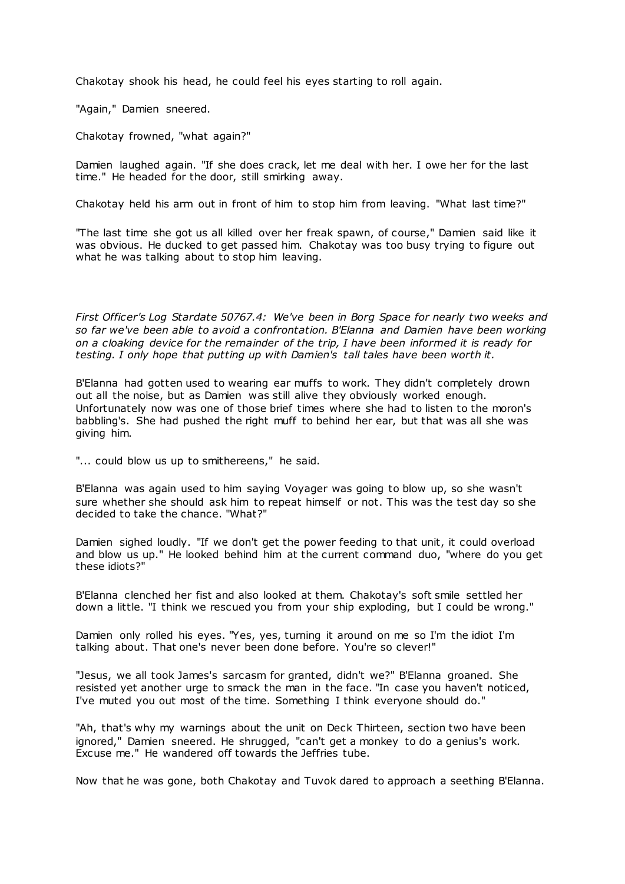Chakotay shook his head, he could feel his eyes starting to roll again.

"Again," Damien sneered.

Chakotay frowned, "what again?"

Damien laughed again. "If she does crack, let me deal with her. I owe her for the last time." He headed for the door, still smirking away.

Chakotay held his arm out in front of him to stop him from leaving. "What last time?"

"The last time she got us all killed over her freak spawn, of course," Damien said like it was obvious. He ducked to get passed him. Chakotay was too busy trying to figure out what he was talking about to stop him leaving.

*First Officer's Log Stardate 50767.4: We've been in Borg Space for nearly two weeks and so far we've been able to avoid a confrontation. B'Elanna and Damien have been working on a cloaking device for the remainder of the trip, I have been informed it is ready for testing. I only hope that putting up with Damien's tall tales have been worth it.*

B'Elanna had gotten used to wearing ear muffs to work. They didn't completely drown out all the noise, but as Damien was still alive they obviously worked enough. Unfortunately now was one of those brief times where she had to listen to the moron's babbling's. She had pushed the right muff to behind her ear, but that was all she was giving him.

"... could blow us up to smithereens," he said.

B'Elanna was again used to him saying Voyager was going to blow up, so she wasn't sure whether she should ask him to repeat himself or not. This was the test day so she decided to take the chance. "What?"

Damien sighed loudly. "If we don't get the power feeding to that unit, it could overload and blow us up." He looked behind him at the current command duo, "where do you get these idiots?"

B'Elanna clenched her fist and also looked at them. Chakotay's soft smile settled her down a little. "I think we rescued you from your ship exploding, but I could be wrong."

Damien only rolled his eyes. "Yes, yes, turning it around on me so I'm the idiot I'm talking about. That one's never been done before. You're so clever!"

"Jesus, we all took James's sarcasm for granted, didn't we?" B'Elanna groaned. She resisted yet another urge to smack the man in the face. "In case you haven't noticed, I've muted you out most of the time. Something I think everyone should do."

"Ah, that's why my warnings about the unit on Deck Thirteen, section two have been ignored," Damien sneered. He shrugged, "can't get a monkey to do a genius's work. Excuse me." He wandered off towards the Jeffries tube.

Now that he was gone, both Chakotay and Tuvok dared to approach a seething B'Elanna.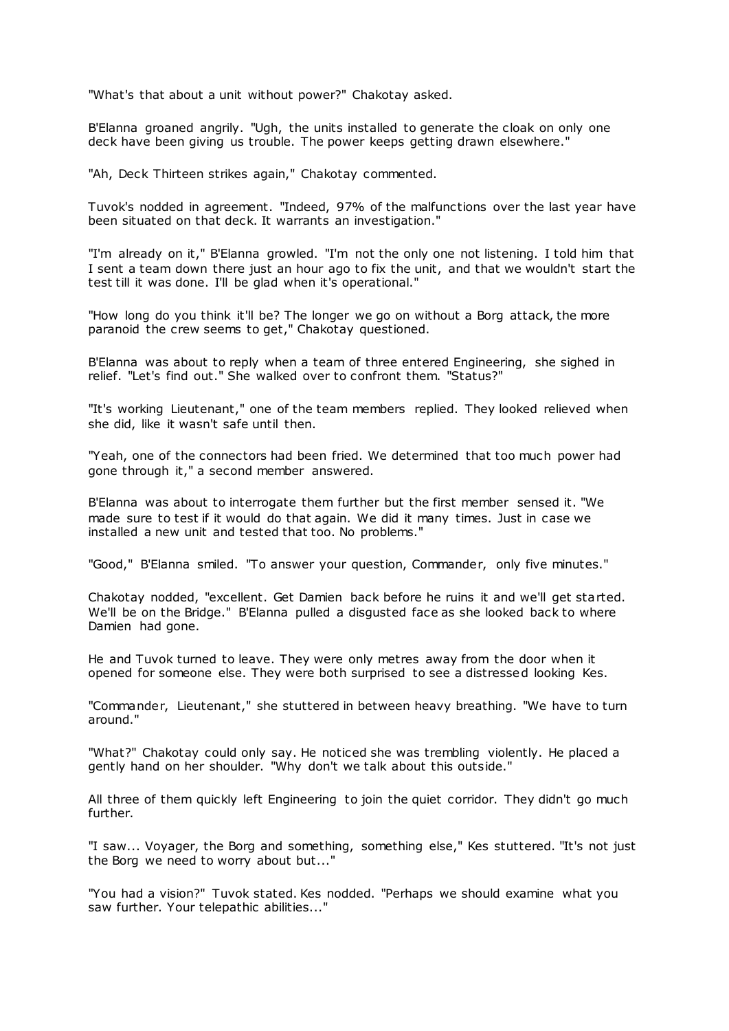"What's that about a unit without power?" Chakotay asked.

B'Elanna groaned angrily. "Ugh, the units installed to generate the cloak on only one deck have been giving us trouble. The power keeps getting drawn elsewhere."

"Ah, Deck Thirteen strikes again," Chakotay commented.

Tuvok's nodded in agreement. "Indeed, 97% of the malfunctions over the last year have been situated on that deck. It warrants an investigation."

"I'm already on it," B'Elanna growled. "I'm not the only one not listening. I told him that I sent a team down there just an hour ago to fix the unit, and that we wouldn't start the test till it was done. I'll be glad when it's operational."

"How long do you think it'll be? The longer we go on without a Borg attack, the more paranoid the crew seems to get," Chakotay questioned.

B'Elanna was about to reply when a team of three entered Engineering, she sighed in relief. "Let's find out." She walked over to confront them. "Status?"

"It's working Lieutenant," one of the team members replied. They looked relieved when she did, like it wasn't safe until then.

"Yeah, one of the connectors had been fried. We determined that too much power had gone through it," a second member answered.

B'Elanna was about to interrogate them further but the first member sensed it. "We made sure to test if it would do that again. We did it many times. Just in case we installed a new unit and tested that too. No problems."

"Good," B'Elanna smiled. "To answer your question, Commander, only five minutes."

Chakotay nodded, "excellent. Get Damien back before he ruins it and we'll get started. We'll be on the Bridge." B'Elanna pulled a disgusted face as she looked back to where Damien had gone.

He and Tuvok turned to leave. They were only metres away from the door when it opened for someone else. They were both surprised to see a distressed looking Kes.

"Commander, Lieutenant," she stuttered in between heavy breathing. "We have to turn around."

"What?" Chakotay could only say. He noticed she was trembling violently. He placed a gently hand on her shoulder. "Why don't we talk about this outside."

All three of them quickly left Engineering to join the quiet corridor. They didn't go much further.

"I saw... Voyager, the Borg and something, something else," Kes stuttered. "It's not just the Borg we need to worry about but..."

"You had a vision?" Tuvok stated. Kes nodded. "Perhaps we should examine what you saw further. Your telepathic abilities..."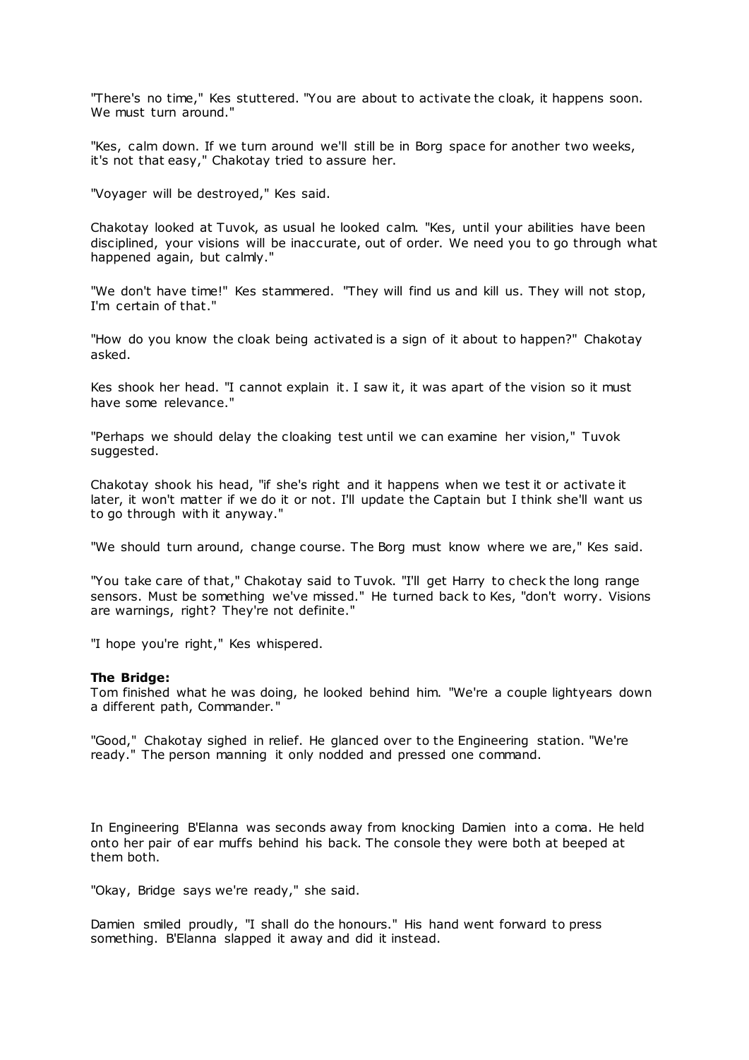"There's no time," Kes stuttered. "You are about to activate the cloak, it happens soon. We must turn around."

"Kes, calm down. If we turn around we'll still be in Borg space for another two weeks, it's not that easy," Chakotay tried to assure her.

"Voyager will be destroyed," Kes said.

Chakotay looked at Tuvok, as usual he looked calm. "Kes, until your abilities have been disciplined, your visions will be inaccurate, out of order. We need you to go through what happened again, but calmly."

"We don't have time!" Kes stammered. "They will find us and kill us. They will not stop, I'm certain of that."

"How do you know the cloak being activated is a sign of it about to happen?" Chakotay asked.

Kes shook her head. "I cannot explain it. I saw it, it was apart of the vision so it must have some relevance."

"Perhaps we should delay the cloaking test until we can examine her vision," Tuvok suggested.

Chakotay shook his head, "if she's right and it happens when we test it or activate it later, it won't matter if we do it or not. I'll update the Captain but I think she'll want us to go through with it anyway."

"We should turn around, change course. The Borg must know where we are," Kes said.

"You take care of that," Chakotay said to Tuvok. "I'll get Harry to check the long range sensors. Must be something we've missed." He turned back to Kes, "don't worry. Visions are warnings, right? They're not definite."

"I hope you're right," Kes whispered.

**The Bridge:**
Tom finished what he was doing, he looked behind him. "We're a couple lightyears down a different path, Commander."

"Good," Chakotay sighed in relief. He glanced over to the Engineering station. "We're ready." The person manning it only nodded and pressed one command.

In Engineering B'Elanna was seconds away from knocking Damien into a coma. He held onto her pair of ear muffs behind his back. The console they were both at beeped at them both.

"Okay, Bridge says we're ready," she said.

Damien smiled proudly, "I shall do the honours." His hand went forward to press something. B'Elanna slapped it away and did it instead.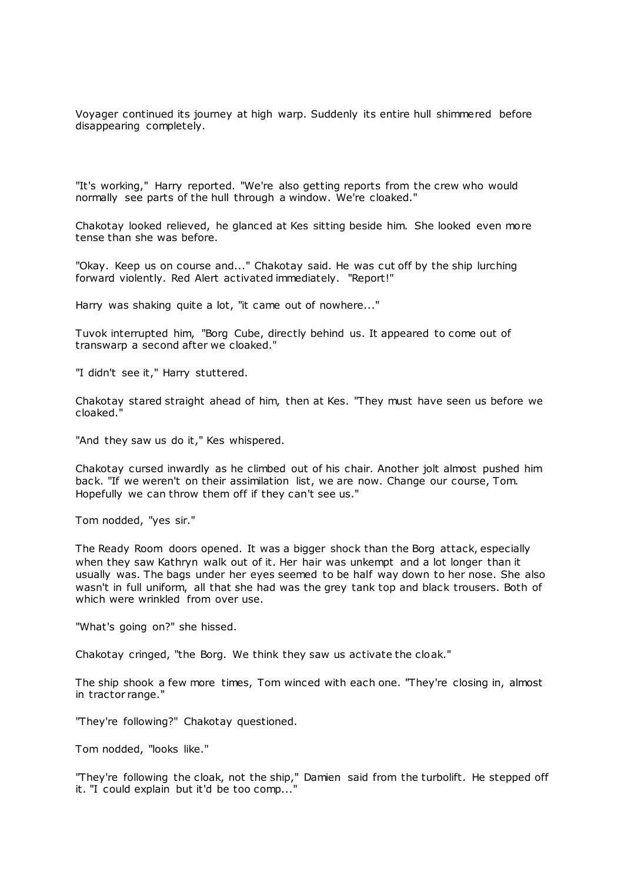Voyager continued its journey at high warp. Suddenly its entire hull shimmered before disappearing completely.

"It's working," Harry reported. "We're also getting reports from the crew who would normally see parts of the hull through a window. We're cloaked."

Chakotay looked relieved, he glanced at Kes sitting beside him. She looked even more tense than she was before.

"Okay. Keep us on course and..." Chakotay said. He was cut off by the ship lurching forward violently. Red Alert activated immediately. "Report!"

Harry was shaking quite a lot, "it came out of nowhere..."

Tuvok interrupted him, "Borg Cube, directly behind us. It appeared to come out of transwarp a second after we cloaked."

"I didn't see it," Harry stuttered.

Chakotay stared straight ahead of him, then at Kes. "They must have seen us before we cloaked."

"And they saw us do it," Kes whispered.

Chakotay cursed inwardly as he climbed out of his chair. Another jolt almost pushed him back. "If we weren't on their assimilation list, we are now. Change our course, Tom. Hopefully we can throw them off if they can't see us."

Tom nodded, "yes sir."

The Ready Room doors opened. It was a bigger shock than the Borg attack, especially when they saw Kathryn walk out of it. Her hair was unkempt and a lot longer than it usually was. The bags under her eyes seemed to be half way down to her nose. She also wasn't in full uniform, all that she had was the grey tank top and black trousers. Both of which were wrinkled from over use.

"What's going on?" she hissed.

Chakotay cringed, "the Borg. We think they saw us activate the cloak."

The ship shook a few more times, Tom winced with each one. "They're closing in, almost in tractor range."

"They're following?" Chakotay questioned.

Tom nodded, "looks like."

"They're following the cloak, not the ship," Damien said from the turbolift. He stepped off it. "I could explain but it'd be too comp..."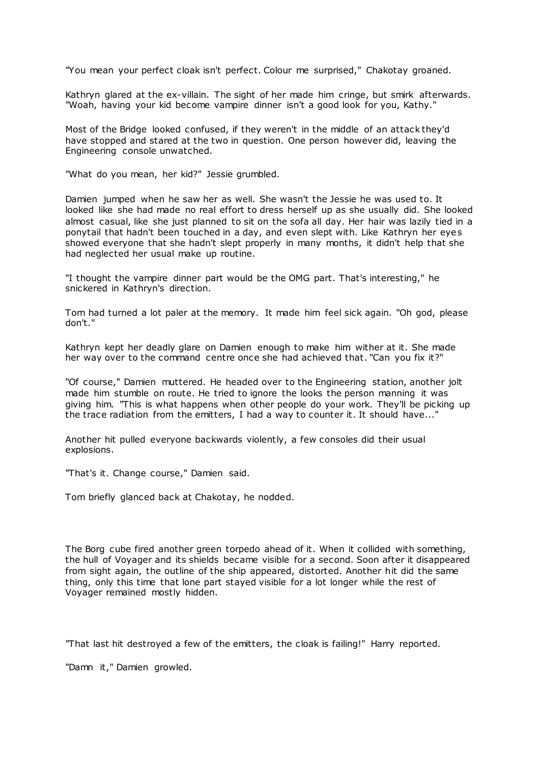"You mean your perfect cloak isn't perfect. Colour me surprised," Chakotay groaned.

Kathryn glared at the ex-villain. The sight of her made him cringe, but smirk afterwards. "Woah, having your kid become vampire dinner isn't a good look for you, Kathy."

Most of the Bridge looked confused, if they weren't in the middle of an attack they'd have stopped and stared at the two in question. One person however did, leaving the Engineering console unwatched.

"What do you mean, her kid?" Jessie grumbled.

Damien jumped when he saw her as well. She wasn't the Jessie he was used to. It looked like she had made no real effort to dress herself up as she usually did. She looked almost casual, like she just planned to sit on the sofa all day. Her hair was lazily tied in a ponytail that hadn't been touched in a day, and even slept with. Like Kathryn her eyes showed everyone that she hadn't slept properly in many months, it didn't help that she had neglected her usual make up routine.

"I thought the vampire dinner part would be the OMG part. That's interesting," he snickered in Kathryn's direction.

Tom had turned a lot paler at the memory. It made him feel sick again. "Oh god, please don't."

Kathryn kept her deadly glare on Damien enough to make him wither at it. She made her way over to the command centre once she had achieved that. "Can you fix it?"

"Of course," Damien muttered. He headed over to the Engineering station, another jolt made him stumble on route. He tried to ignore the looks the person manning it was giving him. "This is what happens when other people do your work. They'll be picking up the trace radiation from the emitters, I had a way to counter it. It should have..."

Another hit pulled everyone backwards violently, a few consoles did their usual explosions.

"That's it. Change course," Damien said.

Tom briefly glanced back at Chakotay, he nodded.

The Borg cube fired another green torpedo ahead of it. When it collided with something, the hull of Voyager and its shields became visible for a second. Soon after it disappeared from sight again, the outline of the ship appeared, distorted. Another hit did the same thing, only this time that lone part stayed visible for a lot longer while the rest of Voyager remained mostly hidden.

"That last hit destroyed a few of the emitters, the cloak is failing!" Harry reported.

"Damn it," Damien growled.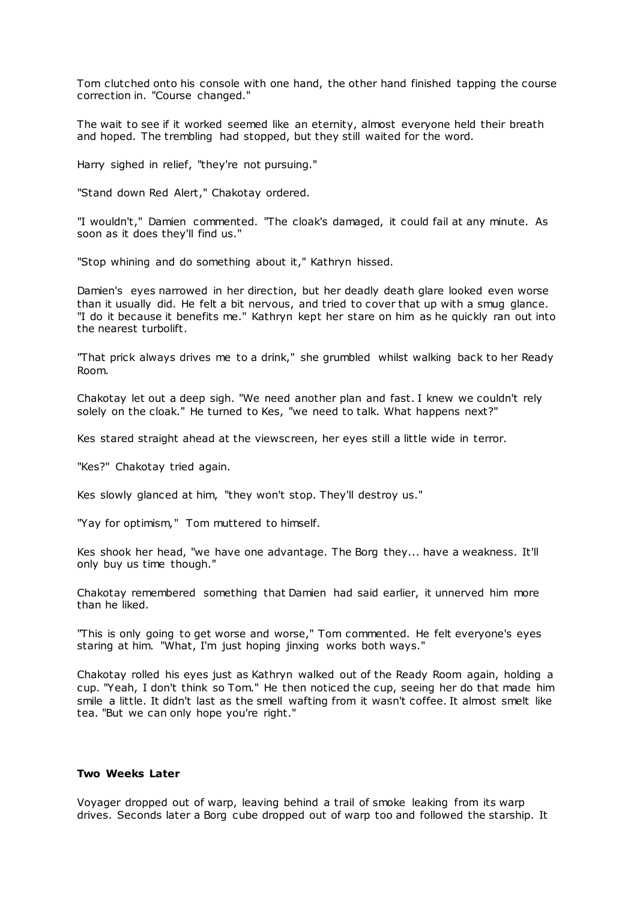Tom clutched onto his console with one hand, the other hand finished tapping the course correction in. "Course changed."

The wait to see if it worked seemed like an eternity, almost everyone held their breath and hoped. The trembling had stopped, but they still waited for the word.

Harry sighed in relief, "they're not pursuing."

"Stand down Red Alert," Chakotay ordered.

"I wouldn't," Damien commented. "The cloak's damaged, it could fail at any minute. As soon as it does they'll find us."

"Stop whining and do something about it," Kathryn hissed.

Damien's eyes narrowed in her direction, but her deadly death glare looked even worse than it usually did. He felt a bit nervous, and tried to cover that up with a smug glance. "I do it because it benefits me." Kathryn kept her stare on him as he quickly ran out into the nearest turbolift.

"That prick always drives me to a drink," she grumbled whilst walking back to her Ready Room.

Chakotay let out a deep sigh. "We need another plan and fast. I knew we couldn't rely solely on the cloak." He turned to Kes, "we need to talk. What happens next?"

Kes stared straight ahead at the viewscreen, her eyes still a little wide in terror.

"Kes?" Chakotay tried again.

Kes slowly glanced at him, "they won't stop. They'll destroy us."

"Yay for optimism," Tom muttered to himself.

Kes shook her head, "we have one advantage. The Borg they... have a weakness. It'll only buy us time though."

Chakotay remembered something that Damien had said earlier, it unnerved him more than he liked.

"This is only going to get worse and worse," Tom commented. He felt everyone's eyes staring at him. "What, I'm just hoping jinxing works both ways."

Chakotay rolled his eyes just as Kathryn walked out of the Ready Room again, holding a cup. "Yeah, I don't think so Tom." He then noticed the cup, seeing her do that made him smile a little. It didn't last as the smell wafting from it wasn't coffee. It almost smelt like tea. "But we can only hope you're right."

**Two Weeks Later**

Voyager dropped out of warp, leaving behind a trail of smoke leaking from its warp drives. Seconds later a Borg cube dropped out of warp too and followed the starship. It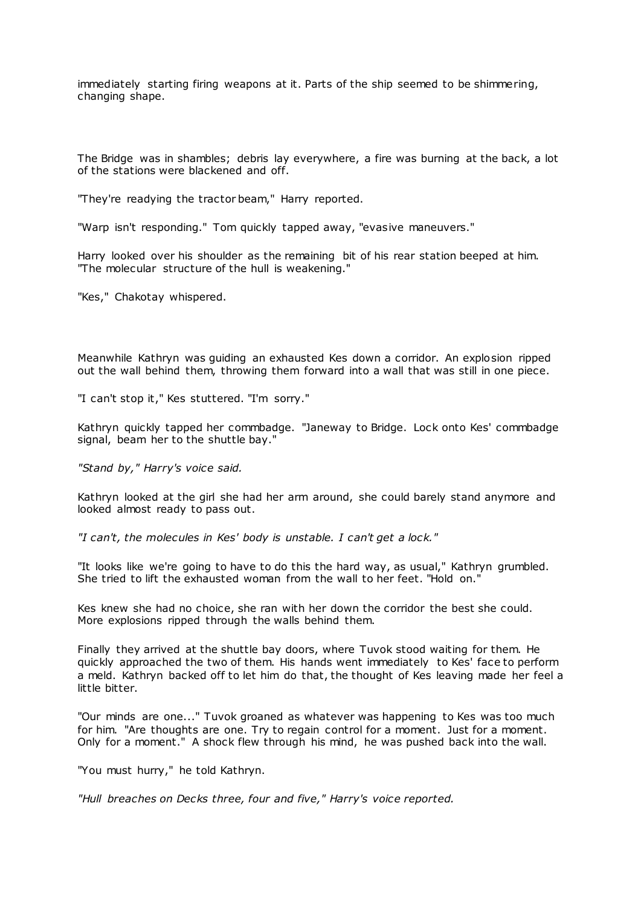immediately starting firing weapons at it. Parts of the ship seemed to be shimmering, changing shape.

The Bridge was in shambles; debris lay everywhere, a fire was burning at the back, a lot of the stations were blackened and off.

"They're readying the tractor beam," Harry reported.

"Warp isn't responding." Tom quickly tapped away, "evasive maneuvers."

Harry looked over his shoulder as the remaining bit of his rear station beeped at him. "The molecular structure of the hull is weakening."

"Kes," Chakotay whispered.

Meanwhile Kathryn was guiding an exhausted Kes down a corridor. An explosion ripped out the wall behind them, throwing them forward into a wall that was still in one piece.

"I can't stop it," Kes stuttered. "I'm sorry."

Kathryn quickly tapped her commbadge. "Janeway to Bridge. Lock onto Kes' commbadge signal, beam her to the shuttle bay."

*"Stand by," Harry's voice said.*

Kathryn looked at the girl she had her arm around, she could barely stand anymore and looked almost ready to pass out.

*"I can't, the molecules in Kes' body is unstable. I can't get a lock."*

"It looks like we're going to have to do this the hard way, as usual," Kathryn grumbled. She tried to lift the exhausted woman from the wall to her feet. "Hold on."

Kes knew she had no choice, she ran with her down the corridor the best she could. More explosions ripped through the walls behind them.

Finally they arrived at the shuttle bay doors, where Tuvok stood waiting for them. He quickly approached the two of them. His hands went immediately to Kes' face to perform a meld. Kathryn backed off to let him do that, the thought of Kes leaving made her feel a little bitter.

"Our minds are one..." Tuvok groaned as whatever was happening to Kes was too much for him. "Are thoughts are one. Try to regain control for a moment. Just for a moment. Only for a moment." A shock flew through his mind, he was pushed back into the wall.

"You must hurry," he told Kathryn.

*"Hull breaches on Decks three, four and five," Harry's voice reported.*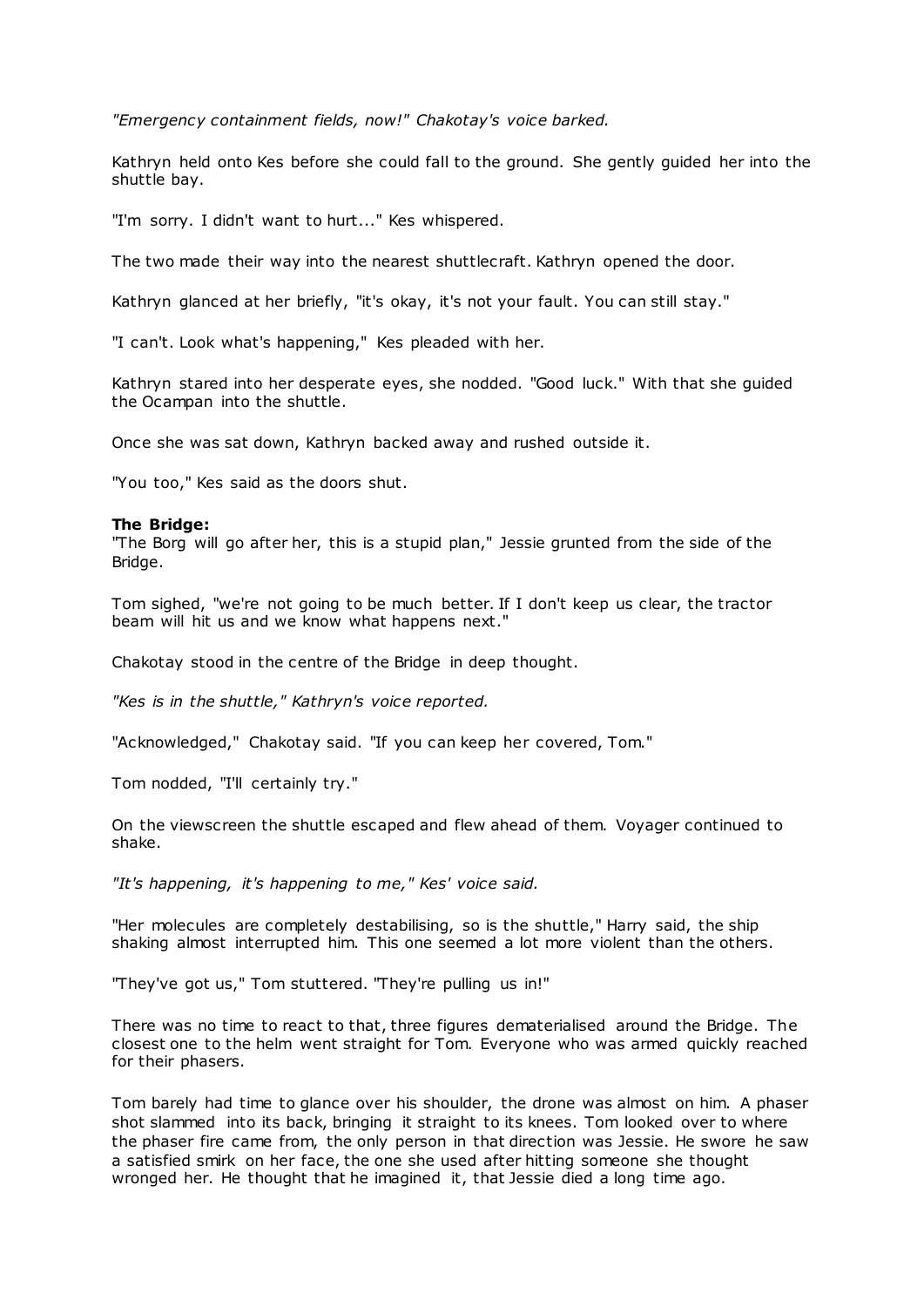*"Emergency containment fields, now!" Chakotay's voice barked.*

Kathryn held onto Kes before she could fall to the ground. She gently guided her into the shuttle bay.

"I'm sorry. I didn't want to hurt..." Kes whispered.

The two made their way into the nearest shuttlecraft. Kathryn opened the door.

Kathryn glanced at her briefly, "it's okay, it's not your fault. You can still stay."

"I can't. Look what's happening," Kes pleaded with her.

Kathryn stared into her desperate eyes, she nodded. "Good luck." With that she guided the Ocampan into the shuttle.

Once she was sat down, Kathryn backed away and rushed outside it.

"You too," Kes said as the doors shut.

**The Bridge:**
"The Borg will go after her, this is a stupid plan," Jessie grunted from the side of the Bridge.

Tom sighed, "we're not going to be much better. If I don't keep us clear, the tractor beam will hit us and we know what happens next."

Chakotay stood in the centre of the Bridge in deep thought.

*"Kes is in the shuttle," Kathryn's voice reported.*

"Acknowledged," Chakotay said. "If you can keep her covered, Tom."

Tom nodded, "I'll certainly try."

On the viewscreen the shuttle escaped and flew ahead of them. Voyager continued to shake.

*"It's happening, it's happening to me," Kes' voice said.*

"Her molecules are completely destabilising, so is the shuttle," Harry said, the ship shaking almost interrupted him. This one seemed a lot more violent than the others.

"They've got us," Tom stuttered. "They're pulling us in!"

There was no time to react to that, three figures dematerialised around the Bridge. The closest one to the helm went straight for Tom. Everyone who was armed quickly reached for their phasers.

Tom barely had time to glance over his shoulder, the drone was almost on him. A phaser shot slammed into its back, bringing it straight to its knees. Tom looked over to where the phaser fire came from, the only person in that direction was Jessie. He swore he saw a satisfied smirk on her face, the one she used after hitting someone she thought wronged her. He thought that he imagined it, that Jessie died a long time ago.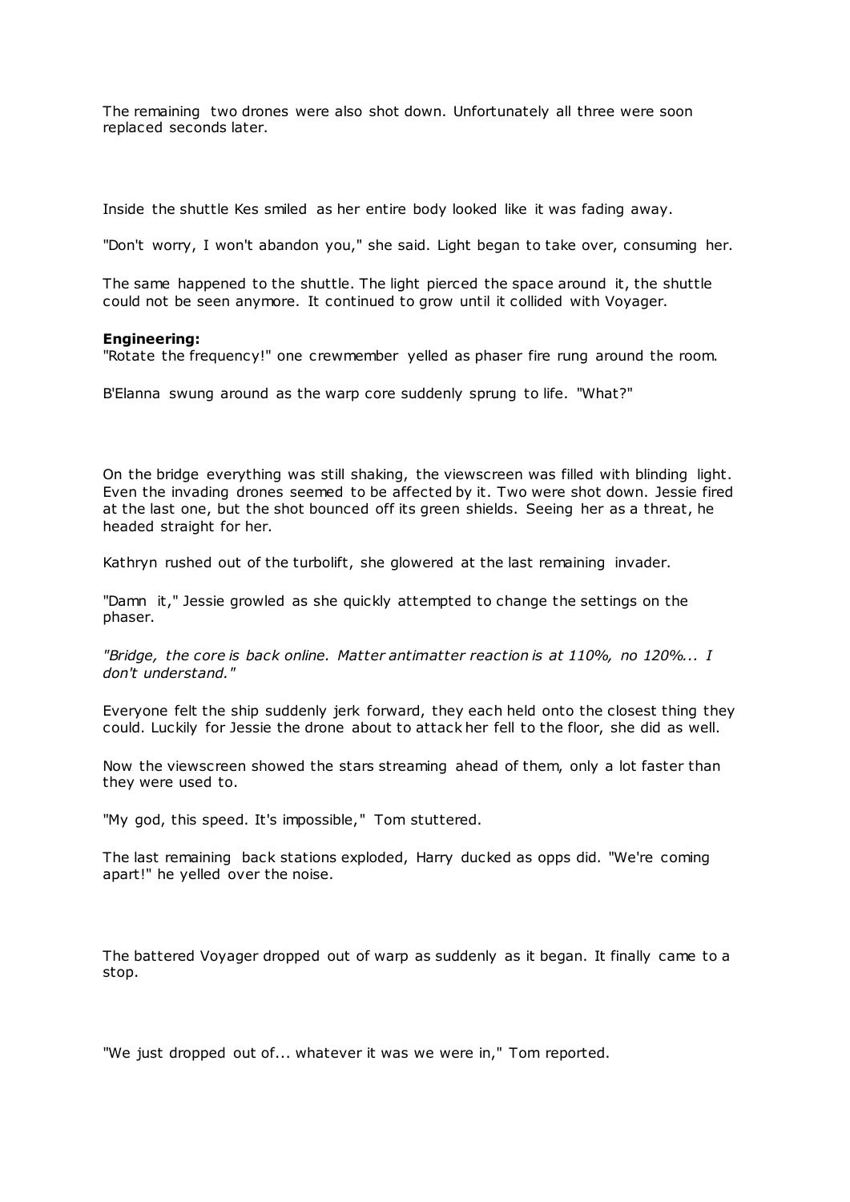The remaining two drones were also shot down. Unfortunately all three were soon replaced seconds later.

Inside the shuttle Kes smiled as her entire body looked like it was fading away.

"Don't worry, I won't abandon you," she said. Light began to take over, consuming her.

The same happened to the shuttle. The light pierced the space around it, the shuttle could not be seen anymore. It continued to grow until it collided with Voyager.

**Engineering:**
"Rotate the frequency!" one crewmember yelled as phaser fire rung around the room.

B'Elanna swung around as the warp core suddenly sprung to life. "What?"

On the bridge everything was still shaking, the viewscreen was filled with blinding light. Even the invading drones seemed to be affected by it. Two were shot down. Jessie fired at the last one, but the shot bounced off its green shields. Seeing her as a threat, he headed straight for her.

Kathryn rushed out of the turbolift, she glowered at the last remaining invader.

"Damn it," Jessie growled as she quickly attempted to change the settings on the phaser.

*"Bridge, the core is back online. Matter antimatter reaction is at 110%, no 120%... I don't understand."*

Everyone felt the ship suddenly jerk forward, they each held onto the closest thing they could. Luckily for Jessie the drone about to attack her fell to the floor, she did as well.

Now the viewscreen showed the stars streaming ahead of them, only a lot faster than they were used to.

"My god, this speed. It's impossible," Tom stuttered.

The last remaining back stations exploded, Harry ducked as opps did. "We're coming apart!" he yelled over the noise.

The battered Voyager dropped out of warp as suddenly as it began. It finally came to a stop.

"We just dropped out of... whatever it was we were in," Tom reported.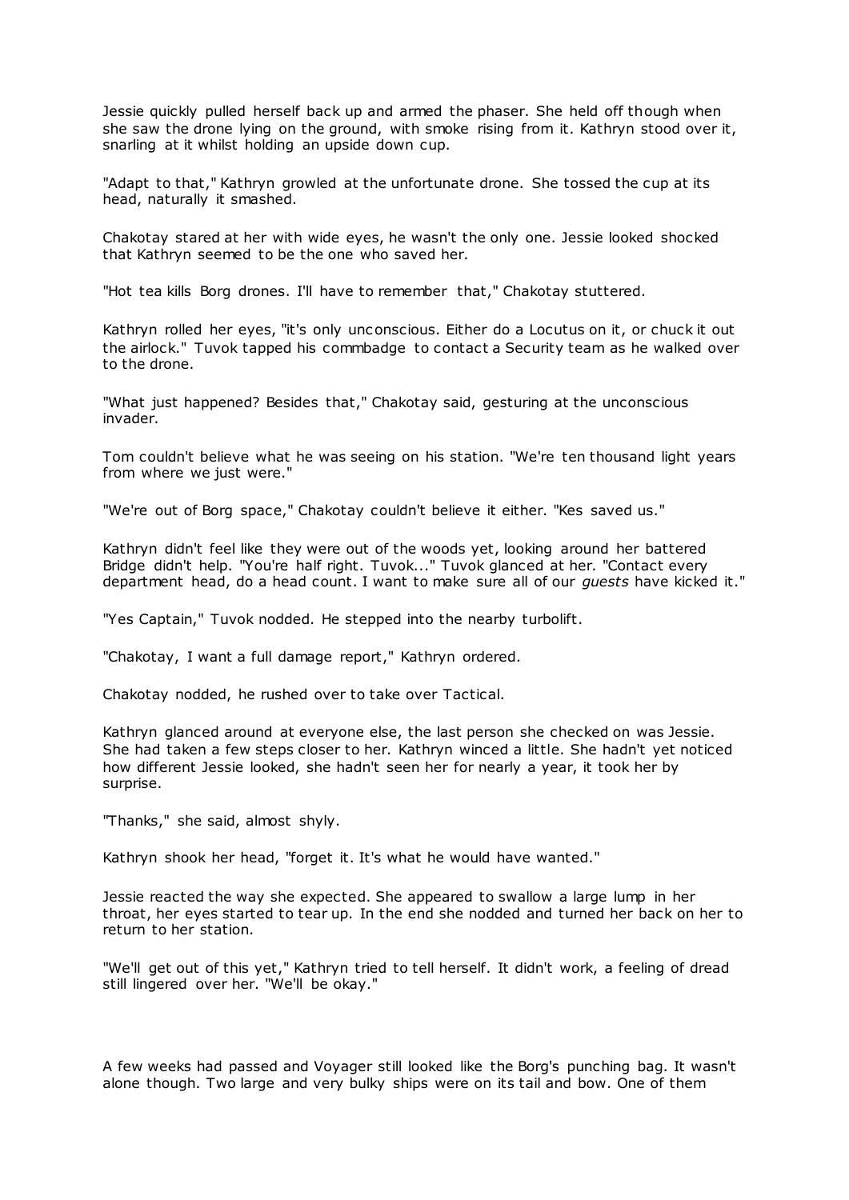Jessie quickly pulled herself back up and armed the phaser. She held off though when she saw the drone lying on the ground, with smoke rising from it. Kathryn stood over it, snarling at it whilst holding an upside down cup.

"Adapt to that," Kathryn growled at the unfortunate drone. She tossed the cup at its head, naturally it smashed.

Chakotay stared at her with wide eyes, he wasn't the only one. Jessie looked shocked that Kathryn seemed to be the one who saved her.

"Hot tea kills Borg drones. I'll have to remember that," Chakotay stuttered.

Kathryn rolled her eyes, "it's only unconscious. Either do a Locutus on it, or chuck it out the airlock." Tuvok tapped his commbadge to contact a Security team as he walked over to the drone.

"What just happened? Besides that," Chakotay said, gesturing at the unconscious invader.

Tom couldn't believe what he was seeing on his station. "We're ten thousand light years from where we just were."

"We're out of Borg space," Chakotay couldn't believe it either. "Kes saved us."

Kathryn didn't feel like they were out of the woods yet, looking around her battered Bridge didn't help. "You're half right. Tuvok..." Tuvok glanced at her. "Contact every department head, do a head count. I want to make sure all of our *guests* have kicked it."

"Yes Captain," Tuvok nodded. He stepped into the nearby turbolift.

"Chakotay, I want a full damage report," Kathryn ordered.

Chakotay nodded, he rushed over to take over Tactical.

Kathryn glanced around at everyone else, the last person she checked on was Jessie. She had taken a few steps closer to her. Kathryn winced a little. She hadn't yet noticed how different Jessie looked, she hadn't seen her for nearly a year, it took her by surprise.

"Thanks," she said, almost shyly.

Kathryn shook her head, "forget it. It's what he would have wanted."

Jessie reacted the way she expected. She appeared to swallow a large lump in her throat, her eyes started to tear up. In the end she nodded and turned her back on her to return to her station.

"We'll get out of this yet," Kathryn tried to tell herself. It didn't work, a feeling of dread still lingered over her. "We'll be okay."

A few weeks had passed and Voyager still looked like the Borg's punching bag. It wasn't alone though. Two large and very bulky ships were on its tail and bow. One of them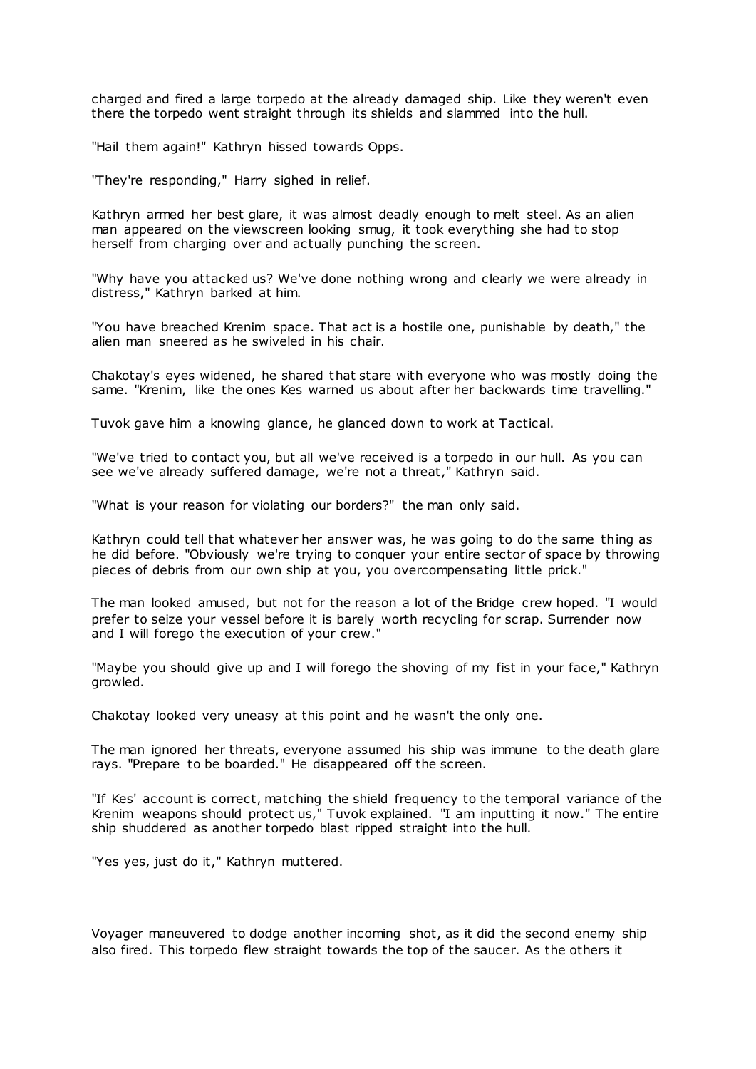charged and fired a large torpedo at the already damaged ship. Like they weren't even there the torpedo went straight through its shields and slammed into the hull.

"Hail them again!" Kathryn hissed towards Opps.

"They're responding," Harry sighed in relief.

Kathryn armed her best glare, it was almost deadly enough to melt steel. As an alien man appeared on the viewscreen looking smug, it took everything she had to stop herself from charging over and actually punching the screen.

"Why have you attacked us? We've done nothing wrong and clearly we were already in distress," Kathryn barked at him.

"You have breached Krenim space. That act is a hostile one, punishable by death," the alien man sneered as he swiveled in his chair.

Chakotay's eyes widened, he shared that stare with everyone who was mostly doing the same. "Krenim, like the ones Kes warned us about after her backwards time travelling."

Tuvok gave him a knowing glance, he glanced down to work at Tactical.

"We've tried to contact you, but all we've received is a torpedo in our hull. As you can see we've already suffered damage, we're not a threat," Kathryn said.

"What is your reason for violating our borders?" the man only said.

Kathryn could tell that whatever her answer was, he was going to do the same thing as he did before. "Obviously we're trying to conquer your entire sector of space by throwing pieces of debris from our own ship at you, you overcompensating little prick."

The man looked amused, but not for the reason a lot of the Bridge crew hoped. "I would prefer to seize your vessel before it is barely worth recycling for scrap. Surrender now and I will forego the execution of your crew."

"Maybe you should give up and I will forego the shoving of my fist in your face," Kathryn growled.

Chakotay looked very uneasy at this point and he wasn't the only one.

The man ignored her threats, everyone assumed his ship was immune to the death glare rays. "Prepare to be boarded." He disappeared off the screen.

"If Kes' account is correct, matching the shield frequency to the temporal variance of the Krenim weapons should protect us," Tuvok explained. "I am inputting it now." The entire ship shuddered as another torpedo blast ripped straight into the hull.

"Yes yes, just do it," Kathryn muttered.

Voyager maneuvered to dodge another incoming shot, as it did the second enemy ship also fired. This torpedo flew straight towards the top of the saucer. As the others it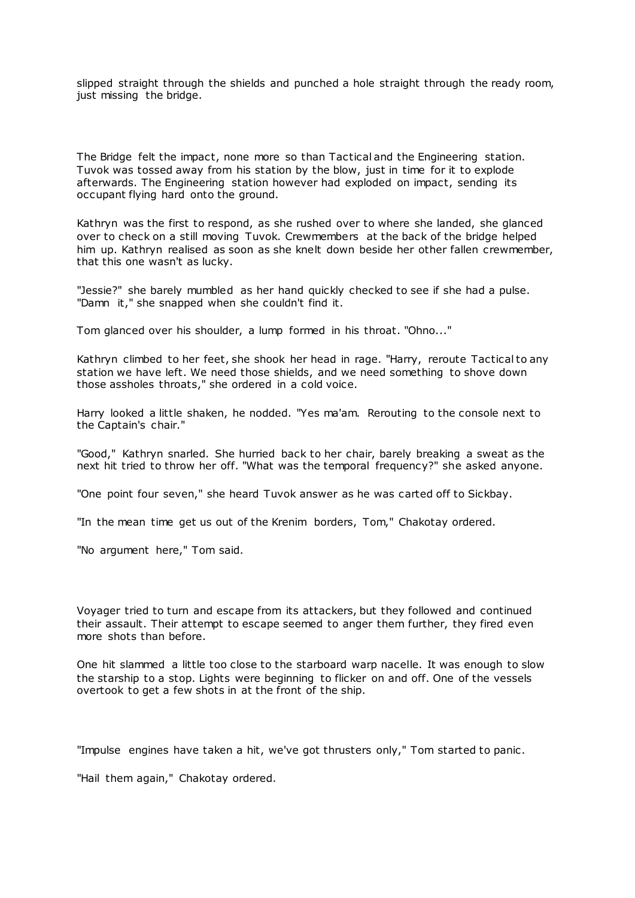slipped straight through the shields and punched a hole straight through the ready room, just missing the bridge.

The Bridge felt the impact, none more so than Tactical and the Engineering station. Tuvok was tossed away from his station by the blow, just in time for it to explode afterwards. The Engineering station however had exploded on impact, sending its occupant flying hard onto the ground.

Kathryn was the first to respond, as she rushed over to where she landed, she glanced over to check on a still moving Tuvok. Crewmembers at the back of the bridge helped him up. Kathryn realised as soon as she knelt down beside her other fallen crewmember, that this one wasn't as lucky.

"Jessie?" she barely mumbled as her hand quickly checked to see if she had a pulse. "Damn it," she snapped when she couldn't find it.

Tom glanced over his shoulder, a lump formed in his throat. "Ohno..."

Kathryn climbed to her feet, she shook her head in rage. "Harry, reroute Tactical to any station we have left. We need those shields, and we need something to shove down those assholes throats," she ordered in a cold voice.

Harry looked a little shaken, he nodded. "Yes ma'am. Rerouting to the console next to the Captain's chair."

"Good," Kathryn snarled. She hurried back to her chair, barely breaking a sweat as the next hit tried to throw her off. "What was the temporal frequency?" she asked anyone.

"One point four seven," she heard Tuvok answer as he was carted off to Sickbay.

"In the mean time get us out of the Krenim borders, Tom," Chakotay ordered.

"No argument here," Tom said.

Voyager tried to turn and escape from its attackers, but they followed and continued their assault. Their attempt to escape seemed to anger them further, they fired even more shots than before.

One hit slammed a little too close to the starboard warp nacelle. It was enough to slow the starship to a stop. Lights were beginning to flicker on and off. One of the vessels overtook to get a few shots in at the front of the ship.

"Impulse engines have taken a hit, we've got thrusters only," Tom started to panic.

"Hail them again," Chakotay ordered.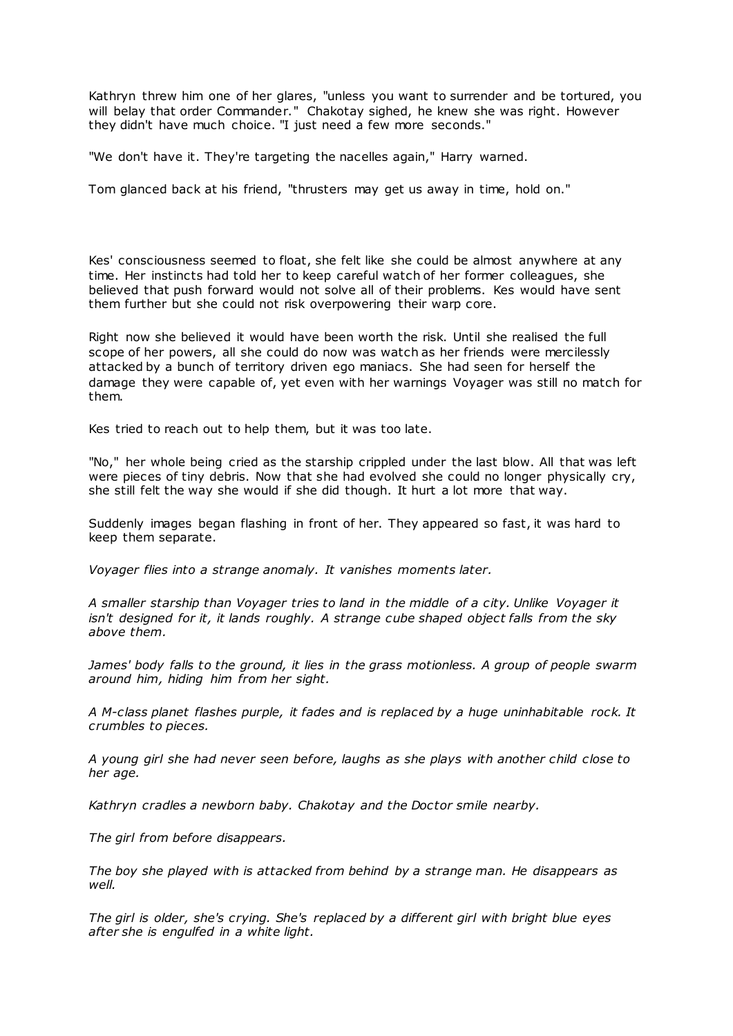Kathryn threw him one of her glares, "unless you want to surrender and be tortured, you will belay that order Commander." Chakotay sighed, he knew she was right. However they didn't have much choice. "I just need a few more seconds."

"We don't have it. They're targeting the nacelles again," Harry warned.

Tom glanced back at his friend, "thrusters may get us away in time, hold on."

Kes' consciousness seemed to float, she felt like she could be almost anywhere at any time. Her instincts had told her to keep careful watch of her former colleagues, she believed that push forward would not solve all of their problems. Kes would have sent them further but she could not risk overpowering their warp core.

Right now she believed it would have been worth the risk. Until she realised the full scope of her powers, all she could do now was watch as her friends were mercilessly attacked by a bunch of territory driven ego maniacs. She had seen for herself the damage they were capable of, yet even with her warnings Voyager was still no match for them.

Kes tried to reach out to help them, but it was too late.

"No," her whole being cried as the starship crippled under the last blow. All that was left were pieces of tiny debris. Now that she had evolved she could no longer physically cry, she still felt the way she would if she did though. It hurt a lot more that way.

Suddenly images began flashing in front of her. They appeared so fast, it was hard to keep them separate.

*Voyager flies into a strange anomaly. It vanishes moments later.*

*A smaller starship than Voyager tries to land in the middle of a city. Unlike Voyager it isn't designed for it, it lands roughly. A strange cube shaped object falls from the sky above them.*

*James' body falls to the ground, it lies in the grass motionless. A group of people swarm around him, hiding him from her sight.*

*A M-class planet flashes purple, it fades and is replaced by a huge uninhabitable rock. It crumbles to pieces.*

*A young girl she had never seen before, laughs as she plays with another child close to her age.*

*Kathryn cradles a newborn baby. Chakotay and the Doctor smile nearby.*

*The girl from before disappears.*

*The boy she played with is attacked from behind by a strange man. He disappears as well.*

*The girl is older, she's crying. She's replaced by a different girl with bright blue eyes after she is engulfed in a white light.*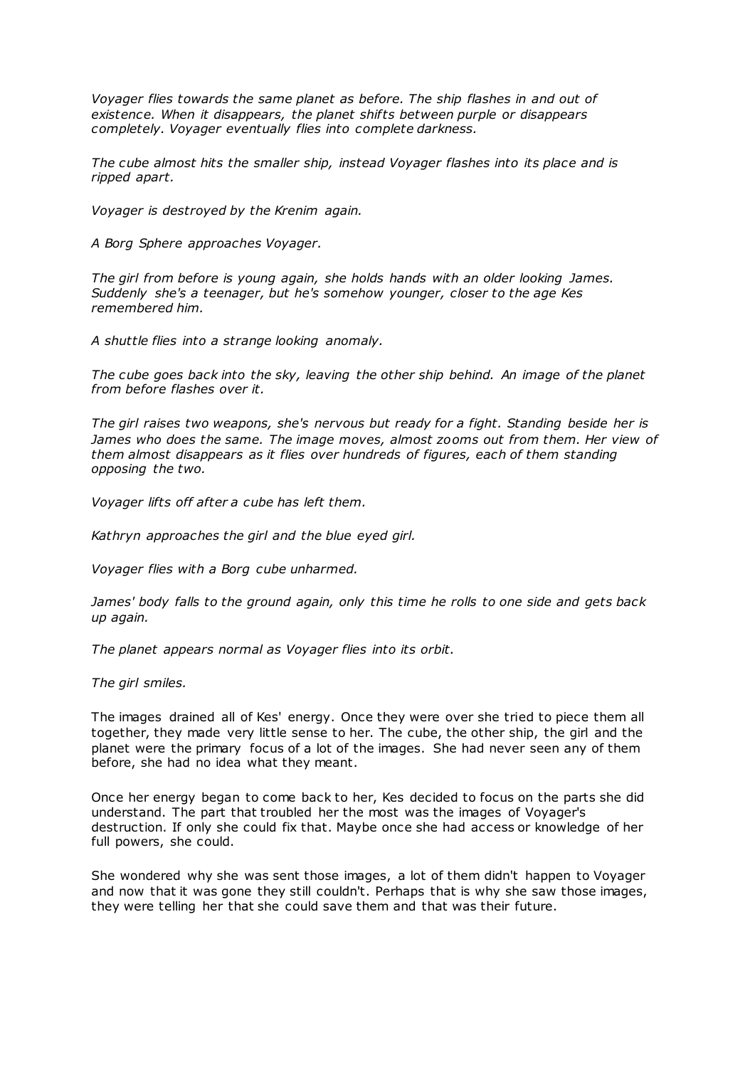*Voyager flies towards the same planet as before. The ship flashes in and out of existence. When it disappears, the planet shifts between purple or disappears completely. Voyager eventually flies into complete darkness.*

*The cube almost hits the smaller ship, instead Voyager flashes into its place and is ripped apart.*

*Voyager is destroyed by the Krenim again.*

*A Borg Sphere approaches Voyager.*

*The girl from before is young again, she holds hands with an older looking James. Suddenly she's a teenager, but he's somehow younger, closer to the age Kes remembered him.*

*A shuttle flies into a strange looking anomaly.*

*The cube goes back into the sky, leaving the other ship behind. An image of the planet from before flashes over it.*

*The girl raises two weapons, she's nervous but ready for a fight. Standing beside her is James who does the same. The image moves, almost zooms out from them. Her view of them almost disappears as it flies over hundreds of figures, each of them standing opposing the two.*

*Voyager lifts off after a cube has left them.*

*Kathryn approaches the girl and the blue eyed girl.*

*Voyager flies with a Borg cube unharmed.*

*James' body falls to the ground again, only this time he rolls to one side and gets back up again.*

*The planet appears normal as Voyager flies into its orbit.*

*The girl smiles.*

The images drained all of Kes' energy. Once they were over she tried to piece them all together, they made very little sense to her. The cube, the other ship, the girl and the planet were the primary focus of a lot of the images. She had never seen any of them before, she had no idea what they meant.

Once her energy began to come back to her, Kes decided to focus on the parts she did understand. The part that troubled her the most was the images of Voyager's destruction. If only she could fix that. Maybe once she had access or knowledge of her full powers, she could.

She wondered why she was sent those images, a lot of them didn't happen to Voyager and now that it was gone they still couldn't. Perhaps that is why she saw those images, they were telling her that she could save them and that was their future.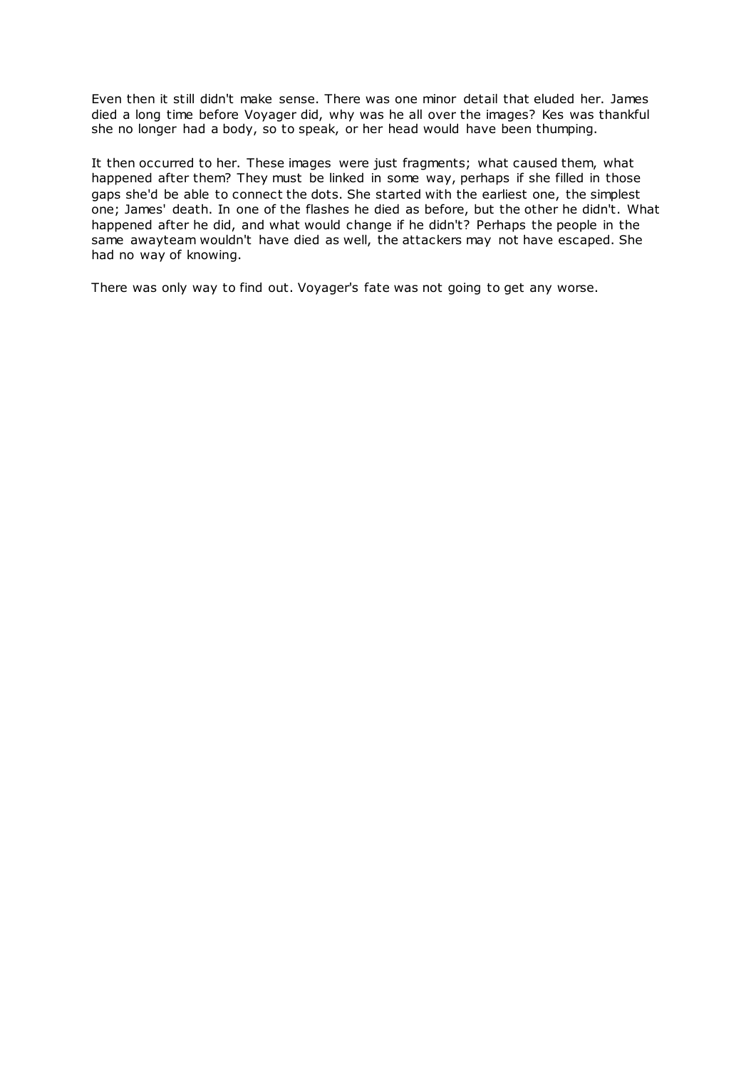Even then it still didn't make sense. There was one minor detail that eluded her. James died a long time before Voyager did, why was he all over the images? Kes was thankful she no longer had a body, so to speak, or her head would have been thumping.

It then occurred to her. These images were just fragments; what caused them, what happened after them? They must be linked in some way, perhaps if she filled in those gaps she'd be able to connect the dots. She started with the earliest one, the simplest one; James' death. In one of the flashes he died as before, but the other he didn't. What happened after he did, and what would change if he didn't? Perhaps the people in the same awayteam wouldn't have died as well, the attackers may not have escaped. She had no way of knowing.

There was only way to find out. Voyager's fate was not going to get any worse.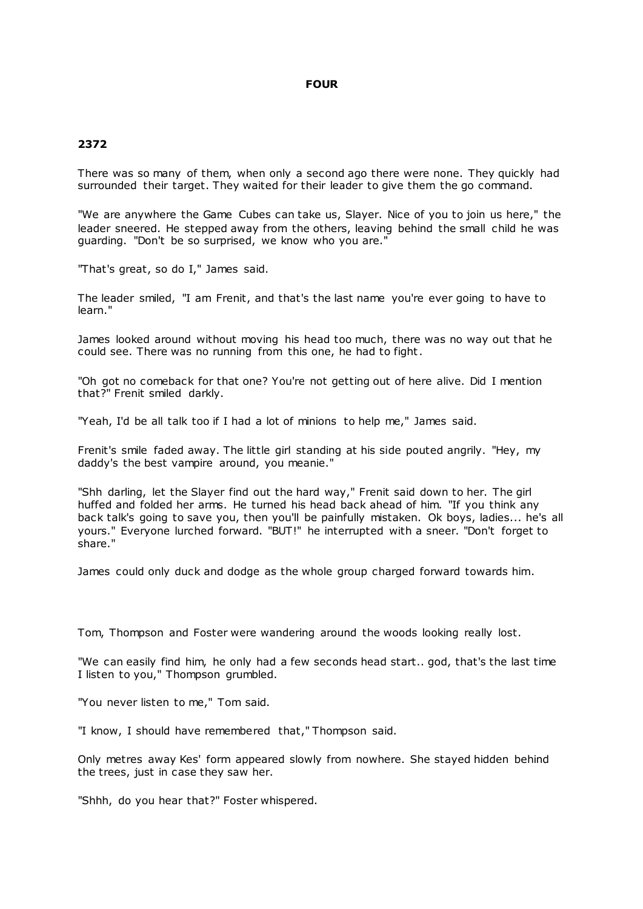# FOUR

## 2372

There was so many of them, when only a second ago there were none. They quickly had surrounded their target. They waited for their leader to give them the go command.

"We are anywhere the Game Cubes can take us, Slayer. Nice of you to join us here," the leader sneered. He stepped away from the others, leaving behind the small child he was guarding. "Don't be so surprised, we know who you are."

"That's great, so do I," James said.

The leader smiled, "I am Frenit, and that's the last name you're ever going to have to learn."

James looked around without moving his head too much, there was no way out that he could see. There was no running from this one, he had to fight.

"Oh got no comeback for that one? You're not getting out of here alive. Did I mention that?" Frenit smiled darkly.

"Yeah, I'd be all talk too if I had a lot of minions to help me," James said.

Frenit's smile faded away. The little girl standing at his side pouted angrily. "Hey, my daddy's the best vampire around, you meanie."

"Shh darling, let the Slayer find out the hard way," Frenit said down to her. The girl huffed and folded her arms. He turned his head back ahead of him. "If you think any back talk's going to save you, then you'll be painfully mistaken. Ok boys, ladies... he's all yours." Everyone lurched forward. "BUT!" he interrupted with a sneer. "Don't forget to share."

James could only duck and dodge as the whole group charged forward towards him.

Tom, Thompson and Foster were wandering around the woods looking really lost.

"We can easily find him, he only had a few seconds head start.. god, that's the last time I listen to you," Thompson grumbled.

"You never listen to me," Tom said.

"I know, I should have remembered that," Thompson said.

Only metres away Kes' form appeared slowly from nowhere. She stayed hidden behind the trees, just in case they saw her.

"Shhh, do you hear that?" Foster whispered.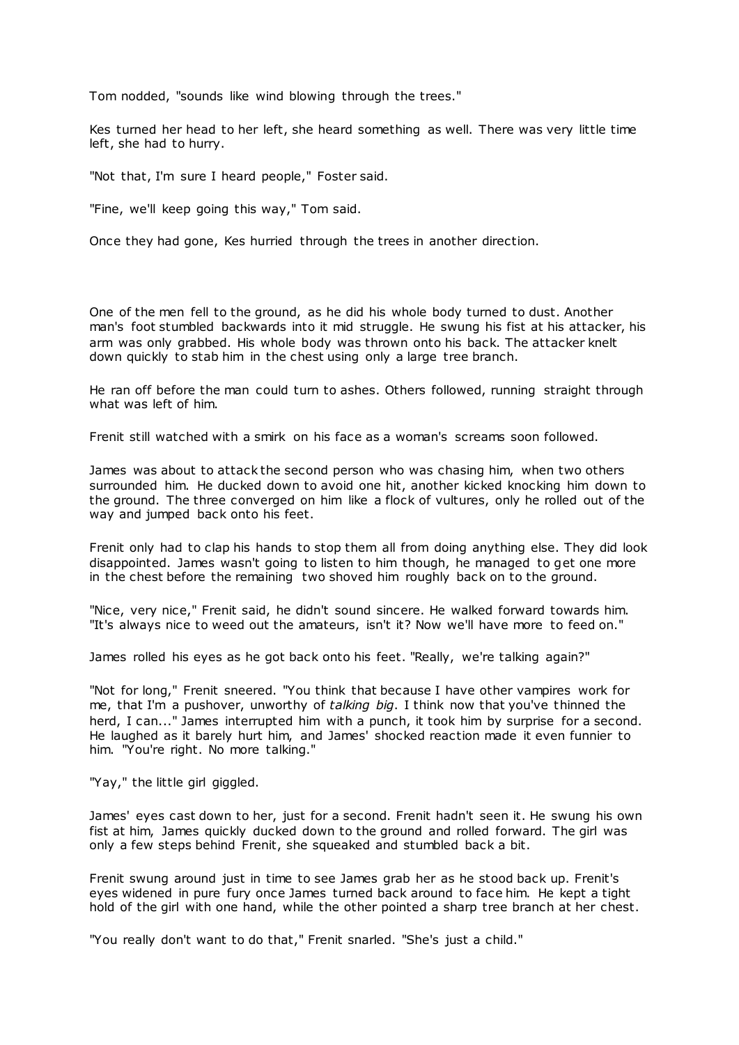Tom nodded, "sounds like wind blowing through the trees."

Kes turned her head to her left, she heard something as well. There was very little time left, she had to hurry.

"Not that, I'm sure I heard people," Foster said.

"Fine, we'll keep going this way," Tom said.

Once they had gone, Kes hurried through the trees in another direction.

One of the men fell to the ground, as he did his whole body turned to dust. Another man's foot stumbled backwards into it mid struggle. He swung his fist at his attacker, his arm was only grabbed. His whole body was thrown onto his back. The attacker knelt down quickly to stab him in the chest using only a large tree branch.

He ran off before the man could turn to ashes. Others followed, running straight through what was left of him.

Frenit still watched with a smirk on his face as a woman's screams soon followed.

James was about to attack the second person who was chasing him, when two others surrounded him. He ducked down to avoid one hit, another kicked knocking him down to the ground. The three converged on him like a flock of vultures, only he rolled out of the way and jumped back onto his feet.

Frenit only had to clap his hands to stop them all from doing anything else. They did look disappointed. James wasn't going to listen to him though, he managed to get one more in the chest before the remaining two shoved him roughly back on to the ground.

"Nice, very nice," Frenit said, he didn't sound sincere. He walked forward towards him. "It's always nice to weed out the amateurs, isn't it? Now we'll have more to feed on."

James rolled his eyes as he got back onto his feet. "Really, we're talking again?"

"Not for long," Frenit sneered. "You think that because I have other vampires work for me, that I'm a pushover, unworthy of *talking big*. I think now that you've thinned the herd, I can..." James interrupted him with a punch, it took him by surprise for a second. He laughed as it barely hurt him, and James' shocked reaction made it even funnier to him. "You're right. No more talking."

"Yay," the little girl giggled.

James' eyes cast down to her, just for a second. Frenit hadn't seen it. He swung his own fist at him, James quickly ducked down to the ground and rolled forward. The girl was only a few steps behind Frenit, she squeaked and stumbled back a bit.

Frenit swung around just in time to see James grab her as he stood back up. Frenit's eyes widened in pure fury once James turned back around to face him. He kept a tight hold of the girl with one hand, while the other pointed a sharp tree branch at her chest.

"You really don't want to do that," Frenit snarled. "She's just a child."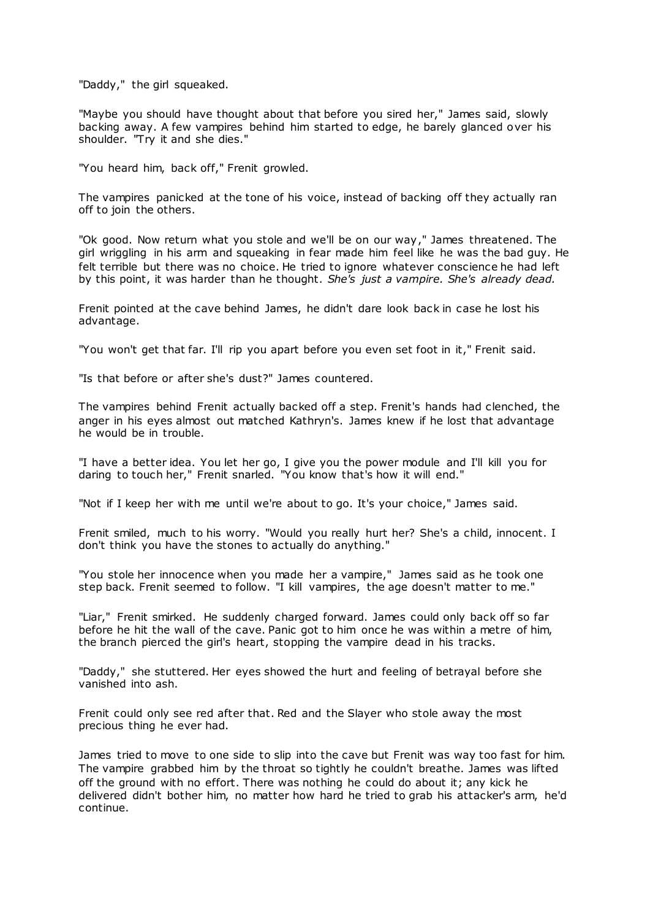"Daddy," the girl squeaked.

"Maybe you should have thought about that before you sired her," James said, slowly backing away. A few vampires behind him started to edge, he barely glanced over his shoulder. "Try it and she dies."

"You heard him, back off," Frenit growled.

The vampires panicked at the tone of his voice, instead of backing off they actually ran off to join the others.

"Ok good. Now return what you stole and we'll be on our way," James threatened. The girl wriggling in his arm and squeaking in fear made him feel like he was the bad guy. He felt terrible but there was no choice. He tried to ignore whatever conscience he had left by this point, it was harder than he thought. *She's just a vampire. She's already dead.*

Frenit pointed at the cave behind James, he didn't dare look back in case he lost his advantage.

"You won't get that far. I'll rip you apart before you even set foot in it," Frenit said.

"Is that before or after she's dust?" James countered.

The vampires behind Frenit actually backed off a step. Frenit's hands had clenched, the anger in his eyes almost out matched Kathryn's. James knew if he lost that advantage he would be in trouble.

"I have a better idea. You let her go, I give you the power module and I'll kill you for daring to touch her," Frenit snarled. "You know that's how it will end."

"Not if I keep her with me until we're about to go. It's your choice," James said.

Frenit smiled, much to his worry. "Would you really hurt her? She's a child, innocent. I don't think you have the stones to actually do anything."

"You stole her innocence when you made her a vampire," James said as he took one step back. Frenit seemed to follow. "I kill vampires, the age doesn't matter to me."

"Liar," Frenit smirked. He suddenly charged forward. James could only back off so far before he hit the wall of the cave. Panic got to him once he was within a metre of him, the branch pierced the girl's heart, stopping the vampire dead in his tracks.

"Daddy," she stuttered. Her eyes showed the hurt and feeling of betrayal before she vanished into ash.

Frenit could only see red after that. Red and the Slayer who stole away the most precious thing he ever had.

James tried to move to one side to slip into the cave but Frenit was way too fast for him. The vampire grabbed him by the throat so tightly he couldn't breathe. James was lifted off the ground with no effort. There was nothing he could do about it; any kick he delivered didn't bother him, no matter how hard he tried to grab his attacker's arm, he'd continue.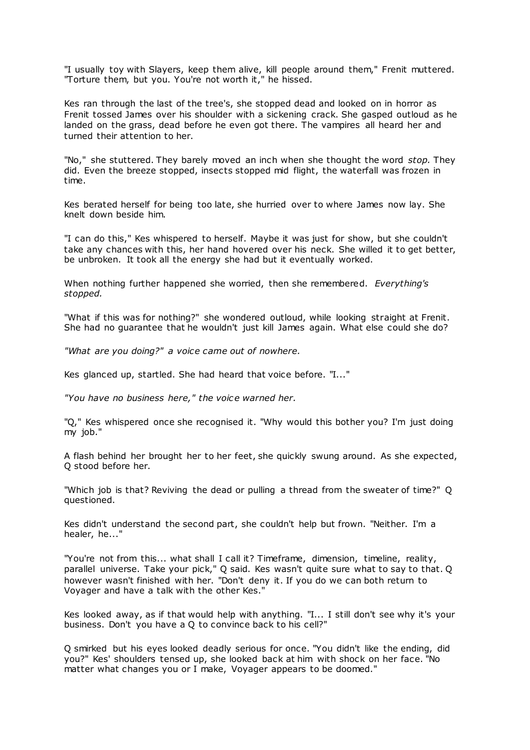"I usually toy with Slayers, keep them alive, kill people around them," Frenit muttered. "Torture them, but you. You're not worth it," he hissed.

Kes ran through the last of the tree's, she stopped dead and looked on in horror as Frenit tossed James over his shoulder with a sickening crack. She gasped outloud as he landed on the grass, dead before he even got there. The vampires all heard her and turned their attention to her.

"No," she stuttered. They barely moved an inch when she thought the word *stop.* They did. Even the breeze stopped, insects stopped mid flight, the waterfall was frozen in time.

Kes berated herself for being too late, she hurried over to where James now lay. She knelt down beside him.

"I can do this," Kes whispered to herself. Maybe it was just for show, but she couldn't take any chances with this, her hand hovered over his neck. She willed it to get better, be unbroken. It took all the energy she had but it eventually worked.

When nothing further happened she worried, then she remembered. *Everything's stopped.*

"What if this was for nothing?" she wondered outloud, while looking straight at Frenit. She had no guarantee that he wouldn't just kill James again. What else could she do?

*"What are you doing?" a voice came out of nowhere.*

Kes glanced up, startled. She had heard that voice before. "I..."

*"You have no business here," the voice warned her.*

"Q," Kes whispered once she recognised it. "Why would this bother you? I'm just doing my job."

A flash behind her brought her to her feet, she quickly swung around. As she expected, Q stood before her.

"Which job is that? Reviving the dead or pulling a thread from the sweater of time?" Q questioned.

Kes didn't understand the second part, she couldn't help but frown. "Neither. I'm a healer, he..."

"You're not from this... what shall I call it? Timeframe, dimension, timeline, reality, parallel universe. Take your pick," Q said. Kes wasn't quite sure what to say to that. Q however wasn't finished with her. "Don't deny it. If you do we can both return to Voyager and have a talk with the other Kes."

Kes looked away, as if that would help with anything. "I... I still don't see why it's your business. Don't you have a Q to convince back to his cell?"

Q smirked but his eyes looked deadly serious for once. "You didn't like the ending, did you?" Kes' shoulders tensed up, she looked back at him with shock on her face. "No matter what changes you or I make, Voyager appears to be doomed."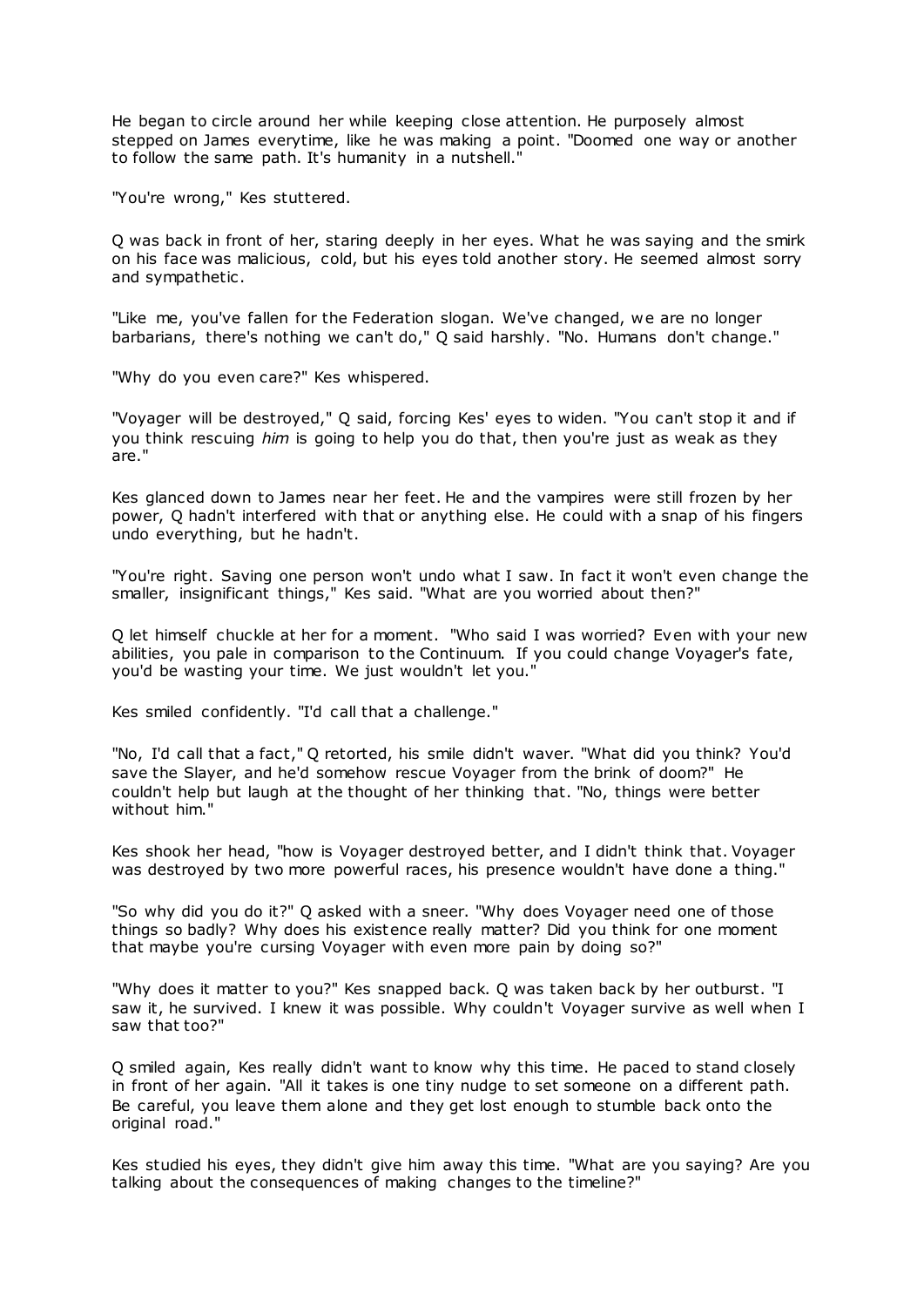He began to circle around her while keeping close attention. He purposely almost stepped on James everytime, like he was making a point. "Doomed one way or another to follow the same path. It's humanity in a nutshell."

"You're wrong," Kes stuttered.

Q was back in front of her, staring deeply in her eyes. What he was saying and the smirk on his face was malicious, cold, but his eyes told another story. He seemed almost sorry and sympathetic.

"Like me, you've fallen for the Federation slogan. We've changed, we are no longer barbarians, there's nothing we can't do," Q said harshly. "No. Humans don't change."

"Why do you even care?" Kes whispered.

"Voyager will be destroyed," Q said, forcing Kes' eyes to widen. "You can't stop it and if you think rescuing *him* is going to help you do that, then you're just as weak as they are."

Kes glanced down to James near her feet. He and the vampires were still frozen by her power, Q hadn't interfered with that or anything else. He could with a snap of his fingers undo everything, but he hadn't.

"You're right. Saving one person won't undo what I saw. In fact it won't even change the smaller, insignificant things," Kes said. "What are you worried about then?"

Q let himself chuckle at her for a moment. "Who said I was worried? Even with your new abilities, you pale in comparison to the Continuum. If you could change Voyager's fate, you'd be wasting your time. We just wouldn't let you."

Kes smiled confidently. "I'd call that a challenge."

"No, I'd call that a fact," Q retorted, his smile didn't waver. "What did you think? You'd save the Slayer, and he'd somehow rescue Voyager from the brink of doom?" He couldn't help but laugh at the thought of her thinking that. "No, things were better without him."

Kes shook her head, "how is Voyager destroyed better, and I didn't think that. Voyager was destroyed by two more powerful races, his presence wouldn't have done a thing."

"So why did you do it?" Q asked with a sneer. "Why does Voyager need one of those things so badly? Why does his existence really matter? Did you think for one moment that maybe you're cursing Voyager with even more pain by doing so?"

"Why does it matter to you?" Kes snapped back. Q was taken back by her outburst. "I saw it, he survived. I knew it was possible. Why couldn't Voyager survive as well when I saw that too?"

Q smiled again, Kes really didn't want to know why this time. He paced to stand closely in front of her again. "All it takes is one tiny nudge to set someone on a different path. Be careful, you leave them alone and they get lost enough to stumble back onto the original road."

Kes studied his eyes, they didn't give him away this time. "What are you saying? Are you talking about the consequences of making changes to the timeline?"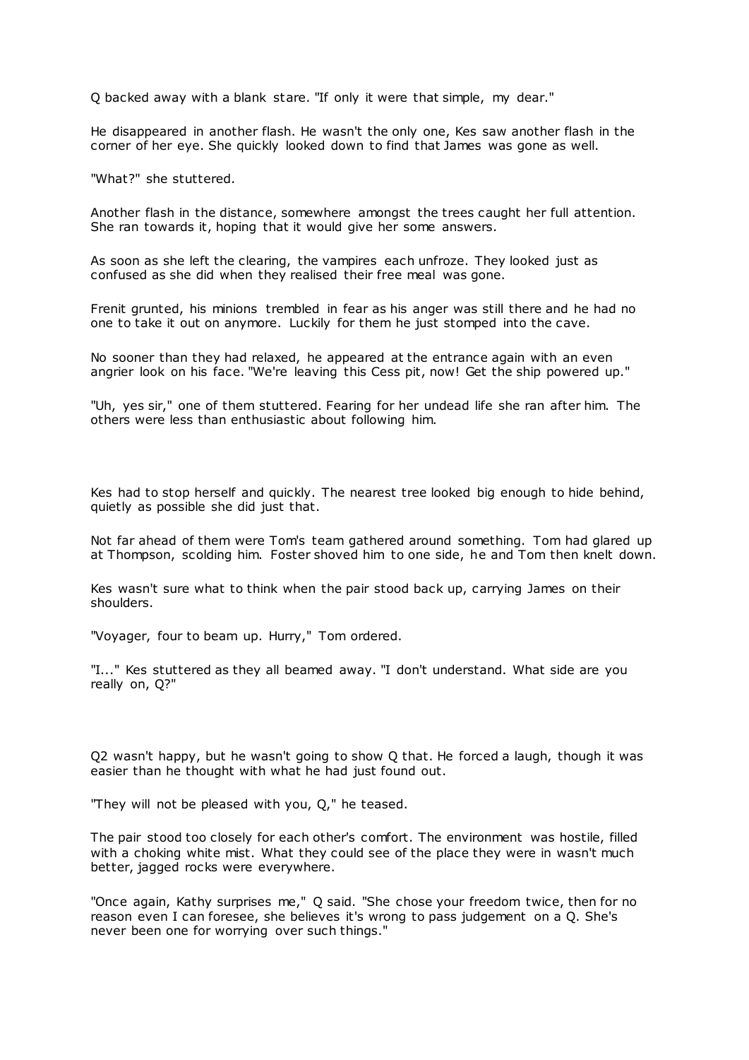Q backed away with a blank stare. "If only it were that simple, my dear."

He disappeared in another flash. He wasn't the only one, Kes saw another flash in the corner of her eye. She quickly looked down to find that James was gone as well.

"What?" she stuttered.

Another flash in the distance, somewhere amongst the trees caught her full attention. She ran towards it, hoping that it would give her some answers.

As soon as she left the clearing, the vampires each unfroze. They looked just as confused as she did when they realised their free meal was gone.

Frenit grunted, his minions trembled in fear as his anger was still there and he had no one to take it out on anymore. Luckily for them he just stomped into the cave.

No sooner than they had relaxed, he appeared at the entrance again with an even angrier look on his face. "We're leaving this Cess pit, now! Get the ship powered up."

"Uh, yes sir," one of them stuttered. Fearing for her undead life she ran after him. The others were less than enthusiastic about following him.

Kes had to stop herself and quickly. The nearest tree looked big enough to hide behind, quietly as possible she did just that.

Not far ahead of them were Tom's team gathered around something. Tom had glared up at Thompson, scolding him. Foster shoved him to one side, he and Tom then knelt down.

Kes wasn't sure what to think when the pair stood back up, carrying James on their shoulders.

"Voyager, four to beam up. Hurry," Tom ordered.

"I..." Kes stuttered as they all beamed away. "I don't understand. What side are you really on, Q?"

Q2 wasn't happy, but he wasn't going to show Q that. He forced a laugh, though it was easier than he thought with what he had just found out.

"They will not be pleased with you, Q," he teased.

The pair stood too closely for each other's comfort. The environment was hostile, filled with a choking white mist. What they could see of the place they were in wasn't much better, jagged rocks were everywhere.

"Once again, Kathy surprises me," Q said. "She chose your freedom twice, then for no reason even I can foresee, she believes it's wrong to pass judgement on a Q. She's never been one for worrying over such things."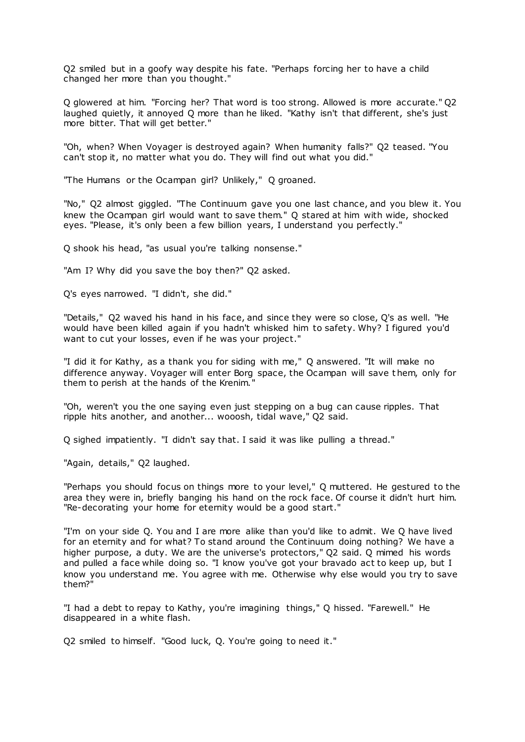Q2 smiled but in a goofy way despite his fate. "Perhaps forcing her to have a child changed her more than you thought."

Q glowered at him. "Forcing her? That word is too strong. Allowed is more accurate." Q2 laughed quietly, it annoyed Q more than he liked. "Kathy isn't that different, she's just more bitter. That will get better."

"Oh, when? When Voyager is destroyed again? When humanity falls?" Q2 teased. "You can't stop it, no matter what you do. They will find out what you did."

"The Humans or the Ocampan girl? Unlikely," Q groaned.

"No," Q2 almost giggled. "The Continuum gave you one last chance, and you blew it. You knew the Ocampan girl would want to save them." Q stared at him with wide, shocked eyes. "Please, it's only been a few billion years, I understand you perfectly."

Q shook his head, "as usual you're talking nonsense."

"Am I? Why did you save the boy then?" Q2 asked.

Q's eyes narrowed. "I didn't, she did."

"Details," Q2 waved his hand in his face, and since they were so close, Q's as well. "He would have been killed again if you hadn't whisked him to safety. Why? I figured you'd want to cut your losses, even if he was your project."

"I did it for Kathy, as a thank you for siding with me," Q answered. "It will make no difference anyway. Voyager will enter Borg space, the Ocampan will save them, only for them to perish at the hands of the Krenim."

"Oh, weren't you the one saying even just stepping on a bug can cause ripples. That ripple hits another, and another... wooosh, tidal wave," Q2 said.

Q sighed impatiently. "I didn't say that. I said it was like pulling a thread."

"Again, details," Q2 laughed.

"Perhaps you should focus on things more to your level," Q muttered. He gestured to the area they were in, briefly banging his hand on the rock face. Of course it didn't hurt him. "Re-decorating your home for eternity would be a good start."

"I'm on your side Q. You and I are more alike than you'd like to admit. We Q have lived for an eternity and for what? To stand around the Continuum doing nothing? We have a higher purpose, a duty. We are the universe's protectors," Q2 said. Q mimed his words and pulled a face while doing so. "I know you've got your bravado act to keep up, but I know you understand me. You agree with me. Otherwise why else would you try to save them?"

"I had a debt to repay to Kathy, you're imagining things," Q hissed. "Farewell." He disappeared in a white flash.

Q2 smiled to himself. "Good luck, Q. You're going to need it."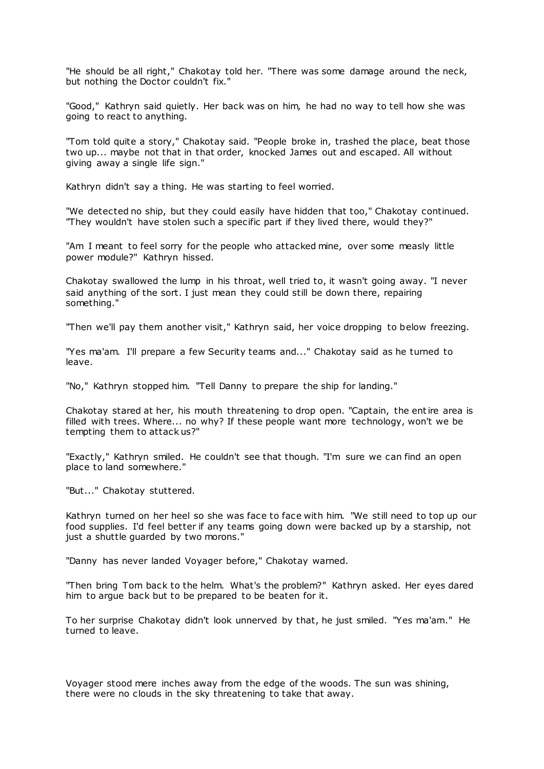"He should be all right," Chakotay told her. "There was some damage around the neck, but nothing the Doctor couldn't fix."

"Good," Kathryn said quietly. Her back was on him, he had no way to tell how she was going to react to anything.

"Tom told quite a story," Chakotay said. "People broke in, trashed the place, beat those two up... maybe not that in that order, knocked James out and escaped. All without giving away a single life sign."

Kathryn didn't say a thing. He was starting to feel worried.

"We detected no ship, but they could easily have hidden that too," Chakotay continued. "They wouldn't have stolen such a specific part if they lived there, would they?"

"Am I meant to feel sorry for the people who attacked mine, over some measly little power module?" Kathryn hissed.

Chakotay swallowed the lump in his throat, well tried to, it wasn't going away. "I never said anything of the sort. I just mean they could still be down there, repairing something."

"Then we'll pay them another visit," Kathryn said, her voice dropping to below freezing.

"Yes ma'am. I'll prepare a few Security teams and..." Chakotay said as he turned to leave.

"No," Kathryn stopped him. "Tell Danny to prepare the ship for landing."

Chakotay stared at her, his mouth threatening to drop open. "Captain, the entire area is filled with trees. Where... no why? If these people want more technology, won't we be tempting them to attack us?"

"Exactly," Kathryn smiled. He couldn't see that though. "I'm sure we can find an open place to land somewhere."

"But..." Chakotay stuttered.

Kathryn turned on her heel so she was face to face with him. "We still need to top up our food supplies. I'd feel better if any teams going down were backed up by a starship, not just a shuttle guarded by two morons."

"Danny has never landed Voyager before," Chakotay warned.

"Then bring Tom back to the helm. What's the problem?" Kathryn asked. Her eyes dared him to argue back but to be prepared to be beaten for it.

To her surprise Chakotay didn't look unnerved by that, he just smiled. "Yes ma'am." He turned to leave.

Voyager stood mere inches away from the edge of the woods. The sun was shining, there were no clouds in the sky threatening to take that away.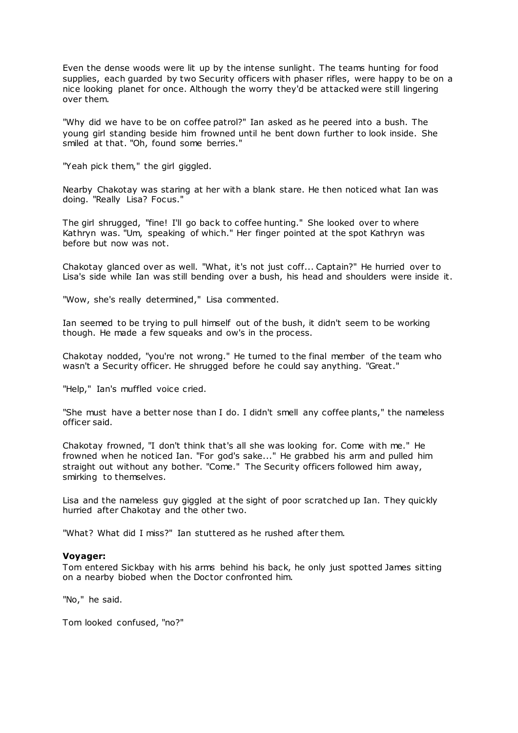Even the dense woods were lit up by the intense sunlight. The teams hunting for food supplies, each guarded by two Security officers with phaser rifles, were happy to be on a nice looking planet for once. Although the worry they'd be attacked were still lingering over them.

"Why did we have to be on coffee patrol?" Ian asked as he peered into a bush. The young girl standing beside him frowned until he bent down further to look inside. She smiled at that. "Oh, found some berries."

"Yeah pick them," the girl giggled.

Nearby Chakotay was staring at her with a blank stare. He then noticed what Ian was doing. "Really Lisa? Focus."

The girl shrugged, "fine! I'll go back to coffee hunting." She looked over to where Kathryn was. "Um, speaking of which." Her finger pointed at the spot Kathryn was before but now was not.

Chakotay glanced over as well. "What, it's not just coff... Captain?" He hurried over to Lisa's side while Ian was still bending over a bush, his head and shoulders were inside it.

"Wow, she's really determined," Lisa commented.

Ian seemed to be trying to pull himself out of the bush, it didn't seem to be working though. He made a few squeaks and ow's in the process.

Chakotay nodded, "you're not wrong." He turned to the final member of the team who wasn't a Security officer. He shrugged before he could say anything. "Great."

"Help," Ian's muffled voice cried.

"She must have a better nose than I do. I didn't smell any coffee plants," the nameless officer said.

Chakotay frowned, "I don't think that's all she was looking for. Come with me." He frowned when he noticed Ian. "For god's sake..." He grabbed his arm and pulled him straight out without any bother. "Come." The Security officers followed him away, smirking to themselves.

Lisa and the nameless guy giggled at the sight of poor scratched up Ian. They quickly hurried after Chakotay and the other two.

"What? What did I miss?" Ian stuttered as he rushed after them.

**Voyager:**
Tom entered Sickbay with his arms behind his back, he only just spotted James sitting on a nearby biobed when the Doctor confronted him.

"No," he said.

Tom looked confused, "no?"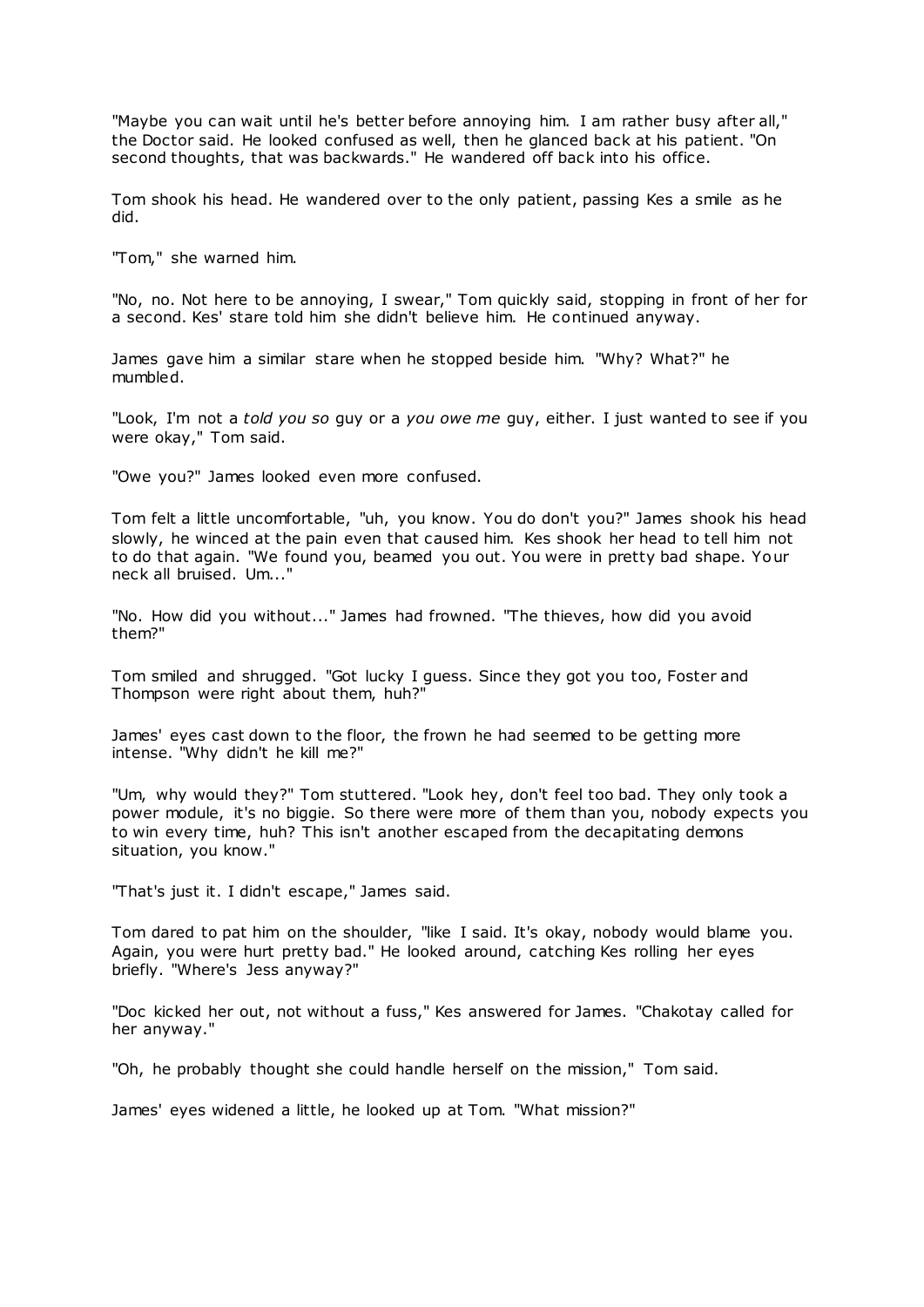"Maybe you can wait until he's better before annoying him. I am rather busy after all," the Doctor said. He looked confused as well, then he glanced back at his patient. "On second thoughts, that was backwards." He wandered off back into his office.

Tom shook his head. He wandered over to the only patient, passing Kes a smile as he did.

"Tom," she warned him.

"No, no. Not here to be annoying, I swear," Tom quickly said, stopping in front of her for a second. Kes' stare told him she didn't believe him. He continued anyway.

James gave him a similar stare when he stopped beside him. "Why? What?" he mumbled.

"Look, I'm not a *told you so* guy or a *you owe me* guy, either. I just wanted to see if you were okay," Tom said.

"Owe you?" James looked even more confused.

Tom felt a little uncomfortable, "uh, you know. You do don't you?" James shook his head slowly, he winced at the pain even that caused him. Kes shook her head to tell him not to do that again. "We found you, beamed you out. You were in pretty bad shape. Your neck all bruised. Um..."

"No. How did you without..." James had frowned. "The thieves, how did you avoid them?"

Tom smiled and shrugged. "Got lucky I guess. Since they got you too, Foster and Thompson were right about them, huh?"

James' eyes cast down to the floor, the frown he had seemed to be getting more intense. "Why didn't he kill me?"

"Um, why would they?" Tom stuttered. "Look hey, don't feel too bad. They only took a power module, it's no biggie. So there were more of them than you, nobody expects you to win every time, huh? This isn't another escaped from the decapitating demons situation, you know."

"That's just it. I didn't escape," James said.

Tom dared to pat him on the shoulder, "like I said. It's okay, nobody would blame you. Again, you were hurt pretty bad." He looked around, catching Kes rolling her eyes briefly. "Where's Jess anyway?"

"Doc kicked her out, not without a fuss," Kes answered for James. "Chakotay called for her anyway."

"Oh, he probably thought she could handle herself on the mission," Tom said.

James' eyes widened a little, he looked up at Tom. "What mission?"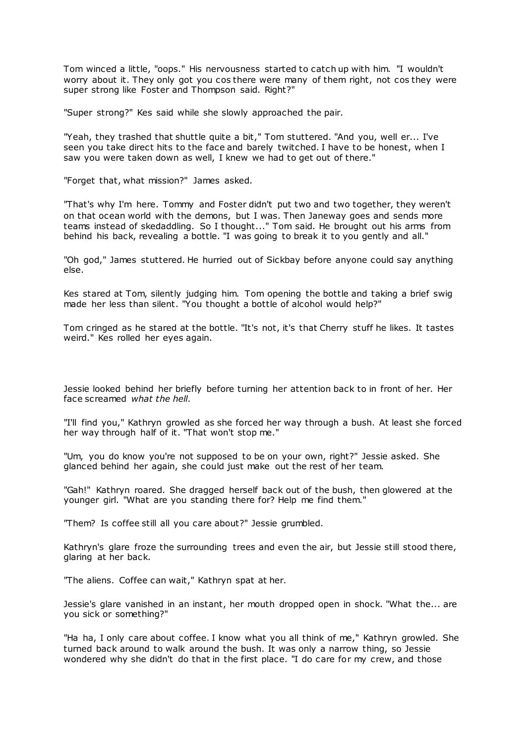Tom winced a little, "oops." His nervousness started to catch up with him. "I wouldn't worry about it. They only got you cos there were many of them right, not cos they were super strong like Foster and Thompson said. Right?"

"Super strong?" Kes said while she slowly approached the pair.

"Yeah, they trashed that shuttle quite a bit," Tom stuttered. "And you, well er... I've seen you take direct hits to the face and barely twitched. I have to be honest, when I saw you were taken down as well, I knew we had to get out of there."

"Forget that, what mission?" James asked.

"That's why I'm here. Tommy and Foster didn't put two and two together, they weren't on that ocean world with the demons, but I was. Then Janeway goes and sends more teams instead of skedaddling. So I thought..." Tom said. He brought out his arms from behind his back, revealing a bottle. "I was going to break it to you gently and all."

"Oh god," James stuttered. He hurried out of Sickbay before anyone could say anything else.

Kes stared at Tom, silently judging him. Tom opening the bottle and taking a brief swig made her less than silent. "You thought a bottle of alcohol would help?"

Tom cringed as he stared at the bottle. "It's not, it's that Cherry stuff he likes. It tastes weird." Kes rolled her eyes again.

Jessie looked behind her briefly before turning her attention back to in front of her. Her face screamed *what the hell*.

"I'll find you," Kathryn growled as she forced her way through a bush. At least she forced her way through half of it. "That won't stop me."

"Um, you do know you're not supposed to be on your own, right?" Jessie asked. She glanced behind her again, she could just make out the rest of her team.

"Gah!" Kathryn roared. She dragged herself back out of the bush, then glowered at the younger girl. "What are you standing there for? Help me find them."

"Them? Is coffee still all you care about?" Jessie grumbled.

Kathryn's glare froze the surrounding trees and even the air, but Jessie still stood there, glaring at her back.

"The aliens. Coffee can wait," Kathryn spat at her.

Jessie's glare vanished in an instant, her mouth dropped open in shock. "What the... are you sick or something?"

"Ha ha, I only care about coffee. I know what you all think of me," Kathryn growled. She turned back around to walk around the bush. It was only a narrow thing, so Jessie wondered why she didn't do that in the first place. "I do care for my crew, and those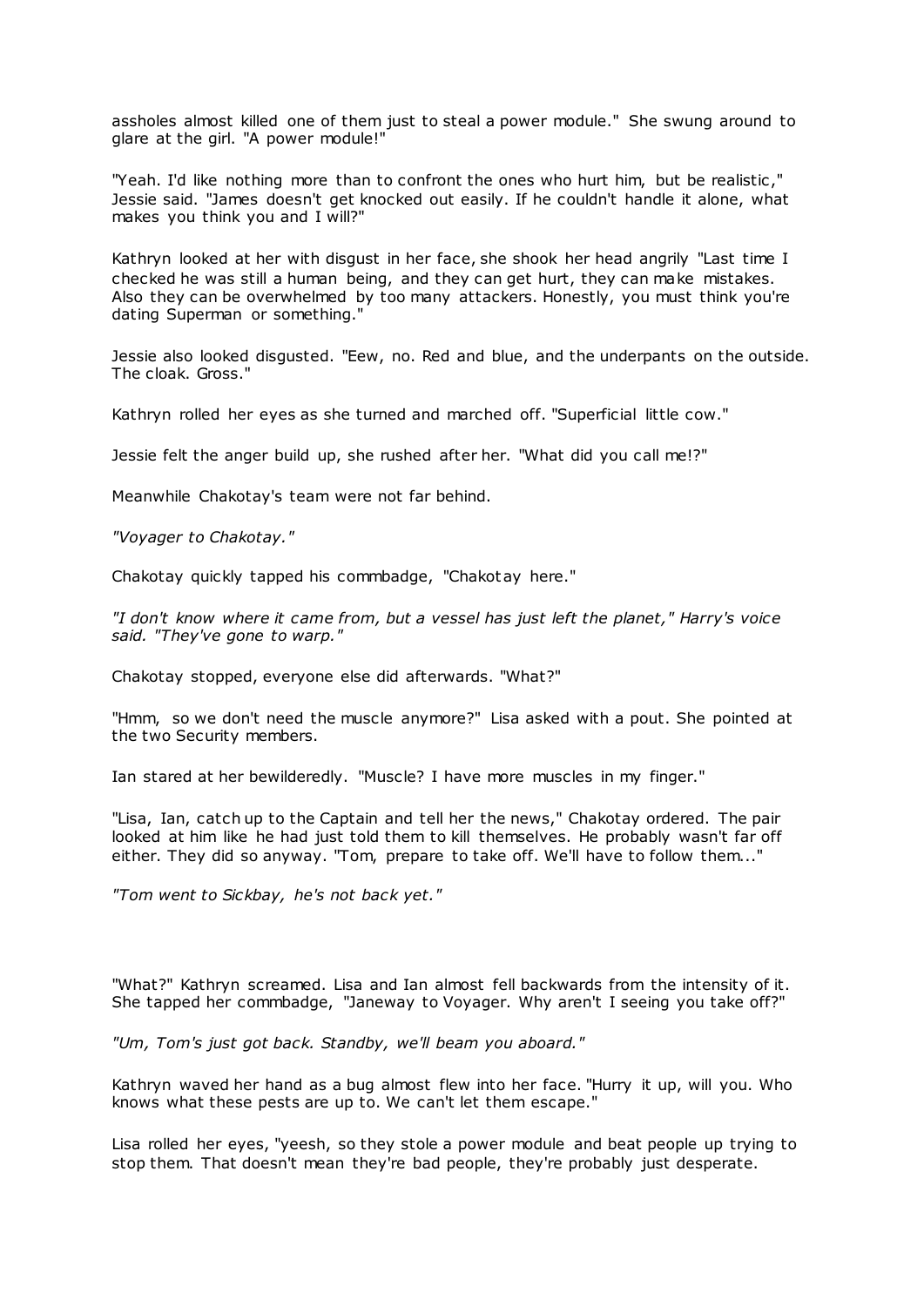assholes almost killed one of them just to steal a power module." She swung around to glare at the girl. "A power module!"

"Yeah. I'd like nothing more than to confront the ones who hurt him, but be realistic," Jessie said. "James doesn't get knocked out easily. If he couldn't handle it alone, what makes you think you and I will?"

Kathryn looked at her with disgust in her face, she shook her head angrily "Last time I checked he was still a human being, and they can get hurt, they can make mistakes. Also they can be overwhelmed by too many attackers. Honestly, you must think you're dating Superman or something."

Jessie also looked disgusted. "Eew, no. Red and blue, and the underpants on the outside. The cloak. Gross."

Kathryn rolled her eyes as she turned and marched off. "Superficial little cow."

Jessie felt the anger build up, she rushed after her. "What did you call me!?"

Meanwhile Chakotay's team were not far behind.

*"Voyager to Chakotay."*

Chakotay quickly tapped his commbadge, "Chakotay here."

*"I don't know where it came from, but a vessel has just left the planet," Harry's voice said. "They've gone to warp."*

Chakotay stopped, everyone else did afterwards. "What?"

"Hmm, so we don't need the muscle anymore?" Lisa asked with a pout. She pointed at the two Security members.

Ian stared at her bewilderedly. "Muscle? I have more muscles in my finger."

"Lisa, Ian, catch up to the Captain and tell her the news," Chakotay ordered. The pair looked at him like he had just told them to kill themselves. He probably wasn't far off either. They did so anyway. "Tom, prepare to take off. We'll have to follow them..."

*"Tom went to Sickbay, he's not back yet."*

"What?" Kathryn screamed. Lisa and Ian almost fell backwards from the intensity of it. She tapped her commbadge, "Janeway to Voyager. Why aren't I seeing you take off?"

*"Um, Tom's just got back. Standby, we'll beam you aboard."*

Kathryn waved her hand as a bug almost flew into her face. "Hurry it up, will you. Who knows what these pests are up to. We can't let them escape."

Lisa rolled her eyes, "yeesh, so they stole a power module and beat people up trying to stop them. That doesn't mean they're bad people, they're probably just desperate.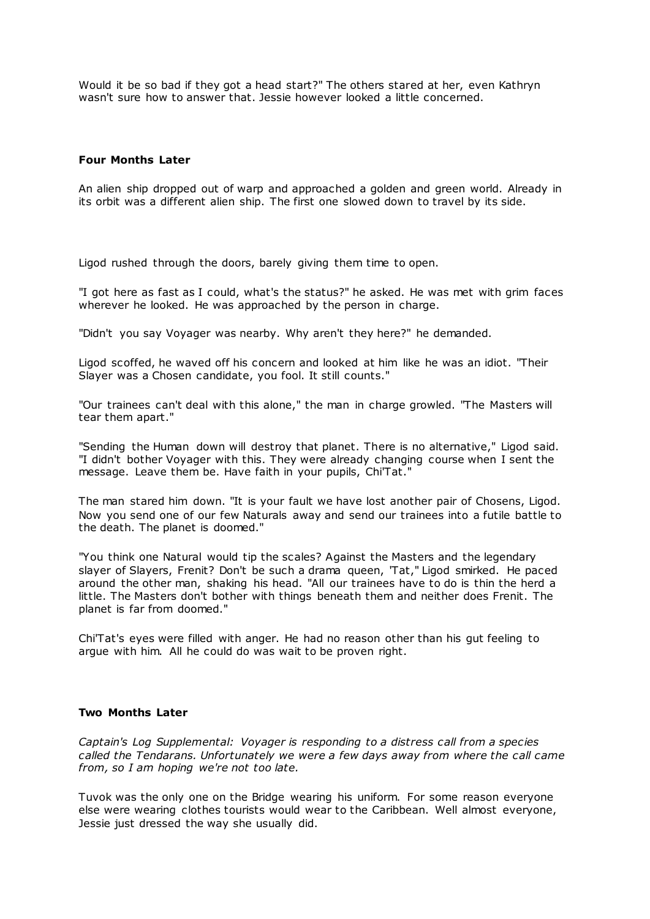Would it be so bad if they got a head start?" The others stared at her, even Kathryn wasn't sure how to answer that. Jessie however looked a little concerned.

**Four Months Later**

An alien ship dropped out of warp and approached a golden and green world. Already in its orbit was a different alien ship. The first one slowed down to travel by its side.

Ligod rushed through the doors, barely giving them time to open.

"I got here as fast as I could, what's the status?" he asked. He was met with grim faces wherever he looked. He was approached by the person in charge.

"Didn't you say Voyager was nearby. Why aren't they here?" he demanded.

Ligod scoffed, he waved off his concern and looked at him like he was an idiot. "Their Slayer was a Chosen candidate, you fool. It still counts."

"Our trainees can't deal with this alone," the man in charge growled. "The Masters will tear them apart."

"Sending the Human down will destroy that planet. There is no alternative," Ligod said. "I didn't bother Voyager with this. They were already changing course when I sent the message. Leave them be. Have faith in your pupils, Chi'Tat."

The man stared him down. "It is your fault we have lost another pair of Chosens, Ligod. Now you send one of our few Naturals away and send our trainees into a futile battle to the death. The planet is doomed."

"You think one Natural would tip the scales? Against the Masters and the legendary slayer of Slayers, Frenit? Don't be such a drama queen, 'Tat," Ligod smirked. He paced around the other man, shaking his head. "All our trainees have to do is thin the herd a little. The Masters don't bother with things beneath them and neither does Frenit. The planet is far from doomed."

Chi'Tat's eyes were filled with anger. He had no reason other than his gut feeling to argue with him. All he could do was wait to be proven right.

**Two Months Later**

*Captain's Log Supplemental: Voyager is responding to a distress call from a species called the Tendarans. Unfortunately we were a few days away from where the call came from, so I am hoping we're not too late.*

Tuvok was the only one on the Bridge wearing his uniform. For some reason everyone else were wearing clothes tourists would wear to the Caribbean. Well almost everyone, Jessie just dressed the way she usually did.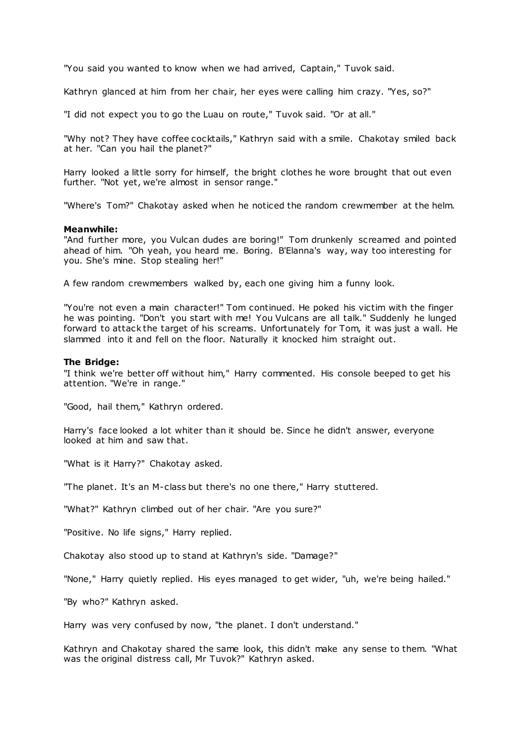"You said you wanted to know when we had arrived, Captain," Tuvok said.

Kathryn glanced at him from her chair, her eyes were calling him crazy. "Yes, so?"

"I did not expect you to go the Luau on route," Tuvok said. "Or at all."

"Why not? They have coffee cocktails," Kathryn said with a smile. Chakotay smiled back at her. "Can you hail the planet?"

Harry looked a little sorry for himself, the bright clothes he wore brought that out even further. "Not yet, we're almost in sensor range."

"Where's Tom?" Chakotay asked when he noticed the random crewmember at the helm.

**Meanwhile:**

"And further more, you Vulcan dudes are boring!" Tom drunkenly screamed and pointed ahead of him. "Oh yeah, you heard me. Boring. B'Elanna's way, way too interesting for you. She's mine. Stop stealing her!"

A few random crewmembers walked by, each one giving him a funny look.

"You're not even a main character!" Tom continued. He poked his victim with the finger he was pointing. "Don't you start with me! You Vulcans are all talk." Suddenly he lunged forward to attack the target of his screams. Unfortunately for Tom, it was just a wall. He slammed into it and fell on the floor. Naturally it knocked him straight out.

**The Bridge:**

"I think we're better off without him," Harry commented. His console beeped to get his attention. "We're in range."

"Good, hail them," Kathryn ordered.

Harry's face looked a lot whiter than it should be. Since he didn't answer, everyone looked at him and saw that.

"What is it Harry?" Chakotay asked.

"The planet. It's an M-class but there's no one there," Harry stuttered.

"What?" Kathryn climbed out of her chair. "Are you sure?"

"Positive. No life signs," Harry replied.

Chakotay also stood up to stand at Kathryn's side. "Damage?"

"None," Harry quietly replied. His eyes managed to get wider, "uh, we're being hailed."

"By who?" Kathryn asked.

Harry was very confused by now, "the planet. I don't understand."

Kathryn and Chakotay shared the same look, this didn't make any sense to them. "What was the original distress call, Mr Tuvok?" Kathryn asked.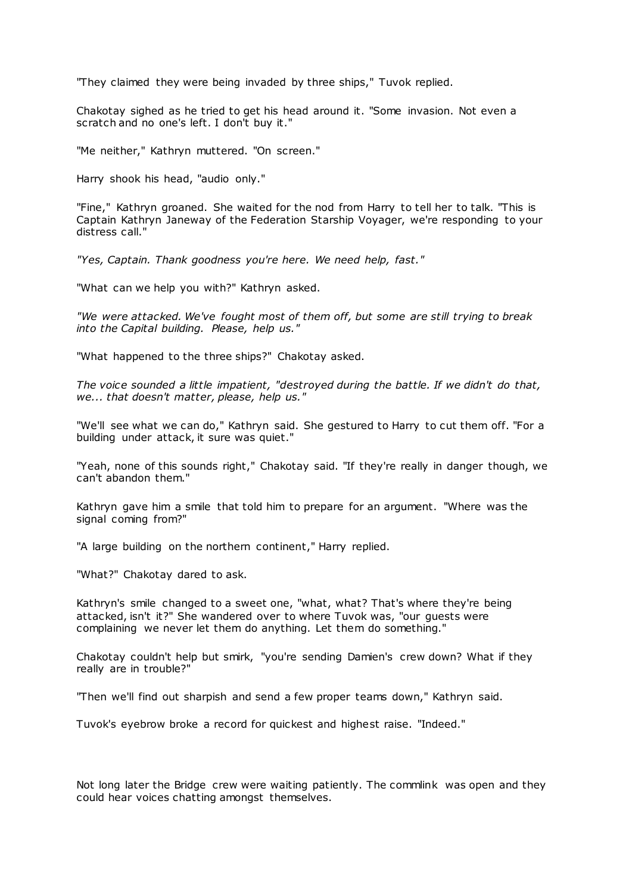"They claimed they were being invaded by three ships," Tuvok replied.

Chakotay sighed as he tried to get his head around it. "Some invasion. Not even a scratch and no one's left. I don't buy it."

"Me neither," Kathryn muttered. "On screen."

Harry shook his head, "audio only."

"Fine," Kathryn groaned. She waited for the nod from Harry to tell her to talk. "This is Captain Kathryn Janeway of the Federation Starship Voyager, we're responding to your distress call."

*"Yes, Captain. Thank goodness you're here. We need help, fast."*

"What can we help you with?" Kathryn asked.

*"We were attacked. We've fought most of them off, but some are still trying to break into the Capital building. Please, help us."*

"What happened to the three ships?" Chakotay asked.

*The voice sounded a little impatient, "destroyed during the battle. If we didn't do that, we... that doesn't matter, please, help us."*

"We'll see what we can do," Kathryn said. She gestured to Harry to cut them off. "For a building under attack, it sure was quiet."

"Yeah, none of this sounds right," Chakotay said. "If they're really in danger though, we can't abandon them."

Kathryn gave him a smile that told him to prepare for an argument. "Where was the signal coming from?"

"A large building on the northern continent," Harry replied.

"What?" Chakotay dared to ask.

Kathryn's smile changed to a sweet one, "what, what? That's where they're being attacked, isn't it?" She wandered over to where Tuvok was, "our guests were complaining we never let them do anything. Let them do something."

Chakotay couldn't help but smirk, "you're sending Damien's crew down? What if they really are in trouble?"

"Then we'll find out sharpish and send a few proper teams down," Kathryn said.

Tuvok's eyebrow broke a record for quickest and highest raise. "Indeed."

Not long later the Bridge crew were waiting patiently. The commlink was open and they could hear voices chatting amongst themselves.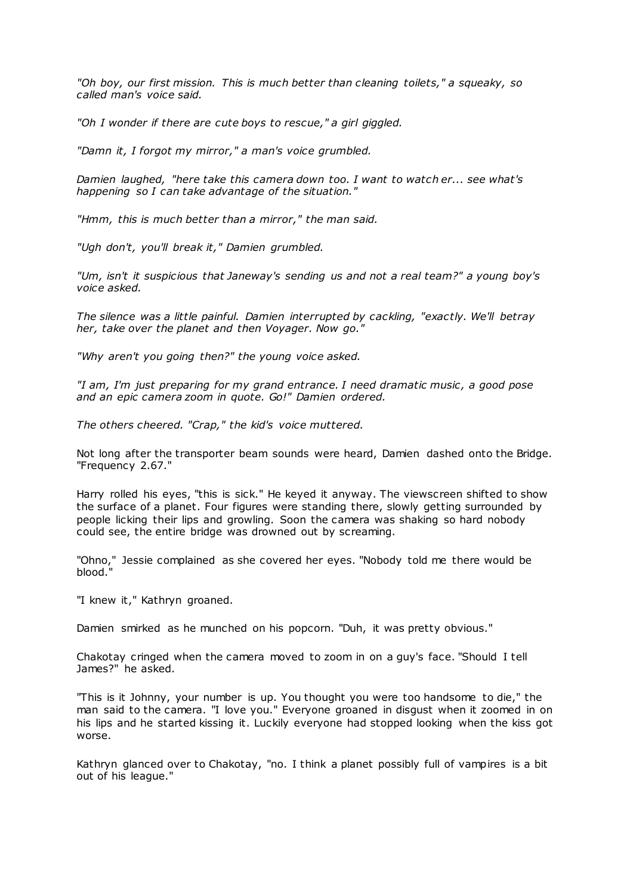*"Oh boy, our first mission. This is much better than cleaning toilets," a squeaky, so called man's voice said.*

*"Oh I wonder if there are cute boys to rescue," a girl giggled.*

*"Damn it, I forgot my mirror," a man's voice grumbled.*

*Damien laughed, "here take this camera down too. I want to watch er... see what's happening so I can take advantage of the situation."*

*"Hmm, this is much better than a mirror," the man said.*

*"Ugh don't, you'll break it," Damien grumbled.*

*"Um, isn't it suspicious that Janeway's sending us and not a real team?" a young boy's voice asked.*

*The silence was a little painful. Damien interrupted by cackling, "exactly. We'll betray her, take over the planet and then Voyager. Now go."*

*"Why aren't you going then?" the young voice asked.*

*"I am, I'm just preparing for my grand entrance. I need dramatic music, a good pose and an epic camera zoom in quote. Go!" Damien ordered.*

*The others cheered. "Crap," the kid's voice muttered.*

Not long after the transporter beam sounds were heard, Damien dashed onto the Bridge. "Frequency 2.67."

Harry rolled his eyes, "this is sick." He keyed it anyway. The viewscreen shifted to show the surface of a planet. Four figures were standing there, slowly getting surrounded by people licking their lips and growling. Soon the camera was shaking so hard nobody could see, the entire bridge was drowned out by screaming.

"Ohno," Jessie complained as she covered her eyes. "Nobody told me there would be blood."

"I knew it," Kathryn groaned.

Damien smirked as he munched on his popcorn. "Duh, it was pretty obvious."

Chakotay cringed when the camera moved to zoom in on a guy's face. "Should I tell James?" he asked.

"This is it Johnny, your number is up. You thought you were too handsome to die," the man said to the camera. "I love you." Everyone groaned in disgust when it zoomed in on his lips and he started kissing it. Luckily everyone had stopped looking when the kiss got worse.

Kathryn glanced over to Chakotay, "no. I think a planet possibly full of vampires is a bit out of his league."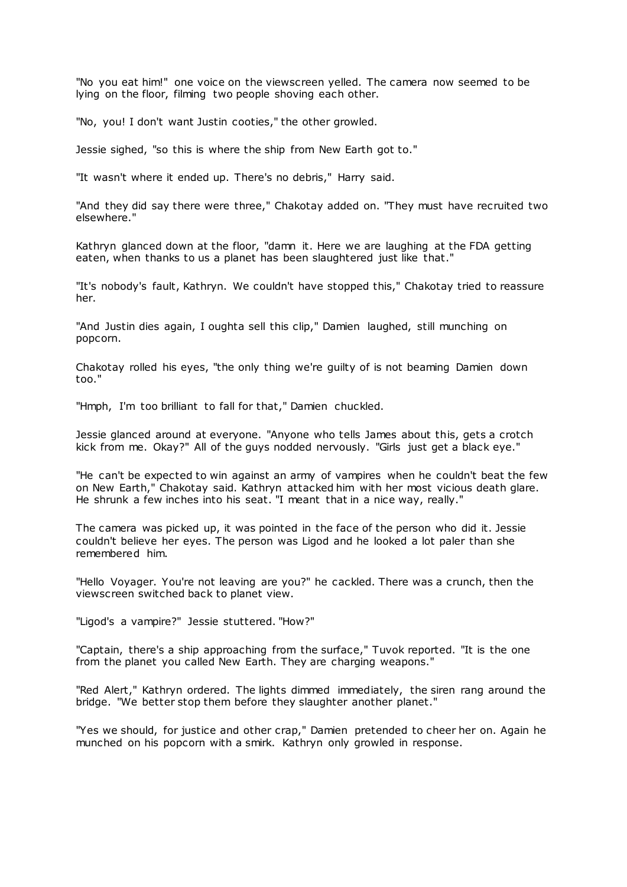"No you eat him!" one voice on the viewscreen yelled. The camera now seemed to be lying on the floor, filming two people shoving each other.

"No, you! I don't want Justin cooties," the other growled.

Jessie sighed, "so this is where the ship from New Earth got to."

"It wasn't where it ended up. There's no debris," Harry said.

"And they did say there were three," Chakotay added on. "They must have recruited two elsewhere."

Kathryn glanced down at the floor, "damn it. Here we are laughing at the FDA getting eaten, when thanks to us a planet has been slaughtered just like that."

"It's nobody's fault, Kathryn. We couldn't have stopped this," Chakotay tried to reassure her.

"And Justin dies again, I oughta sell this clip," Damien laughed, still munching on popcorn.

Chakotay rolled his eyes, "the only thing we're guilty of is not beaming Damien down too."

"Hmph, I'm too brilliant to fall for that," Damien chuckled.

Jessie glanced around at everyone. "Anyone who tells James about this, gets a crotch kick from me. Okay?" All of the guys nodded nervously. "Girls just get a black eye."

"He can't be expected to win against an army of vampires when he couldn't beat the few on New Earth," Chakotay said. Kathryn attacked him with her most vicious death glare. He shrunk a few inches into his seat. "I meant that in a nice way, really."

The camera was picked up, it was pointed in the face of the person who did it. Jessie couldn't believe her eyes. The person was Ligod and he looked a lot paler than she remembered him.

"Hello Voyager. You're not leaving are you?" he cackled. There was a crunch, then the viewscreen switched back to planet view.

"Ligod's a vampire?" Jessie stuttered. "How?"

"Captain, there's a ship approaching from the surface," Tuvok reported. "It is the one from the planet you called New Earth. They are charging weapons."

"Red Alert," Kathryn ordered. The lights dimmed immediately, the siren rang around the bridge. "We better stop them before they slaughter another planet."

"Yes we should, for justice and other crap," Damien pretended to cheer her on. Again he munched on his popcorn with a smirk. Kathryn only growled in response.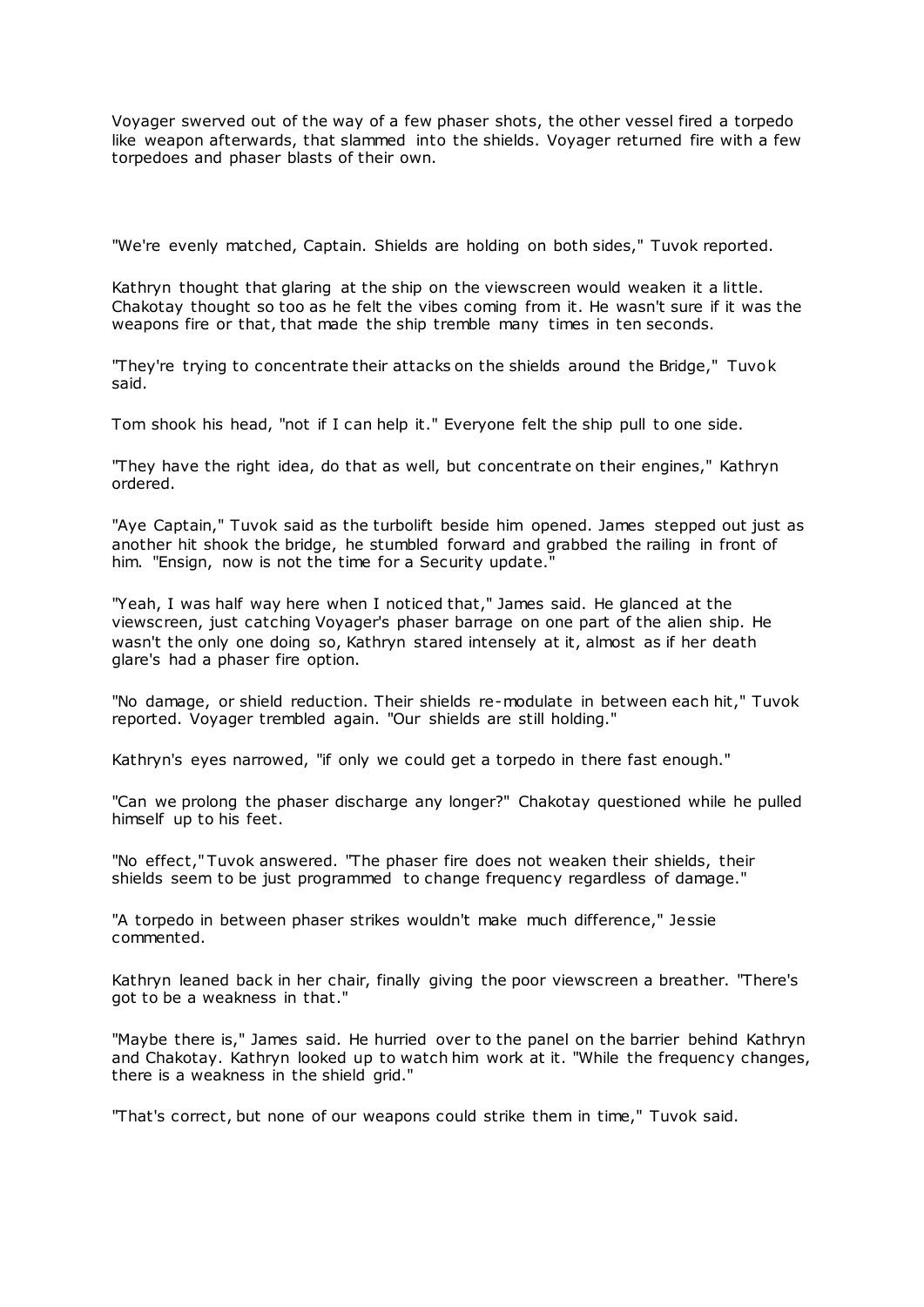Voyager swerved out of the way of a few phaser shots, the other vessel fired a torpedo like weapon afterwards, that slammed into the shields. Voyager returned fire with a few torpedoes and phaser blasts of their own.

"We're evenly matched, Captain. Shields are holding on both sides," Tuvok reported.

Kathryn thought that glaring at the ship on the viewscreen would weaken it a little. Chakotay thought so too as he felt the vibes coming from it. He wasn't sure if it was the weapons fire or that, that made the ship tremble many times in ten seconds.

"They're trying to concentrate their attacks on the shields around the Bridge," Tuvok said.

Tom shook his head, "not if I can help it." Everyone felt the ship pull to one side.

"They have the right idea, do that as well, but concentrate on their engines," Kathryn ordered.

"Aye Captain," Tuvok said as the turbolift beside him opened. James stepped out just as another hit shook the bridge, he stumbled forward and grabbed the railing in front of him. "Ensign, now is not the time for a Security update."

"Yeah, I was half way here when I noticed that," James said. He glanced at the viewscreen, just catching Voyager's phaser barrage on one part of the alien ship. He wasn't the only one doing so, Kathryn stared intensely at it, almost as if her death glare's had a phaser fire option.

"No damage, or shield reduction. Their shields re-modulate in between each hit," Tuvok reported. Voyager trembled again. "Our shields are still holding."

Kathryn's eyes narrowed, "if only we could get a torpedo in there fast enough."

"Can we prolong the phaser discharge any longer?" Chakotay questioned while he pulled himself up to his feet.

"No effect," Tuvok answered. "The phaser fire does not weaken their shields, their shields seem to be just programmed to change frequency regardless of damage."

"A torpedo in between phaser strikes wouldn't make much difference," Jessie commented.

Kathryn leaned back in her chair, finally giving the poor viewscreen a breather. "There's got to be a weakness in that."

"Maybe there is," James said. He hurried over to the panel on the barrier behind Kathryn and Chakotay. Kathryn looked up to watch him work at it. "While the frequency changes, there is a weakness in the shield grid."

"That's correct, but none of our weapons could strike them in time," Tuvok said.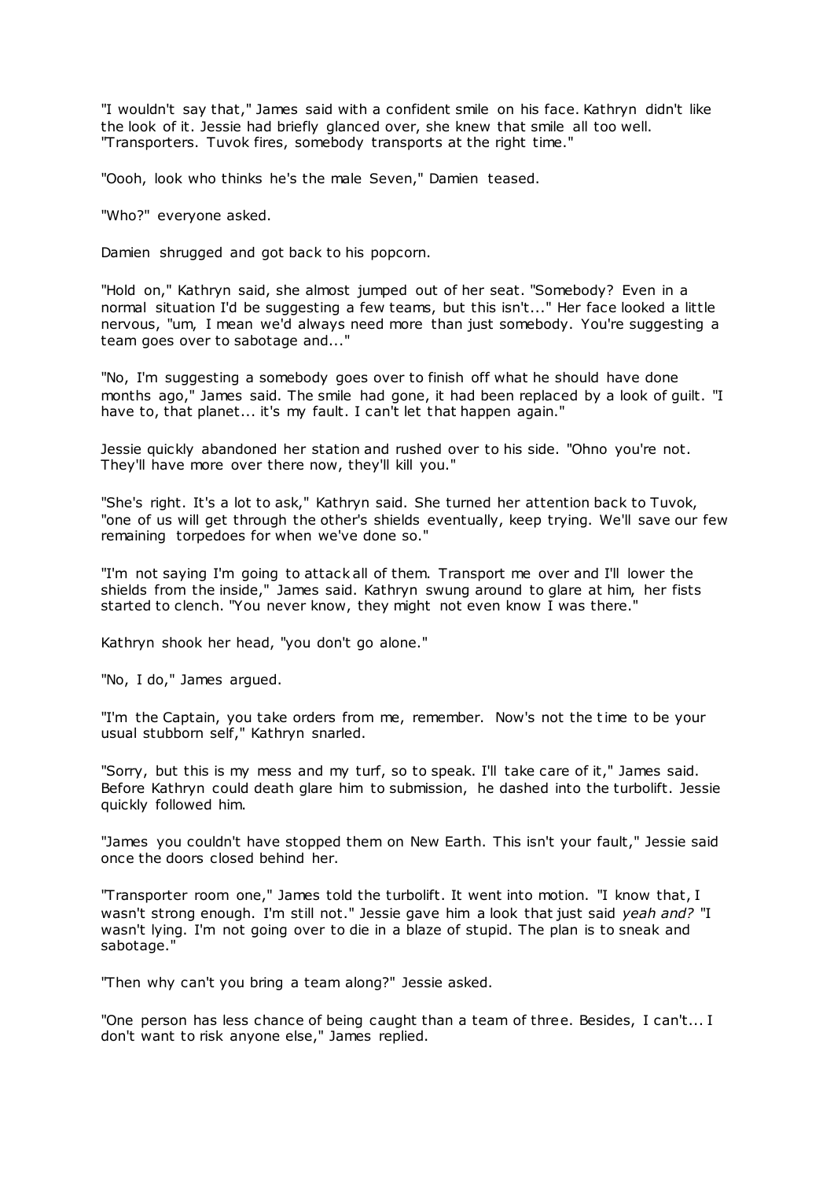"I wouldn't say that," James said with a confident smile on his face. Kathryn didn't like the look of it. Jessie had briefly glanced over, she knew that smile all too well. "Transporters. Tuvok fires, somebody transports at the right time."

"Oooh, look who thinks he's the male Seven," Damien teased.

"Who?" everyone asked.

Damien shrugged and got back to his popcorn.

"Hold on," Kathryn said, she almost jumped out of her seat. "Somebody? Even in a normal situation I'd be suggesting a few teams, but this isn't..." Her face looked a little nervous, "um, I mean we'd always need more than just somebody. You're suggesting a team goes over to sabotage and..."

"No, I'm suggesting a somebody goes over to finish off what he should have done months ago," James said. The smile had gone, it had been replaced by a look of guilt. "I have to, that planet... it's my fault. I can't let that happen again."

Jessie quickly abandoned her station and rushed over to his side. "Ohno you're not. They'll have more over there now, they'll kill you."

"She's right. It's a lot to ask," Kathryn said. She turned her attention back to Tuvok, "one of us will get through the other's shields eventually, keep trying. We'll save our few remaining torpedoes for when we've done so."

"I'm not saying I'm going to attack all of them. Transport me over and I'll lower the shields from the inside," James said. Kathryn swung around to glare at him, her fists started to clench. "You never know, they might not even know I was there."

Kathryn shook her head, "you don't go alone."

"No, I do," James argued.

"I'm the Captain, you take orders from me, remember. Now's not the time to be your usual stubborn self," Kathryn snarled.

"Sorry, but this is my mess and my turf, so to speak. I'll take care of it," James said. Before Kathryn could death glare him to submission, he dashed into the turbolift. Jessie quickly followed him.

"James you couldn't have stopped them on New Earth. This isn't your fault," Jessie said once the doors closed behind her.

"Transporter room one," James told the turbolift. It went into motion. "I know that, I wasn't strong enough. I'm still not." Jessie gave him a look that just said *yeah and?* "I wasn't lying. I'm not going over to die in a blaze of stupid. The plan is to sneak and sabotage."

"Then why can't you bring a team along?" Jessie asked.

"One person has less chance of being caught than a team of three. Besides, I can't... I don't want to risk anyone else," James replied.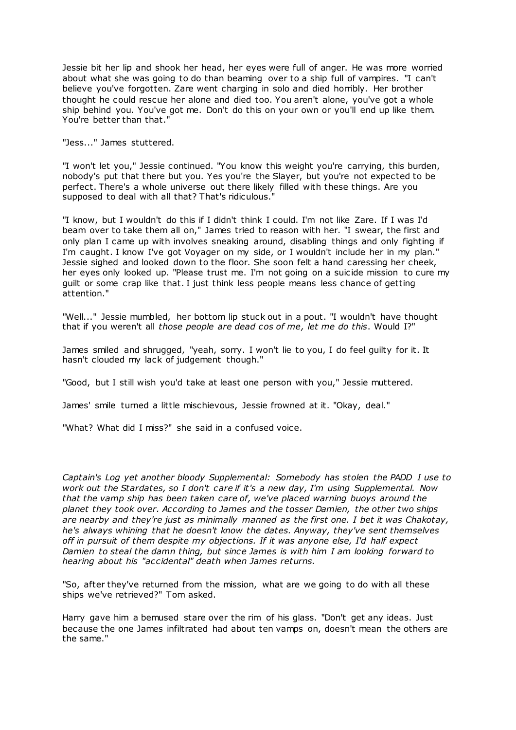Jessie bit her lip and shook her head, her eyes were full of anger. He was more worried about what she was going to do than beaming over to a ship full of vampires. "I can't believe you've forgotten. Zare went charging in solo and died horribly. Her brother thought he could rescue her alone and died too. You aren't alone, you've got a whole ship behind you. You've got me. Don't do this on your own or you'll end up like them. You're better than that."

"Jess..." James stuttered.

"I won't let you," Jessie continued. "You know this weight you're carrying, this burden, nobody's put that there but you. Yes you're the Slayer, but you're not expected to be perfect. There's a whole universe out there likely filled with these things. Are you supposed to deal with all that? That's ridiculous."

"I know, but I wouldn't do this if I didn't think I could. I'm not like Zare. If I was I'd beam over to take them all on," James tried to reason with her. "I swear, the first and only plan I came up with involves sneaking around, disabling things and only fighting if I'm caught. I know I've got Voyager on my side, or I wouldn't include her in my plan." Jessie sighed and looked down to the floor. She soon felt a hand caressing her cheek, her eyes only looked up. "Please trust me. I'm not going on a suicide mission to cure my guilt or some crap like that. I just think less people means less chance of getting attention."

"Well..." Jessie mumbled, her bottom lip stuck out in a pout. "I wouldn't have thought that if you weren't all *those people are dead cos of me, let me do this*. Would I?"

James smiled and shrugged, "yeah, sorry. I won't lie to you, I do feel guilty for it. It hasn't clouded my lack of judgement though."

"Good, but I still wish you'd take at least one person with you," Jessie muttered.

James' smile turned a little mischievous, Jessie frowned at it. "Okay, deal."

"What? What did I miss?" she said in a confused voice.

*Captain's Log yet another bloody Supplemental: Somebody has stolen the PADD I use to work out the Stardates, so I don't care if it's a new day, I'm using Supplemental. Now that the vamp ship has been taken care of, we've placed warning buoys around the planet they took over. According to James and the tosser Damien, the other two ships are nearby and they're just as minimally manned as the first one. I bet it was Chakotay, he's always whining that he doesn't know the dates. Anyway, they've sent themselves off in pursuit of them despite my objections. If it was anyone else, I'd half expect Damien to steal the damn thing, but since James is with him I am looking forward to hearing about his "accidental" death when James returns.*

"So, after they've returned from the mission, what are we going to do with all these ships we've retrieved?" Tom asked.

Harry gave him a bemused stare over the rim of his glass. "Don't get any ideas. Just because the one James infiltrated had about ten vamps on, doesn't mean the others are the same."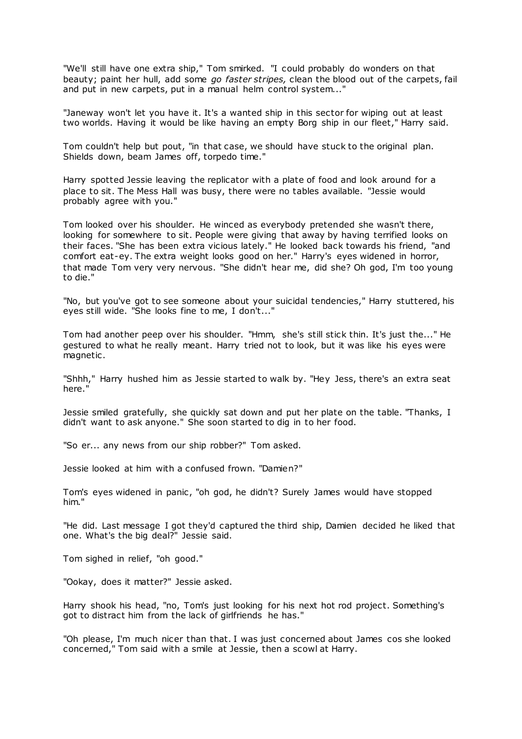"We'll still have one extra ship," Tom smirked. "I could probably do wonders on that beauty; paint her hull, add some *go faster stripes,* clean the blood out of the carpets, fail and put in new carpets, put in a manual helm control system..."

"Janeway won't let you have it. It's a wanted ship in this sector for wiping out at least two worlds. Having it would be like having an empty Borg ship in our fleet," Harry said.

Tom couldn't help but pout, "in that case, we should have stuck to the original plan. Shields down, beam James off, torpedo time."

Harry spotted Jessie leaving the replicator with a plate of food and look around for a place to sit. The Mess Hall was busy, there were no tables available. "Jessie would probably agree with you."

Tom looked over his shoulder. He winced as everybody pretended she wasn't there, looking for somewhere to sit. People were giving that away by having terrified looks on their faces. "She has been extra vicious lately." He looked back towards his friend, "and comfort eat-ey. The extra weight looks good on her." Harry's eyes widened in horror, that made Tom very very nervous. "She didn't hear me, did she? Oh god, I'm too young to die."

"No, but you've got to see someone about your suicidal tendencies," Harry stuttered, his eyes still wide. "She looks fine to me, I don't..."

Tom had another peep over his shoulder. "Hmm, she's still stick thin. It's just the..." He gestured to what he really meant. Harry tried not to look, but it was like his eyes were magnetic.

"Shhh," Harry hushed him as Jessie started to walk by. "Hey Jess, there's an extra seat here."

Jessie smiled gratefully, she quickly sat down and put her plate on the table. "Thanks, I didn't want to ask anyone." She soon started to dig in to her food.

"So er... any news from our ship robber?" Tom asked.

Jessie looked at him with a confused frown. "Damien?"

Tom's eyes widened in panic, "oh god, he didn't? Surely James would have stopped him."

"He did. Last message I got they'd captured the third ship, Damien decided he liked that one. What's the big deal?" Jessie said.

Tom sighed in relief, "oh good."

"Ookay, does it matter?" Jessie asked.

Harry shook his head, "no, Tom's just looking for his next hot rod project. Something's got to distract him from the lack of girlfriends he has."

"Oh please, I'm much nicer than that. I was just concerned about James cos she looked concerned," Tom said with a smile at Jessie, then a scowl at Harry.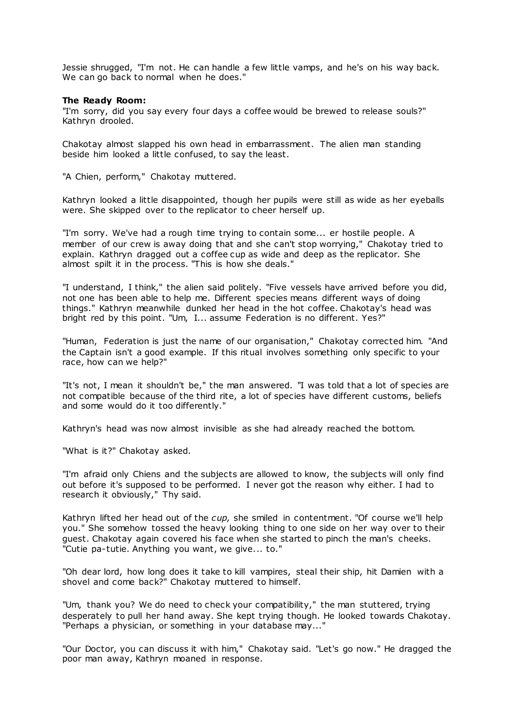Jessie shrugged, "I'm not. He can handle a few little vamps, and he's on his way back. We can go back to normal when he does."

**The Ready Room:**

"I'm sorry, did you say every four days a coffee would be brewed to release souls?" Kathryn drooled.

Chakotay almost slapped his own head in embarrassment. The alien man standing beside him looked a little confused, to say the least.

"A Chien, perform," Chakotay muttered.

Kathryn looked a little disappointed, though her pupils were still as wide as her eyeballs were. She skipped over to the replicator to cheer herself up.

"I'm sorry. We've had a rough time trying to contain some... er hostile people. A member of our crew is away doing that and she can't stop worrying," Chakotay tried to explain. Kathryn dragged out a coffee cup as wide and deep as the replicator. She almost spilt it in the process. "This is how she deals."

"I understand, I think," the alien said politely. "Five vessels have arrived before you did, not one has been able to help me. Different species means different ways of doing things." Kathryn meanwhile dunked her head in the hot coffee. Chakotay's head was bright red by this point. "Um, I... assume Federation is no different. Yes?"

"Human, Federation is just the name of our organisation," Chakotay corrected him. "And the Captain isn't a good example. If this ritual involves something only specific to your race, how can we help?"

"It's not, I mean it shouldn't be," the man answered. "I was told that a lot of species are not compatible because of the third rite, a lot of species have different customs, beliefs and some would do it too differently."

Kathryn's head was now almost invisible as she had already reached the bottom.

"What is it?" Chakotay asked.

"I'm afraid only Chiens and the subjects are allowed to know, the subjects will only find out before it's supposed to be performed. I never got the reason why either. I had to research it obviously," Thy said.

Kathryn lifted her head out of the *cup,* she smiled in contentment. "Of course we'll help you." She somehow tossed the heavy looking thing to one side on her way over to their guest. Chakotay again covered his face when she started to pinch the man's cheeks. "Cutie pa-tutie. Anything you want, we give... to."

"Oh dear lord, how long does it take to kill vampires, steal their ship, hit Damien with a shovel and come back?" Chakotay muttered to himself.

"Um, thank you? We do need to check your compatibility," the man stuttered, trying desperately to pull her hand away. She kept trying though. He looked towards Chakotay. "Perhaps a physician, or something in your database may..."

"Our Doctor, you can discuss it with him," Chakotay said. "Let's go now." He dragged the poor man away, Kathryn moaned in response.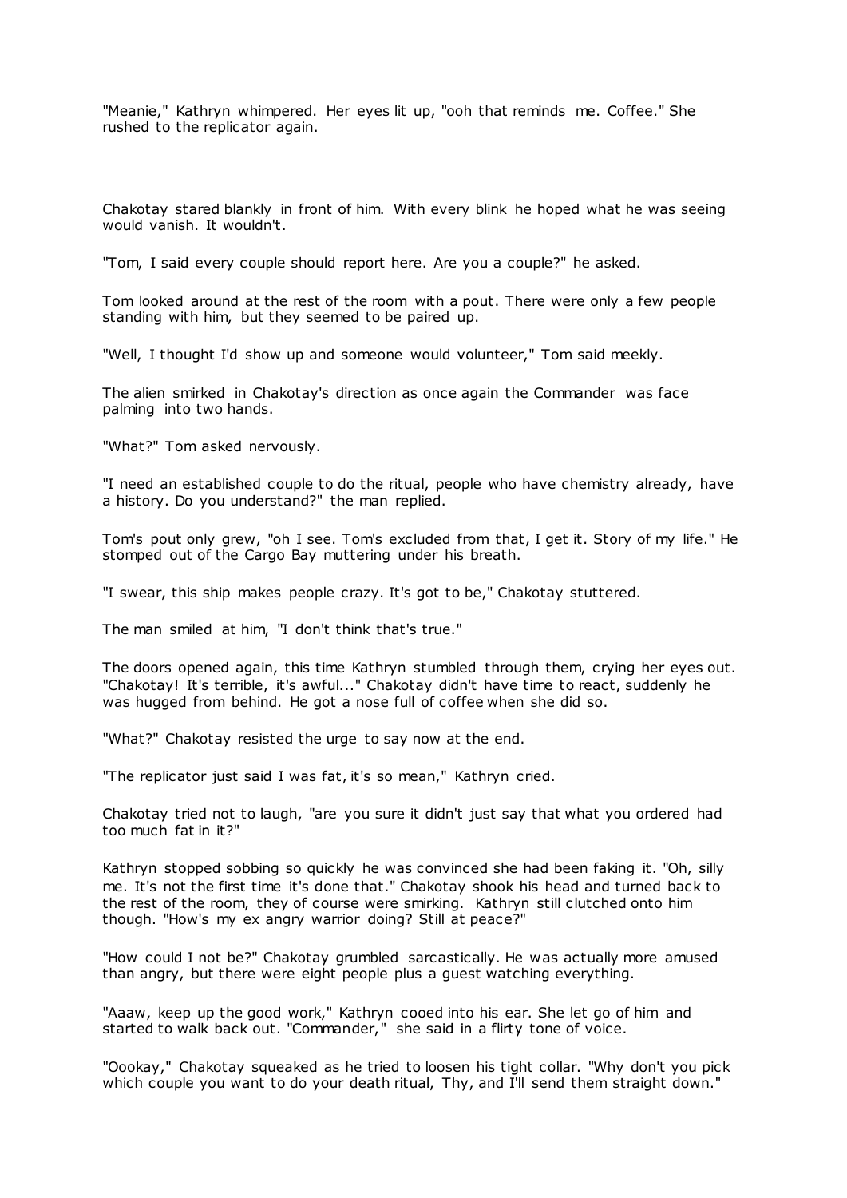"Meanie," Kathryn whimpered. Her eyes lit up, "ooh that reminds me. Coffee." She rushed to the replicator again.

Chakotay stared blankly in front of him. With every blink he hoped what he was seeing would vanish. It wouldn't.

"Tom, I said every couple should report here. Are you a couple?" he asked.

Tom looked around at the rest of the room with a pout. There were only a few people standing with him, but they seemed to be paired up.

"Well, I thought I'd show up and someone would volunteer," Tom said meekly.

The alien smirked in Chakotay's direction as once again the Commander was face palming into two hands.

"What?" Tom asked nervously.

"I need an established couple to do the ritual, people who have chemistry already, have a history. Do you understand?" the man replied.

Tom's pout only grew, "oh I see. Tom's excluded from that, I get it. Story of my life." He stomped out of the Cargo Bay muttering under his breath.

"I swear, this ship makes people crazy. It's got to be," Chakotay stuttered.

The man smiled at him, "I don't think that's true."

The doors opened again, this time Kathryn stumbled through them, crying her eyes out. "Chakotay! It's terrible, it's awful..." Chakotay didn't have time to react, suddenly he was hugged from behind. He got a nose full of coffee when she did so.

"What?" Chakotay resisted the urge to say now at the end.

"The replicator just said I was fat, it's so mean," Kathryn cried.

Chakotay tried not to laugh, "are you sure it didn't just say that what you ordered had too much fat in it?"

Kathryn stopped sobbing so quickly he was convinced she had been faking it. "Oh, silly me. It's not the first time it's done that." Chakotay shook his head and turned back to the rest of the room, they of course were smirking. Kathryn still clutched onto him though. "How's my ex angry warrior doing? Still at peace?"

"How could I not be?" Chakotay grumbled sarcastically. He was actually more amused than angry, but there were eight people plus a guest watching everything.

"Aaaw, keep up the good work," Kathryn cooed into his ear. She let go of him and started to walk back out. "Commander," she said in a flirty tone of voice.

"Oookay," Chakotay squeaked as he tried to loosen his tight collar. "Why don't you pick which couple you want to do your death ritual, Thy, and I'll send them straight down."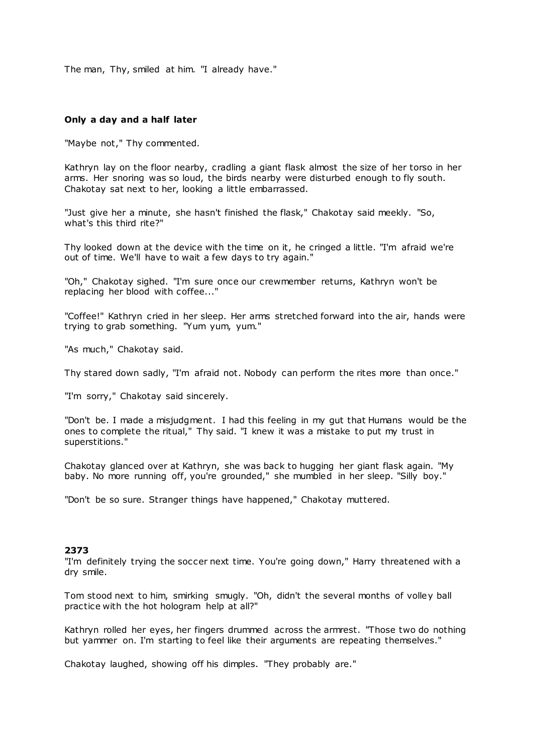The man, Thy, smiled at him. "I already have."

**Only a day and a half later**

"Maybe not," Thy commented.

Kathryn lay on the floor nearby, cradling a giant flask almost the size of her torso in her arms. Her snoring was so loud, the birds nearby were disturbed enough to fly south. Chakotay sat next to her, looking a little embarrassed.

"Just give her a minute, she hasn't finished the flask," Chakotay said meekly. "So, what's this third rite?"

Thy looked down at the device with the time on it, he cringed a little. "I'm afraid we're out of time. We'll have to wait a few days to try again."

"Oh," Chakotay sighed. "I'm sure once our crewmember returns, Kathryn won't be replacing her blood with coffee..."

"Coffee!" Kathryn cried in her sleep. Her arms stretched forward into the air, hands were trying to grab something. "Yum yum, yum."

"As much," Chakotay said.

Thy stared down sadly, "I'm afraid not. Nobody can perform the rites more than once."

"I'm sorry," Chakotay said sincerely.

"Don't be. I made a misjudgment. I had this feeling in my gut that Humans would be the ones to complete the ritual," Thy said. "I knew it was a mistake to put my trust in superstitions."

Chakotay glanced over at Kathryn, she was back to hugging her giant flask again. "My baby. No more running off, you're grounded," she mumbled in her sleep. "Silly boy."

"Don't be so sure. Stranger things have happened," Chakotay muttered.

**2373**

"I'm definitely trying the soccer next time. You're going down," Harry threatened with a dry smile.

Tom stood next to him, smirking smugly. "Oh, didn't the several months of volley ball practice with the hot hologram help at all?"

Kathryn rolled her eyes, her fingers drummed across the armrest. "Those two do nothing but yammer on. I'm starting to feel like their arguments are repeating themselves."

Chakotay laughed, showing off his dimples. "They probably are."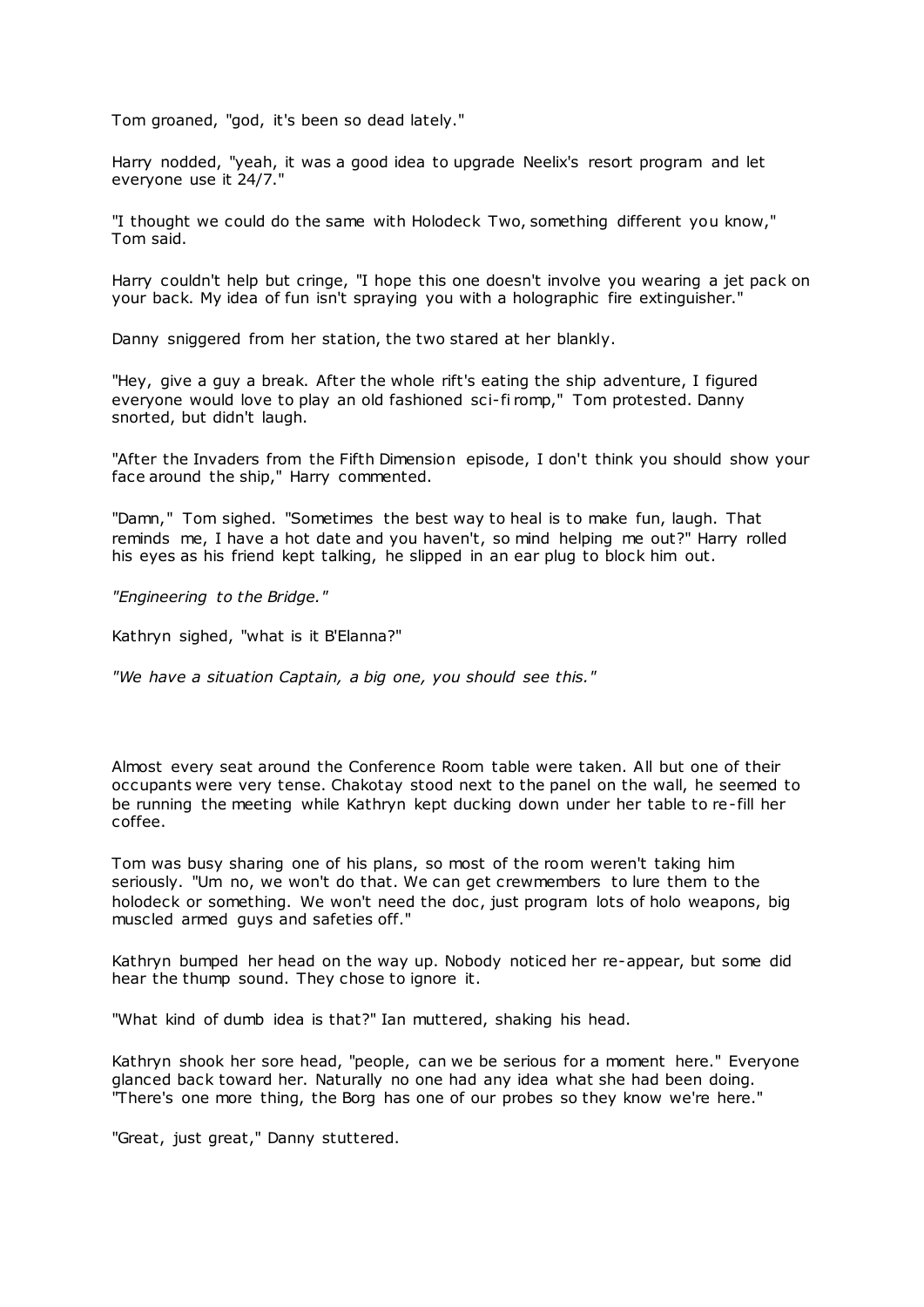Tom groaned, "god, it's been so dead lately."

Harry nodded, "yeah, it was a good idea to upgrade Neelix's resort program and let everyone use it 24/7."

"I thought we could do the same with Holodeck Two, something different you know," Tom said.

Harry couldn't help but cringe, "I hope this one doesn't involve you wearing a jet pack on your back. My idea of fun isn't spraying you with a holographic fire extinguisher."

Danny sniggered from her station, the two stared at her blankly.

"Hey, give a guy a break. After the whole rift's eating the ship adventure, I figured everyone would love to play an old fashioned sci-fi romp," Tom protested. Danny snorted, but didn't laugh.

"After the Invaders from the Fifth Dimension episode, I don't think you should show your face around the ship," Harry commented.

"Damn," Tom sighed. "Sometimes the best way to heal is to make fun, laugh. That reminds me, I have a hot date and you haven't, so mind helping me out?" Harry rolled his eyes as his friend kept talking, he slipped in an ear plug to block him out.

*"Engineering to the Bridge."*

Kathryn sighed, "what is it B'Elanna?"

*"We have a situation Captain, a big one, you should see this."*

Almost every seat around the Conference Room table were taken. All but one of their occupants were very tense. Chakotay stood next to the panel on the wall, he seemed to be running the meeting while Kathryn kept ducking down under her table to re-fill her coffee.

Tom was busy sharing one of his plans, so most of the room weren't taking him seriously. "Um no, we won't do that. We can get crewmembers to lure them to the holodeck or something. We won't need the doc, just program lots of holo weapons, big muscled armed guys and safeties off."

Kathryn bumped her head on the way up. Nobody noticed her re-appear, but some did hear the thump sound. They chose to ignore it.

"What kind of dumb idea is that?" Ian muttered, shaking his head.

Kathryn shook her sore head, "people, can we be serious for a moment here." Everyone glanced back toward her. Naturally no one had any idea what she had been doing. "There's one more thing, the Borg has one of our probes so they know we're here."

"Great, just great," Danny stuttered.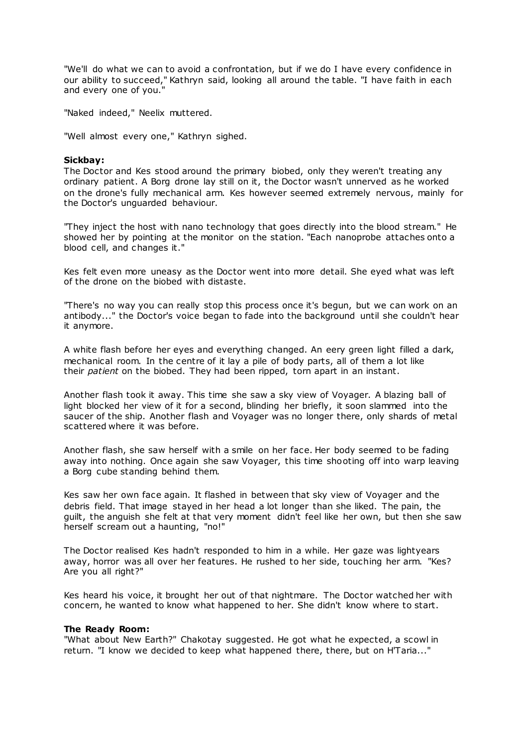"We'll do what we can to avoid a confrontation, but if we do I have every confidence in our ability to succeed," Kathryn said, looking all around the table. "I have faith in each and every one of you."

"Naked indeed," Neelix muttered.

"Well almost every one," Kathryn sighed.

**Sickbay:**
The Doctor and Kes stood around the primary biobed, only they weren't treating any ordinary patient. A Borg drone lay still on it, the Doctor wasn't unnerved as he worked on the drone's fully mechanical arm. Kes however seemed extremely nervous, mainly for the Doctor's unguarded behaviour.

"They inject the host with nano technology that goes directly into the blood stream." He showed her by pointing at the monitor on the station. "Each nanoprobe attaches onto a blood cell, and changes it."

Kes felt even more uneasy as the Doctor went into more detail. She eyed what was left of the drone on the biobed with distaste.

"There's no way you can really stop this process once it's begun, but we can work on an antibody..." the Doctor's voice began to fade into the background until she couldn't hear it anymore.

A white flash before her eyes and everything changed. An eery green light filled a dark, mechanical room. In the centre of it lay a pile of body parts, all of them a lot like their *patient* on the biobed. They had been ripped, torn apart in an instant.

Another flash took it away. This time she saw a sky view of Voyager. A blazing ball of light blocked her view of it for a second, blinding her briefly, it soon slammed into the saucer of the ship. Another flash and Voyager was no longer there, only shards of metal scattered where it was before.

Another flash, she saw herself with a smile on her face. Her body seemed to be fading away into nothing. Once again she saw Voyager, this time shooting off into warp leaving a Borg cube standing behind them.

Kes saw her own face again. It flashed in between that sky view of Voyager and the debris field. That image stayed in her head a lot longer than she liked. The pain, the guilt, the anguish she felt at that very moment didn't feel like her own, but then she saw herself scream out a haunting, "no!"

The Doctor realised Kes hadn't responded to him in a while. Her gaze was lightyears away, horror was all over her features. He rushed to her side, touching her arm. "Kes? Are you all right?"

Kes heard his voice, it brought her out of that nightmare. The Doctor watched her with concern, he wanted to know what happened to her. She didn't know where to start.

**The Ready Room:**
"What about New Earth?" Chakotay suggested. He got what he expected, a scowl in return. "I know we decided to keep what happened there, there, but on H'Taria..."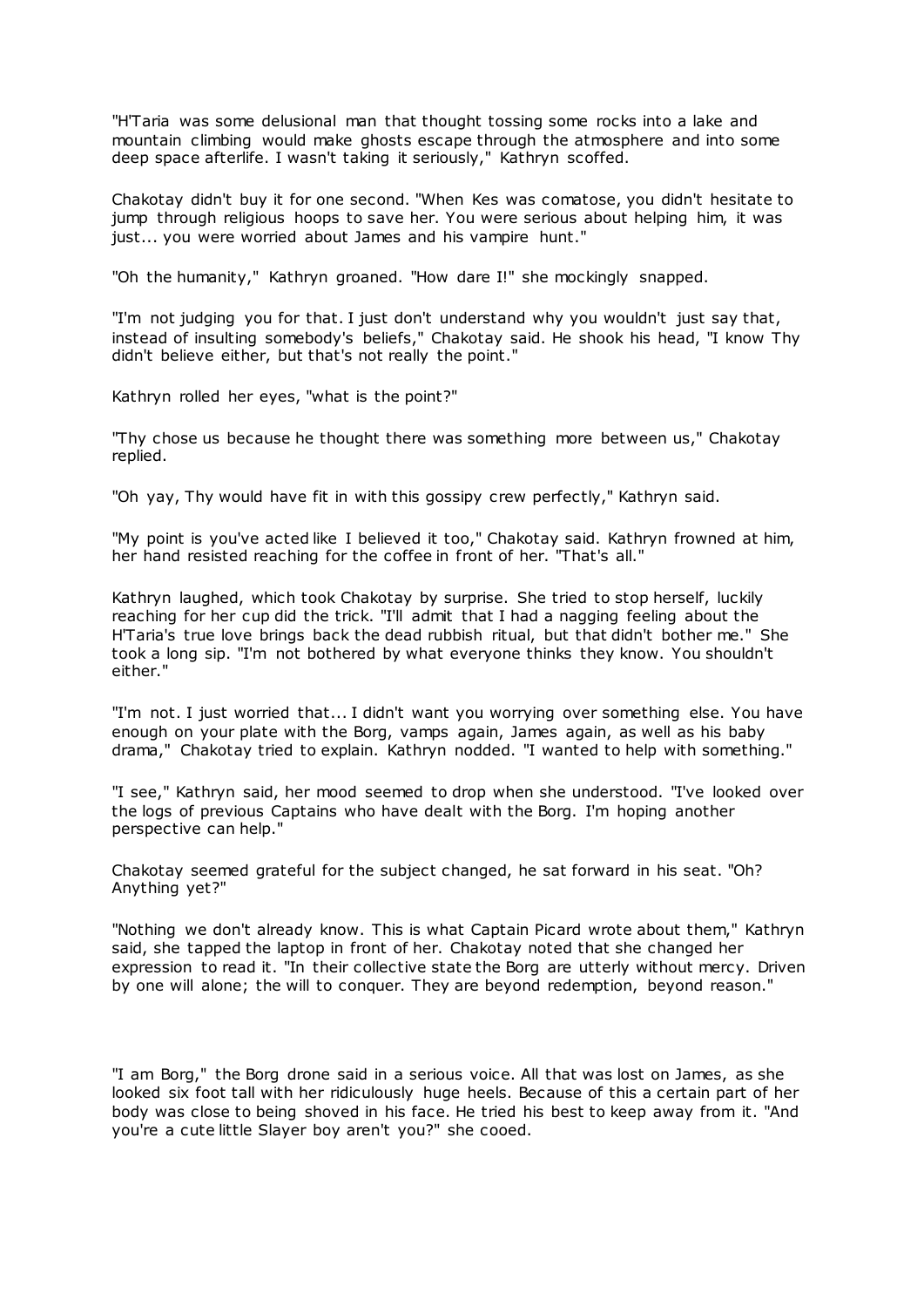"H'Taria was some delusional man that thought tossing some rocks into a lake and mountain climbing would make ghosts escape through the atmosphere and into some deep space afterlife. I wasn't taking it seriously," Kathryn scoffed.

Chakotay didn't buy it for one second. "When Kes was comatose, you didn't hesitate to jump through religious hoops to save her. You were serious about helping him, it was just... you were worried about James and his vampire hunt."

"Oh the humanity," Kathryn groaned. "How dare I!" she mockingly snapped.

"I'm not judging you for that. I just don't understand why you wouldn't just say that, instead of insulting somebody's beliefs," Chakotay said. He shook his head, "I know Thy didn't believe either, but that's not really the point."

Kathryn rolled her eyes, "what is the point?"

"Thy chose us because he thought there was something more between us," Chakotay replied.

"Oh yay, Thy would have fit in with this gossipy crew perfectly," Kathryn said.

"My point is you've acted like I believed it too," Chakotay said. Kathryn frowned at him, her hand resisted reaching for the coffee in front of her. "That's all."

Kathryn laughed, which took Chakotay by surprise. She tried to stop herself, luckily reaching for her cup did the trick. "I'll admit that I had a nagging feeling about the H'Taria's true love brings back the dead rubbish ritual, but that didn't bother me." She took a long sip. "I'm not bothered by what everyone thinks they know. You shouldn't either."

"I'm not. I just worried that... I didn't want you worrying over something else. You have enough on your plate with the Borg, vamps again, James again, as well as his baby drama," Chakotay tried to explain. Kathryn nodded. "I wanted to help with something."

"I see," Kathryn said, her mood seemed to drop when she understood. "I've looked over the logs of previous Captains who have dealt with the Borg. I'm hoping another perspective can help."

Chakotay seemed grateful for the subject changed, he sat forward in his seat. "Oh? Anything yet?"

"Nothing we don't already know. This is what Captain Picard wrote about them," Kathryn said, she tapped the laptop in front of her. Chakotay noted that she changed her expression to read it. "In their collective state the Borg are utterly without mercy. Driven by one will alone; the will to conquer. They are beyond redemption, beyond reason."

"I am Borg," the Borg drone said in a serious voice. All that was lost on James, as she looked six foot tall with her ridiculously huge heels. Because of this a certain part of her body was close to being shoved in his face. He tried his best to keep away from it. "And you're a cute little Slayer boy aren't you?" she cooed.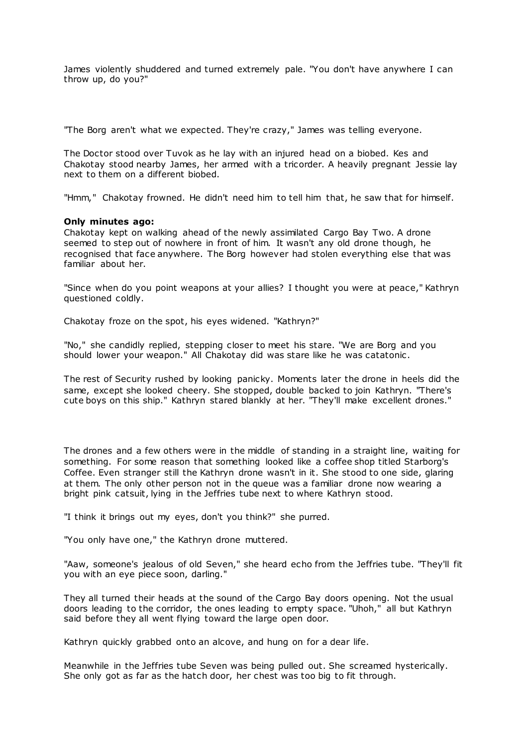James violently shuddered and turned extremely pale. "You don't have anywhere I can throw up, do you?"

"The Borg aren't what we expected. They're crazy," James was telling everyone.

The Doctor stood over Tuvok as he lay with an injured head on a biobed. Kes and Chakotay stood nearby James, her armed with a tricorder. A heavily pregnant Jessie lay next to them on a different biobed.

"Hmm," Chakotay frowned. He didn't need him to tell him that, he saw that for himself.

**Only minutes ago:**
Chakotay kept on walking ahead of the newly assimilated Cargo Bay Two. A drone seemed to step out of nowhere in front of him. It wasn't any old drone though, he recognised that face anywhere. The Borg however had stolen everything else that was familiar about her.

"Since when do you point weapons at your allies? I thought you were at peace," Kathryn questioned coldly.

Chakotay froze on the spot, his eyes widened. "Kathryn?"

"No," she candidly replied, stepping closer to meet his stare. "We are Borg and you should lower your weapon." All Chakotay did was stare like he was catatonic.

The rest of Security rushed by looking panicky. Moments later the drone in heels did the same, except she looked cheery. She stopped, double backed to join Kathryn. "There's cute boys on this ship." Kathryn stared blankly at her. "They'll make excellent drones."

The drones and a few others were in the middle of standing in a straight line, waiting for something. For some reason that something looked like a coffee shop titled Starborg's Coffee. Even stranger still the Kathryn drone wasn't in it. She stood to one side, glaring at them. The only other person not in the queue was a familiar drone now wearing a bright pink catsuit, lying in the Jeffries tube next to where Kathryn stood.

"I think it brings out my eyes, don't you think?" she purred.

"You only have one," the Kathryn drone muttered.

"Aaw, someone's jealous of old Seven," she heard echo from the Jeffries tube. "They'll fit you with an eye piece soon, darling."

They all turned their heads at the sound of the Cargo Bay doors opening. Not the usual doors leading to the corridor, the ones leading to empty space. "Uhoh," all but Kathryn said before they all went flying toward the large open door.

Kathryn quickly grabbed onto an alcove, and hung on for a dear life.

Meanwhile in the Jeffries tube Seven was being pulled out. She screamed hysterically. She only got as far as the hatch door, her chest was too big to fit through.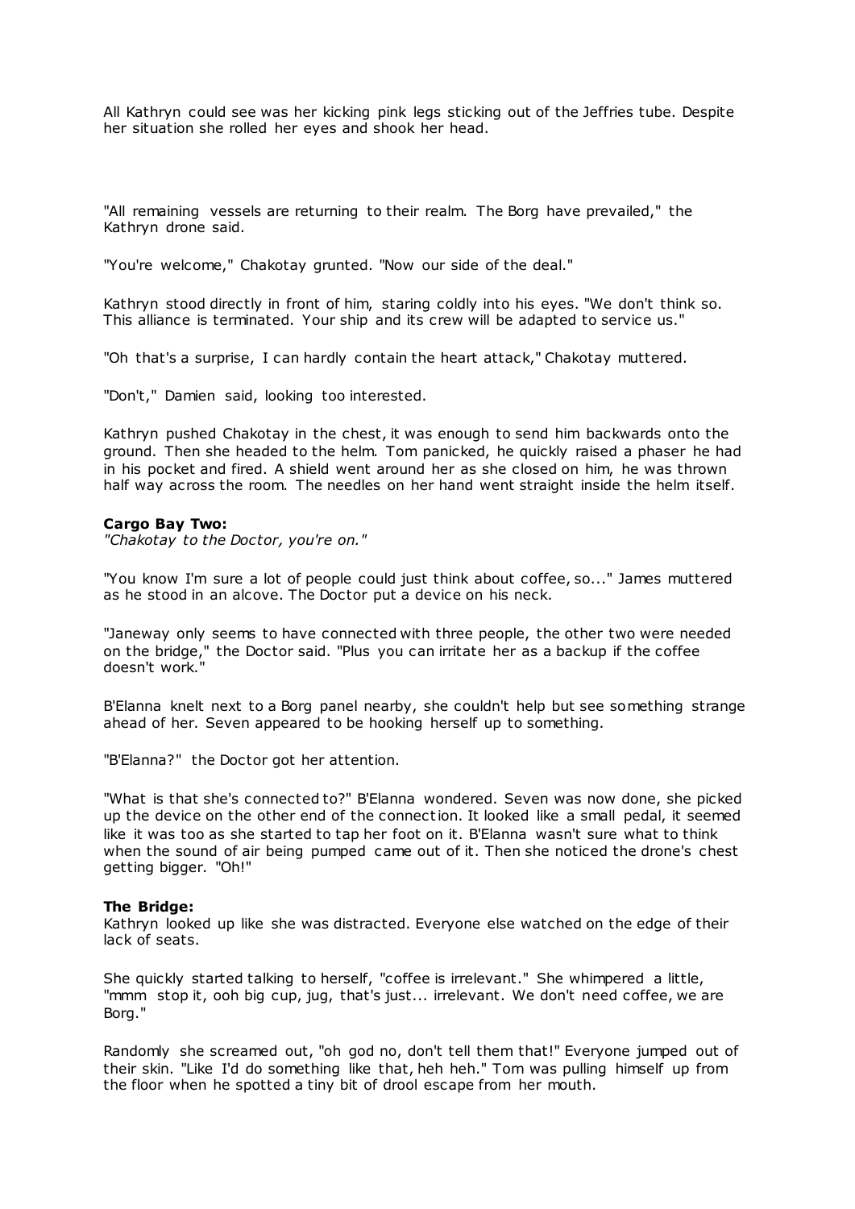All Kathryn could see was her kicking pink legs sticking out of the Jeffries tube. Despite her situation she rolled her eyes and shook her head.

"All remaining vessels are returning to their realm. The Borg have prevailed," the Kathryn drone said.

"You're welcome," Chakotay grunted. "Now our side of the deal."

Kathryn stood directly in front of him, staring coldly into his eyes. "We don't think so. This alliance is terminated. Your ship and its crew will be adapted to service us."

"Oh that's a surprise, I can hardly contain the heart attack," Chakotay muttered.

"Don't," Damien said, looking too interested.

Kathryn pushed Chakotay in the chest, it was enough to send him backwards onto the ground. Then she headed to the helm. Tom panicked, he quickly raised a phaser he had in his pocket and fired. A shield went around her as she closed on him, he was thrown half way across the room. The needles on her hand went straight inside the helm itself.

**Cargo Bay Two:**
*"Chakotay to the Doctor, you're on."*

"You know I'm sure a lot of people could just think about coffee, so..." James muttered as he stood in an alcove. The Doctor put a device on his neck.

"Janeway only seems to have connected with three people, the other two were needed on the bridge," the Doctor said. "Plus you can irritate her as a backup if the coffee doesn't work."

B'Elanna knelt next to a Borg panel nearby, she couldn't help but see something strange ahead of her. Seven appeared to be hooking herself up to something.

"B'Elanna?" the Doctor got her attention.

"What is that she's connected to?" B'Elanna wondered. Seven was now done, she picked up the device on the other end of the connection. It looked like a small pedal, it seemed like it was too as she started to tap her foot on it. B'Elanna wasn't sure what to think when the sound of air being pumped came out of it. Then she noticed the drone's chest getting bigger. "Oh!"

**The Bridge:**
Kathryn looked up like she was distracted. Everyone else watched on the edge of their lack of seats.

She quickly started talking to herself, "coffee is irrelevant." She whimpered a little, "mmm stop it, ooh big cup, jug, that's just... irrelevant. We don't need coffee, we are Borg."

Randomly she screamed out, "oh god no, don't tell them that!" Everyone jumped out of their skin. "Like I'd do something like that, heh heh." Tom was pulling himself up from the floor when he spotted a tiny bit of drool escape from her mouth.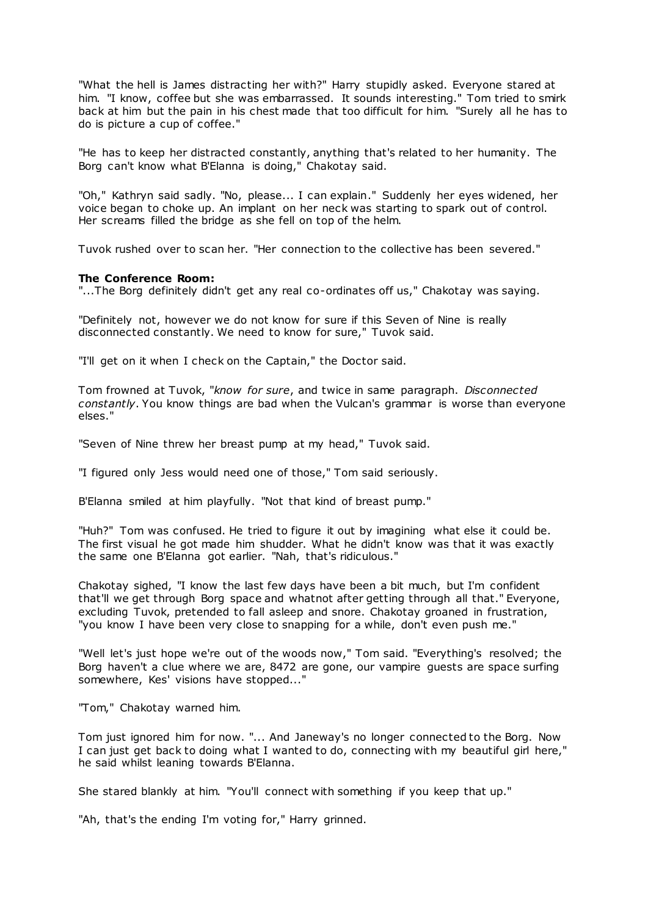"What the hell is James distracting her with?" Harry stupidly asked. Everyone stared at him. "I know, coffee but she was embarrassed. It sounds interesting." Tom tried to smirk back at him but the pain in his chest made that too difficult for him. "Surely all he has to do is picture a cup of coffee."

"He has to keep her distracted constantly, anything that's related to her humanity. The Borg can't know what B'Elanna is doing," Chakotay said.

"Oh," Kathryn said sadly. "No, please... I can explain." Suddenly her eyes widened, her voice began to choke up. An implant on her neck was starting to spark out of control. Her screams filled the bridge as she fell on top of the helm.

Tuvok rushed over to scan her. "Her connection to the collective has been severed."

**The Conference Room:**
"...The Borg definitely didn't get any real co-ordinates off us," Chakotay was saying.

"Definitely not, however we do not know for sure if this Seven of Nine is really disconnected constantly. We need to know for sure," Tuvok said.

"I'll get on it when I check on the Captain," the Doctor said.

Tom frowned at Tuvok, "*know for sure*, and twice in same paragraph. *Disconnected constantly*. You know things are bad when the Vulcan's grammar is worse than everyone elses."

"Seven of Nine threw her breast pump at my head," Tuvok said.

"I figured only Jess would need one of those," Tom said seriously.

B'Elanna smiled at him playfully. "Not that kind of breast pump."

"Huh?" Tom was confused. He tried to figure it out by imagining what else it could be. The first visual he got made him shudder. What he didn't know was that it was exactly the same one B'Elanna got earlier. "Nah, that's ridiculous."

Chakotay sighed, "I know the last few days have been a bit much, but I'm confident that'll we get through Borg space and whatnot after getting through all that." Everyone, excluding Tuvok, pretended to fall asleep and snore. Chakotay groaned in frustration, "you know I have been very close to snapping for a while, don't even push me."

"Well let's just hope we're out of the woods now," Tom said. "Everything's resolved; the Borg haven't a clue where we are, 8472 are gone, our vampire guests are space surfing somewhere, Kes' visions have stopped..."

"Tom," Chakotay warned him.

Tom just ignored him for now. "... And Janeway's no longer connected to the Borg. Now I can just get back to doing what I wanted to do, connecting with my beautiful girl here," he said whilst leaning towards B'Elanna.

She stared blankly at him. "You'll connect with something if you keep that up."

"Ah, that's the ending I'm voting for," Harry grinned.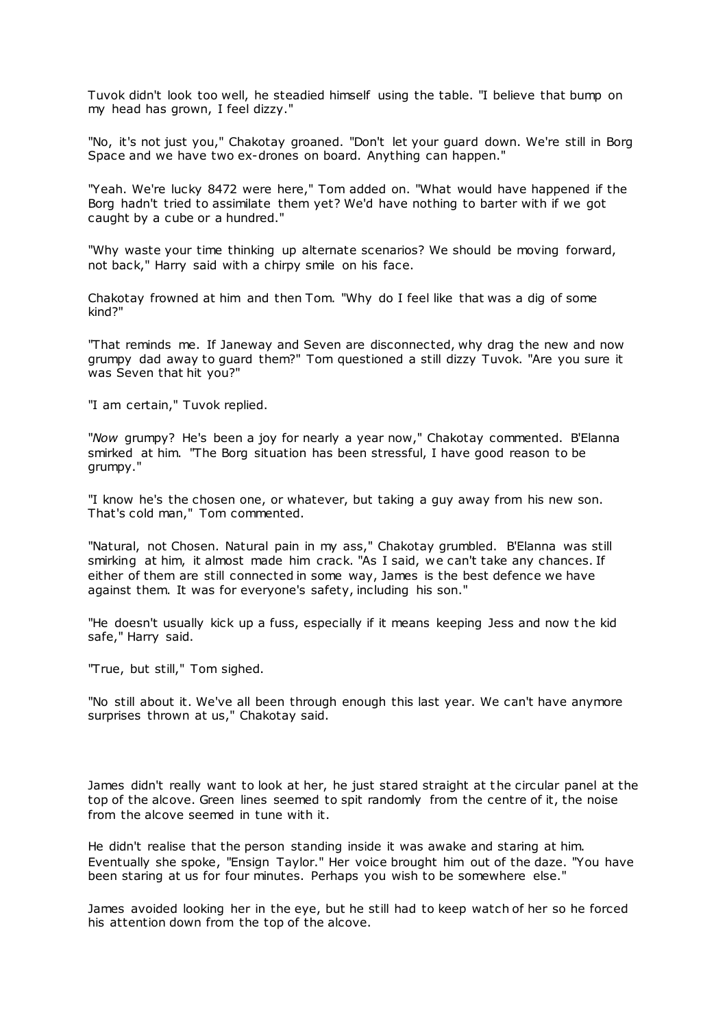Tuvok didn't look too well, he steadied himself using the table. "I believe that bump on my head has grown, I feel dizzy."

"No, it's not just you," Chakotay groaned. "Don't let your guard down. We're still in Borg Space and we have two ex-drones on board. Anything can happen."

"Yeah. We're lucky 8472 were here," Tom added on. "What would have happened if the Borg hadn't tried to assimilate them yet? We'd have nothing to barter with if we got caught by a cube or a hundred."

"Why waste your time thinking up alternate scenarios? We should be moving forward, not back," Harry said with a chirpy smile on his face.

Chakotay frowned at him and then Tom. "Why do I feel like that was a dig of some kind?"

"That reminds me. If Janeway and Seven are disconnected, why drag the new and now grumpy dad away to guard them?" Tom questioned a still dizzy Tuvok. "Are you sure it was Seven that hit you?"

"I am certain," Tuvok replied.

"*Now* grumpy? He's been a joy for nearly a year now," Chakotay commented. B'Elanna smirked at him. "The Borg situation has been stressful, I have good reason to be grumpy."

"I know he's the chosen one, or whatever, but taking a guy away from his new son. That's cold man," Tom commented.

"Natural, not Chosen. Natural pain in my ass," Chakotay grumbled. B'Elanna was still smirking at him, it almost made him crack. "As I said, we can't take any chances. If either of them are still connected in some way, James is the best defence we have against them. It was for everyone's safety, including his son."

"He doesn't usually kick up a fuss, especially if it means keeping Jess and now the kid safe," Harry said.

"True, but still," Tom sighed.

"No still about it. We've all been through enough this last year. We can't have anymore surprises thrown at us," Chakotay said.

James didn't really want to look at her, he just stared straight at the circular panel at the top of the alcove. Green lines seemed to spit randomly from the centre of it, the noise from the alcove seemed in tune with it.

He didn't realise that the person standing inside it was awake and staring at him. Eventually she spoke, "Ensign Taylor." Her voice brought him out of the daze. "You have been staring at us for four minutes. Perhaps you wish to be somewhere else."

James avoided looking her in the eye, but he still had to keep watch of her so he forced his attention down from the top of the alcove.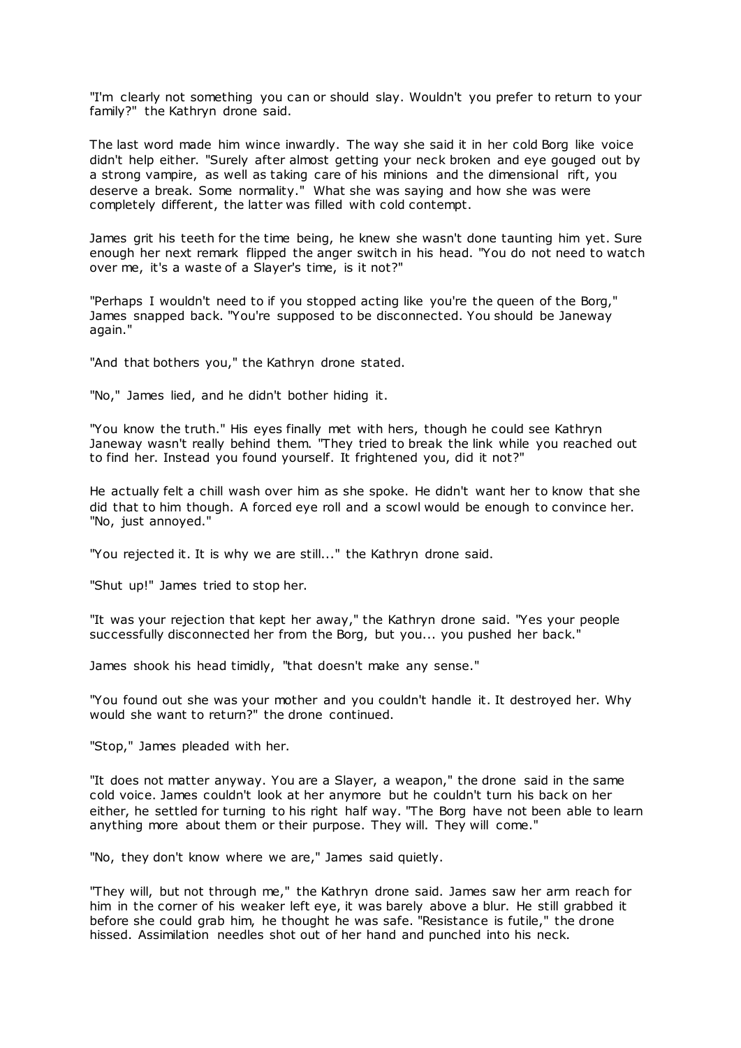"I'm clearly not something you can or should slay. Wouldn't you prefer to return to your family?" the Kathryn drone said.

The last word made him wince inwardly. The way she said it in her cold Borg like voice didn't help either. "Surely after almost getting your neck broken and eye gouged out by a strong vampire, as well as taking care of his minions and the dimensional rift, you deserve a break. Some normality." What she was saying and how she was were completely different, the latter was filled with cold contempt.

James grit his teeth for the time being, he knew she wasn't done taunting him yet. Sure enough her next remark flipped the anger switch in his head. "You do not need to watch over me, it's a waste of a Slayer's time, is it not?"

"Perhaps I wouldn't need to if you stopped acting like you're the queen of the Borg," James snapped back. "You're supposed to be disconnected. You should be Janeway again."

"And that bothers you," the Kathryn drone stated.

"No," James lied, and he didn't bother hiding it.

"You know the truth." His eyes finally met with hers, though he could see Kathryn Janeway wasn't really behind them. "They tried to break the link while you reached out to find her. Instead you found yourself. It frightened you, did it not?"

He actually felt a chill wash over him as she spoke. He didn't want her to know that she did that to him though. A forced eye roll and a scowl would be enough to convince her. "No, just annoyed."

"You rejected it. It is why we are still..." the Kathryn drone said.

"Shut up!" James tried to stop her.

"It was your rejection that kept her away," the Kathryn drone said. "Yes your people successfully disconnected her from the Borg, but you... you pushed her back."

James shook his head timidly, "that doesn't make any sense."

"You found out she was your mother and you couldn't handle it. It destroyed her. Why would she want to return?" the drone continued.

"Stop," James pleaded with her.

"It does not matter anyway. You are a Slayer, a weapon," the drone said in the same cold voice. James couldn't look at her anymore but he couldn't turn his back on her either, he settled for turning to his right half way. "The Borg have not been able to learn anything more about them or their purpose. They will. They will come."

"No, they don't know where we are," James said quietly.

"They will, but not through me," the Kathryn drone said. James saw her arm reach for him in the corner of his weaker left eye, it was barely above a blur. He still grabbed it before she could grab him, he thought he was safe. "Resistance is futile," the drone hissed. Assimilation needles shot out of her hand and punched into his neck.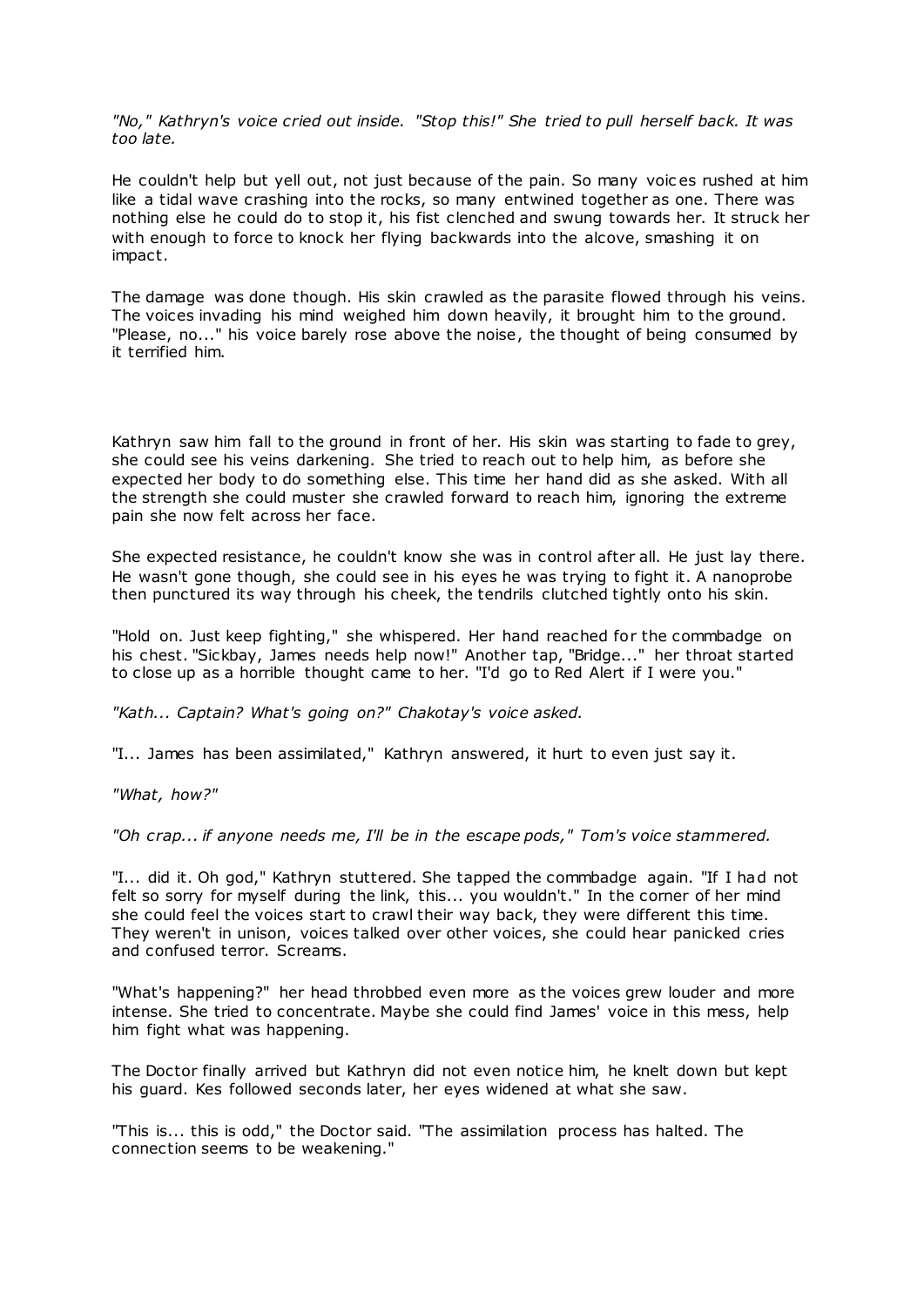*"No," Kathryn's voice cried out inside. "Stop this!" She tried to pull herself back. It was too late.*

He couldn't help but yell out, not just because of the pain. So many voices rushed at him like a tidal wave crashing into the rocks, so many entwined together as one. There was nothing else he could do to stop it, his fist clenched and swung towards her. It struck her with enough to force to knock her flying backwards into the alcove, smashing it on impact.

The damage was done though. His skin crawled as the parasite flowed through his veins. The voices invading his mind weighed him down heavily, it brought him to the ground. "Please, no..." his voice barely rose above the noise, the thought of being consumed by it terrified him.

Kathryn saw him fall to the ground in front of her. His skin was starting to fade to grey, she could see his veins darkening. She tried to reach out to help him, as before she expected her body to do something else. This time her hand did as she asked. With all the strength she could muster she crawled forward to reach him, ignoring the extreme pain she now felt across her face.

She expected resistance, he couldn't know she was in control after all. He just lay there. He wasn't gone though, she could see in his eyes he was trying to fight it. A nanoprobe then punctured its way through his cheek, the tendrils clutched tightly onto his skin.

"Hold on. Just keep fighting," she whispered. Her hand reached for the commbadge on his chest. "Sickbay, James needs help now!" Another tap, "Bridge..." her throat started to close up as a horrible thought came to her. "I'd go to Red Alert if I were you."

*"Kath... Captain? What's going on?" Chakotay's voice asked.*

"I... James has been assimilated," Kathryn answered, it hurt to even just say it.

*"What, how?"*

*"Oh crap... if anyone needs me, I'll be in the escape pods," Tom's voice stammered.*

"I... did it. Oh god," Kathryn stuttered. She tapped the commbadge again. "If I had not felt so sorry for myself during the link, this... you wouldn't." In the corner of her mind she could feel the voices start to crawl their way back, they were different this time. They weren't in unison, voices talked over other voices, she could hear panicked cries and confused terror. Screams.

"What's happening?" her head throbbed even more as the voices grew louder and more intense. She tried to concentrate. Maybe she could find James' voice in this mess, help him fight what was happening.

The Doctor finally arrived but Kathryn did not even notice him, he knelt down but kept his guard. Kes followed seconds later, her eyes widened at what she saw.

"This is... this is odd," the Doctor said. "The assimilation process has halted. The connection seems to be weakening."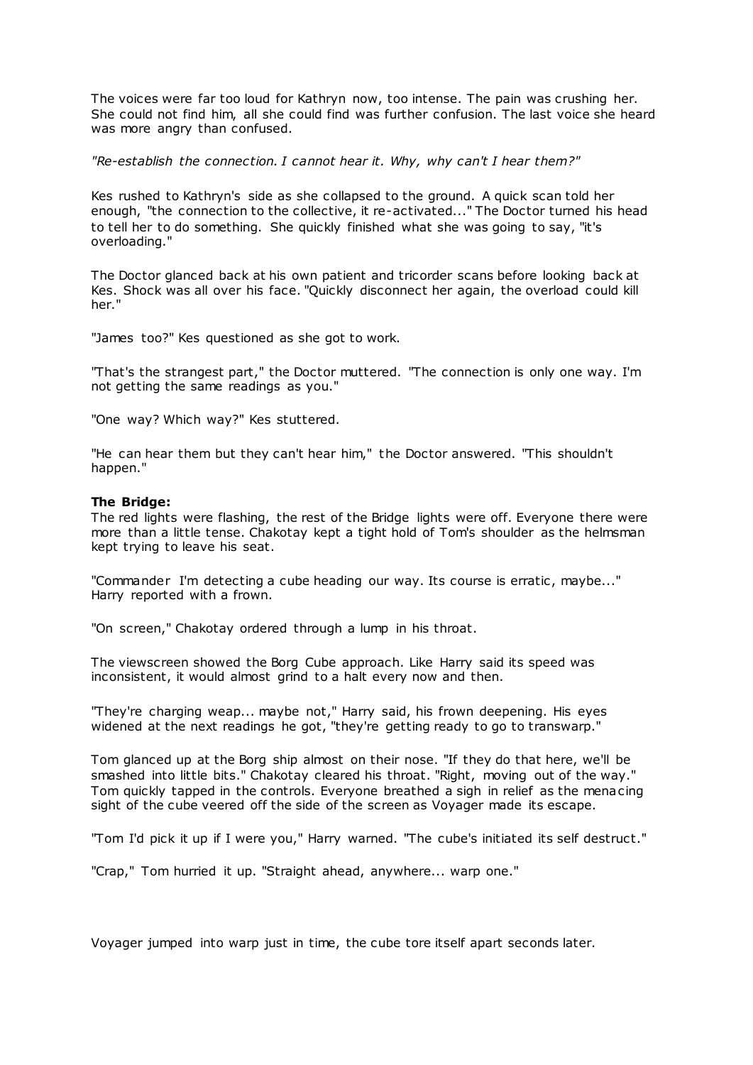The voices were far too loud for Kathryn now, too intense. The pain was crushing her. She could not find him, all she could find was further confusion. The last voice she heard was more angry than confused.

*"Re-establish the connection. I cannot hear it. Why, why can't I hear them?"*

Kes rushed to Kathryn's side as she collapsed to the ground. A quick scan told her enough, "the connection to the collective, it re-activated..." The Doctor turned his head to tell her to do something. She quickly finished what she was going to say, "it's overloading."

The Doctor glanced back at his own patient and tricorder scans before looking back at Kes. Shock was all over his face. "Quickly disconnect her again, the overload could kill her."

"James too?" Kes questioned as she got to work.

"That's the strangest part," the Doctor muttered. "The connection is only one way. I'm not getting the same readings as you."

"One way? Which way?" Kes stuttered.

"He can hear them but they can't hear him," the Doctor answered. "This shouldn't happen."

**The Bridge:**
The red lights were flashing, the rest of the Bridge lights were off. Everyone there were more than a little tense. Chakotay kept a tight hold of Tom's shoulder as the helmsman kept trying to leave his seat.

"Commander I'm detecting a cube heading our way. Its course is erratic, maybe..." Harry reported with a frown.

"On screen," Chakotay ordered through a lump in his throat.

The viewscreen showed the Borg Cube approach. Like Harry said its speed was inconsistent, it would almost grind to a halt every now and then.

"They're charging weap... maybe not," Harry said, his frown deepening. His eyes widened at the next readings he got, "they're getting ready to go to transwarp."

Tom glanced up at the Borg ship almost on their nose. "If they do that here, we'll be smashed into little bits." Chakotay cleared his throat. "Right, moving out of the way." Tom quickly tapped in the controls. Everyone breathed a sigh in relief as the menacing sight of the cube veered off the side of the screen as Voyager made its escape.

"Tom I'd pick it up if I were you," Harry warned. "The cube's initiated its self destruct."

"Crap," Tom hurried it up. "Straight ahead, anywhere... warp one."

Voyager jumped into warp just in time, the cube tore itself apart seconds later.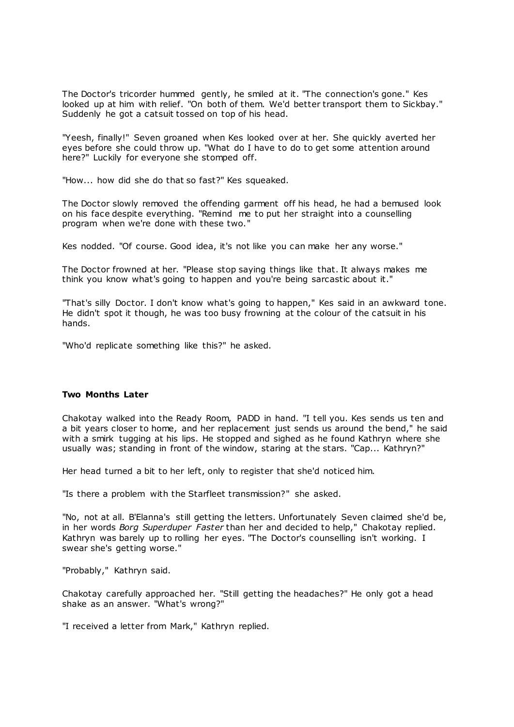The Doctor's tricorder hummed gently, he smiled at it. "The connection's gone." Kes looked up at him with relief. "On both of them. We'd better transport them to Sickbay." Suddenly he got a catsuit tossed on top of his head.

"Yeesh, finally!" Seven groaned when Kes looked over at her. She quickly averted her eyes before she could throw up. "What do I have to do to get some attention around here?" Luckily for everyone she stomped off.

"How... how did she do that so fast?" Kes squeaked.

The Doctor slowly removed the offending garment off his head, he had a bemused look on his face despite everything. "Remind me to put her straight into a counselling program when we're done with these two."

Kes nodded. "Of course. Good idea, it's not like you can make her any worse."

The Doctor frowned at her. "Please stop saying things like that. It always makes me think you know what's going to happen and you're being sarcastic about it."

"That's silly Doctor. I don't know what's going to happen," Kes said in an awkward tone. He didn't spot it though, he was too busy frowning at the colour of the catsuit in his hands.

"Who'd replicate something like this?" he asked.

**Two Months Later**

Chakotay walked into the Ready Room, PADD in hand. "I tell you. Kes sends us ten and a bit years closer to home, and her replacement just sends us around the bend," he said with a smirk tugging at his lips. He stopped and sighed as he found Kathryn where she usually was; standing in front of the window, staring at the stars. "Cap... Kathryn?"

Her head turned a bit to her left, only to register that she'd noticed him.

"Is there a problem with the Starfleet transmission?" she asked.

"No, not at all. B'Elanna's still getting the letters. Unfortunately Seven claimed she'd be, in her words *Borg Superduper Faster* than her and decided to help," Chakotay replied. Kathryn was barely up to rolling her eyes. "The Doctor's counselling isn't working. I swear she's getting worse."

"Probably," Kathryn said.

Chakotay carefully approached her. "Still getting the headaches?" He only got a head shake as an answer. "What's wrong?"

"I received a letter from Mark," Kathryn replied.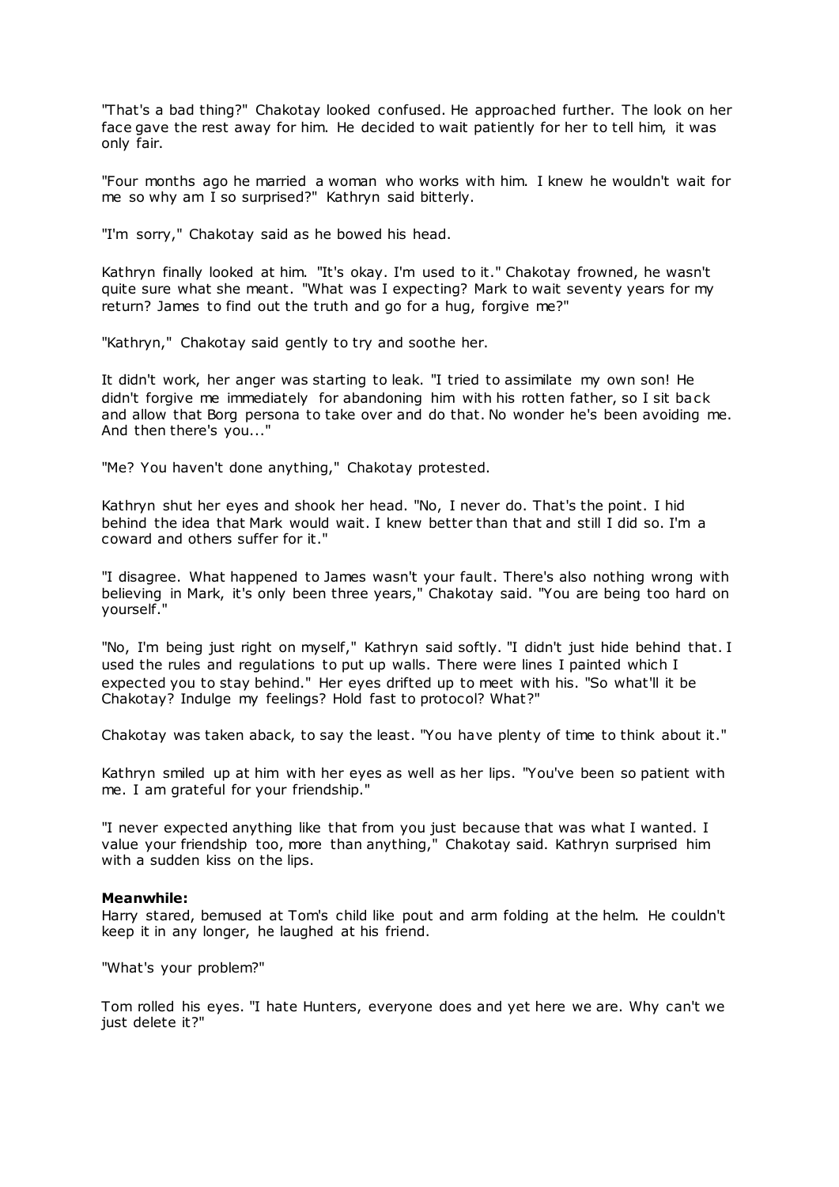"That's a bad thing?" Chakotay looked confused. He approached further. The look on her face gave the rest away for him. He decided to wait patiently for her to tell him, it was only fair.

"Four months ago he married a woman who works with him. I knew he wouldn't wait for me so why am I so surprised?" Kathryn said bitterly.

"I'm sorry," Chakotay said as he bowed his head.

Kathryn finally looked at him. "It's okay. I'm used to it." Chakotay frowned, he wasn't quite sure what she meant. "What was I expecting? Mark to wait seventy years for my return? James to find out the truth and go for a hug, forgive me?"

"Kathryn," Chakotay said gently to try and soothe her.

It didn't work, her anger was starting to leak. "I tried to assimilate my own son! He didn't forgive me immediately for abandoning him with his rotten father, so I sit back and allow that Borg persona to take over and do that. No wonder he's been avoiding me. And then there's you..."

"Me? You haven't done anything," Chakotay protested.

Kathryn shut her eyes and shook her head. "No, I never do. That's the point. I hid behind the idea that Mark would wait. I knew better than that and still I did so. I'm a coward and others suffer for it."

"I disagree. What happened to James wasn't your fault. There's also nothing wrong with believing in Mark, it's only been three years," Chakotay said. "You are being too hard on yourself."

"No, I'm being just right on myself," Kathryn said softly. "I didn't just hide behind that. I used the rules and regulations to put up walls. There were lines I painted which I expected you to stay behind." Her eyes drifted up to meet with his. "So what'll it be Chakotay? Indulge my feelings? Hold fast to protocol? What?"

Chakotay was taken aback, to say the least. "You have plenty of time to think about it."

Kathryn smiled up at him with her eyes as well as her lips. "You've been so patient with me. I am grateful for your friendship."

"I never expected anything like that from you just because that was what I wanted. I value your friendship too, more than anything," Chakotay said. Kathryn surprised him with a sudden kiss on the lips.

**Meanwhile:**
Harry stared, bemused at Tom's child like pout and arm folding at the helm. He couldn't keep it in any longer, he laughed at his friend.

"What's your problem?"

Tom rolled his eyes. "I hate Hunters, everyone does and yet here we are. Why can't we just delete it?"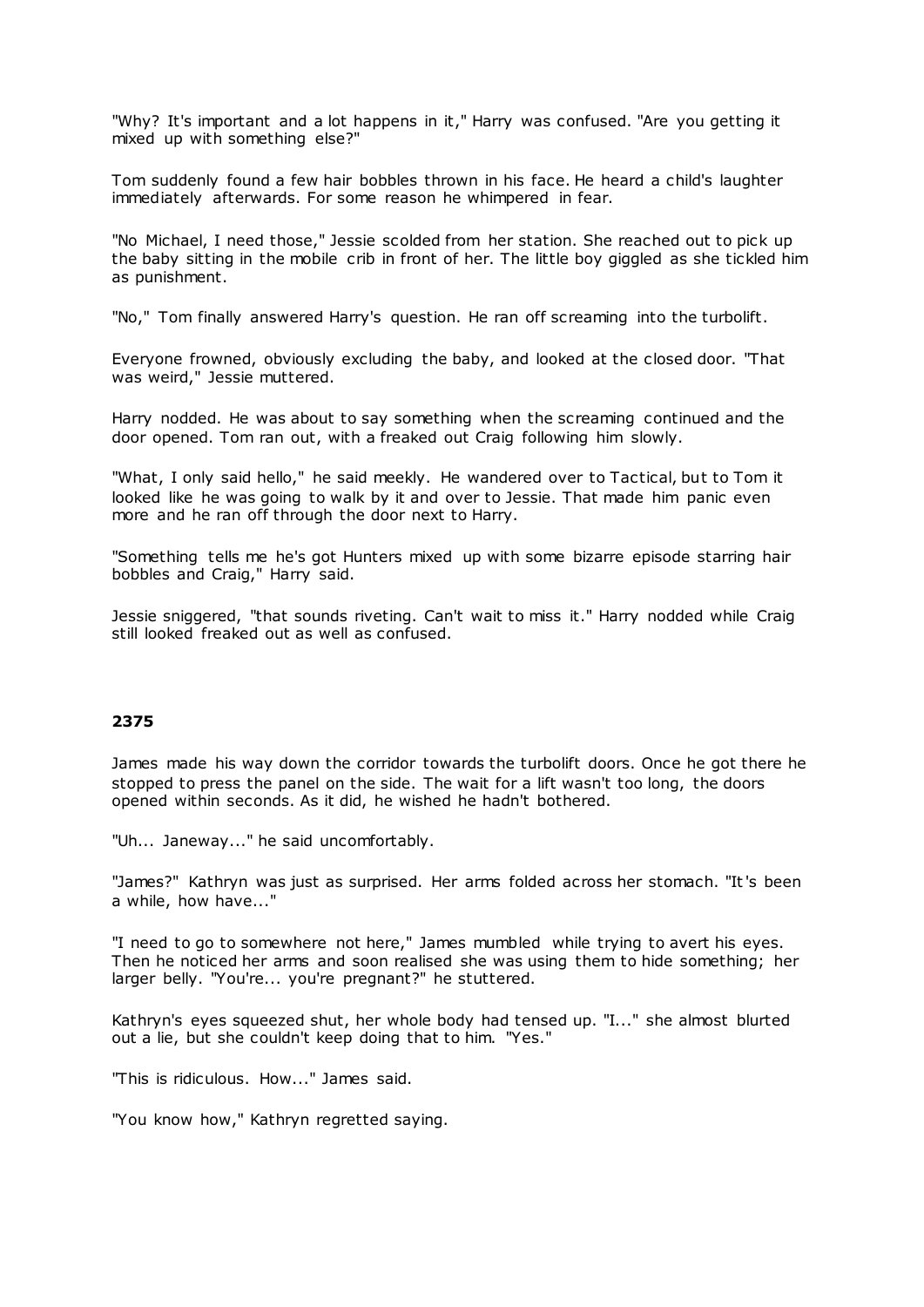"Why? It's important and a lot happens in it," Harry was confused. "Are you getting it mixed up with something else?"

Tom suddenly found a few hair bobbles thrown in his face. He heard a child's laughter immediately afterwards. For some reason he whimpered in fear.

"No Michael, I need those," Jessie scolded from her station. She reached out to pick up the baby sitting in the mobile crib in front of her. The little boy giggled as she tickled him as punishment.

"No," Tom finally answered Harry's question. He ran off screaming into the turbolift.

Everyone frowned, obviously excluding the baby, and looked at the closed door. "That was weird," Jessie muttered.

Harry nodded. He was about to say something when the screaming continued and the door opened. Tom ran out, with a freaked out Craig following him slowly.

"What, I only said hello," he said meekly. He wandered over to Tactical, but to Tom it looked like he was going to walk by it and over to Jessie. That made him panic even more and he ran off through the door next to Harry.

"Something tells me he's got Hunters mixed up with some bizarre episode starring hair bobbles and Craig," Harry said.

Jessie sniggered, "that sounds riveting. Can't wait to miss it." Harry nodded while Craig still looked freaked out as well as confused.

**2375**

James made his way down the corridor towards the turbolift doors. Once he got there he stopped to press the panel on the side. The wait for a lift wasn't too long, the doors opened within seconds. As it did, he wished he hadn't bothered.

"Uh... Janeway..." he said uncomfortably.

"James?" Kathryn was just as surprised. Her arms folded across her stomach. "It's been a while, how have..."

"I need to go to somewhere not here," James mumbled while trying to avert his eyes. Then he noticed her arms and soon realised she was using them to hide something; her larger belly. "You're... you're pregnant?" he stuttered.

Kathryn's eyes squeezed shut, her whole body had tensed up. "I..." she almost blurted out a lie, but she couldn't keep doing that to him. "Yes."

"This is ridiculous. How..." James said.

"You know how," Kathryn regretted saying.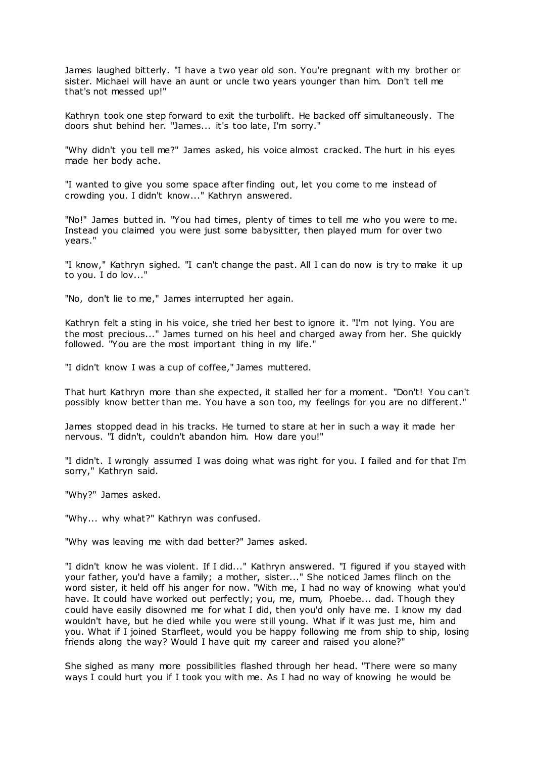James laughed bitterly. "I have a two year old son. You're pregnant with my brother or sister. Michael will have an aunt or uncle two years younger than him. Don't tell me that's not messed up!"

Kathryn took one step forward to exit the turbolift. He backed off simultaneously. The doors shut behind her. "James... it's too late, I'm sorry."

"Why didn't you tell me?" James asked, his voice almost cracked. The hurt in his eyes made her body ache.

"I wanted to give you some space after finding out, let you come to me instead of crowding you. I didn't know..." Kathryn answered.

"No!" James butted in. "You had times, plenty of times to tell me who you were to me. Instead you claimed you were just some babysitter, then played mum for over two years."

"I know," Kathryn sighed. "I can't change the past. All I can do now is try to make it up to you. I do lov..."

"No, don't lie to me," James interrupted her again.

Kathryn felt a sting in his voice, she tried her best to ignore it. "I'm not lying. You are the most precious..." James turned on his heel and charged away from her. She quickly followed. "You are the most important thing in my life."

"I didn't know I was a cup of coffee," James muttered.

That hurt Kathryn more than she expected, it stalled her for a moment. "Don't! You can't possibly know better than me. You have a son too, my feelings for you are no different."

James stopped dead in his tracks. He turned to stare at her in such a way it made her nervous. "I didn't, couldn't abandon him. How dare you!"

"I didn't. I wrongly assumed I was doing what was right for you. I failed and for that I'm sorry," Kathryn said.

"Why?" James asked.

"Why... why what?" Kathryn was confused.

"Why was leaving me with dad better?" James asked.

"I didn't know he was violent. If I did..." Kathryn answered. "I figured if you stayed with your father, you'd have a family; a mother, sister..." She noticed James flinch on the word sister, it held off his anger for now. "With me, I had no way of knowing what you'd have. It could have worked out perfectly; you, me, mum, Phoebe... dad. Though they could have easily disowned me for what I did, then you'd only have me. I know my dad wouldn't have, but he died while you were still young. What if it was just me, him and you. What if I joined Starfleet, would you be happy following me from ship to ship, losing friends along the way? Would I have quit my career and raised you alone?"

She sighed as many more possibilities flashed through her head. "There were so many ways I could hurt you if I took you with me. As I had no way of knowing he would be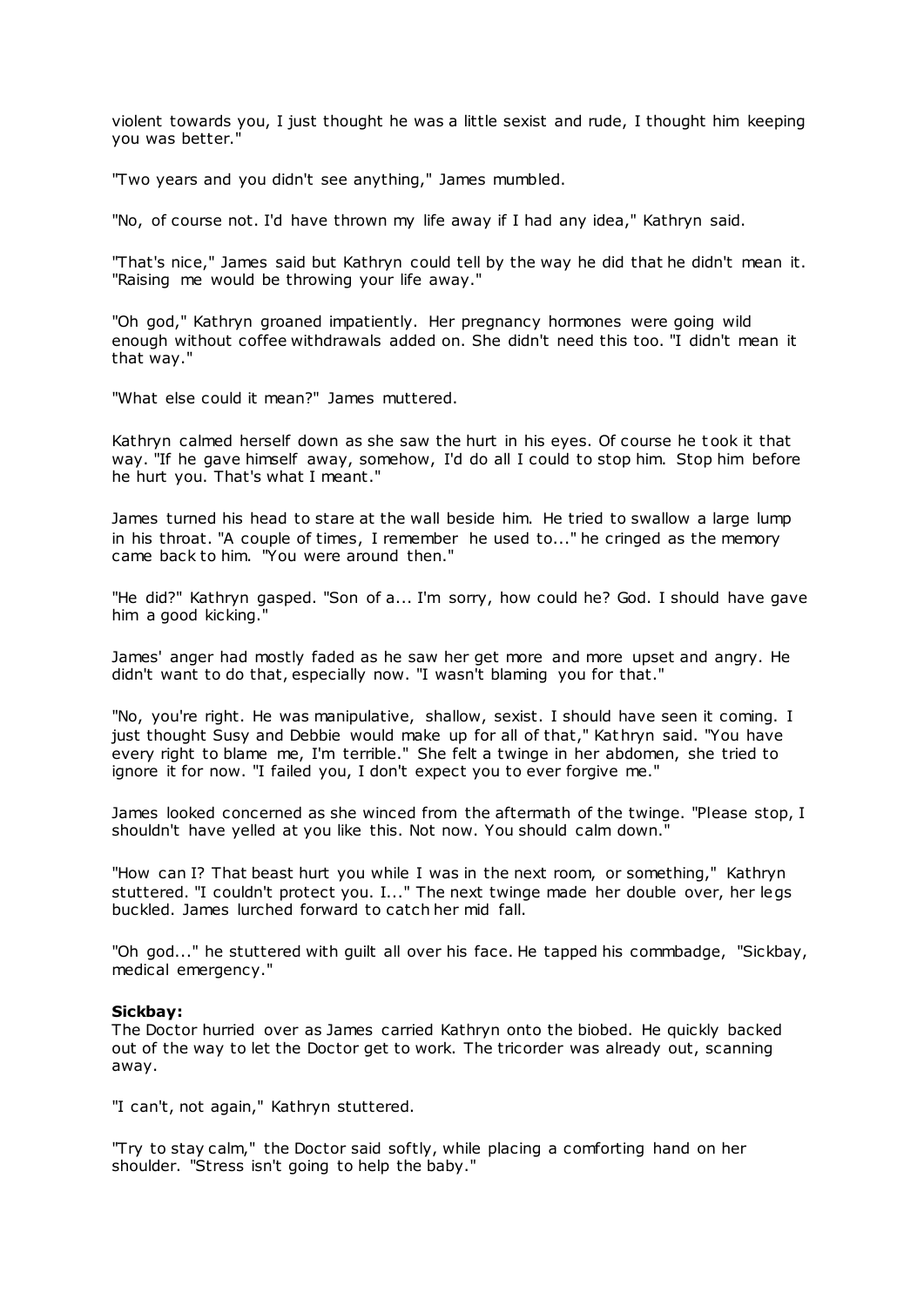violent towards you, I just thought he was a little sexist and rude, I thought him keeping you was better."

"Two years and you didn't see anything," James mumbled.

"No, of course not. I'd have thrown my life away if I had any idea," Kathryn said.

"That's nice," James said but Kathryn could tell by the way he did that he didn't mean it. "Raising me would be throwing your life away."

"Oh god," Kathryn groaned impatiently. Her pregnancy hormones were going wild enough without coffee withdrawals added on. She didn't need this too. "I didn't mean it that way."

"What else could it mean?" James muttered.

Kathryn calmed herself down as she saw the hurt in his eyes. Of course he took it that way. "If he gave himself away, somehow, I'd do all I could to stop him. Stop him before he hurt you. That's what I meant."

James turned his head to stare at the wall beside him. He tried to swallow a large lump in his throat. "A couple of times, I remember he used to..." he cringed as the memory came back to him. "You were around then."

"He did?" Kathryn gasped. "Son of a... I'm sorry, how could he? God. I should have gave him a good kicking."

James' anger had mostly faded as he saw her get more and more upset and angry. He didn't want to do that, especially now. "I wasn't blaming you for that."

"No, you're right. He was manipulative, shallow, sexist. I should have seen it coming. I just thought Susy and Debbie would make up for all of that," Kathryn said. "You have every right to blame me, I'm terrible." She felt a twinge in her abdomen, she tried to ignore it for now. "I failed you, I don't expect you to ever forgive me."

James looked concerned as she winced from the aftermath of the twinge. "Please stop, I shouldn't have yelled at you like this. Not now. You should calm down."

"How can I? That beast hurt you while I was in the next room, or something," Kathryn stuttered. "I couldn't protect you. I..." The next twinge made her double over, her legs buckled. James lurched forward to catch her mid fall.

"Oh god..." he stuttered with guilt all over his face. He tapped his commbadge, "Sickbay, medical emergency."

**Sickbay:**

The Doctor hurried over as James carried Kathryn onto the biobed. He quickly backed out of the way to let the Doctor get to work. The tricorder was already out, scanning away.

"I can't, not again," Kathryn stuttered.

"Try to stay calm," the Doctor said softly, while placing a comforting hand on her shoulder. "Stress isn't going to help the baby."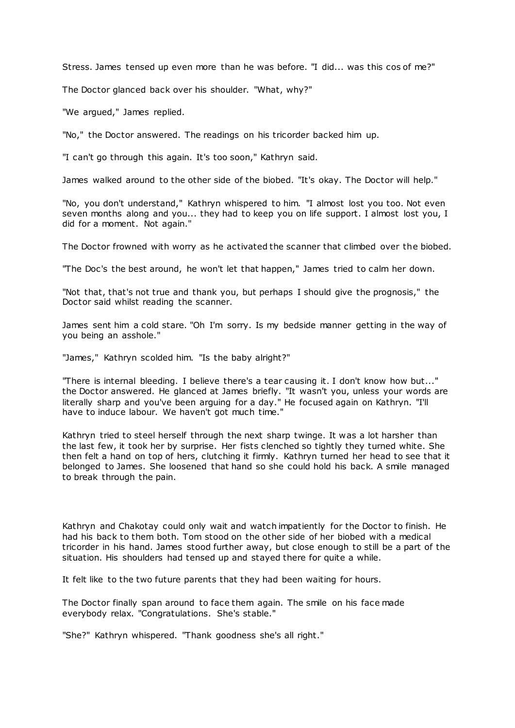Stress. James tensed up even more than he was before. "I did... was this cos of me?"

The Doctor glanced back over his shoulder. "What, why?"

"We argued," James replied.

"No," the Doctor answered. The readings on his tricorder backed him up.

"I can't go through this again. It's too soon," Kathryn said.

James walked around to the other side of the biobed. "It's okay. The Doctor will help."

"No, you don't understand," Kathryn whispered to him. "I almost lost you too. Not even seven months along and you... they had to keep you on life support. I almost lost you, I did for a moment. Not again."

The Doctor frowned with worry as he activated the scanner that climbed over the biobed.

"The Doc's the best around, he won't let that happen," James tried to calm her down.

"Not that, that's not true and thank you, but perhaps I should give the prognosis," the Doctor said whilst reading the scanner.

James sent him a cold stare. "Oh I'm sorry. Is my bedside manner getting in the way of you being an asshole."

"James," Kathryn scolded him. "Is the baby alright?"

"There is internal bleeding. I believe there's a tear causing it. I don't know how but..." the Doctor answered. He glanced at James briefly. "It wasn't you, unless your words are literally sharp and you've been arguing for a day." He focused again on Kathryn. "I'll have to induce labour. We haven't got much time."

Kathryn tried to steel herself through the next sharp twinge. It was a lot harsher than the last few, it took her by surprise. Her fists clenched so tightly they turned white. She then felt a hand on top of hers, clutching it firmly. Kathryn turned her head to see that it belonged to James. She loosened that hand so she could hold his back. A smile managed to break through the pain.

Kathryn and Chakotay could only wait and watch impatiently for the Doctor to finish. He had his back to them both. Tom stood on the other side of her biobed with a medical tricorder in his hand. James stood further away, but close enough to still be a part of the situation. His shoulders had tensed up and stayed there for quite a while.

It felt like to the two future parents that they had been waiting for hours.

The Doctor finally span around to face them again. The smile on his face made everybody relax. "Congratulations. She's stable."

"She?" Kathryn whispered. "Thank goodness she's all right."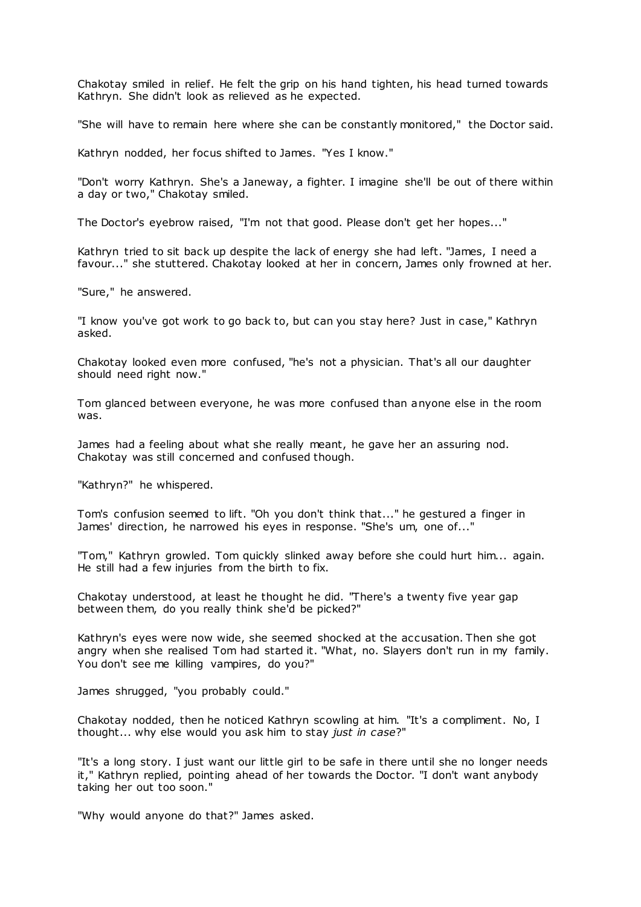Chakotay smiled in relief. He felt the grip on his hand tighten, his head turned towards Kathryn. She didn't look as relieved as he expected.

"She will have to remain here where she can be constantly monitored," the Doctor said.

Kathryn nodded, her focus shifted to James. "Yes I know."

"Don't worry Kathryn. She's a Janeway, a fighter. I imagine she'll be out of there within a day or two," Chakotay smiled.

The Doctor's eyebrow raised, "I'm not that good. Please don't get her hopes..."

Kathryn tried to sit back up despite the lack of energy she had left. "James, I need a favour..." she stuttered. Chakotay looked at her in concern, James only frowned at her.

"Sure," he answered.

"I know you've got work to go back to, but can you stay here? Just in case," Kathryn asked.

Chakotay looked even more confused, "he's not a physician. That's all our daughter should need right now."

Tom glanced between everyone, he was more confused than anyone else in the room was.

James had a feeling about what she really meant, he gave her an assuring nod. Chakotay was still concerned and confused though.

"Kathryn?" he whispered.

Tom's confusion seemed to lift. "Oh you don't think that..." he gestured a finger in James' direction, he narrowed his eyes in response. "She's um, one of..."

"Tom," Kathryn growled. Tom quickly slinked away before she could hurt him... again. He still had a few injuries from the birth to fix.

Chakotay understood, at least he thought he did. "There's a twenty five year gap between them, do you really think she'd be picked?"

Kathryn's eyes were now wide, she seemed shocked at the accusation. Then she got angry when she realised Tom had started it. "What, no. Slayers don't run in my family. You don't see me killing vampires, do you?"

James shrugged, "you probably could."

Chakotay nodded, then he noticed Kathryn scowling at him. "It's a compliment. No, I thought... why else would you ask him to stay *just in case*?"

"It's a long story. I just want our little girl to be safe in there until she no longer needs it," Kathryn replied, pointing ahead of her towards the Doctor. "I don't want anybody taking her out too soon."

"Why would anyone do that?" James asked.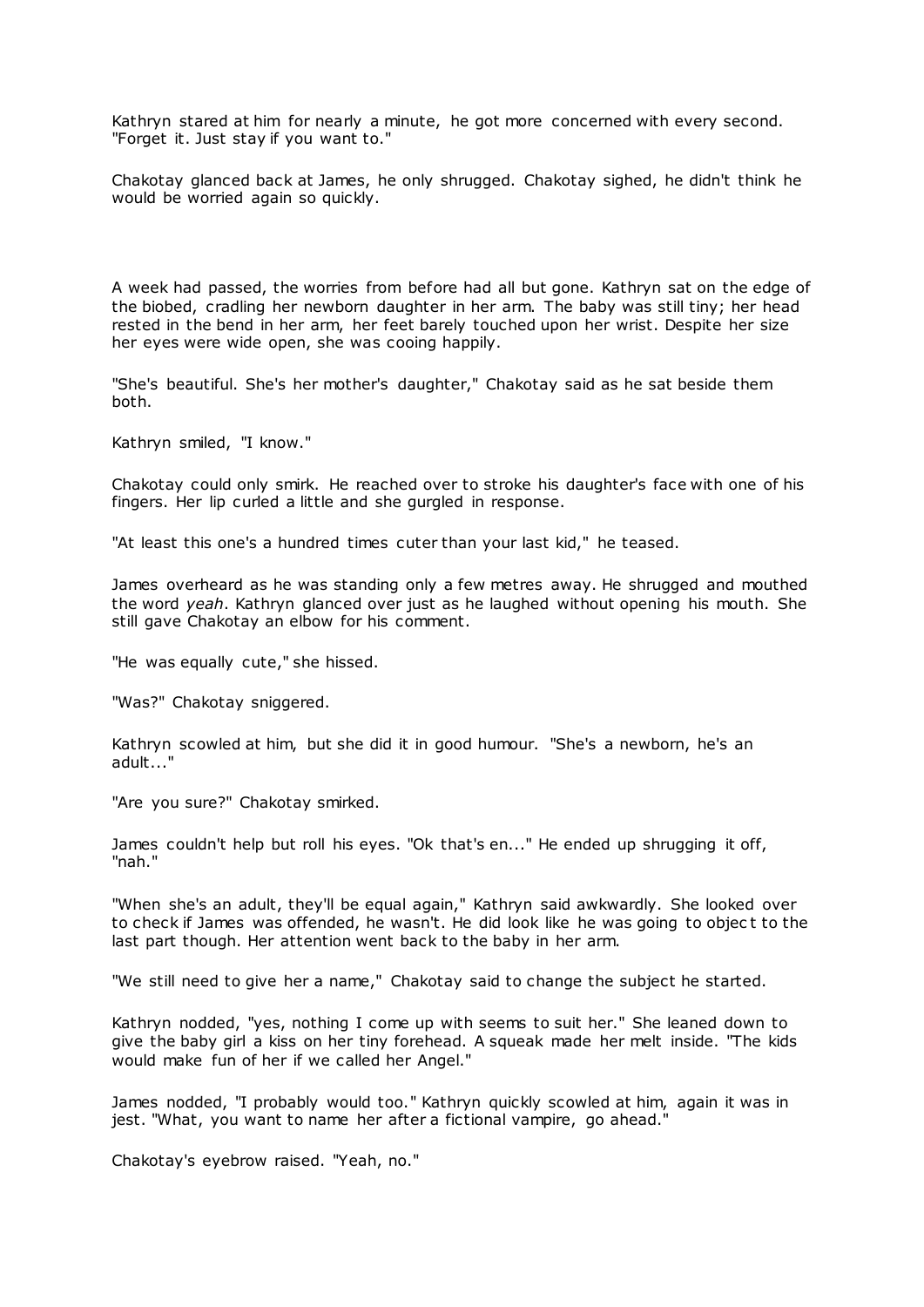Kathryn stared at him for nearly a minute, he got more concerned with every second. "Forget it. Just stay if you want to."

Chakotay glanced back at James, he only shrugged. Chakotay sighed, he didn't think he would be worried again so quickly.

A week had passed, the worries from before had all but gone. Kathryn sat on the edge of the biobed, cradling her newborn daughter in her arm. The baby was still tiny; her head rested in the bend in her arm, her feet barely touched upon her wrist. Despite her size her eyes were wide open, she was cooing happily.

"She's beautiful. She's her mother's daughter," Chakotay said as he sat beside them both.

Kathryn smiled, "I know."

Chakotay could only smirk. He reached over to stroke his daughter's face with one of his fingers. Her lip curled a little and she gurgled in response.

"At least this one's a hundred times cuter than your last kid," he teased.

James overheard as he was standing only a few metres away. He shrugged and mouthed the word *yeah*. Kathryn glanced over just as he laughed without opening his mouth. She still gave Chakotay an elbow for his comment.

"He was equally cute," she hissed.

"Was?" Chakotay sniggered.

Kathryn scowled at him, but she did it in good humour. "She's a newborn, he's an adult..."

"Are you sure?" Chakotay smirked.

James couldn't help but roll his eyes. "Ok that's en..." He ended up shrugging it off, "nah."

"When she's an adult, they'll be equal again," Kathryn said awkwardly. She looked over to check if James was offended, he wasn't. He did look like he was going to object to the last part though. Her attention went back to the baby in her arm.

"We still need to give her a name," Chakotay said to change the subject he started.

Kathryn nodded, "yes, nothing I come up with seems to suit her." She leaned down to give the baby girl a kiss on her tiny forehead. A squeak made her melt inside. "The kids would make fun of her if we called her Angel."

James nodded, "I probably would too." Kathryn quickly scowled at him, again it was in jest. "What, you want to name her after a fictional vampire, go ahead."

Chakotay's eyebrow raised. "Yeah, no."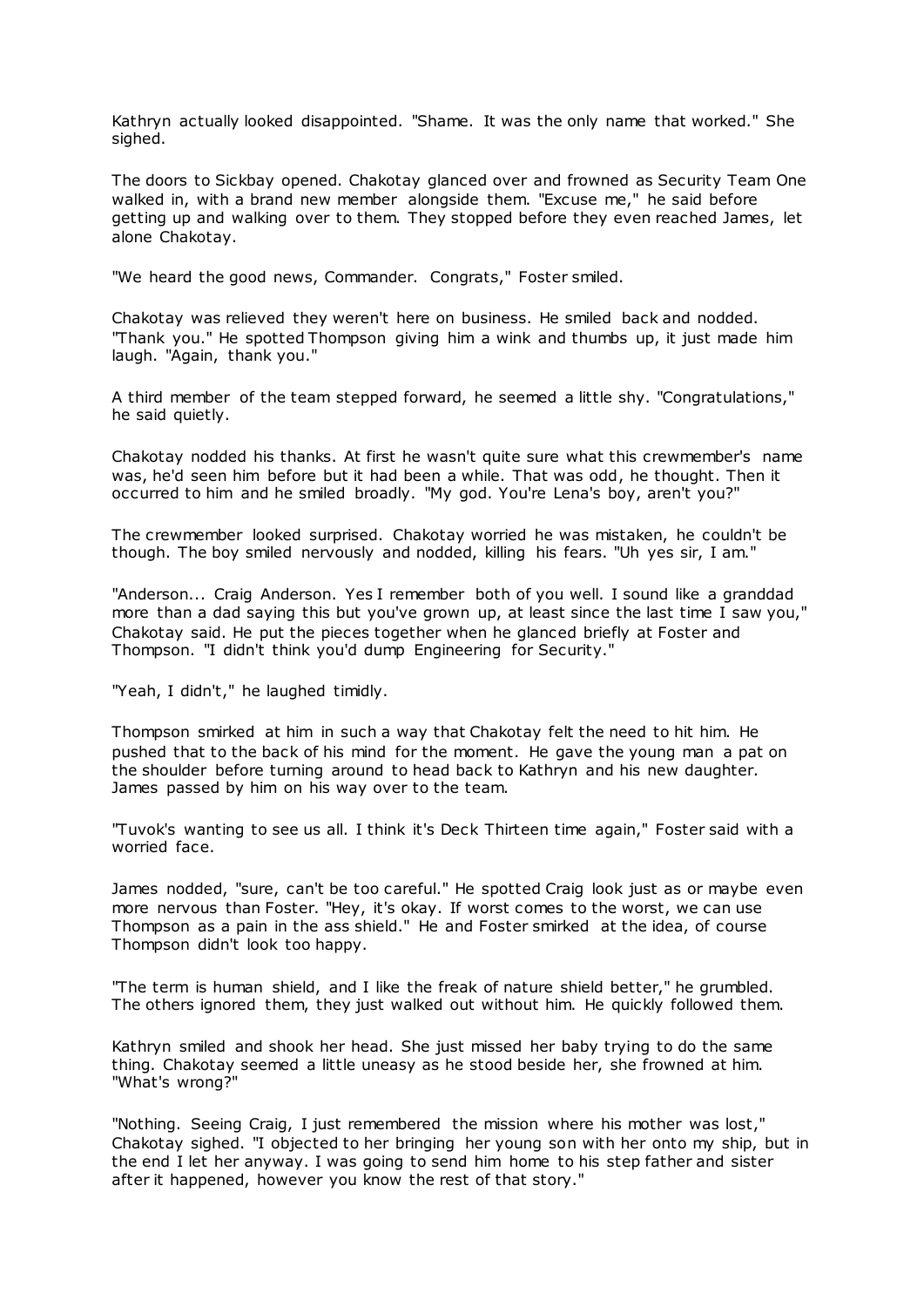Kathryn actually looked disappointed. "Shame. It was the only name that worked." She sighed.

The doors to Sickbay opened. Chakotay glanced over and frowned as Security Team One walked in, with a brand new member alongside them. "Excuse me," he said before getting up and walking over to them. They stopped before they even reached James, let alone Chakotay.

"We heard the good news, Commander. Congrats," Foster smiled.

Chakotay was relieved they weren't here on business. He smiled back and nodded. "Thank you." He spotted Thompson giving him a wink and thumbs up, it just made him laugh. "Again, thank you."

A third member of the team stepped forward, he seemed a little shy. "Congratulations," he said quietly.

Chakotay nodded his thanks. At first he wasn't quite sure what this crewmember's name was, he'd seen him before but it had been a while. That was odd, he thought. Then it occurred to him and he smiled broadly. "My god. You're Lena's boy, aren't you?"

The crewmember looked surprised. Chakotay worried he was mistaken, he couldn't be though. The boy smiled nervously and nodded, killing his fears. "Uh yes sir, I am."

"Anderson... Craig Anderson. Yes I remember both of you well. I sound like a granddad more than a dad saying this but you've grown up, at least since the last time I saw you," Chakotay said. He put the pieces together when he glanced briefly at Foster and Thompson. "I didn't think you'd dump Engineering for Security."

"Yeah, I didn't," he laughed timidly.

Thompson smirked at him in such a way that Chakotay felt the need to hit him. He pushed that to the back of his mind for the moment. He gave the young man a pat on the shoulder before turning around to head back to Kathryn and his new daughter. James passed by him on his way over to the team.

"Tuvok's wanting to see us all. I think it's Deck Thirteen time again," Foster said with a worried face.

James nodded, "sure, can't be too careful." He spotted Craig look just as or maybe even more nervous than Foster. "Hey, it's okay. If worst comes to the worst, we can use Thompson as a pain in the ass shield." He and Foster smirked at the idea, of course Thompson didn't look too happy.

"The term is human shield, and I like the freak of nature shield better," he grumbled. The others ignored them, they just walked out without him. He quickly followed them.

Kathryn smiled and shook her head. She just missed her baby trying to do the same thing. Chakotay seemed a little uneasy as he stood beside her, she frowned at him. "What's wrong?"

"Nothing. Seeing Craig, I just remembered the mission where his mother was lost," Chakotay sighed. "I objected to her bringing her young son with her onto my ship, but in the end I let her anyway. I was going to send him home to his step father and sister after it happened, however you know the rest of that story."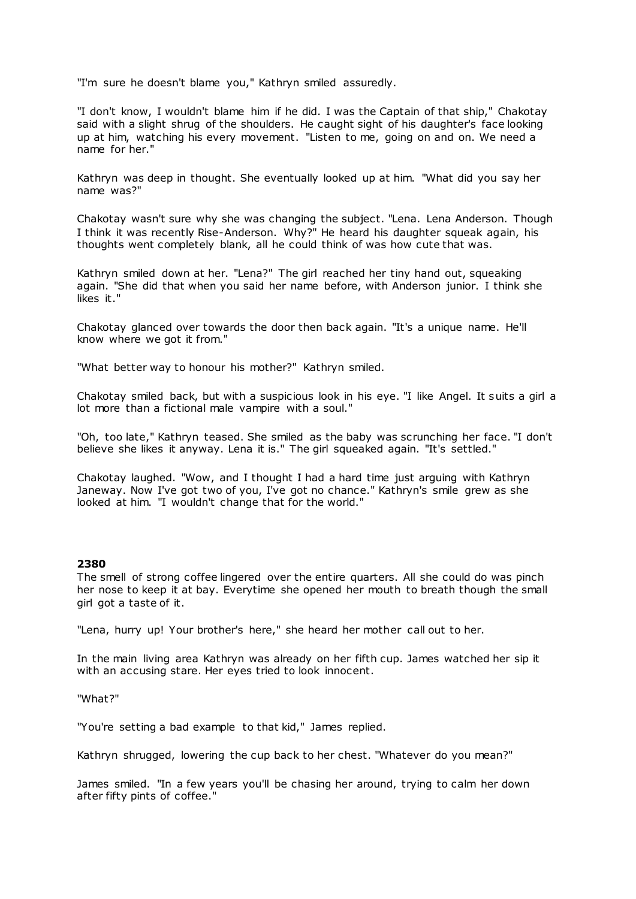"I'm sure he doesn't blame you," Kathryn smiled assuredly.

"I don't know, I wouldn't blame him if he did. I was the Captain of that ship," Chakotay said with a slight shrug of the shoulders. He caught sight of his daughter's face looking up at him, watching his every movement. "Listen to me, going on and on. We need a name for her."

Kathryn was deep in thought. She eventually looked up at him. "What did you say her name was?"

Chakotay wasn't sure why she was changing the subject. "Lena. Lena Anderson. Though I think it was recently Rise-Anderson. Why?" He heard his daughter squeak again, his thoughts went completely blank, all he could think of was how cute that was.

Kathryn smiled down at her. "Lena?" The girl reached her tiny hand out, squeaking again. "She did that when you said her name before, with Anderson junior. I think she likes it."

Chakotay glanced over towards the door then back again. "It's a unique name. He'll know where we got it from."

"What better way to honour his mother?" Kathryn smiled.

Chakotay smiled back, but with a suspicious look in his eye. "I like Angel. It suits a girl a lot more than a fictional male vampire with a soul."

"Oh, too late," Kathryn teased. She smiled as the baby was scrunching her face. "I don't believe she likes it anyway. Lena it is." The girl squeaked again. "It's settled."

Chakotay laughed. "Wow, and I thought I had a hard time just arguing with Kathryn Janeway. Now I've got two of you, I've got no chance." Kathryn's smile grew as she looked at him. "I wouldn't change that for the world."

**2380**

The smell of strong coffee lingered over the entire quarters. All she could do was pinch her nose to keep it at bay. Everytime she opened her mouth to breath though the small girl got a taste of it.

"Lena, hurry up! Your brother's here," she heard her mother call out to her.

In the main living area Kathryn was already on her fifth cup. James watched her sip it with an accusing stare. Her eyes tried to look innocent.

"What?"

"You're setting a bad example to that kid," James replied.

Kathryn shrugged, lowering the cup back to her chest. "Whatever do you mean?"

James smiled. "In a few years you'll be chasing her around, trying to calm her down after fifty pints of coffee."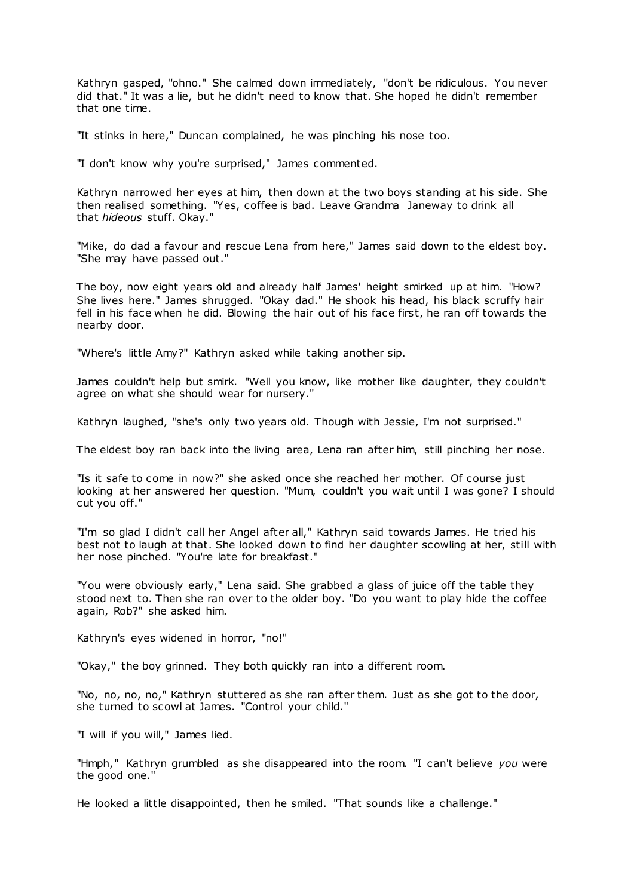Kathryn gasped, "ohno." She calmed down immediately, "don't be ridiculous. You never did that." It was a lie, but he didn't need to know that. She hoped he didn't remember that one time.

"It stinks in here," Duncan complained, he was pinching his nose too.

"I don't know why you're surprised," James commented.

Kathryn narrowed her eyes at him, then down at the two boys standing at his side. She then realised something. "Yes, coffee is bad. Leave Grandma Janeway to drink all that *hideous* stuff. Okay."

"Mike, do dad a favour and rescue Lena from here," James said down to the eldest boy. "She may have passed out."

The boy, now eight years old and already half James' height smirked up at him. "How? She lives here." James shrugged. "Okay dad." He shook his head, his black scruffy hair fell in his face when he did. Blowing the hair out of his face first, he ran off towards the nearby door.

"Where's little Amy?" Kathryn asked while taking another sip.

James couldn't help but smirk. "Well you know, like mother like daughter, they couldn't agree on what she should wear for nursery."

Kathryn laughed, "she's only two years old. Though with Jessie, I'm not surprised."

The eldest boy ran back into the living area, Lena ran after him, still pinching her nose.

"Is it safe to come in now?" she asked once she reached her mother. Of course just looking at her answered her question. "Mum, couldn't you wait until I was gone? I should cut you off."

"I'm so glad I didn't call her Angel after all," Kathryn said towards James. He tried his best not to laugh at that. She looked down to find her daughter scowling at her, still with her nose pinched. "You're late for breakfast."

"You were obviously early," Lena said. She grabbed a glass of juice off the table they stood next to. Then she ran over to the older boy. "Do you want to play hide the coffee again, Rob?" she asked him.

Kathryn's eyes widened in horror, "no!"

"Okay," the boy grinned. They both quickly ran into a different room.

"No, no, no, no," Kathryn stuttered as she ran after them. Just as she got to the door, she turned to scowl at James. "Control your child."

"I will if you will," James lied.

"Hmph," Kathryn grumbled as she disappeared into the room. "I can't believe *you* were the good one."

He looked a little disappointed, then he smiled. "That sounds like a challenge."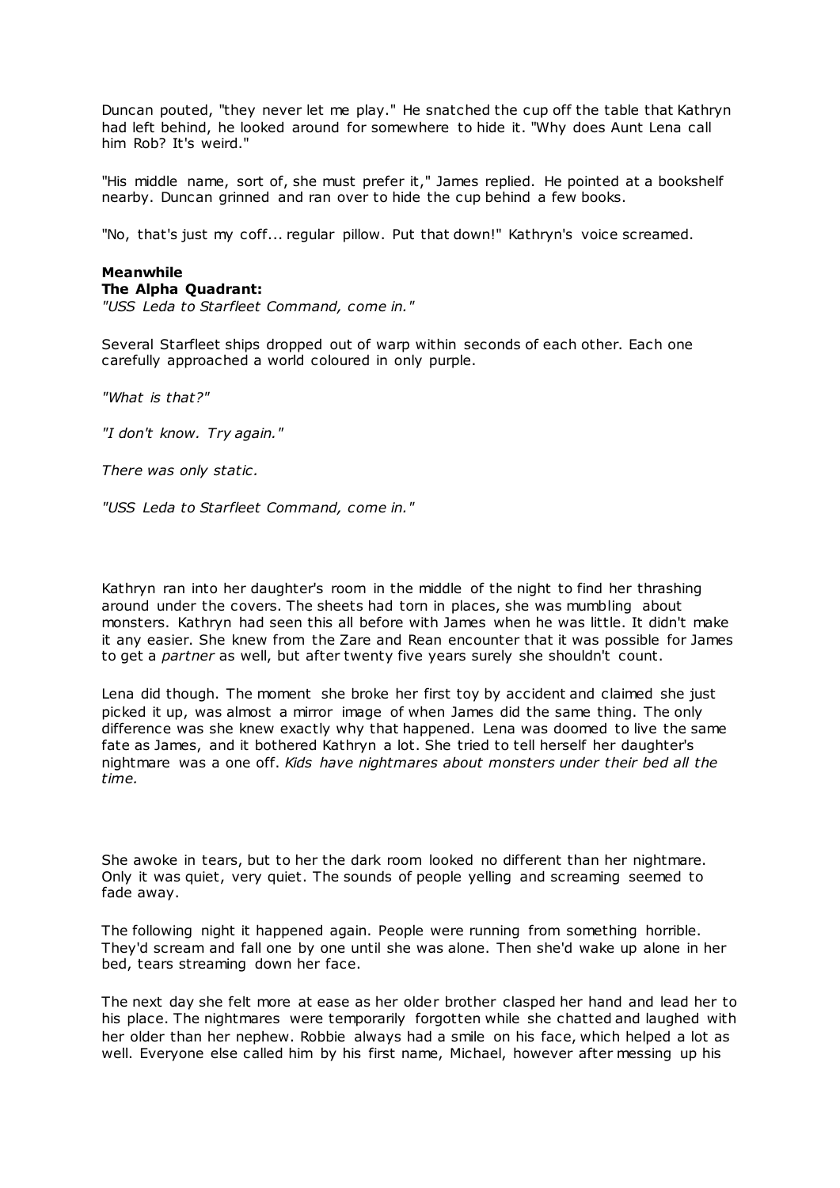Duncan pouted, "they never let me play." He snatched the cup off the table that Kathryn had left behind, he looked around for somewhere to hide it. "Why does Aunt Lena call him Rob? It's weird."

"His middle name, sort of, she must prefer it," James replied. He pointed at a bookshelf nearby. Duncan grinned and ran over to hide the cup behind a few books.

"No, that's just my coff... regular pillow. Put that down!" Kathryn's voice screamed.

**Meanwhile**
**The Alpha Quadrant:**
*"USS Leda to Starfleet Command, come in."*

Several Starfleet ships dropped out of warp within seconds of each other. Each one carefully approached a world coloured in only purple.

*"What is that?"*

*"I don't know. Try again."*

*There was only static.*

*"USS Leda to Starfleet Command, come in."*

Kathryn ran into her daughter's room in the middle of the night to find her thrashing around under the covers. The sheets had torn in places, she was mumbling about monsters. Kathryn had seen this all before with James when he was little. It didn't make it any easier. She knew from the Zare and Rean encounter that it was possible for James to get a *partner* as well, but after twenty five years surely she shouldn't count.

Lena did though. The moment she broke her first toy by accident and claimed she just picked it up, was almost a mirror image of when James did the same thing. The only difference was she knew exactly why that happened. Lena was doomed to live the same fate as James, and it bothered Kathryn a lot. She tried to tell herself her daughter's nightmare was a one off. *Kids have nightmares about monsters under their bed all the time.*

She awoke in tears, but to her the dark room looked no different than her nightmare. Only it was quiet, very quiet. The sounds of people yelling and screaming seemed to fade away.

The following night it happened again. People were running from something horrible. They'd scream and fall one by one until she was alone. Then she'd wake up alone in her bed, tears streaming down her face.

The next day she felt more at ease as her older brother clasped her hand and lead her to his place. The nightmares were temporarily forgotten while she chatted and laughed with her older than her nephew. Robbie always had a smile on his face, which helped a lot as well. Everyone else called him by his first name, Michael, however after messing up his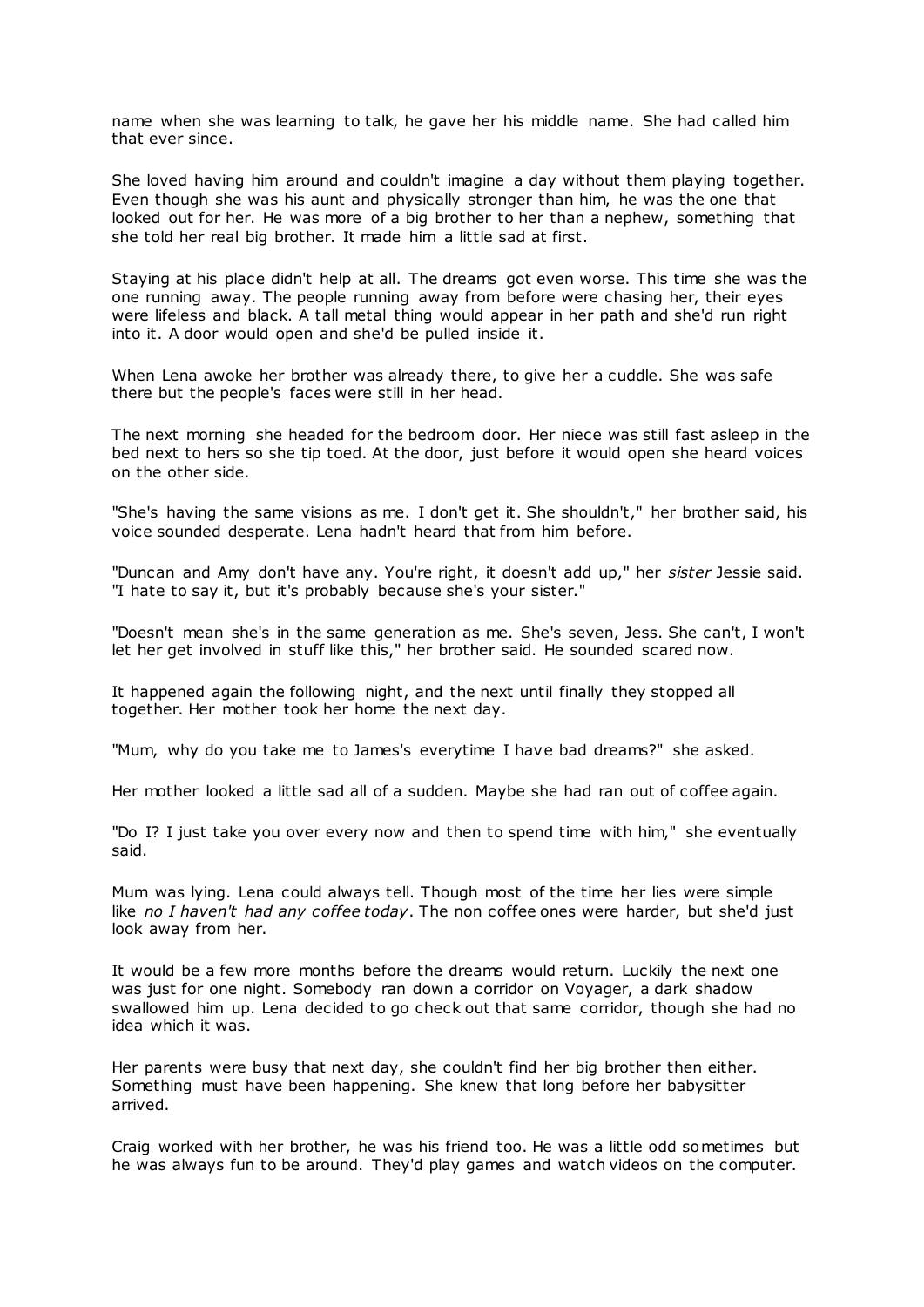name when she was learning to talk, he gave her his middle name. She had called him that ever since.

She loved having him around and couldn't imagine a day without them playing together. Even though she was his aunt and physically stronger than him, he was the one that looked out for her. He was more of a big brother to her than a nephew, something that she told her real big brother. It made him a little sad at first.

Staying at his place didn't help at all. The dreams got even worse. This time she was the one running away. The people running away from before were chasing her, their eyes were lifeless and black. A tall metal thing would appear in her path and she'd run right into it. A door would open and she'd be pulled inside it.

When Lena awoke her brother was already there, to give her a cuddle. She was safe there but the people's faces were still in her head.

The next morning she headed for the bedroom door. Her niece was still fast asleep in the bed next to hers so she tip toed. At the door, just before it would open she heard voices on the other side.

"She's having the same visions as me. I don't get it. She shouldn't," her brother said, his voice sounded desperate. Lena hadn't heard that from him before.

"Duncan and Amy don't have any. You're right, it doesn't add up," her *sister* Jessie said. "I hate to say it, but it's probably because she's your sister."

"Doesn't mean she's in the same generation as me. She's seven, Jess. She can't, I won't let her get involved in stuff like this," her brother said. He sounded scared now.

It happened again the following night, and the next until finally they stopped all together. Her mother took her home the next day.

"Mum, why do you take me to James's everytime I have bad dreams?" she asked.

Her mother looked a little sad all of a sudden. Maybe she had ran out of coffee again.

"Do I? I just take you over every now and then to spend time with him," she eventually said.

Mum was lying. Lena could always tell. Though most of the time her lies were simple like *no I haven't had any coffee today*. The non coffee ones were harder, but she'd just look away from her.

It would be a few more months before the dreams would return. Luckily the next one was just for one night. Somebody ran down a corridor on Voyager, a dark shadow swallowed him up. Lena decided to go check out that same corridor, though she had no idea which it was.

Her parents were busy that next day, she couldn't find her big brother then either. Something must have been happening. She knew that long before her babysitter arrived.

Craig worked with her brother, he was his friend too. He was a little odd sometimes but he was always fun to be around. They'd play games and watch videos on the computer.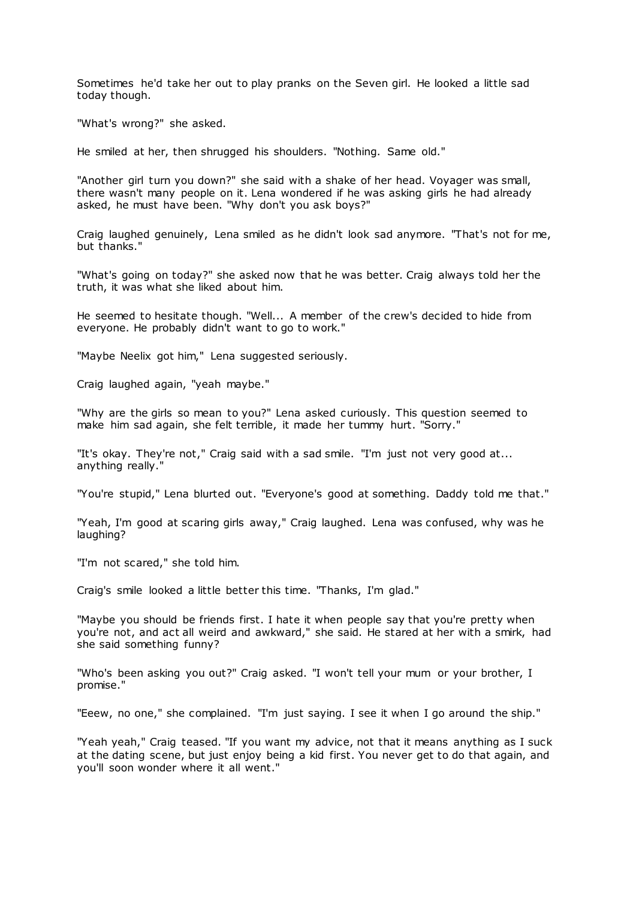Sometimes he'd take her out to play pranks on the Seven girl. He looked a little sad today though.

"What's wrong?" she asked.

He smiled at her, then shrugged his shoulders. "Nothing. Same old."

"Another girl turn you down?" she said with a shake of her head. Voyager was small, there wasn't many people on it. Lena wondered if he was asking girls he had already asked, he must have been. "Why don't you ask boys?"

Craig laughed genuinely, Lena smiled as he didn't look sad anymore. "That's not for me, but thanks."

"What's going on today?" she asked now that he was better. Craig always told her the truth, it was what she liked about him.

He seemed to hesitate though. "Well... A member of the crew's decided to hide from everyone. He probably didn't want to go to work."

"Maybe Neelix got him," Lena suggested seriously.

Craig laughed again, "yeah maybe."

"Why are the girls so mean to you?" Lena asked curiously. This question seemed to make him sad again, she felt terrible, it made her tummy hurt. "Sorry."

"It's okay. They're not," Craig said with a sad smile. "I'm just not very good at... anything really."

"You're stupid," Lena blurted out. "Everyone's good at something. Daddy told me that."

"Yeah, I'm good at scaring girls away," Craig laughed. Lena was confused, why was he laughing?

"I'm not scared," she told him.

Craig's smile looked a little better this time. "Thanks, I'm glad."

"Maybe you should be friends first. I hate it when people say that you're pretty when you're not, and act all weird and awkward," she said. He stared at her with a smirk, had she said something funny?

"Who's been asking you out?" Craig asked. "I won't tell your mum or your brother, I promise."

"Eeew, no one," she complained. "I'm just saying. I see it when I go around the ship."

"Yeah yeah," Craig teased. "If you want my advice, not that it means anything as I suck at the dating scene, but just enjoy being a kid first. You never get to do that again, and you'll soon wonder where it all went."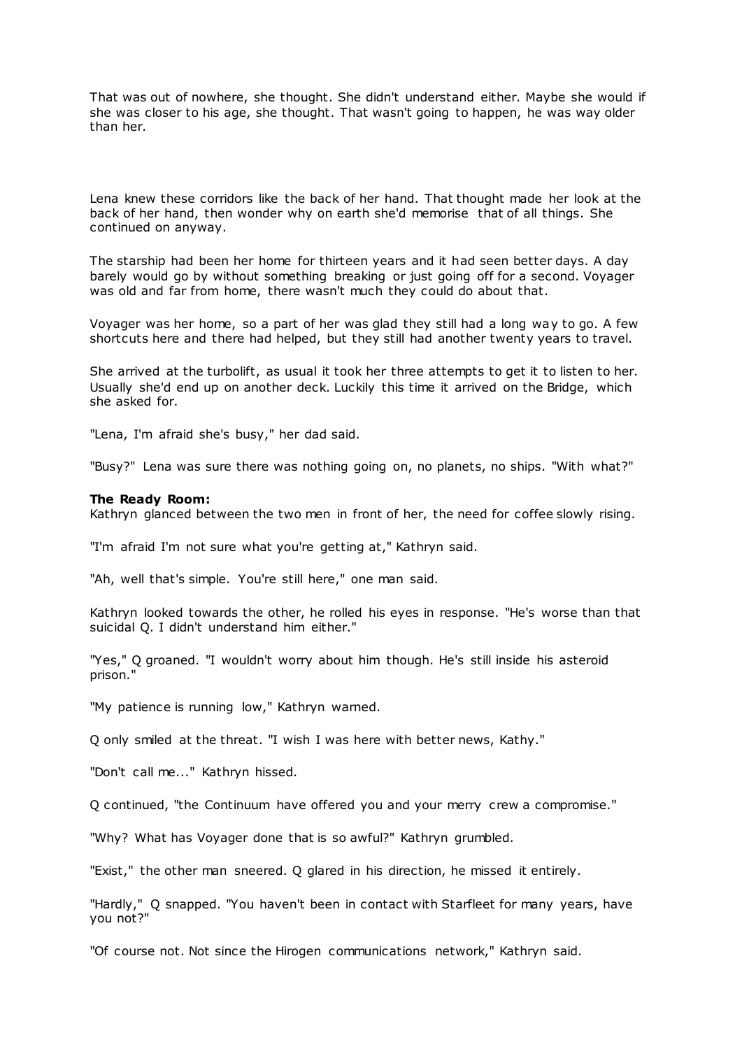That was out of nowhere, she thought. She didn't understand either. Maybe she would if she was closer to his age, she thought. That wasn't going to happen, he was way older than her.

Lena knew these corridors like the back of her hand. That thought made her look at the back of her hand, then wonder why on earth she'd memorise that of all things. She continued on anyway.

The starship had been her home for thirteen years and it had seen better days. A day barely would go by without something breaking or just going off for a second. Voyager was old and far from home, there wasn't much they could do about that.

Voyager was her home, so a part of her was glad they still had a long way to go. A few shortcuts here and there had helped, but they still had another twenty years to travel.

She arrived at the turbolift, as usual it took her three attempts to get it to listen to her. Usually she'd end up on another deck. Luckily this time it arrived on the Bridge, which she asked for.

"Lena, I'm afraid she's busy," her dad said.

"Busy?" Lena was sure there was nothing going on, no planets, no ships. "With what?"

**The Ready Room:**
Kathryn glanced between the two men in front of her, the need for coffee slowly rising.

"I'm afraid I'm not sure what you're getting at," Kathryn said.

"Ah, well that's simple. You're still here," one man said.

Kathryn looked towards the other, he rolled his eyes in response. "He's worse than that suicidal Q. I didn't understand him either."

"Yes," Q groaned. "I wouldn't worry about him though. He's still inside his asteroid prison."

"My patience is running low," Kathryn warned.

Q only smiled at the threat. "I wish I was here with better news, Kathy."

"Don't call me..." Kathryn hissed.

Q continued, "the Continuum have offered you and your merry crew a compromise."

"Why? What has Voyager done that is so awful?" Kathryn grumbled.

"Exist," the other man sneered. Q glared in his direction, he missed it entirely.

"Hardly," Q snapped. "You haven't been in contact with Starfleet for many years, have you not?"

"Of course not. Not since the Hirogen communications network," Kathryn said.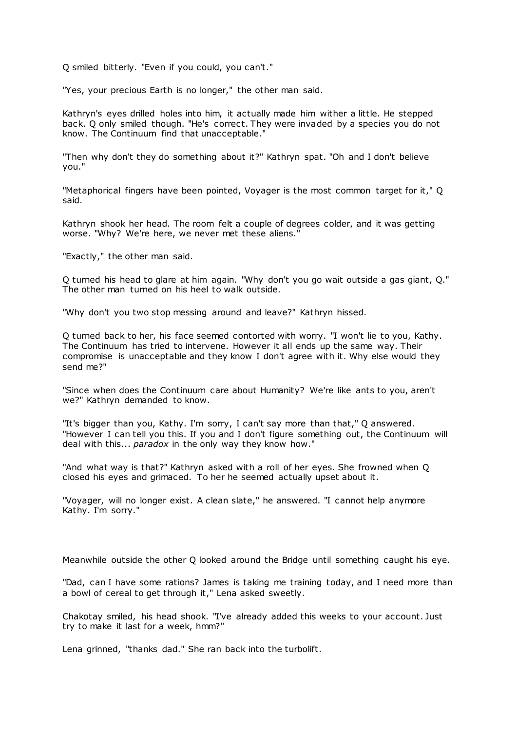Q smiled bitterly. "Even if you could, you can't."

"Yes, your precious Earth is no longer," the other man said.

Kathryn's eyes drilled holes into him, it actually made him wither a little. He stepped back. Q only smiled though. "He's correct. They were invaded by a species you do not know. The Continuum find that unacceptable."

"Then why don't they do something about it?" Kathryn spat. "Oh and I don't believe you."

"Metaphorical fingers have been pointed, Voyager is the most common target for it," Q said.

Kathryn shook her head. The room felt a couple of degrees colder, and it was getting worse. "Why? We're here, we never met these aliens."

"Exactly," the other man said.

Q turned his head to glare at him again. "Why don't you go wait outside a gas giant, Q." The other man turned on his heel to walk outside.

"Why don't you two stop messing around and leave?" Kathryn hissed.

Q turned back to her, his face seemed contorted with worry. "I won't lie to you, Kathy. The Continuum has tried to intervene. However it all ends up the same way. Their compromise is unacceptable and they know I don't agree with it. Why else would they send me?"

"Since when does the Continuum care about Humanity? We're like ants to you, aren't we?" Kathryn demanded to know.

"It's bigger than you, Kathy. I'm sorry, I can't say more than that," Q answered. "However I can tell you this. If you and I don't figure something out, the Continuum will deal with this... *paradox* in the only way they know how."

"And what way is that?" Kathryn asked with a roll of her eyes. She frowned when Q closed his eyes and grimaced. To her he seemed actually upset about it.

"Voyager, will no longer exist. A clean slate," he answered. "I cannot help anymore Kathy. I'm sorry."

Meanwhile outside the other Q looked around the Bridge until something caught his eye.

"Dad, can I have some rations? James is taking me training today, and I need more than a bowl of cereal to get through it," Lena asked sweetly.

Chakotay smiled, his head shook. "I've already added this weeks to your account. Just try to make it last for a week, hmm?"

Lena grinned, "thanks dad." She ran back into the turbolift.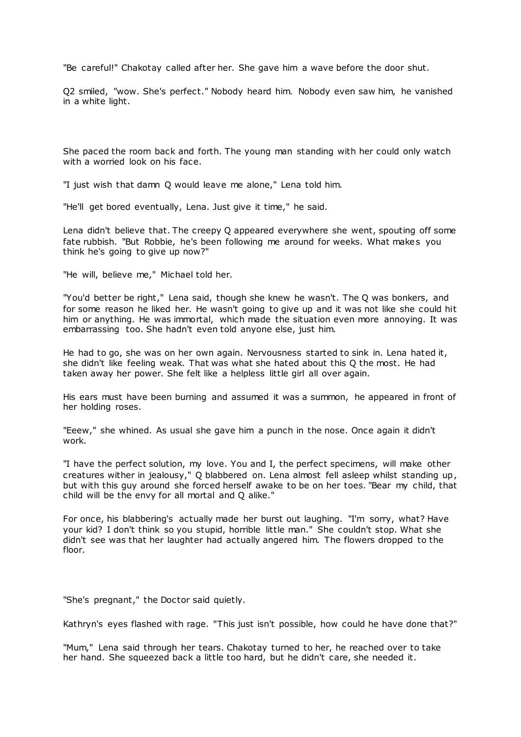"Be careful!" Chakotay called after her. She gave him a wave before the door shut.

Q2 smiled, "wow. She's perfect." Nobody heard him. Nobody even saw him, he vanished in a white light.

She paced the room back and forth. The young man standing with her could only watch with a worried look on his face.

"I just wish that damn Q would leave me alone," Lena told him.

"He'll get bored eventually, Lena. Just give it time," he said.

Lena didn't believe that. The creepy Q appeared everywhere she went, spouting off some fate rubbish. "But Robbie, he's been following me around for weeks. What makes you think he's going to give up now?"

"He will, believe me," Michael told her.

"You'd better be right," Lena said, though she knew he wasn't. The Q was bonkers, and for some reason he liked her. He wasn't going to give up and it was not like she could hit him or anything. He was immortal, which made the situation even more annoying. It was embarrassing too. She hadn't even told anyone else, just him.

He had to go, she was on her own again. Nervousness started to sink in. Lena hated it, she didn't like feeling weak. That was what she hated about this Q the most. He had taken away her power. She felt like a helpless little girl all over again.

His ears must have been burning and assumed it was a summon, he appeared in front of her holding roses.

"Eeew," she whined. As usual she gave him a punch in the nose. Once again it didn't work.

"I have the perfect solution, my love. You and I, the perfect specimens, will make other creatures wither in jealousy," Q blabbered on. Lena almost fell asleep whilst standing up, but with this guy around she forced herself awake to be on her toes. "Bear my child, that child will be the envy for all mortal and Q alike."

For once, his blabbering's actually made her burst out laughing. "I'm sorry, what? Have your kid? I don't think so you stupid, horrible little man." She couldn't stop. What she didn't see was that her laughter had actually angered him. The flowers dropped to the floor.

"She's pregnant," the Doctor said quietly.

Kathryn's eyes flashed with rage. "This just isn't possible, how could he have done that?"

"Mum," Lena said through her tears. Chakotay turned to her, he reached over to take her hand. She squeezed back a little too hard, but he didn't care, she needed it.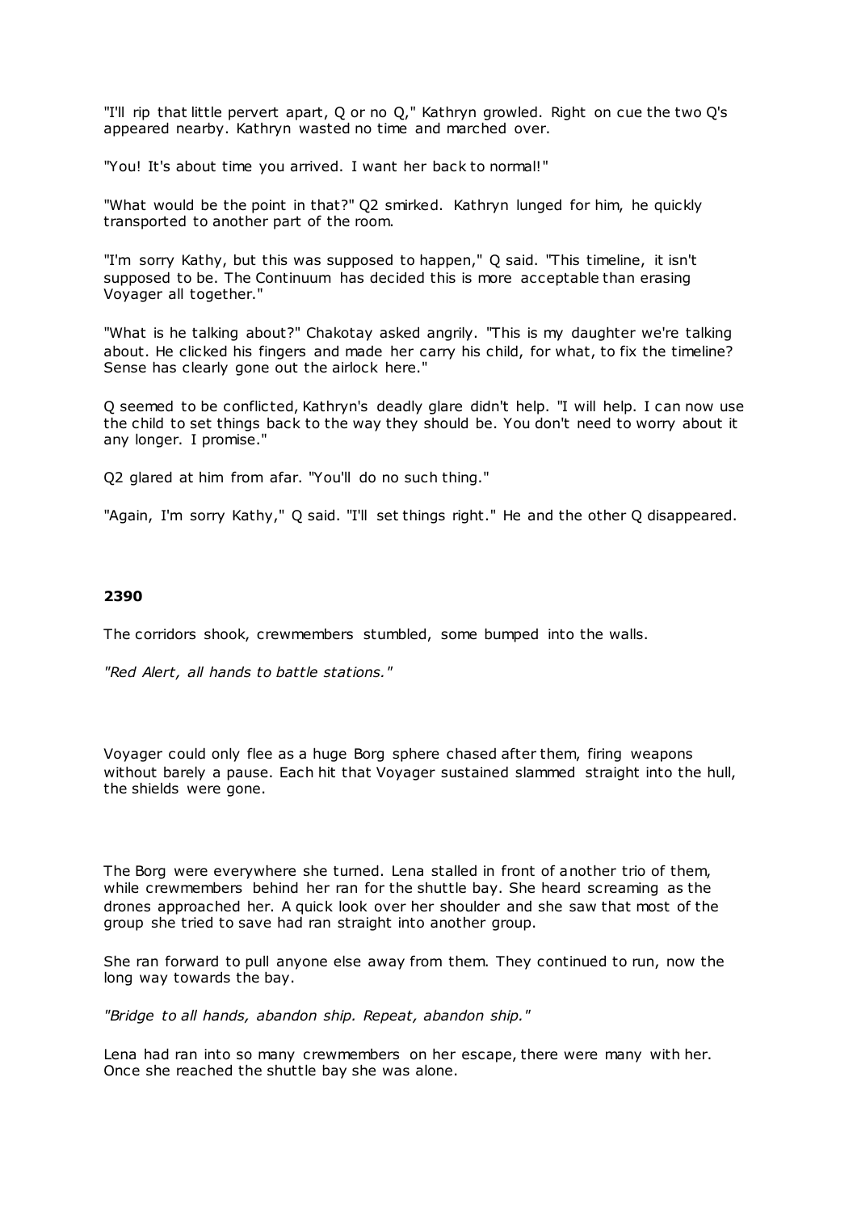"I'll rip that little pervert apart, Q or no Q," Kathryn growled. Right on cue the two Q's appeared nearby. Kathryn wasted no time and marched over.

"You! It's about time you arrived. I want her back to normal!"

"What would be the point in that?" Q2 smirked. Kathryn lunged for him, he quickly transported to another part of the room.

"I'm sorry Kathy, but this was supposed to happen," Q said. "This timeline, it isn't supposed to be. The Continuum has decided this is more acceptable than erasing Voyager all together."

"What is he talking about?" Chakotay asked angrily. "This is my daughter we're talking about. He clicked his fingers and made her carry his child, for what, to fix the timeline? Sense has clearly gone out the airlock here."

Q seemed to be conflicted, Kathryn's deadly glare didn't help. "I will help. I can now use the child to set things back to the way they should be. You don't need to worry about it any longer. I promise."

Q2 glared at him from afar. "You'll do no such thing."

"Again, I'm sorry Kathy," Q said. "I'll set things right." He and the other Q disappeared.

**2390**

The corridors shook, crewmembers stumbled, some bumped into the walls.

*"Red Alert, all hands to battle stations."*

Voyager could only flee as a huge Borg sphere chased after them, firing weapons without barely a pause. Each hit that Voyager sustained slammed straight into the hull, the shields were gone.

The Borg were everywhere she turned. Lena stalled in front of another trio of them, while crewmembers behind her ran for the shuttle bay. She heard screaming as the drones approached her. A quick look over her shoulder and she saw that most of the group she tried to save had ran straight into another group.

She ran forward to pull anyone else away from them. They continued to run, now the long way towards the bay.

*"Bridge to all hands, abandon ship. Repeat, abandon ship."*

Lena had ran into so many crewmembers on her escape, there were many with her. Once she reached the shuttle bay she was alone.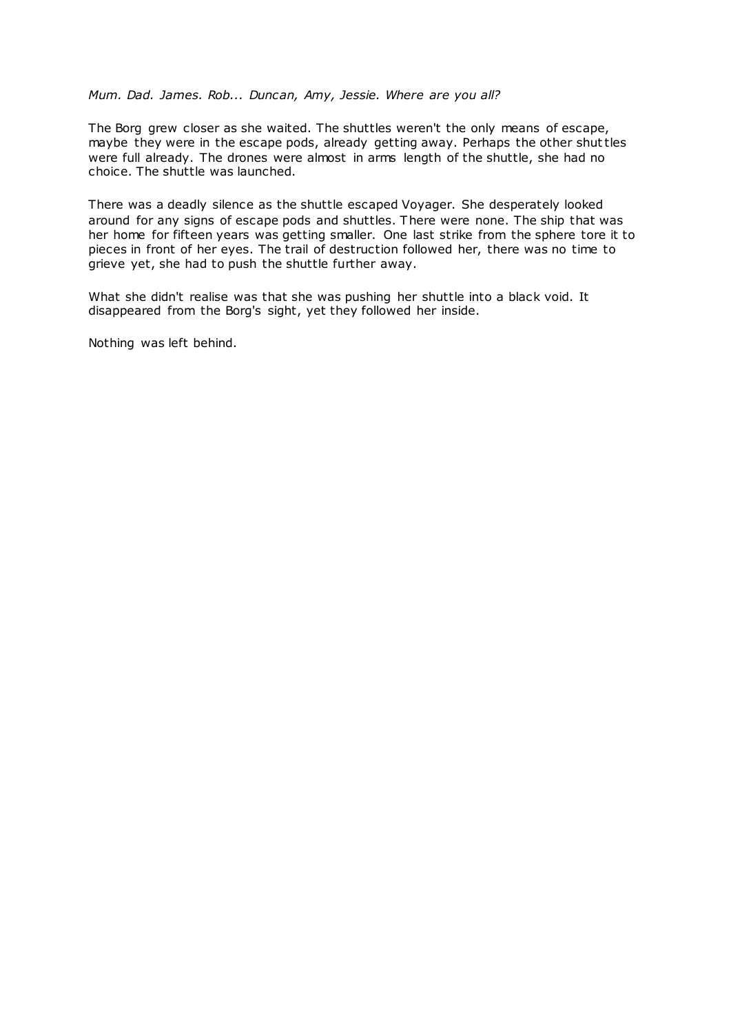*Mum. Dad. James. Rob... Duncan, Amy, Jessie. Where are you all?*

The Borg grew closer as she waited. The shuttles weren't the only means of escape, maybe they were in the escape pods, already getting away. Perhaps the other shuttles were full already. The drones were almost in arms length of the shuttle, she had no choice. The shuttle was launched.

There was a deadly silence as the shuttle escaped Voyager. She desperately looked around for any signs of escape pods and shuttles. There were none. The ship that was her home for fifteen years was getting smaller. One last strike from the sphere tore it to pieces in front of her eyes. The trail of destruction followed her, there was no time to grieve yet, she had to push the shuttle further away.

What she didn't realise was that she was pushing her shuttle into a black void. It disappeared from the Borg's sight, yet they followed her inside.

Nothing was left behind.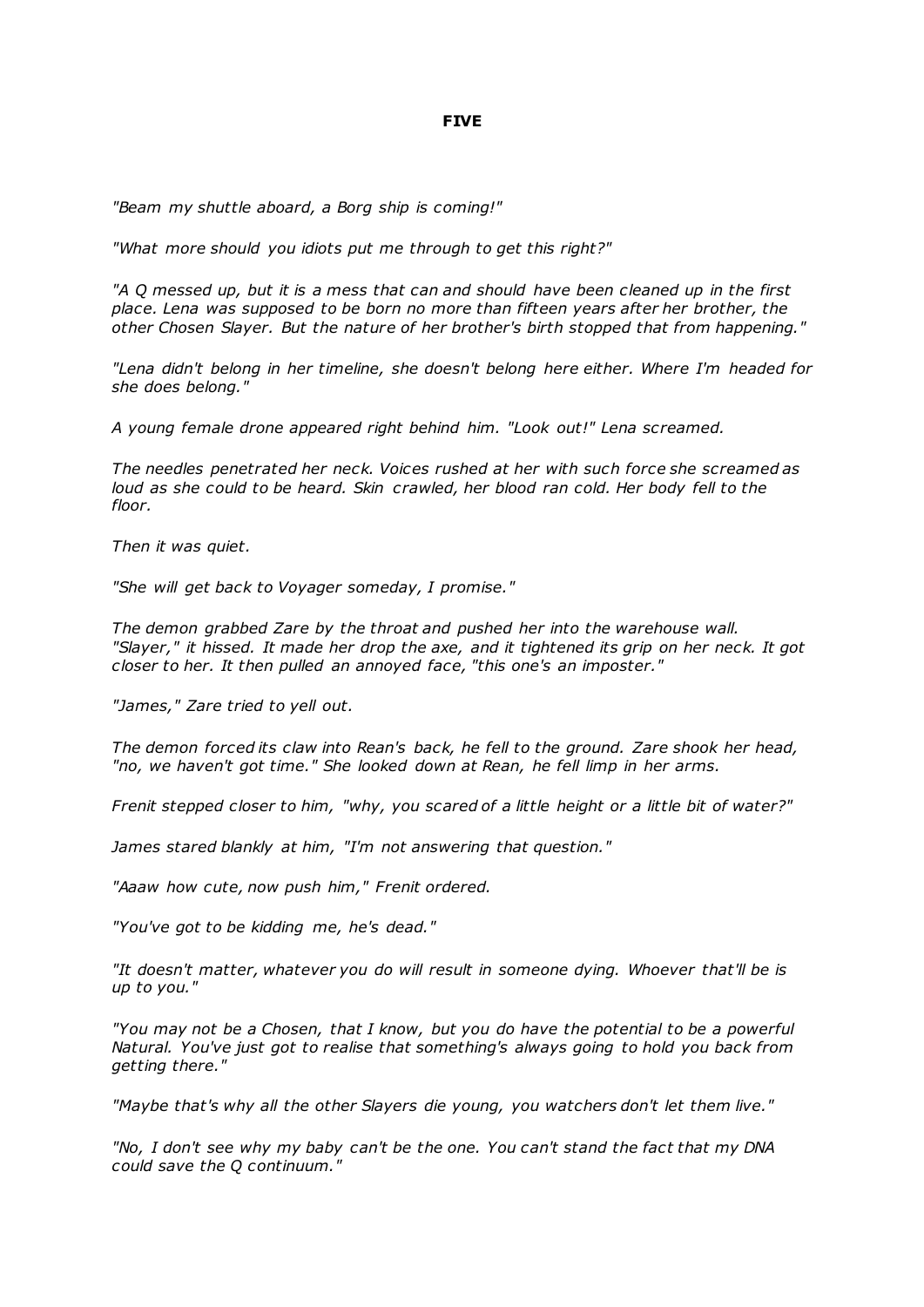**FIVE**

*"Beam my shuttle aboard, a Borg ship is coming!"*

*"What more should you idiots put me through to get this right?"*

*"A Q messed up, but it is a mess that can and should have been cleaned up in the first place. Lena was supposed to be born no more than fifteen years after her brother, the other Chosen Slayer. But the nature of her brother's birth stopped that from happening."*

*"Lena didn't belong in her timeline, she doesn't belong here either. Where I'm headed for she does belong."*

*A young female drone appeared right behind him. "Look out!" Lena screamed.*

*The needles penetrated her neck. Voices rushed at her with such force she screamed as loud as she could to be heard. Skin crawled, her blood ran cold. Her body fell to the floor.*

*Then it was quiet.*

*"She will get back to Voyager someday, I promise."*

*The demon grabbed Zare by the throat and pushed her into the warehouse wall. "Slayer," it hissed. It made her drop the axe, and it tightened its grip on her neck. It got closer to her. It then pulled an annoyed face, "this one's an imposter."*

*"James," Zare tried to yell out.*

*The demon forced its claw into Rean's back, he fell to the ground. Zare shook her head, "no, we haven't got time." She looked down at Rean, he fell limp in her arms.*

*Frenit stepped closer to him, "why, you scared of a little height or a little bit of water?"*

*James stared blankly at him, "I'm not answering that question."*

*"Aaaw how cute, now push him," Frenit ordered.*

*"You've got to be kidding me, he's dead."*

*"It doesn't matter, whatever you do will result in someone dying. Whoever that'll be is up to you."*

*"You may not be a Chosen, that I know, but you do have the potential to be a powerful Natural. You've just got to realise that something's always going to hold you back from getting there."*

*"Maybe that's why all the other Slayers die young, you watchers don't let them live."*

*"No, I don't see why my baby can't be the one. You can't stand the fact that my DNA could save the Q continuum."*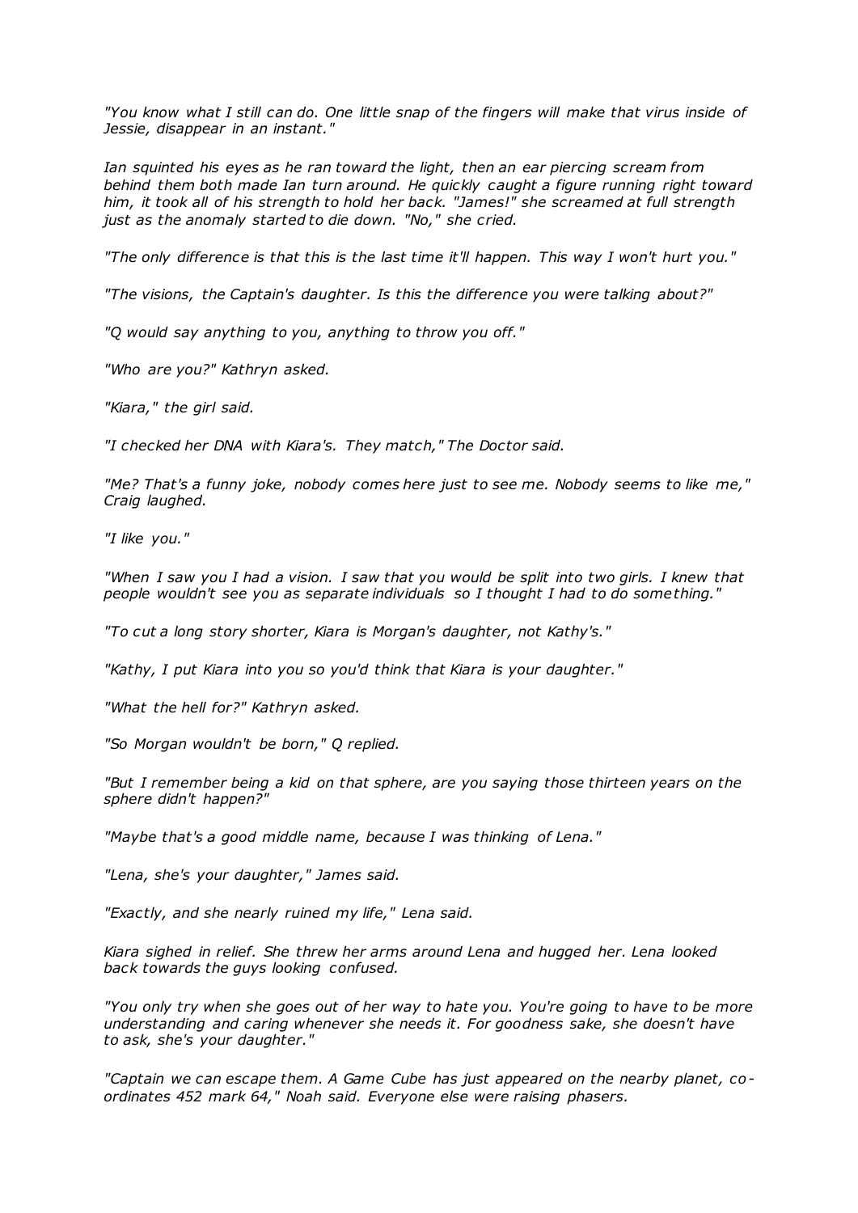*"You know what I still can do. One little snap of the fingers will make that virus inside of Jessie, disappear in an instant."*

*Ian squinted his eyes as he ran toward the light, then an ear piercing scream from behind them both made Ian turn around. He quickly caught a figure running right toward him, it took all of his strength to hold her back. "James!" she screamed at full strength just as the anomaly started to die down. "No," she cried.*

*"The only difference is that this is the last time it'll happen. This way I won't hurt you."*

*"The visions, the Captain's daughter. Is this the difference you were talking about?"*

*"Q would say anything to you, anything to throw you off."*

*"Who are you?" Kathryn asked.*

*"Kiara," the girl said.*

*"I checked her DNA with Kiara's. They match," The Doctor said.*

*"Me? That's a funny joke, nobody comes here just to see me. Nobody seems to like me," Craig laughed.*

*"I like you."*

*"When I saw you I had a vision. I saw that you would be split into two girls. I knew that people wouldn't see you as separate individuals so I thought I had to do something."*

*"To cut a long story shorter, Kiara is Morgan's daughter, not Kathy's."*

*"Kathy, I put Kiara into you so you'd think that Kiara is your daughter."*

*"What the hell for?" Kathryn asked.*

*"So Morgan wouldn't be born," Q replied.*

*"But I remember being a kid on that sphere, are you saying those thirteen years on the sphere didn't happen?"*

*"Maybe that's a good middle name, because I was thinking of Lena."*

*"Lena, she's your daughter," James said.*

*"Exactly, and she nearly ruined my life," Lena said.*

*Kiara sighed in relief. She threw her arms around Lena and hugged her. Lena looked back towards the guys looking confused.*

*"You only try when she goes out of her way to hate you. You're going to have to be more understanding and caring whenever she needs it. For goodness sake, she doesn't have to ask, she's your daughter."*

*"Captain we can escape them. A Game Cube has just appeared on the nearby planet, co-ordinates 452 mark 64," Noah said. Everyone else were raising phasers.*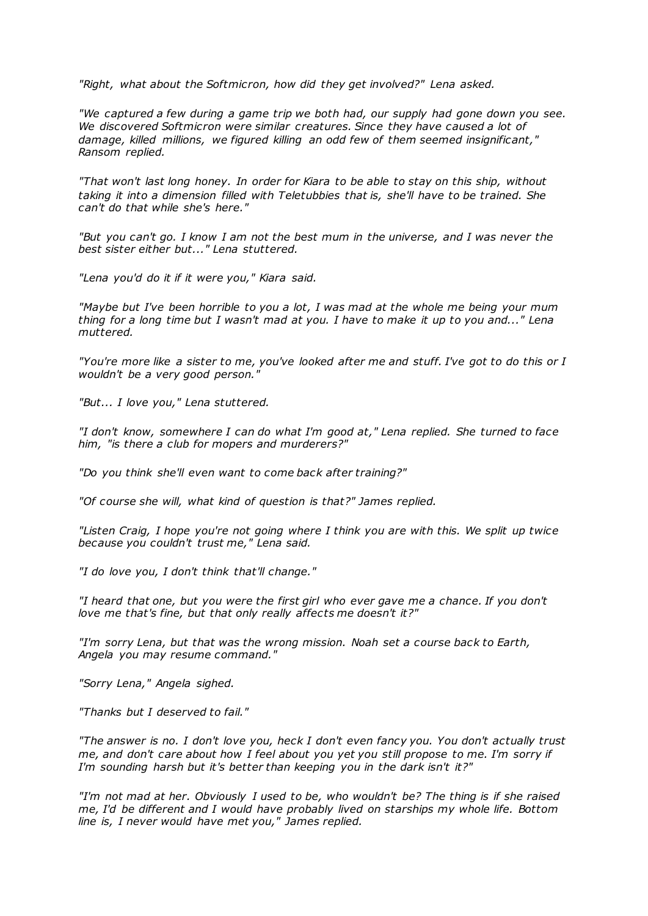*"Right, what about the Softmicron, how did they get involved?" Lena asked.*

*"We captured a few during a game trip we both had, our supply had gone down you see. We discovered Softmicron were similar creatures. Since they have caused a lot of damage, killed millions, we figured killing an odd few of them seemed insignificant," Ransom replied.*

*"That won't last long honey. In order for Kiara to be able to stay on this ship, without taking it into a dimension filled with Teletubbies that is, she'll have to be trained. She can't do that while she's here."*

*"But you can't go. I know I am not the best mum in the universe, and I was never the best sister either but..." Lena stuttered.*

*"Lena you'd do it if it were you," Kiara said.*

*"Maybe but I've been horrible to you a lot, I was mad at the whole me being your mum thing for a long time but I wasn't mad at you. I have to make it up to you and..." Lena muttered.*

*"You're more like a sister to me, you've looked after me and stuff. I've got to do this or I wouldn't be a very good person."*

*"But... I love you," Lena stuttered.*

*"I don't know, somewhere I can do what I'm good at," Lena replied. She turned to face him, "is there a club for mopers and murderers?"*

*"Do you think she'll even want to come back after training?"*

*"Of course she will, what kind of question is that?" James replied.*

*"Listen Craig, I hope you're not going where I think you are with this. We split up twice because you couldn't trust me," Lena said.*

*"I do love you, I don't think that'll change."*

*"I heard that one, but you were the first girl who ever gave me a chance. If you don't love me that's fine, but that only really affects me doesn't it?"*

*"I'm sorry Lena, but that was the wrong mission. Noah set a course back to Earth, Angela you may resume command."*

*"Sorry Lena," Angela sighed.*

*"Thanks but I deserved to fail."*

*"The answer is no. I don't love you, heck I don't even fancy you. You don't actually trust me, and don't care about how I feel about you yet you still propose to me. I'm sorry if I'm sounding harsh but it's better than keeping you in the dark isn't it?"*

*"I'm not mad at her. Obviously I used to be, who wouldn't be? The thing is if she raised me, I'd be different and I would have probably lived on starships my whole life. Bottom line is, I never would have met you," James replied.*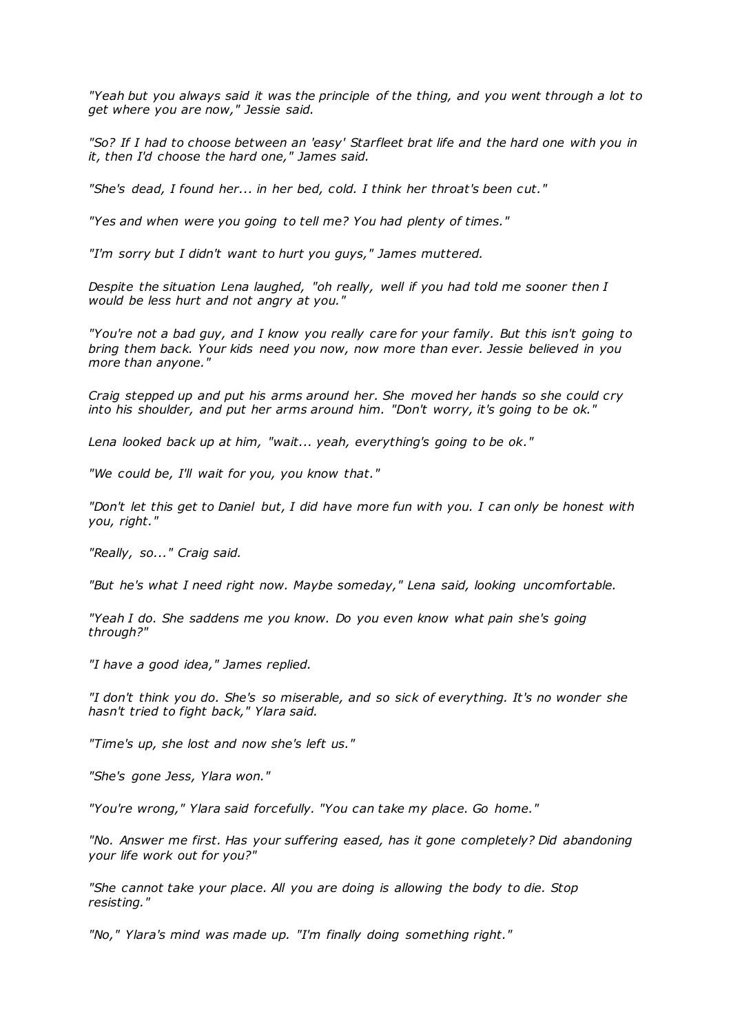*"Yeah but you always said it was the principle of the thing, and you went through a lot to get where you are now," Jessie said.*

*"So? If I had to choose between an 'easy' Starfleet brat life and the hard one with you in it, then I'd choose the hard one," James said.*

*"She's dead, I found her... in her bed, cold. I think her throat's been cut."*

*"Yes and when were you going to tell me? You had plenty of times."*

*"I'm sorry but I didn't want to hurt you guys," James muttered.*

*Despite the situation Lena laughed, "oh really, well if you had told me sooner then I would be less hurt and not angry at you."*

*"You're not a bad guy, and I know you really care for your family. But this isn't going to bring them back. Your kids need you now, now more than ever. Jessie believed in you more than anyone."*

*Craig stepped up and put his arms around her. She moved her hands so she could cry into his shoulder, and put her arms around him. "Don't worry, it's going to be ok."*

*Lena looked back up at him, "wait... yeah, everything's going to be ok."*

*"We could be, I'll wait for you, you know that."*

*"Don't let this get to Daniel but, I did have more fun with you. I can only be honest with you, right."*

*"Really, so..." Craig said.*

*"But he's what I need right now. Maybe someday," Lena said, looking uncomfortable.*

*"Yeah I do. She saddens me you know. Do you even know what pain she's going through?"*

*"I have a good idea," James replied.*

*"I don't think you do. She's so miserable, and so sick of everything. It's no wonder she hasn't tried to fight back," Ylara said.*

*"Time's up, she lost and now she's left us."*

*"She's gone Jess, Ylara won."*

*"You're wrong," Ylara said forcefully. "You can take my place. Go home."*

*"No. Answer me first. Has your suffering eased, has it gone completely? Did abandoning your life work out for you?"*

*"She cannot take your place. All you are doing is allowing the body to die. Stop resisting."*

*"No," Ylara's mind was made up. "I'm finally doing something right."*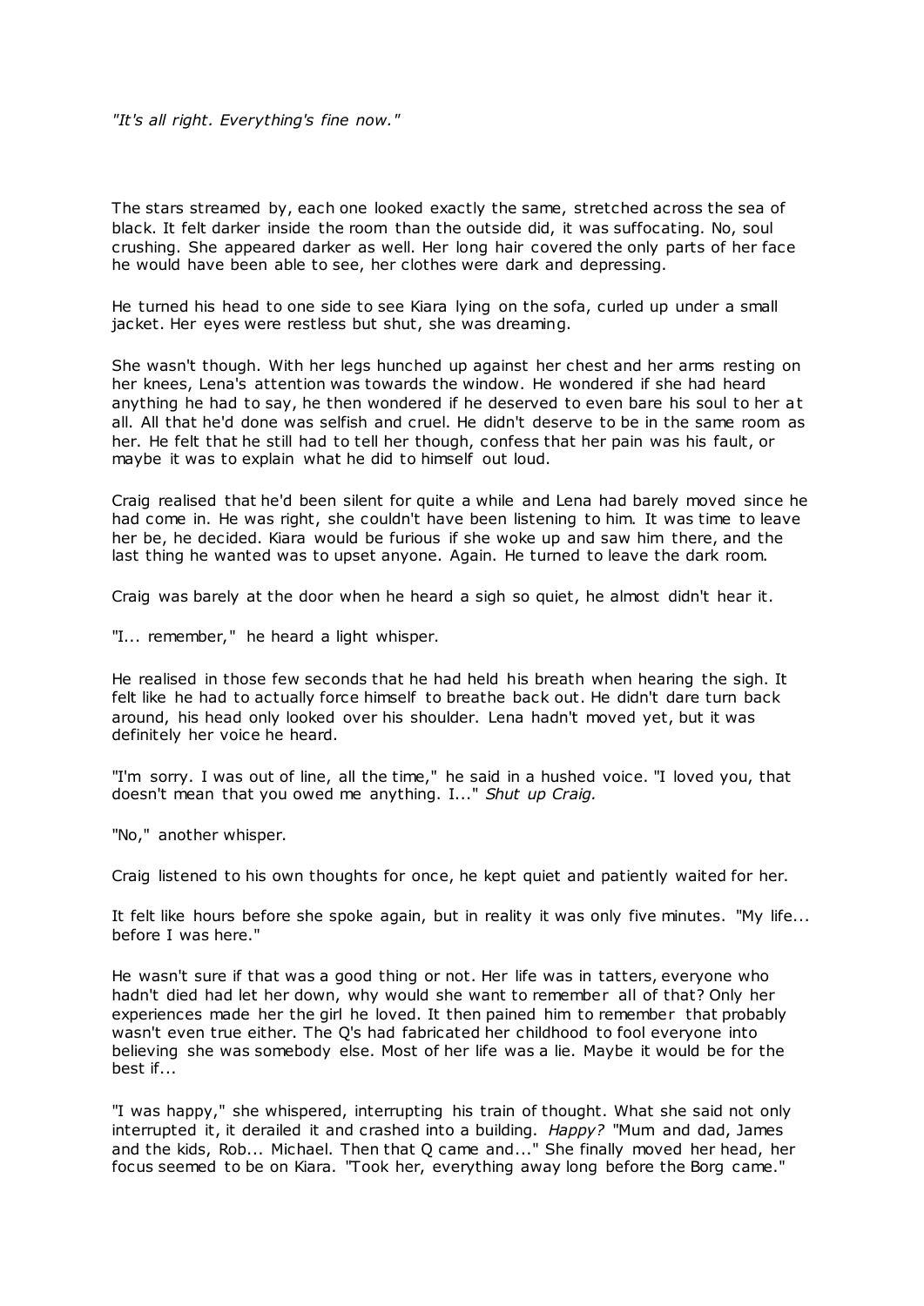*"It's all right. Everything's fine now."*

The stars streamed by, each one looked exactly the same, stretched across the sea of black. It felt darker inside the room than the outside did, it was suffocating. No, soul crushing. She appeared darker as well. Her long hair covered the only parts of her face he would have been able to see, her clothes were dark and depressing.

He turned his head to one side to see Kiara lying on the sofa, curled up under a small jacket. Her eyes were restless but shut, she was dreaming.

She wasn't though. With her legs hunched up against her chest and her arms resting on her knees, Lena's attention was towards the window. He wondered if she had heard anything he had to say, he then wondered if he deserved to even bare his soul to her at all. All that he'd done was selfish and cruel. He didn't deserve to be in the same room as her. He felt that he still had to tell her though, confess that her pain was his fault, or maybe it was to explain what he did to himself out loud.

Craig realised that he'd been silent for quite a while and Lena had barely moved since he had come in. He was right, she couldn't have been listening to him. It was time to leave her be, he decided. Kiara would be furious if she woke up and saw him there, and the last thing he wanted was to upset anyone. Again. He turned to leave the dark room.

Craig was barely at the door when he heard a sigh so quiet, he almost didn't hear it.

"I... remember," he heard a light whisper.

He realised in those few seconds that he had held his breath when hearing the sigh. It felt like he had to actually force himself to breathe back out. He didn't dare turn back around, his head only looked over his shoulder. Lena hadn't moved yet, but it was definitely her voice he heard.

"I'm sorry. I was out of line, all the time," he said in a hushed voice. "I loved you, that doesn't mean that you owed me anything. I..." *Shut up Craig.*

"No," another whisper.

Craig listened to his own thoughts for once, he kept quiet and patiently waited for her.

It felt like hours before she spoke again, but in reality it was only five minutes. "My life... before I was here."

He wasn't sure if that was a good thing or not. Her life was in tatters, everyone who hadn't died had let her down, why would she want to remember all of that? Only her experiences made her the girl he loved. It then pained him to remember that probably wasn't even true either. The Q's had fabricated her childhood to fool everyone into believing she was somebody else. Most of her life was a lie. Maybe it would be for the best if...

"I was happy," she whispered, interrupting his train of thought. What she said not only interrupted it, it derailed it and crashed into a building. *Happy?* "Mum and dad, James and the kids, Rob... Michael. Then that Q came and..." She finally moved her head, her focus seemed to be on Kiara. "Took her, everything away long before the Borg came."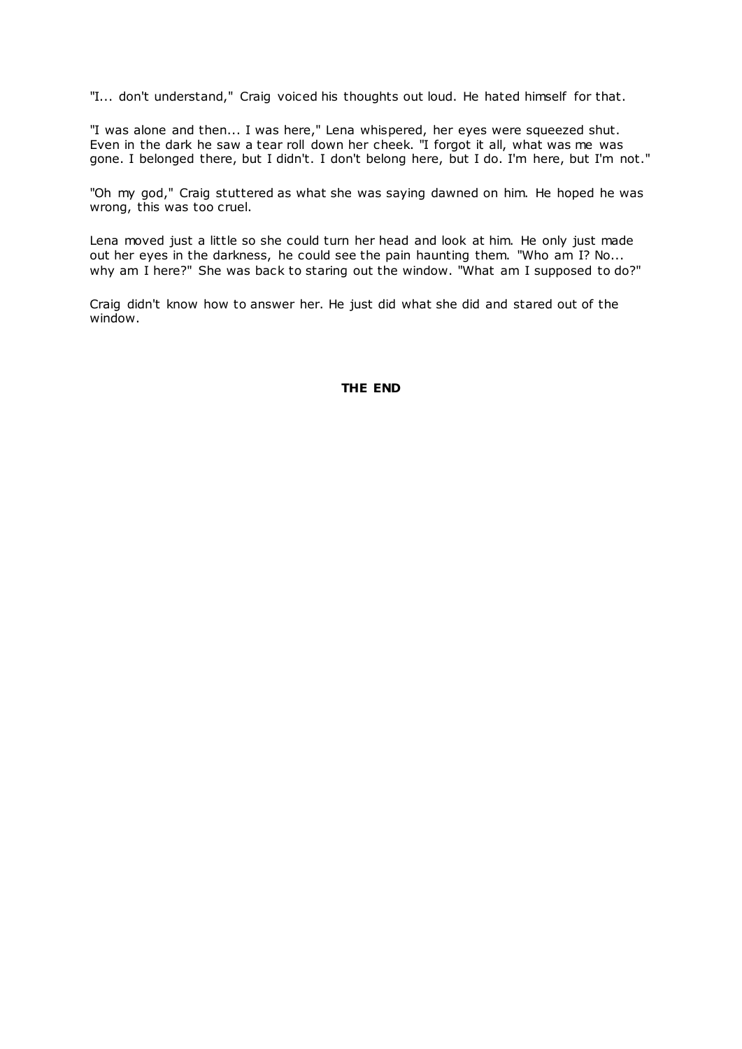"I... don't understand," Craig voiced his thoughts out loud. He hated himself for that.

"I was alone and then... I was here," Lena whispered, her eyes were squeezed shut. Even in the dark he saw a tear roll down her cheek. "I forgot it all, what was me was gone. I belonged there, but I didn't. I don't belong here, but I do. I'm here, but I'm not."

"Oh my god," Craig stuttered as what she was saying dawned on him. He hoped he was wrong, this was too cruel.

Lena moved just a little so she could turn her head and look at him. He only just made out her eyes in the darkness, he could see the pain haunting them. "Who am I? No... why am I here?" She was back to staring out the window. "What am I supposed to do?"

Craig didn't know how to answer her. He just did what she did and stared out of the window.

**THE END**